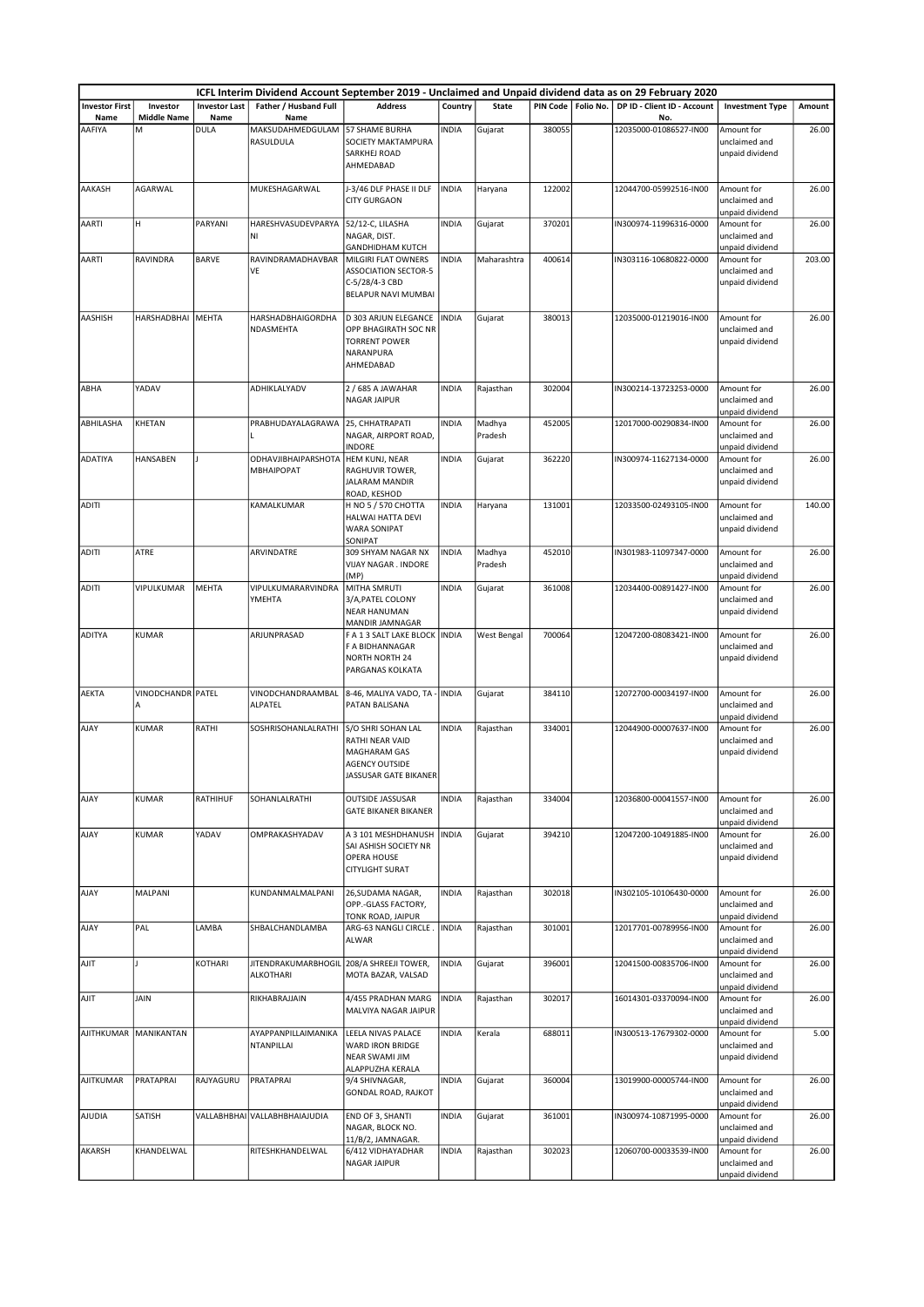| ICFL Interim Dividend Account September 2019 - Unclaimed and Unpaid dividend data as on 29 February 2020 | | | | | | | | | | | |
|---|---|---|---|---|---|---|---|---|---|---|---|
| Investor First Name | Investor Middle Name | Investor Last Name | Father / Husband Full Name | Address | Country | State | PIN Code | Folio No. | DP ID - Client ID - Account No. | Investment Type | Amount |
| AAFIYA | M | DULA | MAKSUDAHMEDGULAM RASULDULA | 57 SHAME BURHA SOCIETY MAKTAMPURA SARKHEJ ROAD AHMEDABAD | INDIA | Gujarat | 380055 | | 12035000-01086527-IN00 | Amount for unclaimed and unpaid dividend | 26.00 |
| AAKASH | AGARWAL | | MUKESHAGARWAL | J-3/46 DLF PHASE II DLF CITY GURGAON | INDIA | Haryana | 122002 | | 12044700-05992516-IN00 | Amount for unclaimed and unpaid dividend | 26.00 |
| AARTI | H | PARYANI | HARESHVASUDEVPARYANI | 52/12-C, LILASHA NAGAR, DIST. GANDHIDHAM KUTCH | INDIA | Gujarat | 370201 | | IN300974-11996316-0000 | Amount for unclaimed and unpaid dividend | 26.00 |
| AARTI | RAVINDRA | BARVE | RAVINDRAMADHAVBARVE | MILGIRI FLAT OWNERS ASSOCIATION SECTOR-5 C-5/28/4-3 CBD BELAPUR NAVI MUMBAI | INDIA | Maharashtra | 400614 | | IN303116-10680822-0000 | Amount for unclaimed and unpaid dividend | 203.00 |
| AASHISH | HARSHADBHAI | MEHTA | HARSHADBHAIGORDHANDASMEHTA | D 303 ARJUN ELEGANCE OPP BHAGIRATH SOC NR TORRENT POWER NARANPURA AHMEDABAD | INDIA | Gujarat | 380013 | | 12035000-01219016-IN00 | Amount for unclaimed and unpaid dividend | 26.00 |
| ABHA | YADAV | | ADHIKLALYADV | 2 / 685 A JAWAHAR NAGAR JAIPUR | INDIA | Rajasthan | 302004 | | IN300214-13723253-0000 | Amount for unclaimed and unpaid dividend | 26.00 |
| ABHILASHA | KHETAN | | PRABHUDAYALAGRAWAL | 25, CHHATRAPATI NAGAR, AIRPORT ROAD, INDORE | INDIA | Madhya Pradesh | 452005 | | 12017000-00290834-IN00 | Amount for unclaimed and unpaid dividend | 26.00 |
| ADATIYA | HANSABEN | J | ODHAVJIBHAIPARSHOTAMBHAIPOPAT | HEM KUNJ, NEAR RAGHUVIR TOWER, JALARAM MANDIR ROAD, KESHOD | INDIA | Gujarat | 362220 | | IN300974-11627134-0000 | Amount for unclaimed and unpaid dividend | 26.00 |
| ADITI | | | KAMALKUMAR | H NO 5 / 570 CHOTTA HALWAI HATTA DEVI WARA SONIPAT SONIPAT | INDIA | Haryana | 131001 | | 12033500-02493105-IN00 | Amount for unclaimed and unpaid dividend | 140.00 |
| ADITI | ATRE | | ARVINDATRE | 309 SHYAM NAGAR NX VIJAY NAGAR . INDORE (MP) | INDIA | Madhya Pradesh | 452010 | | IN301983-11097347-0000 | Amount for unclaimed and unpaid dividend | 26.00 |
| ADITI | VIPULKUMAR | MEHTA | VIPULKUMARARVINDRAYMEHTA | MITHA SMRUTI 3/A,PATEL COLONY NEAR HANUMAN MANDIR JAMNAGAR | INDIA | Gujarat | 361008 | | 12034400-00891427-IN00 | Amount for unclaimed and unpaid dividend | 26.00 |
| ADITYA | KUMAR | | ARJUNPRASAD | F A 1 3 SALT LAKE BLOCK F A BIDHANNAGAR NORTH NORTH 24 PARGANAS KOLKATA | INDIA | West Bengal | 700064 | | 12047200-08083421-IN00 | Amount for unclaimed and unpaid dividend | 26.00 |
| AEKTA | VINODCHANDRA | PATEL | VINODCHANDRAAMBALALPATEL | 8-46, MALIYA VADO, TA - PATAN BALISANA | INDIA | Gujarat | 384110 | | 12072700-00034197-IN00 | Amount for unclaimed and unpaid dividend | 26.00 |
| AJAY | KUMAR | RATHI | SOSHRISOHANLALRATHI | S/O SHRI SOHAN LAL RATHI NEAR VAID MAGHARAM GAS AGENCY OUTSIDE JASSUSAR GATE BIKANER | INDIA | Rajasthan | 334001 | | 12044900-00007637-IN00 | Amount for unclaimed and unpaid dividend | 26.00 |
| AJAY | KUMAR | RATHIHUF | SOHANLALRATHI | OUTSIDE JASSUSAR GATE BIKANER BIKANER | INDIA | Rajasthan | 334004 | | 12036800-00041557-IN00 | Amount for unclaimed and unpaid dividend | 26.00 |
| AJAY | KUMAR | YADAV | OMPRAKASHYADAV | A 3 101 MESHDHANUSH SAI ASHISH SOCIETY NR OPERA HOUSE CITYLIGHT SURAT | INDIA | Gujarat | 394210 | | 12047200-10491885-IN00 | Amount for unclaimed and unpaid dividend | 26.00 |
| AJAY | MALPANI | | KUNDANMALMALPANI | 26,SUDAMA NAGAR, OPP.-GLASS FACTORY, TONK ROAD, JAIPUR | INDIA | Rajasthan | 302018 | | IN302105-10106430-0000 | Amount for unclaimed and unpaid dividend | 26.00 |
| AJAY | PAL | LAMBA | SHBALCHANDLAMBA | ARG-63 NANGLI CIRCLE . ALWAR | INDIA | Rajasthan | 301001 | | 12017701-00789956-IN00 | Amount for unclaimed and unpaid dividend | 26.00 |
| AJIT | J | KOTHARI | JITENDRAKUMARBHOGILALKOTHARI | 208/A SHREEJI TOWER, MOTA BAZAR, VALSAD | INDIA | Gujarat | 396001 | | 12041500-00835706-IN00 | Amount for unclaimed and unpaid dividend | 26.00 |
| AJIT | JAIN | | RIKHABRAJJAIN | 4/455 PRADHAN MARG MALVIYA NAGAR JAIPUR | INDIA | Rajasthan | 302017 | | 16014301-03370094-IN00 | Amount for unclaimed and unpaid dividend | 26.00 |
| AJITHKUMAR | MANIKANTAN | | AYAPPANPILLAIMANIKANTANPILLAI | LEELA NIVAS PALACE WARD IRON BRIDGE NEAR SWAMI JIM ALAPPUZHA KERALA | INDIA | Kerala | 688011 | | IN300513-17679302-0000 | Amount for unclaimed and unpaid dividend | 5.00 |
| AJITKUMAR | PRATAPRAI | RAJYAGURU | PRATAPRAI | 9/4 SHIVNAGAR, GONDAL ROAD, RAJKOT | INDIA | Gujarat | 360004 | | 13019900-00005744-IN00 | Amount for unclaimed and unpaid dividend | 26.00 |
| AJUDIA | SATISH | VALLABHBHAI | VALLABHBHAIAJUDIA | END OF 3, SHANTI NAGAR, BLOCK NO. 11/B/2, JAMNAGAR. | INDIA | Gujarat | 361001 | | IN300974-10871995-0000 | Amount for unclaimed and unpaid dividend | 26.00 |
| AKARSH | KHANDELWAL | | RITESHKHANDELWAL | 6/412 VIDHAYADHAR NAGAR JAIPUR | INDIA | Rajasthan | 302023 | | 12060700-00033539-IN00 | Amount for unclaimed and unpaid dividend | 26.00 |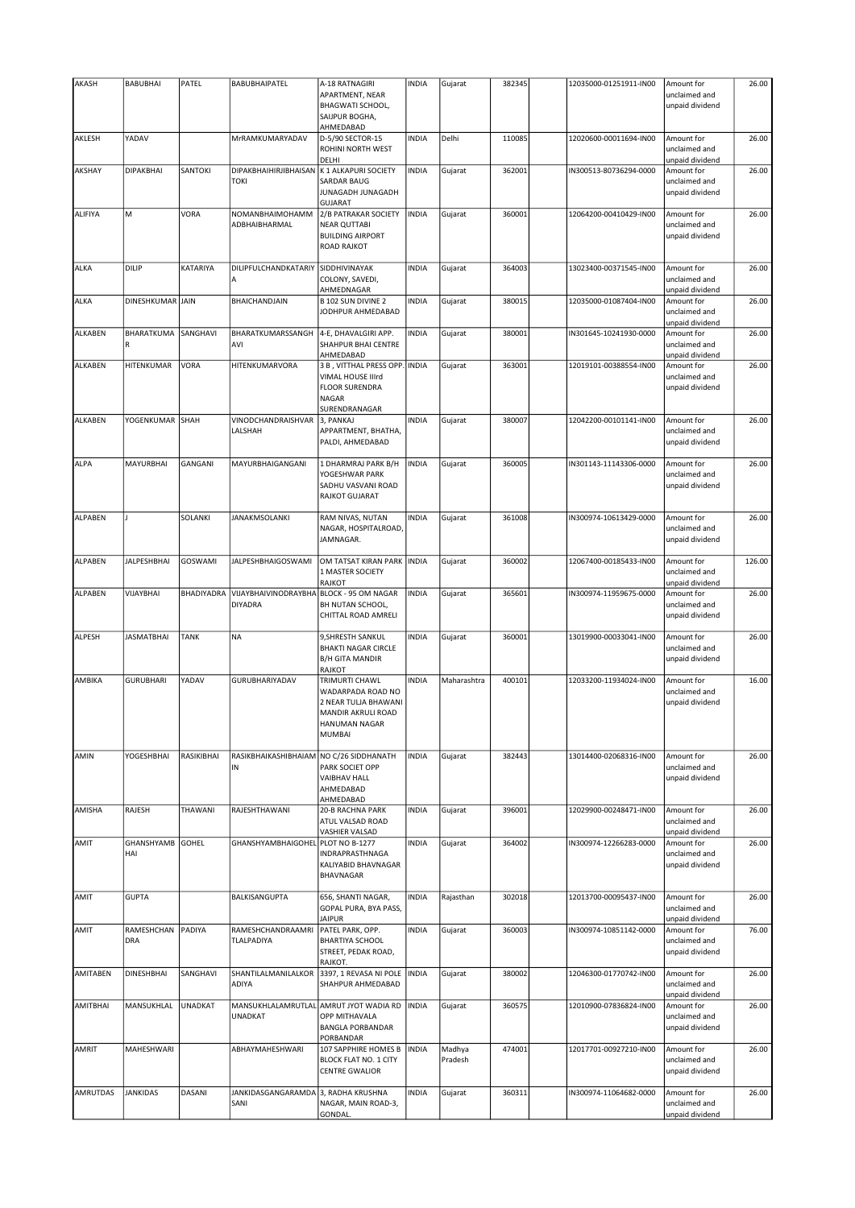| AKASH | BABUBHAI | PATEL | BABUBHAIPATEL | A-18 RATNAGIRI APARTMENT, NEAR BHAGWATI SCHOOL, SAIJPUR BOGHA, AHMEDABAD | INDIA | Gujarat | 382345 | | 12035000-01251911-IN00 | Amount for unclaimed and unpaid dividend | 26.00 |
|---|---|---|---|---|---|---|---|---|---|---|---|
| AKLESH | YADAV | | MrRAMKUMARYADAV | D-5/90 SECTOR-15 ROHINI NORTH WEST DELHI | INDIA | Delhi | 110085 | | 12020600-00011694-IN00 | Amount for unclaimed and unpaid dividend | 26.00 |
| AKSHAY | DIPAKBHAI | SANTOKI | DIPAKBHAIHIRJIBHAISAN TOKI | K 1 ALKAPURI SOCIETY SARDAR BAUG JUNAGADH JUNAGADH GUJARAT | INDIA | Gujarat | 362001 | | IN300513-80736294-0000 | Amount for unclaimed and unpaid dividend | 26.00 |
| ALIFIYA | M | VORA | NOMANBHAIMOHAMM ADBHAIBHARMAL | 2/B PATRAKAR SOCIETY NEAR QUTTABI BUILDING AIRPORT ROAD RAJKOT | INDIA | Gujarat | 360001 | | 12064200-00410429-IN00 | Amount for unclaimed and unpaid dividend | 26.00 |
| ALKA | DILIP | KATARIYA | DILIPFULCHANDKATARIY A | SIDDHIVINAYAK COLONY, SAVEDI, AHMEDNAGAR | INDIA | Gujarat | 364003 | | 13023400-00371545-IN00 | Amount for unclaimed and unpaid dividend | 26.00 |
| ALKA | DINESHKUMAR | JAIN | BHAICHANDJAIN | B 102 SUN DIVINE 2 JODHPUR AHMEDABAD | INDIA | Gujarat | 380015 | | 12035000-01087404-IN00 | Amount for unclaimed and unpaid dividend | 26.00 |
| ALKABEN | BHARATKUMA R | SANGHAVI | BHARATKUMARSSANGH AVI | 4-E, DHAVALGIRI APP. SHAHPUR BHAI CENTRE AHMEDABAD | INDIA | Gujarat | 380001 | | IN301645-10241930-0000 | Amount for unclaimed and unpaid dividend | 26.00 |
| ALKABEN | HITENKUMAR | VORA | HITENKUMARVORA | 3 B , VITTHAL PRESS OPP. VIMAL HOUSE IIIrd FLOOR SURENDRA NAGAR SURENDRANAGAR | INDIA | Gujarat | 363001 | | 12019101-00388554-IN00 | Amount for unclaimed and unpaid dividend | 26.00 |
| ALKABEN | YOGENKUMAR | SHAH | VINODCHANDRAISHVAR LALSHAH | 3, PANKAJ APPARTMENT, BHATHA, PALDI, AHMEDABAD | INDIA | Gujarat | 380007 | | 12042200-00101141-IN00 | Amount for unclaimed and unpaid dividend | 26.00 |
| ALPA | MAYURBHAI | GANGANI | MAYURBHAIGANGANI | 1 DHARMRAJ PARK B/H YOGESHWAR PARK SADHU VASVANI ROAD RAJKOT GUJARAT | INDIA | Gujarat | 360005 | | IN301143-11143306-0000 | Amount for unclaimed and unpaid dividend | 26.00 |
| ALPABEN | J | SOLANKI | JANAKMSOLANKI | RAM NIVAS, NUTAN NAGAR, HOSPITALROAD, JAMNAGAR. | INDIA | Gujarat | 361008 | | IN300974-10613429-0000 | Amount for unclaimed and unpaid dividend | 26.00 |
| ALPABEN | JALPESHBHAI | GOSWAMI | JALPESHBHAIGOSWAMI | OM TATSAT KIRAN PARK 1 MASTER SOCIETY RAJKOT | INDIA | Gujarat | 360002 | | 12067400-00185433-IN00 | Amount for unclaimed and unpaid dividend | 126.00 |
| ALPABEN | VIJAYBHAI | BHADIYADRA | VIJAYBHAIVINODRAYBHA DIYADRA | BLOCK - 95 OM NAGAR BH NUTAN SCHOOL, CHITTAL ROAD AMRELI | INDIA | Gujarat | 365601 | | IN300974-11959675-0000 | Amount for unclaimed and unpaid dividend | 26.00 |
| ALPESH | JASMATBHAI | TANK | NA | 9,SHRESTH SANKUL BHAKTI NAGAR CIRCLE B/H GITA MANDIR RAJKOT | INDIA | Gujarat | 360001 | | 13019900-00033041-IN00 | Amount for unclaimed and unpaid dividend | 26.00 |
| AMBIKA | GURUBHARI | YADAV | GURUBHARIYADAV | TRIMURTI CHAWL WADARPADA ROAD NO 2 NEAR TULJA BHAWANI MANDIR AKRULI ROAD HANUMAN NAGAR MUMBAI | INDIA | Maharashtra | 400101 | | 12033200-11934024-IN00 | Amount for unclaimed and unpaid dividend | 16.00 |
| AMIN | YOGESHBHAI | RASIKBHAI | RASIKBHAIKASHIBHAIAM IN | NO C/26 SIDDHANATH PARK SOCIET OPP VAIBHAV HALL AHMEDABAD AHMEDABAD | INDIA | Gujarat | 382443 | | 13014400-02068316-IN00 | Amount for unclaimed and unpaid dividend | 26.00 |
| AMISHA | RAJESH | THAWANI | RAJESHTHAWANI | 20-B RACHNA PARK ATUL VALSAD ROAD VASHIER VALSAD | INDIA | Gujarat | 396001 | | 12029900-00248471-IN00 | Amount for unclaimed and unpaid dividend | 26.00 |
| AMIT | GHANSHYAMB HAI | GOHEL | GHANSHYAMBHAIGOHEL | PLOT NO B-1277 INDRAPRASTHNAGA KALIYABID BHAVNAGAR BHAVNAGAR | INDIA | Gujarat | 364002 | | IN300974-12266283-0000 | Amount for unclaimed and unpaid dividend | 26.00 |
| AMIT | GUPTA | | BALKISANGUPTA | 656, SHANTI NAGAR, GOPAL PURA, BYA PASS, JAIPUR | INDIA | Rajasthan | 302018 | | 12013700-00095437-IN00 | Amount for unclaimed and unpaid dividend | 26.00 |
| AMIT | RAMESHCHAN DRA | PADIYA | RAMESHCHANDRAAMRI TLALPADIYA | PATEL PARK, OPP. BHARTIYA SCHOOL STREET, PEDAK ROAD, RAJKOT. | INDIA | Gujarat | 360003 | | IN300974-10851142-0000 | Amount for unclaimed and unpaid dividend | 76.00 |
| AMITABEN | DINESHBHAI | SANGHAVI | SHANTILALMANILALKOR ADIYA | 3397, 1 REVASA NI POLE SHAHPUR AHMEDABAD | INDIA | Gujarat | 380002 | | 12046300-01770742-IN00 | Amount for unclaimed and unpaid dividend | 26.00 |
| AMITBHAI | MANSUKHLAL | UNADKAT | MANSUKHLALAMRUTLAL UNADKAT | AMRUT JYOT WADIA RD OPP MITHAVALA BANGLA PORBANDAR PORBANDAR | INDIA | Gujarat | 360575 | | 12010900-07836824-IN00 | Amount for unclaimed and unpaid dividend | 26.00 |
| AMRIT | MAHESHWARI | | ABHAYMAHESHWARI | 107 SAPPHIRE HOMES B BLOCK FLAT NO. 1 CITY CENTRE GWALIOR | INDIA | Madhya Pradesh | 474001 | | 12017701-00927210-IN00 | Amount for unclaimed and unpaid dividend | 26.00 |
| AMRUTDAS | JANKIDAS | DASANI | JANKIDASGANGARAMDA SANI | 3, RADHA KRUSHNA NAGAR, MAIN ROAD-3, GONDAL. | INDIA | Gujarat | 360311 | | IN300974-11064682-0000 | Amount for unclaimed and unpaid dividend | 26.00 |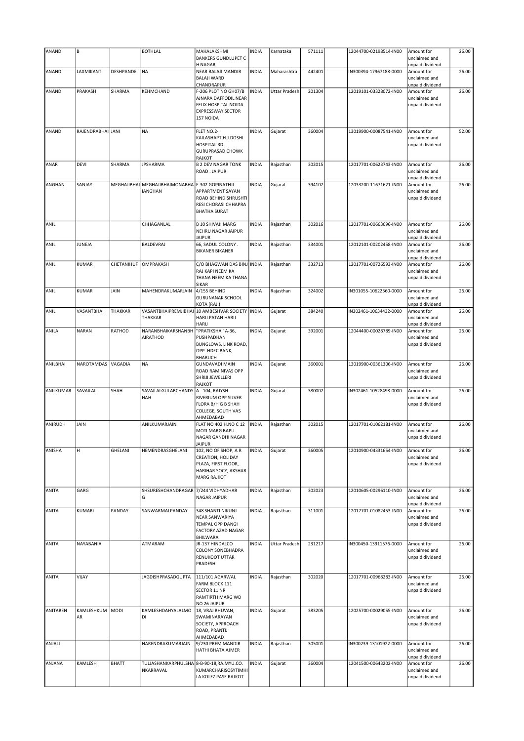| ANAND | B | | BOTHLAL | MAHALAKSHMI BANKERS GUNDLUPET C H NAGAR | INDIA | Karnataka | 571111 | | 12044700-02198514-IN00 | Amount for unclaimed and unpaid dividend | 26.00 |
|---|---|---|---|---|---|---|---|---|---|---|---|
| ANAND | LAXMIKANT | DESHPANDE | NA | NEAR BALAJI MANDIR BALAJI WARD CHANDRAPUR | INDIA | Maharashtra | 442401 | | IN300394-17967188-0000 | Amount for unclaimed and unpaid dividend | 26.00 |
| ANAND | PRAKASH | SHARMA | KEHMCHAND | F-206 PLOT NO GH07/B AJNARA DAFFODIL NEAR FELIX HOSPITAL NOIDA EXPRESSWAY SECTOR 157 NOIDA | INDIA | Uttar Pradesh | 201304 | | 12019101-03328072-IN00 | Amount for unclaimed and unpaid dividend | 26.00 |
| ANAND | RAJENDRABHAI | JANI | NA | FLET NO.2-KAILASHAPT.H.J.DOSHI HOSPITAL RD. GURUPRASAD CHOWK RAJKOT | INDIA | Gujarat | 360004 | | 13019900-00087541-IN00 | Amount for unclaimed and unpaid dividend | 52.00 |
| ANAR | DEVI | SHARMA | JPSHARMA | B 2 DEV NAGAR TONK ROAD . JAIPUR | INDIA | Rajasthan | 302015 | | 12017701-00623743-IN00 | Amount for unclaimed and unpaid dividend | 26.00 |
| ANGHAN | SANJAY | MEGHAJIBHAI | MEGHAJIBHAIMONABHA IANGHAN | F-302 GOPINATHJI APPARTMENT SAYAN ROAD BEHIND SHRUSHTI RESI CHORASI CHHAPRA BHATHA SURAT | INDIA | Gujarat | 394107 | | 12033200-11671621-IN00 | Amount for unclaimed and unpaid dividend | 26.00 |
| ANIL | | | CHHAGANLAL | B 10 SHIVAJI MARG NEHRU NAGAR JAIPUR JAIPUR | INDIA | Rajasthan | 302016 | | 12017701-00663696-IN00 | Amount for unclaimed and unpaid dividend | 26.00 |
| ANIL | JUNEJA | | BALDEVRAJ | 66, SADUL COLONY . BIKANER BIKANER | INDIA | Rajasthan | 334001 | | 12012101-00202458-IN00 | Amount for unclaimed and unpaid dividend | 26.00 |
| ANIL | KUMAR | CHETANIHUF | OMPRAKASH | C/O BHAGWAN DAS BINJ RAJ KAPI NEEM KA THANA NEEM KA THANA SIKAR | INDIA | Rajasthan | 332713 | | 12017701-00726593-IN00 | Amount for unclaimed and unpaid dividend | 26.00 |
| ANIL | KUMAR | JAIN | MAHENDRAKUMARJAIN | 4/155 BEHIND GURUNANAK SCHOOL KOTA (RAJ.) | INDIA | Rajasthan | 324002 | | IN301055-10622360-0000 | Amount for unclaimed and unpaid dividend | 26.00 |
| ANIL | VASANTBHAI | THAKKAR | VASANTBHAIPREMJIBHAI THAKKAR | 10 AMBESHVAR SOCIETY HARIJ PATAN HARIJ HARIJ | INDIA | Gujarat | 384240 | | IN302461-10634432-0000 | Amount for unclaimed and unpaid dividend | 26.00 |
| ANILA | NARAN | RATHOD | NARANBHAIKARSHANBH AIRATHOD | "PRATIKSHA" A-36, PUSHPADHAN BUNGLOWS, LINK ROAD, OPP. HDFC BANK, BHARUCH | INDIA | Gujarat | 392001 | | 12044400-00028789-IN00 | Amount for unclaimed and unpaid dividend | 26.00 |
| ANILBHAI | NAROTAMDAS | VAGADIA | NA | GUNDAVADI MAIN ROAD RAM NIVAS OPP SHRIJI JEWELLERI RAJKOT | INDIA | Gujarat | 360001 | | 13019900-00361306-IN00 | Amount for unclaimed and unpaid dividend | 26.00 |
| ANILKUMAR | SAVAILAL | SHAH | SAVAILALGULABCHANDS HAH | A - 104, RAJYSH RIVERIUM OPP SILVER FLORA B/H G B SHAH COLLEGE, SOUTH VAS AHMEDABAD | INDIA | Gujarat | 380007 | | IN302461-10528498-0000 | Amount for unclaimed and unpaid dividend | 26.00 |
| ANIRUDH | JAIN | | ANILKUMARJAIN | FLAT NO 402 H.NO C 12 MOTI MARG BAPU NAGAR GANDHI NAGAR JAIPUR | INDIA | Rajasthan | 302015 | | 12017701-01062181-IN00 | Amount for unclaimed and unpaid dividend | 26.00 |
| ANISHA | H | GHELANI | HEMENDRASGHELANI | 102, NO OF SHOP, A R CREATION, HOLIDAY PLAZA, FIRST FLOOR, HARIHAR SOCY, AKSHAR MARG RAJKOT | INDIA | Gujarat | 360005 | | 12010900-04331654-IN00 | Amount for unclaimed and unpaid dividend | 26.00 |
| ANITA | GARG | | SHSURESHCHANDRAGAR G | 7/244 VIDHYADHAR NAGAR JAIPUR | INDIA | Rajasthan | 302023 | | 12010605-00296110-IN00 | Amount for unclaimed and unpaid dividend | 26.00 |
| ANITA | KUMARI | PANDAY | SANWARMALPANDAY | 348 SHANTI NIKUNJ NEAR SANWARIYA TEMPAL OPP DANGI FACTORY AZAD NAGAR BHILWARA | INDIA | Rajasthan | 311001 | | 12017701-01082453-IN00 | Amount for unclaimed and unpaid dividend | 26.00 |
| ANITA | NAYABANIA | | ATMARAM | JR-137 HINDALCO COLONY SONEBHADRA RENUKOOT UTTAR PRADESH | INDIA | Uttar Pradesh | 231217 | | IN300450-13911576-0000 | Amount for unclaimed and unpaid dividend | 26.00 |
| ANITA | VIJAY | | JAGDISHPRASADGUPTA | 111/101 AGARWAL FARM BLOCK 111 SECTOR 11 NR RAMTIRTH MARG WD NO 26 JAIPUR | INDIA | Rajasthan | 302020 | | 12017701-00968283-IN00 | Amount for unclaimed and unpaid dividend | 26.00 |
| ANITABEN | KAMLESHKUM AR | MODI | KAMLESHDAHYALALMO DI | 18, VRAJ BHUVAN, SWAMINARAYAN SOCIETY, APPROACH ROAD, PRANTIJ AHMEDABAD | INDIA | Gujarat | 383205 | | 12025700-00029055-IN00 | Amount for unclaimed and unpaid dividend | 26.00 |
| ANJALI | | | NARENDRAKUMARJAIN | 9/230 PREM MANDIR HATHI BHATA AJMER | INDIA | Rajasthan | 305001 | | IN300239-13101922-0000 | Amount for unclaimed and unpaid dividend | 26.00 |
| ANJANA | KAMLESH | BHATT | TULJASHANKARPHULSHA NKARRAVAL | 8-B-90-18,RA.MYU.CO. KUMARCHARISOYTIMHI LA KOLEZ PASE RAJKOT | INDIA | Gujarat | 360004 | | 12041500-00643202-IN00 | Amount for unclaimed and unpaid dividend | 26.00 |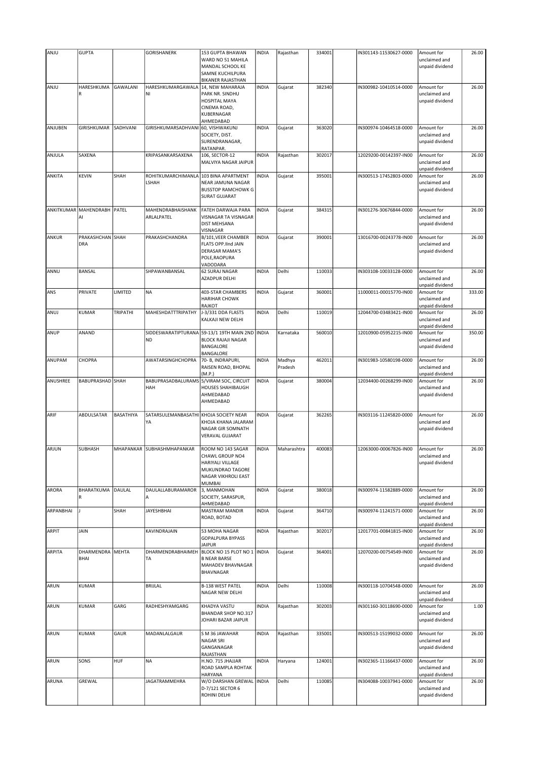| ANJU | GUPTA | | GORISHANERK | 153 GUPTA BHAWAN WARD NO 51 MAHILA MANDAL SCHOOL KE SAMNE KUCHILPURA BIKANER RAJASTHAN | INDIA | Rajasthan | 334001 | | IN301143-11530627-0000 | Amount for unclaimed and unpaid dividend | 26.00 |
|---|---|---|---|---|---|---|---|---|---|---|---|
| ANJU | HARESHKUMAR | GAWALANI | HARESHKUMARGAWALANI | 14, NEW MAHARAJA PARK NR. SINDHU HOSPITAL MAYA CINEMA ROAD, KUBERNAGAR AHMEDABAD | INDIA | Gujarat | 382340 | | IN300982-10410514-0000 | Amount for unclaimed and unpaid dividend | 26.00 |
| ANJUBEN | GIRISHKUMAR | SADHVANI | GIRISHKUMARSADHVANI | 60, VISHWAKUNJ SOCIETY, DIST. SURENDRANAGAR, RATANPAR. | INDIA | Gujarat | 363020 | | IN300974-10464518-0000 | Amount for unclaimed and unpaid dividend | 26.00 |
| ANJULA | SAXENA | | KRIPASANKARSAXENA | 106, SECTOR-12 MALVIYA NAGAR JAIPUR | INDIA | Rajasthan | 302017 | | 12029200-00142397-IN00 | Amount for unclaimed and unpaid dividend | 26.00 |
| ANKITA | KEVIN | SHAH | ROHITKUMARCHIMANLALSHAH | 103 BINA APARTMENT NEAR JAMUNA NAGAR BUSSTOP RAMCHOWK G SURAT GUJARAT | INDIA | Gujarat | 395001 | | IN300513-17452803-0000 | Amount for unclaimed and unpaid dividend | 26.00 |
| ANKITKUMAR | MAHENDRABHAI | PATEL | MAHENDRABHAISHANKARLALPATEL | FATEH DARWAJA PARA VISNAGAR TA VISNAGAR DIST MEHSANA VISNAGAR | INDIA | Gujarat | 384315 | | IN301276-30676844-0000 | Amount for unclaimed and unpaid dividend | 26.00 |
| ANKUR | PRAKASHCHANDRA | SHAH | PRAKASHCHANDRA | B/101,VEER CHAMBER FLATS OPP.IInd JAIN DERASAR MAMA'S POLE,RAOPURA VADODARA | INDIA | Gujarat | 390001 | | 13016700-00243778-IN00 | Amount for unclaimed and unpaid dividend | 26.00 |
| ANNU | BANSAL | | SHPAWANBANSAL | 62 SURAJ NAGAR AZADPUR DELHI | INDIA | Delhi | 110033 | | IN303108-10033128-0000 | Amount for unclaimed and unpaid dividend | 26.00 |
| ANS | PRIVATE | LIMITED | NA | 403-STAR CHAMBERS HARIHAR CHOWK RAJKOT | INDIA | Gujarat | 360001 | | 11000011-00015770-IN00 | Amount for unclaimed and unpaid dividend | 333.00 |
| ANUJ | KUMAR | TRIPATHI | MAHESHDATTTRIPATHY | J-3/331 DDA FLASTS KALKAJI NEW DELHI | INDIA | Delhi | 110019 | | 12044700-03483421-IN00 | Amount for unclaimed and unpaid dividend | 26.00 |
| ANUP | ANAND | | SIDDESWARATIPTURANAND | 59-13/1 19TH MAIN 2ND BLOCK RAJAJI NAGAR BANGALORE BANGALORE | INDIA | Karnataka | 560010 | | 12010900-05952215-IN00 | Amount for unclaimed and unpaid dividend | 350.00 |
| ANUPAM | CHOPRA | | AWATARSINGHCHOPRA | 70- B, INDRAPURI, RAISEN ROAD, BHOPAL (M.P.) | INDIA | Madhya Pradesh | 462011 | | IN301983-10580198-0000 | Amount for unclaimed and unpaid dividend | 26.00 |
| ANUSHREE | BABUPRASHAD | SHAH | BABUPRASADBALURAMSHAH | 5/VIRAM SOC, CIRCUIT HOUSES SHAHIBAUGH AHMEDABAD AHMEDABAD | INDIA | Gujarat | 380004 | | 12034400-00268299-IN00 | Amount for unclaimed and unpaid dividend | 26.00 |
| ARIF | ABDULSATAR | BASATHIYA | SATARSULEMANBASATHIYA | KHOJA SOCIETY NEAR KHOJA KHANA JALARAM NAGAR GIR SOMNATH VERAVAL GUJARAT | INDIA | Gujarat | 362265 | | IN303116-11245820-0000 | Amount for unclaimed and unpaid dividend | 26.00 |
| ARJUN | SUBHASH | MHAPANKAR | SUBHASHMHAPANKAR | ROOM NO 143 SAGAR CHAWL GROUP NO4 HARIYALI VILLAGE MUKUNDRAO TAGORE NAGAR VIKHROLI EAST MUMBAI | INDIA | Maharashtra | 400083 | | 12063000-00067826-IN00 | Amount for unclaimed and unpaid dividend | 26.00 |
| ARORA | BHARATKUMAR | DAULAL | DAULALLABURAMARORA | 3, MANMOHAN SOCIETY, SARASPUR, AHMEDABAD | INDIA | Gujarat | 380018 | | IN300974-11582889-0000 | Amount for unclaimed and unpaid dividend | 26.00 |
| ARPANBHAI | J | SHAH | JAYESHBHAI | MASTRAM MANDIR ROAD, BOTAD | INDIA | Gujarat | 364710 | | IN300974-11241571-0000 | Amount for unclaimed and unpaid dividend | 26.00 |
| ARPIT | JAIN | | KAVINDRAJAIN | 53 MOHA NAGAR GOPALPURA BYPASS JAIPUR | INDIA | Rajasthan | 302017 | | 12017701-00841815-IN00 | Amount for unclaimed and unpaid dividend | 26.00 |
| ARPITA | DHARMENDRABHAI | MEHTA | DHARMENDRABHAIMEHTA | BLOCK NO 15 PLOT NO 1 B NEAR BARSE MAHADEV BHAVNAGAR BHAVNAGAR | INDIA | Gujarat | 364001 | | 12070200-00754549-IN00 | Amount for unclaimed and unpaid dividend | 26.00 |
| ARUN | KUMAR | | BRIJLAL | B-138 WEST PATEL NAGAR NEW DELHI | INDIA | Delhi | 110008 | | IN300118-10704548-0000 | Amount for unclaimed and unpaid dividend | 26.00 |
| ARUN | KUMAR | GARG | RADHESHYAMGARG | KHADYA VASTU BHANDAR SHOP NO.317 JOHARI BAZAR JAIPUR | INDIA | Rajasthan | 302003 | | IN301160-30118690-0000 | Amount for unclaimed and unpaid dividend | 1.00 |
| ARUN | KUMAR | GAUR | MADANLALGAUR | S M 36 JAWAHAR NAGAR SRI GANGANAGAR RAJASTHAN | INDIA | Rajasthan | 335001 | | IN300513-15199032-0000 | Amount for unclaimed and unpaid dividend | 26.00 |
| ARUN | SONS | HUF | NA | H.NO. 715 JHAJJAR ROAD SAMPLA ROHTAK HARYANA | INDIA | Haryana | 124001 | | IN302365-11166437-0000 | Amount for unclaimed and unpaid dividend | 26.00 |
| ARUNA | GREWAL | | JAGATRAMMEHRA | W/O DARSHAN GREWAL D-7/121 SECTOR 6 ROHINI DELHI | INDIA | Delhi | 110085 | | IN304088-10037941-0000 | Amount for unclaimed and unpaid dividend | 26.00 |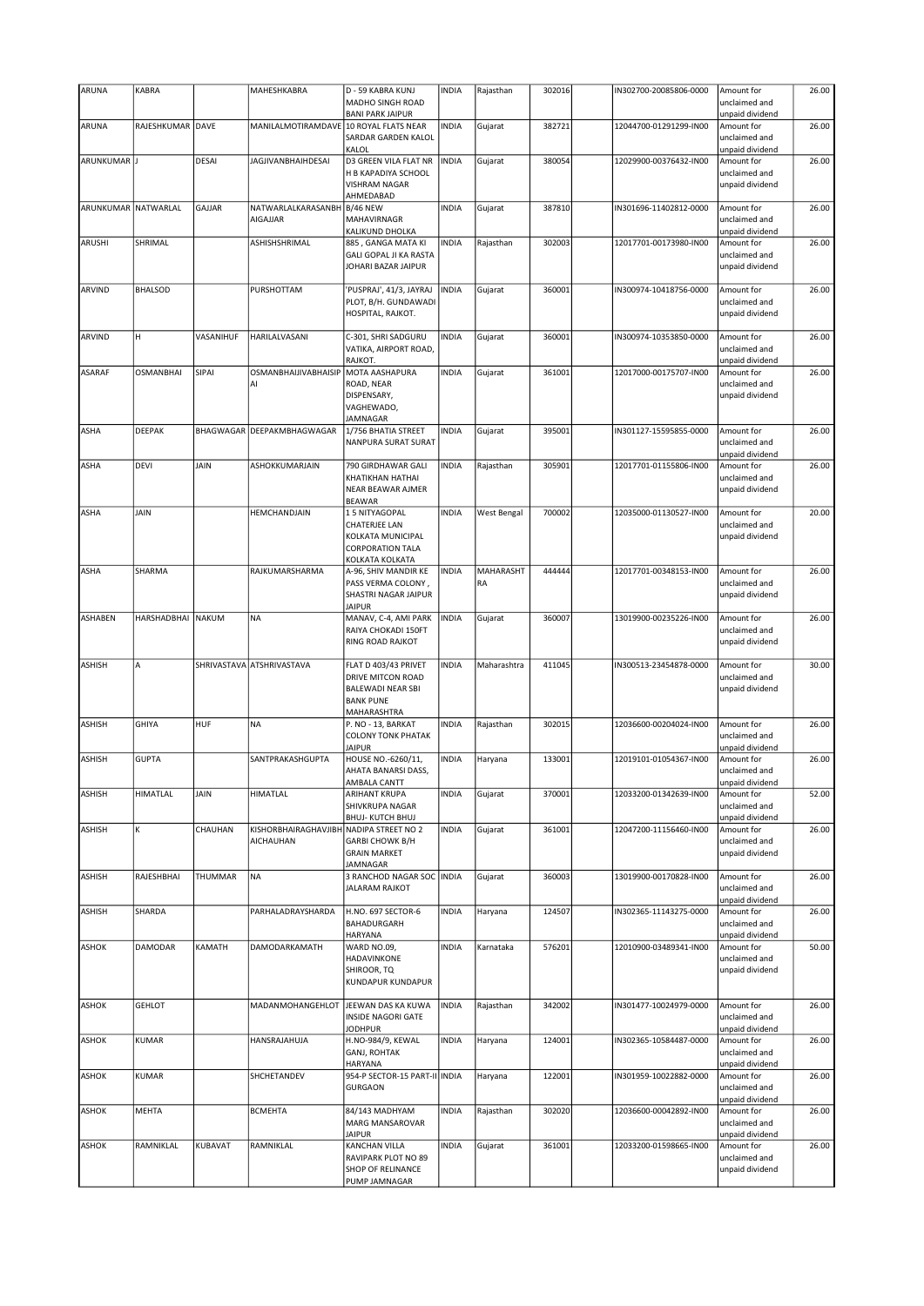| ARUNA | KABRA | | MAHESHKABRA | D - 59 KABRA KUNJ MADHO SINGH ROAD BANI PARK JAIPUR | INDIA | Rajasthan | 302016 | | IN302700-20085806-0000 | Amount for unclaimed and unpaid dividend | 26.00 |
|---|---|---|---|---|---|---|---|---|---|---|---|
| ARUNA | RAJESHKUMAR | DAVE | MANILALMOTIRAMDAVE | 10 ROYAL FLATS NEAR SARDAR GARDEN KALOL KALOL | INDIA | Gujarat | 382721 | | 12044700-01291299-IN00 | Amount for unclaimed and unpaid dividend | 26.00 |
| ARUNKUMAR | J | DESAI | JAGJIVANBHAIHDESAI | D3 GREEN VILA FLAT NR H B KAPADIYA SCHOOL VISHRAM NAGAR AHMEDABAD | INDIA | Gujarat | 380054 | | 12029900-00376432-IN00 | Amount for unclaimed and unpaid dividend | 26.00 |
| ARUNKUMAR | NATWARLAL | GAJJAR | NATWARLALKARASANBH AIGAJJAR | B/46 NEW MAHAVIRNAGR KALIKUND DHOLKA | INDIA | Gujarat | 387810 | | IN301696-11402812-0000 | Amount for unclaimed and unpaid dividend | 26.00 |
| ARUSHI | SHRIMAL | | ASHISHSHRIMAL | 885 , GANGA MATA KI GALI GOPAL JI KA RASTA JOHARI BAZAR JAIPUR | INDIA | Rajasthan | 302003 | | 12017701-00173980-IN00 | Amount for unclaimed and unpaid dividend | 26.00 |
| ARVIND | BHALSOD | | PURSHOTTAM | 'PUSPRAJ', 41/3, JAYRAJ PLOT, B/H. GUNDAWADI HOSPITAL, RAJKOT. | INDIA | Gujarat | 360001 | | IN300974-10418756-0000 | Amount for unclaimed and unpaid dividend | 26.00 |
| ARVIND | H | VASANIHUF | HARILALVASANI | C-301, SHRI SADGURU VATIKA, AIRPORT ROAD, RAJKOT. | INDIA | Gujarat | 360001 | | IN300974-10353850-0000 | Amount for unclaimed and unpaid dividend | 26.00 |
| ASARAF | OSMANBHAI | SIPAI | OSMANBHAIJIVABHAISIP AI | MOTA AASHAPURA ROAD, NEAR DISPENSARY, VAGHEWADO, JAMNAGAR | INDIA | Gujarat | 361001 | | 12017000-00175707-IN00 | Amount for unclaimed and unpaid dividend | 26.00 |
| ASHA | DEEPAK | BHAGWAGAR | DEEPAKMBHAGWAGAR | 1/756 BHATIA STREET NANPURA SURAT SURAT | INDIA | Gujarat | 395001 | | IN301127-15595855-0000 | Amount for unclaimed and unpaid dividend | 26.00 |
| ASHA | DEVI | JAIN | ASHOKKUMARJAIN | 790 GIRDHAWAR GALI KHATIKHAN HATHAI NEAR BEAWAR AJMER BEAWAR | INDIA | Rajasthan | 305901 | | 12017701-01155806-IN00 | Amount for unclaimed and unpaid dividend | 26.00 |
| ASHA | JAIN | | HEMCHANDJAIN | 1 5 NITYAGOPAL CHATERJEE LAN KOLKATA MUNICIPAL CORPORATION TALA KOLKATA KOLKATA | INDIA | West Bengal | 700002 | | 12035000-01130527-IN00 | Amount for unclaimed and unpaid dividend | 20.00 |
| ASHA | SHARMA | | RAJKUMARSHARMA | A-96, SHIV MANDIR KE PASS VERMA COLONY , SHASTRI NAGAR JAIPUR JAIPUR | INDIA | MAHARASHT RA | 444444 | | 12017701-00348153-IN00 | Amount for unclaimed and unpaid dividend | 26.00 |
| ASHABEN | HARSHADBHAI | NAKUM | NA | MANAV, C-4, AMI PARK RAIYA CHOKADI 150FT RING ROAD RAJKOT | INDIA | Gujarat | 360007 | | 13019900-00235226-IN00 | Amount for unclaimed and unpaid dividend | 26.00 |
| ASHISH | A | SHRIVASTAVA | ATSHRIVASTAVA | FLAT D 403/43 PRIVET DRIVE MITCON ROAD BALEWADI NEAR SBI BANK PUNE MAHARASHTRA | INDIA | Maharashtra | 411045 | | IN300513-23454878-0000 | Amount for unclaimed and unpaid dividend | 30.00 |
| ASHISH | GHIYA | HUF | NA | P. NO - 13, BARKAT COLONY TONK PHATAK JAIPUR | INDIA | Rajasthan | 302015 | | 12036600-00204024-IN00 | Amount for unclaimed and unpaid dividend | 26.00 |
| ASHISH | GUPTA | | SANTPRAKASHGUPTA | HOUSE NO.-6260/11, AHATA BANARSI DASS, AMBALA CANTT | INDIA | Haryana | 133001 | | 12019101-01054367-IN00 | Amount for unclaimed and unpaid dividend | 26.00 |
| ASHISH | HIMATLAL | JAIN | HIMATLAL | ARIHANT KRUPA SHIVKRUPA NAGAR BHUJ- KUTCH BHUJ | INDIA | Gujarat | 370001 | | 12033200-01342639-IN00 | Amount for unclaimed and unpaid dividend | 52.00 |
| ASHISH | K | CHAUHAN | KISHORBHAIRAGHAVJIBH AICHAUHAN | NADIPA STREET NO 2 GARBI CHOWK B/H GRAIN MARKET JAMNAGAR | INDIA | Gujarat | 361001 | | 12047200-11156460-IN00 | Amount for unclaimed and unpaid dividend | 26.00 |
| ASHISH | RAJESHBHAI | THUMMAR | NA | 3 RANCHOD NAGAR SOC JALARAM RAJKOT | INDIA | Gujarat | 360003 | | 13019900-00170828-IN00 | Amount for unclaimed and unpaid dividend | 26.00 |
| ASHISH | SHARDA | | PARHALADRAYSHARDA | H.NO. 697 SECTOR-6 BAHADURGARH HARYANA | INDIA | Haryana | 124507 | | IN302365-11143275-0000 | Amount for unclaimed and unpaid dividend | 26.00 |
| ASHOK | DAMODAR | KAMATH | DAMODARKAMATH | WARD NO.09, HADAVINKONE SHIROOR, TQ KUNDAPUR KUNDAPUR | INDIA | Karnataka | 576201 | | 12010900-03489341-IN00 | Amount for unclaimed and unpaid dividend | 50.00 |
| ASHOK | GEHLOT | | MADANMOHANGEHLOT | JEEWAN DAS KA KUWA INSIDE NAGORI GATE JODHPUR | INDIA | Rajasthan | 342002 | | IN301477-10024979-0000 | Amount for unclaimed and unpaid dividend | 26.00 |
| ASHOK | KUMAR | | HANSRAJAHUJA | H.NO-984/9, KEWAL GANJ, ROHTAK HARYANA | INDIA | Haryana | 124001 | | IN302365-10584487-0000 | Amount for unclaimed and unpaid dividend | 26.00 |
| ASHOK | KUMAR | | SHCHETANDEV | 954-P SECTOR-15 PART-II GURGAON | INDIA | Haryana | 122001 | | IN301959-10022882-0000 | Amount for unclaimed and unpaid dividend | 26.00 |
| ASHOK | MEHTA | | BCMEHTA | 84/143 MADHYAM MARG MANSAROVAR JAIPUR | INDIA | Rajasthan | 302020 | | 12036600-00042892-IN00 | Amount for unclaimed and unpaid dividend | 26.00 |
| ASHOK | RAMNIKLAL | KUBAVAT | RAMNIKLAL | KANCHAN VILLA RAVIPARK PLOT NO 89 SHOP OF RELINANCE PUMP JAMNAGAR | INDIA | Gujarat | 361001 | | 12033200-01598665-IN00 | Amount for unclaimed and unpaid dividend | 26.00 |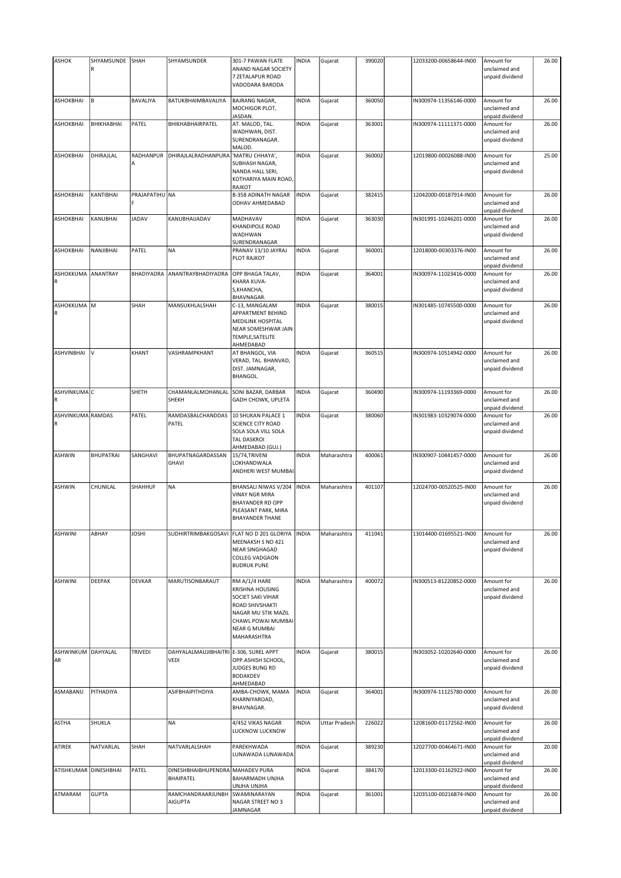| ASHOK | SHYAMSUNDER | SHAH | SHYAMSUNDER | 301-7 PAWAN FLATE ANAND NAGAR SOCIETY 7 ZETALAPUR ROAD VADODARA BARODA | INDIA | Gujarat | 390020 | | 12033200-00658644-IN00 | Amount for unclaimed and unpaid dividend | 26.00 |
|---|---|---|---|---|---|---|---|---|---|---|---|
| ASHOKBHAI | B | BAVALIYA | BATUKBHAIMBAVALIYA | BAJRANG NAGAR, MOCHIGOR PLOT, JASDAN. | INDIA | Gujarat | 360050 | | IN300974-11356146-0000 | Amount for unclaimed and unpaid dividend | 26.00 |
| ASHOKBHAI | BHIKHABHAI | PATEL | BHIKHABHAIRPATEL | AT. MALOD, TAL. WADHWAN, DIST. SURENDRANAGAR. MALOD. | INDIA | Gujarat | 363001 | | IN300974-11111371-0000 | Amount for unclaimed and unpaid dividend | 26.00 |
| ASHOKBHAI | DHIRAJLAL | RADHANPURA | DHIRAJLALRADHANPURA | 'MATRU CHHAYA', SUBHASH NAGAR, NANDA HALL SERI, KOTHARIYA MAIN ROAD, RAJKOT | INDIA | Gujarat | 360002 | | 12019800-00026088-IN00 | Amount for unclaimed and unpaid dividend | 25.00 |
| ASHOKBHAI | KANTIBHAI | PRAJAPATIHUF | NA | B-358 ADINATH NAGAR ODHAV AHMEDABAD | INDIA | Gujarat | 382415 | | 12042000-00187914-IN00 | Amount for unclaimed and unpaid dividend | 26.00 |
| ASHOKBHAI | KANUBHAI | JADAV | KANUBHAIJADAV | MADHAVAV KHANDIPOLE ROAD WADHWAN SURENDRANAGAR | INDIA | Gujarat | 363030 | | IN301991-10246201-0000 | Amount for unclaimed and unpaid dividend | 26.00 |
| ASHOKBHAI | NANJIBHAI | PATEL | NA | PRANAV 13/10 JAYRAJ PLOT RAJKOT | INDIA | Gujarat | 360001 | | 12018000-00303376-IN00 | Amount for unclaimed and unpaid dividend | 26.00 |
| ASHOKKUMAR | ANANTRAY | BHADIYADRA | ANANTRAYBHADIYADRA | OPP BHAGA TALAV, KHARA KUVA-S,KHANCHA, BHAVNAGAR. | INDIA | Gujarat | 364001 | | IN300974-11023416-0000 | Amount for unclaimed and unpaid dividend | 26.00 |
| ASHOKKUMAR | M | SHAH | MANSUKHLALSHAH | C-13, MANGALAM APPARTMENT BEHIND MEDILINK HOSPITAL NEAR SOMESHWAR JAIN TEMPLE,SATELITE AHMEDABAD | INDIA | Gujarat | 380015 | | IN301485-10745500-0000 | Amount for unclaimed and unpaid dividend | 26.00 |
| ASHVINBHAI | V | KHANT | VASHRAMPKHANT | AT BHANGOL, VIA VERAD, TAL. BHANVAD, DIST. JAMNAGAR, BHANGOL. | INDIA | Gujarat | 360515 | | IN300974-10514942-0000 | Amount for unclaimed and unpaid dividend | 26.00 |
| ASHVINKUMAR | C | SHETH | CHAMANLALMOHANLAL SHEKH | SONI BAZAR, DARBAR GADH CHOWK, UPLETA | INDIA | Gujarat | 360490 | | IN300974-11193369-0000 | Amount for unclaimed and unpaid dividend | 26.00 |
| ASHVINKUMAR | RAMDAS | PATEL | RAMDASBALCHANDDAS PATEL | 10 SHUKAN PALACE 1 SCIENCE CITY ROAD SOLA SOLA VILL SOLA TAL DASKROI AHMEDABAD (GUJ.) | INDIA | Gujarat | 380060 | | IN301983-10329074-0000 | Amount for unclaimed and unpaid dividend | 26.00 |
| ASHWIN | BHUPATRAI | SANGHAVI | BHUPATNAGARDASSANGHAVI | 15/74,TRIVENI LOKHANDWALA ANDHERI WEST MUMBAI | INDIA | Maharashtra | 400061 | | IN300907-10441457-0000 | Amount for unclaimed and unpaid dividend | 26.00 |
| ASHWIN | CHUNILAL | SHAHHUF | NA | BHANSALI NIWAS V/204 VINAY NGR MIRA BHAYANDER RD OPP PLEASANT PARK, MIRA BHAYANDER THANE | INDIA | Maharashtra | 401107 | | 12024700-00520525-IN00 | Amount for unclaimed and unpaid dividend | 26.00 |
| ASHWINI | ABHAY | JOSHI | SUDHIRTRIMBAKGOSAVI | FLAT NO D 201 GLORIYA MEENAKSH S NO 421 NEAR SINGHAGAD COLLEG VADGAON BUDRUK PUNE | INDIA | Maharashtra | 411041 | | 13014400-01695521-IN00 | Amount for unclaimed and unpaid dividend | 26.00 |
| ASHWINI | DEEPAK | DEVKAR | MARUTISONBARAUT | RM A/1/4 HARE KRISHNA HOUSING SOCIET SAKI VIHAR ROAD SHIVSHAKTI NAGAR MU STIK MAZIL CHAWL POWAI MUMBAI NEAR G MUMBAI MAHARASHTRA | INDIA | Maharashtra | 400072 | | IN300513-81220852-0000 | Amount for unclaimed and unpaid dividend | 26.00 |
| ASHWINKUMAR | DAHYALAL | TRIVEDI | DAHYALALMAUJIBHAITRIVEDI | E-306, SUREL APPT OPP.ASHISH SCHOOL, JUDGES BUNG RD BODAKDEV AHMEDABAD | INDIA | Gujarat | 380015 | | IN303052-10202640-0000 | Amount for unclaimed and unpaid dividend | 26.00 |
| ASMABANU | PITHADIYA | | ASIFBHAIPITHDIYA | AMBA-CHOWK, MAMA KHARNIYAROAD, BHAVNAGAR. | INDIA | Gujarat | 364001 | | IN300974-11125780-0000 | Amount for unclaimed and unpaid dividend | 26.00 |
| ASTHA | SHUKLA | | NA | 4/452 VIKAS NAGAR LUCKNOW LUCKNOW | INDIA | Uttar Pradesh | 226022 | | 12081600-01172562-IN00 | Amount for unclaimed and unpaid dividend | 26.00 |
| ATIREK | NATVARLAL | SHAH | NATVARLALSHAH | PAREKHWADA LUNAWADA LUNAWADA | INDIA | Gujarat | 389230 | | 12027700-00464671-IN00 | Amount for unclaimed and unpaid dividend | 20.00 |
| ATISHKUMAR | DINESHBHAI | PATEL | DINESHBHAIBHUPENDRABHAIPATEL | MAHADEV PURA BAHARMADH UNJHA UNJHA UNJHA | INDIA | Gujarat | 384170 | | 12013300-01162922-IN00 | Amount for unclaimed and unpaid dividend | 26.00 |
| ATMARAM | GUPTA | | RAMCHANDRAARJUNBHAIGUPTA | SWAMINARAYAN NAGAR STREET NO 3 JAMNAGAR | INDIA | Gujarat | 361001 | | 12035100-00216874-IN00 | Amount for unclaimed and unpaid dividend | 26.00 |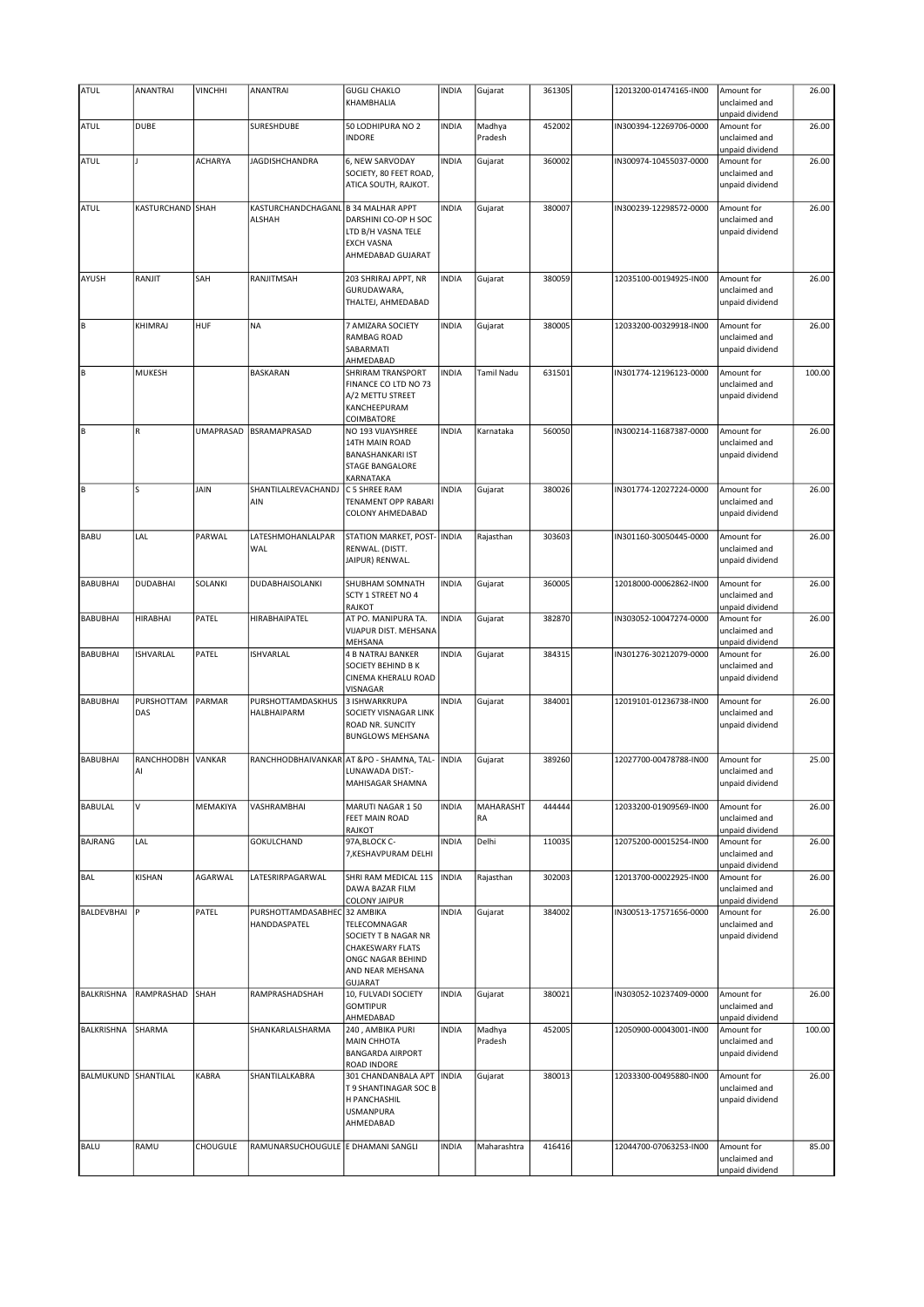| ATUL | ANANTRAI | VINCHHI | ANANTRAI | GUGLI CHAKLO KHAMBHALIA | INDIA | Gujarat | 361305 | | 12013200-01474165-IN00 | Amount for unclaimed and unpaid dividend | 26.00 |
|---|---|---|---|---|---|---|---|---|---|---|---|
| ATUL | DUBE | | SURESHDUBE | 50 LODHIPURA NO 2 INDORE | INDIA | Madhya Pradesh | 452002 | | IN300394-12269706-0000 | Amount for unclaimed and unpaid dividend | 26.00 |
| ATUL | J | ACHARYA | JAGDISHCHANDRA | 6, NEW SARVODAY SOCIETY, 80 FEET ROAD, ATICA SOUTH, RAJKOT. | INDIA | Gujarat | 360002 | | IN300974-10455037-0000 | Amount for unclaimed and unpaid dividend | 26.00 |
| ATUL | KASTURCHAND | SHAH | KASTURCHANDCHAGANLALSHAH | B 34 MALHAR APPT DARSHINI CO-OP H SOC LTD B/H VASNA TELE EXCH VASNA AHMEDABAD GUJARAT | INDIA | Gujarat | 380007 | | IN300239-12298572-0000 | Amount for unclaimed and unpaid dividend | 26.00 |
| AYUSH | RANJIT | SAH | RANJITMSAH | 203 SHRIRAJ APPT, NR GURUDAWARA, THALTEJ, AHMEDABAD | INDIA | Gujarat | 380059 | | 12035100-00194925-IN00 | Amount for unclaimed and unpaid dividend | 26.00 |
| B | KHIMRAJ | HUF | NA | 7 AMIZARA SOCIETY RAMBAG ROAD SABARMATI AHMEDABAD | INDIA | Gujarat | 380005 | | 12033200-00329918-IN00 | Amount for unclaimed and unpaid dividend | 26.00 |
| B | MUKESH | | BASKARAN | SHRIRAM TRANSPORT FINANCE CO LTD NO 73 A/2 METTU STREET KANCHEEPURAM COIMBATORE | INDIA | Tamil Nadu | 631501 | | IN301774-12196123-0000 | Amount for unclaimed and unpaid dividend | 100.00 |
| B | R | UMAPRASAD | BSRAMAPRASAD | NO 193 VIJAYSHREE 14TH MAIN ROAD BANASHANKARI IST STAGE BANGALORE KARNATAKA | INDIA | Karnataka | 560050 | | IN300214-11687387-0000 | Amount for unclaimed and unpaid dividend | 26.00 |
| B | S | JAIN | SHANTILALREVACHANDJAIN | C 5 SHREE RAM TENAMENT OPP RABARI COLONY AHMEDABAD | INDIA | Gujarat | 380026 | | IN301774-12027224-0000 | Amount for unclaimed and unpaid dividend | 26.00 |
| BABU | LAL | PARWAL | LATESHMOHANLALPARWAL | STATION MARKET, POST-RENWAL. (DISTT. JAIPUR) RENWAL. | INDIA | Rajasthan | 303603 | | IN301160-30050445-0000 | Amount for unclaimed and unpaid dividend | 26.00 |
| BABUBHAI | DUDABHAI | SOLANKI | DUDABHAISOLANKI | SHUBHAM SOMNATH SCTY 1 STREET NO 4 RAJKOT | INDIA | Gujarat | 360005 | | 12018000-00062862-IN00 | Amount for unclaimed and unpaid dividend | 26.00 |
| BABUBHAI | HIRABHAI | PATEL | HIRABHAIPATEL | AT PO. MANIPURA TA. VIJAPUR DIST. MEHSANA MEHSANA | INDIA | Gujarat | 382870 | | IN303052-10047274-0000 | Amount for unclaimed and unpaid dividend | 26.00 |
| BABUBHAI | ISHVARLAL | PATEL | ISHVARLAL | 4 B NATRAJ BANKER SOCIETY BEHIND B K CINEMA KHERALU ROAD VISNAGAR | INDIA | Gujarat | 384315 | | IN301276-30212079-0000 | Amount for unclaimed and unpaid dividend | 26.00 |
| BABUBHAI | PURSHOTTAM DAS | PARMAR | PURSHOTTAMDASKHUSHALBHAIPARM | 3 ISHWARKRUPA SOCIETY VISNAGAR LINK ROAD NR. SUNCITY BUNGLOWS MEHSANA | INDIA | Gujarat | 384001 | | 12019101-01236738-IN00 | Amount for unclaimed and unpaid dividend | 26.00 |
| BABUBHAI | RANCHHODBHAI | VANKAR | RANCHHODBHAIVANKAR | AT &PO - SHAMNA, TAL-LUNAWADA DIST:-MAHISAGAR SHAMNA | INDIA | Gujarat | 389260 | | 12027700-00478788-IN00 | Amount for unclaimed and unpaid dividend | 25.00 |
| BABULAL | V | MEMAKIYA | VASHRAMBHAI | MARUTI NAGAR 1 50 FEET MAIN ROAD RAJKOT | INDIA | MAHARASHTRA | 444444 | | 12033200-01909569-IN00 | Amount for unclaimed and unpaid dividend | 26.00 |
| BAJRANG | LAL | | GOKULCHAND | 97A,BLOCK C-7,KESHAVPURAM DELHI | INDIA | Delhi | 110035 | | 12075200-00015254-IN00 | Amount for unclaimed and unpaid dividend | 26.00 |
| BAL | KISHAN | AGARWAL | LATESRIRPAGARWAL | SHRI RAM MEDICAL 11S DAWA BAZAR FILM COLONY JAIPUR | INDIA | Rajasthan | 302003 | | 12013700-00022925-IN00 | Amount for unclaimed and unpaid dividend | 26.00 |
| BALDEVBHAI | P | PATEL | PURSHOTTAMDASABHECHANDDASPATEL | 32 AMBIKA TELECOMNAGAR SOCIETY T B NAGAR NR CHAKESWARY FLATS ONGC NAGAR BEHIND AND NEAR MEHSANA GUJARAT | INDIA | Gujarat | 384002 | | IN300513-17571656-0000 | Amount for unclaimed and unpaid dividend | 26.00 |
| BALKRISHNA | RAMPRASHAD | SHAH | RAMPRASHADSHAH | 10, FULVADI SOCIETY GOMTIPUR AHMEDABAD | INDIA | Gujarat | 380021 | | IN303052-10237409-0000 | Amount for unclaimed and unpaid dividend | 26.00 |
| BALKRISHNA | SHARMA | | SHANKARLALSHARMA | 240 , AMBIKA PURI MAIN CHHOTA BANGARDA AIRPORT ROAD INDORE | INDIA | Madhya Pradesh | 452005 | | 12050900-00043001-IN00 | Amount for unclaimed and unpaid dividend | 100.00 |
| BALMUKUND | SHANTILAL | KABRA | SHANTILALKABRA | 301 CHANDANBALA APT T 9 SHANTINAGAR SOC B H PANCHASHIL USMANPURA AHMEDABAD | INDIA | Gujarat | 380013 | | 12033300-00495880-IN00 | Amount for unclaimed and unpaid dividend | 26.00 |
| BALU | RAMU | CHOUGULE | RAMUNARSUCHOUGULE | E DHAMANI SANGLI | INDIA | Maharashtra | 416416 | | 12044700-07063253-IN00 | Amount for unclaimed and unpaid dividend | 85.00 |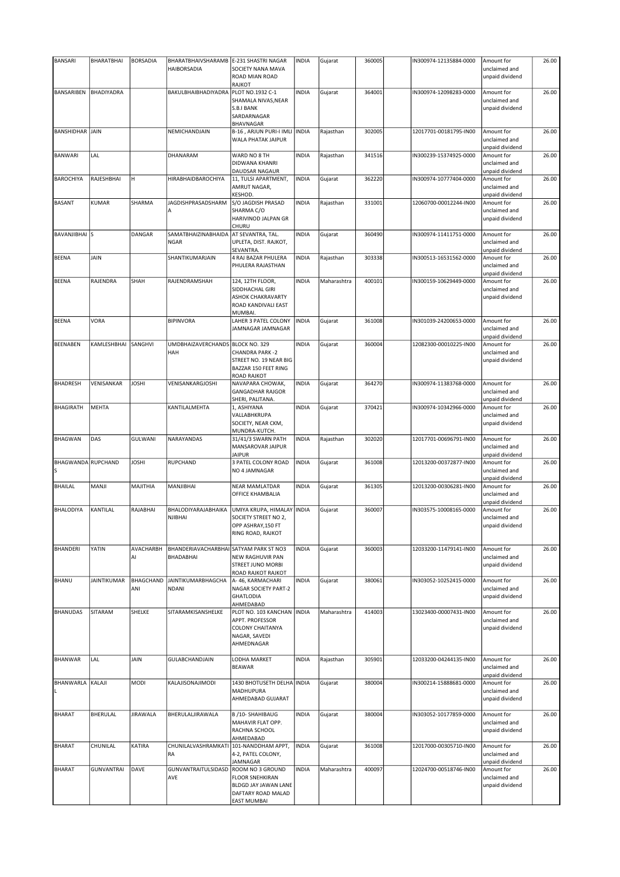| BANSARI | BHARATBHAI | BORSADIA | BHARATBHAIVSHARAMBHAIBORSADIA | E-231 SHASTRI NAGAR SOCIETY NANA MAVA ROAD MIAN ROAD RAJKOT | INDIA | Gujarat | 360005 | | IN300974-12135884-0000 | Amount for unclaimed and unpaid dividend | 26.00 |
|---|---|---|---|---|---|---|---|---|---|---|---|
| BANSARIBEN | BHADIYADRA | | BAKULBHAIBHADIYADRA | PLOT NO.1932 C-1 SHAMALA NIVAS,NEAR S.B.I BANK SARDARNAGAR BHAVNAGAR | INDIA | Gujarat | 364001 | | IN300974-12098283-0000 | Amount for unclaimed and unpaid dividend | 26.00 |
| BANSHIDHAR | JAIN | | NEMICHANDJAIN | B-16 , ARJUN PURI-I IMLI WALA PHATAK JAIPUR | INDIA | Rajasthan | 302005 | | 12017701-00181795-IN00 | Amount for unclaimed and unpaid dividend | 26.00 |
| BANWARI | LAL | | DHANARAM | WARD NO 8 TH DIDWANA KHANRI DAUDSAR NAGAUR | INDIA | Rajasthan | 341516 | | IN300239-15374925-0000 | Amount for unclaimed and unpaid dividend | 26.00 |
| BAROCHIYA | RAJESHBHAI | H | HIRABHAIDBAROCHIYA | 11, TULSI APARTMENT, AMRUT NAGAR, KESHOD. | INDIA | Gujarat | 362220 | | IN300974-10777404-0000 | Amount for unclaimed and unpaid dividend | 26.00 |
| BASANT | KUMAR | SHARMA | JAGDISHPRASADSHARMA | S/O JAGDISH PRASAD SHARMA C/O HARIVINOD JALPAN GR CHURU | INDIA | Rajasthan | 331001 | | 12060700-00012244-IN00 | Amount for unclaimed and unpaid dividend | 26.00 |
| BAVANJIBHAI | S | DANGAR | SAMATBHAIZINABHAIDANGAR | AT SEVANTRA, TAL. UPLETA, DIST. RAJKOT, SEVANTRA. | INDIA | Gujarat | 360490 | | IN300974-11411751-0000 | Amount for unclaimed and unpaid dividend | 26.00 |
| BEENA | JAIN | | SHANTIKUMARJAIN | 4 RAJ BAZAR PHULERA PHULERA RAJASTHAN | INDIA | Rajasthan | 303338 | | IN300513-16531562-0000 | Amount for unclaimed and unpaid dividend | 26.00 |
| BEENA | RAJENDRA | SHAH | RAJENDRAMSHAH | 124, 12TH FLOOR, SIDDHACHAL GIRI ASHOK CHAKRAVARTY ROAD KANDIVALI EAST MUMBAI. | INDIA | Maharashtra | 400101 | | IN300159-10629449-0000 | Amount for unclaimed and unpaid dividend | 26.00 |
| BEENA | VORA | | BIPINVORA | LAHER 3 PATEL COLONY JAMNAGAR JAMNAGAR | INDIA | Gujarat | 361008 | | IN301039-24200653-0000 | Amount for unclaimed and unpaid dividend | 26.00 |
| BEENABEN | KAMLESHBHAI | SANGHVI | UMDBHAIZAVERCHANDSHAH | BLOCK NO. 329 CHANDRA PARK -2 STREET NO. 19 NEAR BIG BAZZAR 150 FEET RING ROAD RAJKOT | INDIA | Gujarat | 360004 | | 12082300-00010225-IN00 | Amount for unclaimed and unpaid dividend | 26.00 |
| BHADRESH | VENISANKAR | JOSHI | VENISANKARGJOSHI | NAVAPARA CHOWAK, GANGADHAR RAJGOR SHERI, PALITANA. | INDIA | Gujarat | 364270 | | IN300974-11383768-0000 | Amount for unclaimed and unpaid dividend | 26.00 |
| BHAGIRATH | MEHTA | | KANTILALMEHTA | 1, ASHIYANA VALLABHKRUPA SOCIETY, NEAR CKM, MUNDRA-KUTCH. | INDIA | Gujarat | 370421 | | IN300974-10342966-0000 | Amount for unclaimed and unpaid dividend | 26.00 |
| BHAGWAN | DAS | GULWANI | NARAYANDAS | 31/41/3 SWARN PATH MANSAROVAR JAIPUR JAIPUR | INDIA | Rajasthan | 302020 | | 12017701-00696791-IN00 | Amount for unclaimed and unpaid dividend | 26.00 |
| BHAGWANDAS | RUPCHAND | JOSHI | RUPCHAND | 3 PATEL COLONY ROAD NO 4 JAMNAGAR | INDIA | Gujarat | 361008 | | 12013200-00372877-IN00 | Amount for unclaimed and unpaid dividend | 26.00 |
| BHAILAL | MANJI | MAJITHIA | MANJIBHAI | NEAR MAMLATDAR OFFICE KHAMBALIA | INDIA | Gujarat | 361305 | | 12013200-00306281-IN00 | Amount for unclaimed and unpaid dividend | 26.00 |
| BHALODIYA | KANTILAL | RAJABHAI | BHALODIYARAJABHAIKANJIBHAI | UMIYA KRUPA, HIMALAY SOCIETY STREET NO 2, OPP ASHRAY,150 FT RING ROAD, RAJKOT | INDIA | Gujarat | 360007 | | IN303575-10008165-0000 | Amount for unclaimed and unpaid dividend | 26.00 |
| BHANDERI | YATIN | AVACHARBHAI | BHANDERIAVACHARBHAIBHADABHAI | SATYAM PARK ST NO3 NEW RAGHUVIR PAN STREET JUNO MORBI ROAD RAJKOT RAJKOT | INDIA | Gujarat | 360003 | | 12033200-11479141-IN00 | Amount for unclaimed and unpaid dividend | 26.00 |
| BHANU | JAINTIKUMAR | BHAGCHANDANI | JAINTIKUMARBHAGCHANDANI | A- 46, KARMACHARI NAGAR SOCIETY PART-2 GHATLODIA AHMEDABAD | INDIA | Gujarat | 380061 | | IN303052-10252415-0000 | Amount for unclaimed and unpaid dividend | 26.00 |
| BHANUDAS | SITARAM | SHELKE | SITARAMKISANSHELKE | PLOT NO. 103 KANCHAN APPT. PROFESSOR COLONY CHAITANYA NAGAR, SAVEDI AHMEDNAGAR | INDIA | Maharashtra | 414003 | | 13023400-00007431-IN00 | Amount for unclaimed and unpaid dividend | 26.00 |
| BHANWAR | LAL | JAIN | GULABCHANDJAIN | LODHA MARKET BEAWAR | INDIA | Rajasthan | 305901 | | 12033200-04244135-IN00 | Amount for unclaimed and unpaid dividend | 26.00 |
| BHANWARLAL | KALAJI | MODI | KALAJISONAJIMODI | 1430 BHOTUSETH DELHA MADHUPURA AHMEDABAD GUJARAT | INDIA | Gujarat | 380004 | | IN300214-15888681-0000 | Amount for unclaimed and unpaid dividend | 26.00 |
| BHARAT | BHERULAL | JIRAWALA | BHERULALJIRAWALA | B /10- SHAHIBAUG MAHAVIR FLAT OPP. RACHNA SCHOOL AHMEDABAD | INDIA | Gujarat | 380004 | | IN303052-10177859-0000 | Amount for unclaimed and unpaid dividend | 26.00 |
| BHARAT | CHUNILAL | KATIRA | CHUNILALVASHRAMKATIRA | 101-NANDDHAM APPT, 4-2, PATEL COLONY, JAMNAGAR | INDIA | Gujarat | 361008 | | 12017000-00305710-IN00 | Amount for unclaimed and unpaid dividend | 26.00 |
| BHARAT | GUNVANTRAI | DAVE | GUNVANTRAITULSIDASDAVE | ROOM NO 3 GROUND FLOOR SNEHKIRAN BLDGD JAY JAWAN LANE DAFTARY ROAD MALAD EAST MUMBAI | INDIA | Maharashtra | 400097 | | 12024700-00518746-IN00 | Amount for unclaimed and unpaid dividend | 26.00 |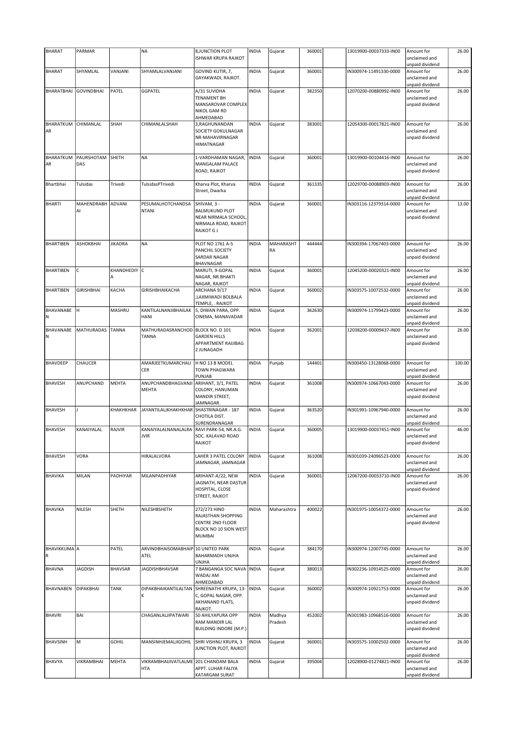| BHARAT | PARMAR | | NA | 8,JUNCTION PLOT ISHWAR KRUPA RAJKOT | INDIA | Gujarat | 360001 | | 13019900-00037333-IN00 | Amount for unclaimed and unpaid dividend | 26.00 |
|---|---|---|---|---|---|---|---|---|---|---|---|
| BHARAT | SHYAMLAL | VANJANI | SHYAMLALVANJANI | GOVIND KUTIR, 7, GAYAKWADI, RAJKOT. | INDIA | Gujarat | 360001 | | IN300974-11491330-0000 | Amount for unclaimed and unpaid dividend | 26.00 |
| BHARATBHAI | GOVINDBHAI | PATEL | GGPATEL | A/31 SUVIDHA TENAMENT BH MANSAROVAR COMPLEX NIKOL GAM RD AHMEDABAD | INDIA | Gujarat | 382350 | | 12070200-00880992-IN00 | Amount for unclaimed and unpaid dividend | 26.00 |
| BHARATKUMAR | CHIMANLAL | SHAH | CHIMANLALSHAH | 3,RAGHUNANDAN SOCIETY GOKULNAGAR NR-MAHAVIRNAGAR HIMATNAGAR | INDIA | Gujarat | 383001 | | 12054300-00017821-IN00 | Amount for unclaimed and unpaid dividend | 26.00 |
| BHARATKUMAR | PAURSHOTAM DAS | SHETH | NA | 1-VARDHAMAN NAGAR, MANGALAM PALACE ROAD, RAJKOT | INDIA | Gujarat | 360001 | | 13019900-00104416-IN00 | Amount for unclaimed and unpaid dividend | 26.00 |
| Bhartbhai | Tulsidas | Trivedi | TulsidasPTrivedi | Kharva Plot, Kharva Street, Dwarka | INDIA | Gujarat | 361335 | | 12029700-00088903-IN00 | Amount for unclaimed and unpaid dividend | 26.00 |
| BHARTI | MAHENDRABHAI | ADVANI | PESUMALHOTCHANDSANTANI | SHIVAM, 3 - BALMUKUND PLOT NEAR NIRMALA SCHOOL, NIRMALA ROAD, RAJKOT RAJKOT G J | INDIA | Gujarat | 360001 | | IN303116-12379314-0000 | Amount for unclaimed and unpaid dividend | 13.00 |
| BHARTIBEN | ASHOKBHAI | JIKADRA | NA | PLOT NO 1761 A-5 PANCHIL SOCIETY SARDAR NAGAR BHAVNAGAR | INDIA | MAHARASHTRA | 444444 | | IN300394-17067403-0000 | Amount for unclaimed and unpaid dividend | 26.00 |
| BHARTIBEN | C | KHANDHEDIYA | C | MARUTI, 9-GOPAL NAGAR, NR.BHAKTI NAGAR, RAJKOT | INDIA | Gujarat | 360001 | | 12045200-00020321-IN00 | Amount for unclaimed and unpaid dividend | 26.00 |
| BHARTIBEN | GIRISHBHAI | KACHA | GIRISHBHAIKACHA | ARCHANA 9/17 ,LAXMIWADI BOLBALA TEMPLE, . RAJKOT | INDIA | Gujarat | 360002 | | IN303575-10072532-0000 | Amount for unclaimed and unpaid dividend | 26.00 |
| BHAVANABEN | H | MASHRU | KANTILALNANJIBHAILAKHANI | 5, DIWAN PARA, OPP. CINEMA, MANAVADAR | INDIA | Gujarat | 362630 | | IN300974-11799423-0000 | Amount for unclaimed and unpaid dividend | 26.00 |
| BHAVANABEN | MATHURADAS | TANNA | MATHURADASRANCHODTANNA | BLOCK NO. D 101 GARDEN HILLS APPARTMENT RAIJIBAG 2 JUNAGADH | INDIA | Gujarat | 362001 | | 12038200-00009437-IN00 | Amount for unclaimed and unpaid dividend | 26.00 |
| BHAVDEEP | CHAUCER | | AMARJEETKUMARCHAUCER | H NO 13 B MODEL TOWN PHAGWARA PUNJAB | INDIA | Punjab | 144401 | | IN300450-13128068-0000 | Amount for unclaimed and unpaid dividend | 100.00 |
| BHAVESH | ANUPCHAND | MEHTA | ANUPCHANDBHAGVANJIMEHTA | ARIHANT, 3/1, PATEL COLONY, HANUMAN MANDIR STREET, JAMNAGAR. | INDIA | Gujarat | 361008 | | IN300974-10667043-0000 | Amount for unclaimed and unpaid dividend | 26.00 |
| BHAVESH | J | KHAKHKHAR | JAYANTILALJKHAKHKHAR | SHASTRINAGAR - 187 CHOTILA DIST. SURENDRANAGAR | INDIA | Gujarat | 363520 | | IN301991-10967940-0000 | Amount for unclaimed and unpaid dividend | 26.00 |
| BHAVESH | KANAIYALAL | RAJVIR | KANAIYALALNANALALRAJVIR | RAVI PARK-54, NR.A.G. SOC. KALAVAD ROAD RAJKOT | INDIA | Gujarat | 360005 | | 13019900-00037451-IN00 | Amount for unclaimed and unpaid dividend | 46.00 |
| BHAVESH | VORA | | HIRALALVORA | LAHER 3 PATEL COLONY JAMNAGAR, JAMNAGAR | INDIA | Gujarat | 361008 | | IN301039-24096523-0000 | Amount for unclaimed and unpaid dividend | 26.00 |
| BHAVIKA | MILAN | PADHIYAR | MILANPADHIYAR | ARIHANT-A/22, NEW JAGNATH, NEAR DASTUR HOSPITAL, CLOSE STREET, RAJKOT | INDIA | Gujarat | 360001 | | 12067200-00033710-IN00 | Amount for unclaimed and unpaid dividend | 26.00 |
| BHAVIKA | NILESH | SHETH | NILESHBSHETH | 272/273 HIND RAJASTHAN SHOPPING CENTRE 2ND FLOOR BLOCK NO 10 SION WEST MUMBAI | INDIA | Maharashtra | 400022 | | IN301975-10054372-0000 | Amount for unclaimed and unpaid dividend | 26.00 |
| BHAVIKKUMAR | A | PATEL | ARVINDBHAISOMABHAIPATEL | 10 UNITED PARK BAHARMADH UNJHA UNJHA | INDIA | Gujarat | 384170 | | IN300974-12007745-0000 | Amount for unclaimed and unpaid dividend | 26.00 |
| BHAVNA | JAGDISH | BHAVSAR | JAGDISHBHAVSAR | 7 BANGANGA SOC NAVA WADAJ AM AHMEDABAD | INDIA | Gujarat | 380013 | | IN302236-10914525-0000 | Amount for unclaimed and unpaid dividend | 26.00 |
| BHAVNABEN | DIPAKBHAI | TANK | DIPAKBHAIKANTILALTANK | SHREENATHI KRUPA, 13-C, GOPAL NAGAR, OPP. AKHANAND FLATS, RAJKOT. | INDIA | Gujarat | 360002 | | IN300974-10921753-0000 | Amount for unclaimed and unpaid dividend | 26.00 |
| BHAVRI | BAI | | CHAGANLALJIPATWARI | 50 AHILYAPURA OPP RAM MANDIR LAL BUILDING INDORE (M.P.) | INDIA | Madhya Pradesh | 452002 | | IN301983-10968516-0000 | Amount for unclaimed and unpaid dividend | 26.00 |
| BHAVSINH | M | GOHIL | MANSINHJEMALJIGOHIL | SHRI VISHNU KRUPA, 3 JUNCTION PLOT, RAJKOT | INDIA | Gujarat | 360001 | | IN303575-10002502-0000 | Amount for unclaimed and unpaid dividend | 26.00 |
| BHAVYA | VIKRAMBHAI | MEHTA | VIKRAMBHAIJIVATLALMEHTA | 201 CHANDAM BALA APPT. LUHAR FALIYA KATARGAM SURAT | INDIA | Gujarat | 395004 | | 12028900-01274821-IN00 | Amount for unclaimed and unpaid dividend | 26.00 |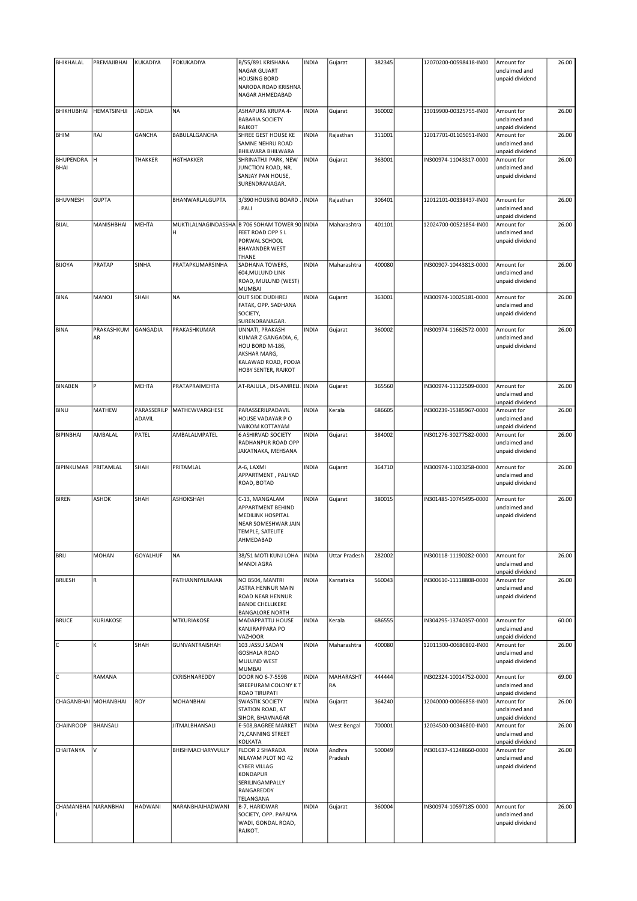| BHIKHALAL | PREMAJIBHAI | KUKADIYA | POKUKADIYA | B/55/891 KRISHANA NAGAR GUJART HOUSING BORD NARODA ROAD KRISHNA NAGAR AHMEDABAD | INDIA | Gujarat | 382345 | | 12070200-00598418-IN00 | Amount for unclaimed and unpaid dividend | 26.00 |
|---|---|---|---|---|---|---|---|---|---|---|---|
| BHIKHUBHAI | HEMATSINHJI | JADEJA | NA | ASHAPURA KRUPA 4-BABARIA SOCIETY RAJKOT | INDIA | Gujarat | 360002 | | 13019900-00325755-IN00 | Amount for unclaimed and unpaid dividend | 26.00 |
| BHIM | RAJ | GANCHA | BABULALGANCHA | SHREE GEST HOUSE KE SAMNE NEHRU ROAD BHILWARA BHILWARA | INDIA | Rajasthan | 311001 | | 12017701-01105051-IN00 | Amount for unclaimed and unpaid dividend | 26.00 |
| BHUPENDRA BHAI | H | THAKKER | HGTHAKKER | SHRINATHJI PARK, NEW JUNCTION ROAD, NR. SANJAY PAN HOUSE, SURENDRANAGAR. | INDIA | Gujarat | 363001 | | IN300974-11043317-0000 | Amount for unclaimed and unpaid dividend | 26.00 |
| BHUVNESH | GUPTA | | BHANWARLALGUPTA | 3/390 HOUSING BOARD . PALI | INDIA | Rajasthan | 306401 | | 12012101-00338437-IN00 | Amount for unclaimed and unpaid dividend | 26.00 |
| BIJAL | MANISHBHAI | MEHTA | MUKTILALNAGINDASSHAH | B 706 SOHAM TOWER 90 FEET ROAD OPP S L PORWAL SCHOOL BHAYANDER WEST THANE | INDIA | Maharashtra | 401101 | | 12024700-00521854-IN00 | Amount for unclaimed and unpaid dividend | 26.00 |
| BIJOYA | PRATAP | SINHA | PRATAPKUMARSINHA | SADHANA TOWERS, 604,MULUND LINK ROAD, MULUND (WEST) MUMBAI | INDIA | Maharashtra | 400080 | | IN300907-10443813-0000 | Amount for unclaimed and unpaid dividend | 26.00 |
| BINA | MANOJ | SHAH | NA | OUT SIDE DUDHREJ FATAK, OPP. SADHANA SOCIETY, SURENDRANAGAR. | INDIA | Gujarat | 363001 | | IN300974-10025181-0000 | Amount for unclaimed and unpaid dividend | 26.00 |
| BINA | PRAKASHKUMAR | GANGADIA | PRAKASHKUMAR | UNNATI, PRAKASH KUMAR Z GANGADIA, 6, HOU BORD M-186, AKSHAR MARG, KALAWAD ROAD, POOJA HOBY SENTER, RAJKOT | INDIA | Gujarat | 360002 | | IN300974-11662572-0000 | Amount for unclaimed and unpaid dividend | 26.00 |
| BINABEN | P | MEHTA | PRATAPRAIMEHTA | AT-RAJULA , DIS-AMRELI. | INDIA | Gujarat | 365560 | | IN300974-11122509-0000 | Amount for unclaimed and unpaid dividend | 26.00 |
| BINU | MATHEW | PARASSERILPADAVIL | MATHEWVARGHESE | PARASSERILPADAVIL HOUSE VADAYAR P O VAIKOM KOTTAYAM | INDIA | Kerala | 686605 | | IN300239-15385967-0000 | Amount for unclaimed and unpaid dividend | 26.00 |
| BIPINBHAI | AMBALAL | PATEL | AMBALALMPATEL | 6 ASHIRVAD SOCIETY RADHANPUR ROAD OPP JAKATNAKA, MEHSANA | INDIA | Gujarat | 384002 | | IN301276-30277582-0000 | Amount for unclaimed and unpaid dividend | 26.00 |
| BIPINKUMAR | PRITAMLAL | SHAH | PRITAMLAL | A-6, LAXMI APPARTMENT , PALIYAD ROAD, BOTAD | INDIA | Gujarat | 364710 | | IN300974-11023258-0000 | Amount for unclaimed and unpaid dividend | 26.00 |
| BIREN | ASHOK | SHAH | ASHOKSHAH | C-13, MANGALAM APPARTMENT BEHIND MEDILINK HOSPITAL NEAR SOMESHWAR JAIN TEMPLE, SATELITE AHMEDABAD | INDIA | Gujarat | 380015 | | IN301485-10745495-0000 | Amount for unclaimed and unpaid dividend | 26.00 |
| BRIJ | MOHAN | GOYALHUF | NA | 38/51 MOTI KUNJ LOHA MANDI AGRA | INDIA | Uttar Pradesh | 282002 | | IN300118-11190282-0000 | Amount for unclaimed and unpaid dividend | 26.00 |
| BRIJESH | R | | PATHANNIYILRAJAN | NO B504, MANTRI ASTRA HENNUR MAIN ROAD NEAR HENNUR BANDE CHELLIKERE BANGALORE NORTH | INDIA | Karnataka | 560043 | | IN300610-11118808-0000 | Amount for unclaimed and unpaid dividend | 26.00 |
| BRUCE | KURIAKOSE | | MTKURIAKOSE | MADAPPATTU HOUSE KANJIRAPPARA PO VAZHOOR | INDIA | Kerala | 686555 | | IN304295-13740357-0000 | Amount for unclaimed and unpaid dividend | 60.00 |
| C | K | SHAH | GUNVANTRAISHAH | 103 JASSU SADAN GOSHALA ROAD MULUND WEST MUMBAI | INDIA | Maharashtra | 400080 | | 12011300-00680802-IN00 | Amount for unclaimed and unpaid dividend | 26.00 |
| C | RAMANA | | CKRISHNAREDDY | DOOR NO 6-7-559B SREEPURAM COLONY K T ROAD TIRUPATI | INDIA | MAHARASHTRA | 444444 | | IN302324-10014752-0000 | Amount for unclaimed and unpaid dividend | 69.00 |
| CHAGANBHAI | MOHANBHAI | ROY | MOHANBHAI | SWASTIK SOCIETY STATION ROAD, AT SIHOR, BHAVNAGAR | INDIA | Gujarat | 364240 | | 12040000-00066858-IN00 | Amount for unclaimed and unpaid dividend | 26.00 |
| CHAINROOP | BHANSALI | | JITMALBHANSALI | E-508,BAGREE MARKET 71,CANNING STREET KOLKATA | INDIA | West Bengal | 700001 | | 12034500-00346800-IN00 | Amount for unclaimed and unpaid dividend | 26.00 |
| CHAITANYA | V | | BHISHMACHARYVULLY | FLOOR 2 SHARADA NILAYAM PLOT NO 42 CYBER VILLAG KONDAPUR SERILINGAMPALLY RANGAREDDY TELANGANA | INDIA | Andhra Pradesh | 500049 | | IN301637-41248660-0000 | Amount for unclaimed and unpaid dividend | 26.00 |
| CHAMANBHAI | NARANBHAI | HADWANI | NARANBHAIHADWANI | B-7, HARIDWAR SOCIETY, OPP. PAPAIYA WADI, GONDAL ROAD, RAJKOT. | INDIA | Gujarat | 360004 | | IN300974-10597185-0000 | Amount for unclaimed and unpaid dividend | 26.00 |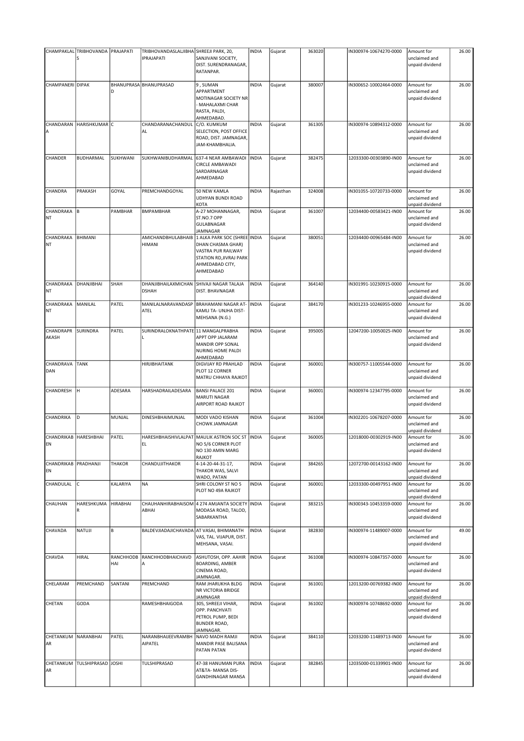| CHAMPAKLAL | TRIBHOVANDAS | PRAJAPATI | TRIBHOVANDASLALJIBHAIPRAJAPATI | SHREEJI PARK, 20, SANJIVANI SOCIETY, DIST. SURENDRANAGAR, RATANPAR. | INDIA | Gujarat | 363020 | | IN300974-10674270-0000 | Amount for unclaimed and unpaid dividend | 26.00 |
|---|---|---|---|---|---|---|---|---|---|---|---|
| CHAMPANERI | DIPAK | BHANUPRASAD | BHANUPRASAD | 9 , SUMAN APPARTMENT MOTINAGAR SOCIETY NR - MAHALAXMI CHAR RASTA, PALDI, AHMEDABAD. | INDIA | Gujarat | 380007 | | IN300652-10002464-0000 | Amount for unclaimed and unpaid dividend | 26.00 |
| CHANDARANA | HARISHKUMAR | C | CHANDARANACHANDULAL | C/O. KUMKUM SELECTION, POST OFFICE ROAD, DIST. JAMNAGAR, JAM-KHAMBHALIA. | INDIA | Gujarat | 361305 | | IN300974-10894312-0000 | Amount for unclaimed and unpaid dividend | 26.00 |
| CHANDER | BUDHARMAL | SUKHWANI | SUKHWANIBUDHARMAL | 637-4 NEAR AMBAWADI CIRCLE AMBAWADI SARDARNAGAR AHMEDABAD | INDIA | Gujarat | 382475 | | 12033300-00303890-IN00 | Amount for unclaimed and unpaid dividend | 26.00 |
| CHANDRA | PRAKASH | GOYAL | PREMCHANDGOYAL | 50 NEW KAMLA UDHYAN BUNDI ROAD KOTA | INDIA | Rajasthan | 324008 | | IN301055-10720733-0000 | Amount for unclaimed and unpaid dividend | 26.00 |
| CHANDRAKANT | B | PAMBHAR | BMPAMBHAR | A-27 MOHANNAGAR, ST.NO.7 OPP GULABNAGAR JAMNAGAR | INDIA | Gujarat | 361007 | | 12034400-00583421-IN00 | Amount for unclaimed and unpaid dividend | 26.00 |
| CHANDRAKANT | BHIMANI | | AMICHANDBHULABHAIBHIMANI | 1 ALKA PARK SOC (SHREE DHAN CHASMA GHAR) VASTRA PUR RAILWAY STATION RD,JIVRAJ PARK AHMEDABAD CITY, AHMEDABAD | INDIA | Gujarat | 380051 | | 12034400-00965484-IN00 | Amount for unclaimed and unpaid dividend | 26.00 |
| CHANDRAKANT | DHANJIBHAI | SHAH | DHANJIBHAILAXMICHANDSHAH | SHIVAJI NAGAR TALAJA DIST. BHAVNAGAR | INDIA | Gujarat | 364140 | | IN301991-10230915-0000 | Amount for unclaimed and unpaid dividend | 26.00 |
| CHANDRAKANT | MANILAL | PATEL | MANILALNARAVANDASPATEL | BRAHAMANI NAGAR AT-KAMLI TA- UNJHA DIST-MEHSANA (N.G.) | INDIA | Gujarat | 384170 | | IN301233-10246955-0000 | Amount for unclaimed and unpaid dividend | 26.00 |
| CHANDRAPRAKASH | SURINDRA | PATEL | SURINDRALOKNATHPATEL | 11 MANGALPRABHA APPT OPP JALARAM MANDIR OPP SONAL NURING HOME PALDI AHMEDABAD | INDIA | Gujarat | 395005 | | 12047200-10050025-IN00 | Amount for unclaimed and unpaid dividend | 26.00 |
| CHANDRAVADAN | TANK | | HIRJIBHAITANK | DIGVIJAY RD PRAHLAD PLOT 12 CORNER MATRU CHHAYA RAJKOT | INDIA | Gujarat | 360001 | | IN300757-11005544-0000 | Amount for unclaimed and unpaid dividend | 26.00 |
| CHANDRESH | H | ADESARA | HARSHADRAILADESARA | BANSI PALACE 201 MARUTI NAGAR AIRPORT ROAD RAJKOT | INDIA | Gujarat | 360001 | | IN300974-12347795-0000 | Amount for unclaimed and unpaid dividend | 26.00 |
| CHANDRIKA | D | MUNJAL | DINESHBHAIMUNJAL | MODI VADO KISHAN CHOWK JAMNAGAR | INDIA | Gujarat | 361004 | | IN302201-10678207-0000 | Amount for unclaimed and unpaid dividend | 26.00 |
| CHANDRIKABEN | HARESHBHAI | PATEL | HARESHBHAISHIVLALPATEL | MAULIK ASTRON SOC ST NO 5/6 CORNER PLOT NO 130 AMIN MARG RAJKOT | INDIA | Gujarat | 360005 | | 12018000-00302919-IN00 | Amount for unclaimed and unpaid dividend | 26.00 |
| CHANDRIKABEN | PRADHANJI | THAKOR | CHANDUJITHAKOR | 4-14-20-44-31-17, THAKOR WAS, SALVI WADO, PATAN | INDIA | Gujarat | 384265 | | 12072700-00143162-IN00 | Amount for unclaimed and unpaid dividend | 26.00 |
| CHANDULAL | C | KALARIYA | NA | SHRI COLONY ST NO 5 PLOT NO 49A RAJKOT | INDIA | Gujarat | 360001 | | 12033300-00497951-IN00 | Amount for unclaimed and unpaid dividend | 26.00 |
| CHAUHAN | HARESHKUMAR | HIRABHAI | CHAUHANHIRABHAISOMABHAI | 4 274 AMJANTA SOCIETY MODASA ROAD, TALOD, SABARKANTHA | INDIA | Gujarat | 383215 | | IN300343-10453359-0000 | Amount for unclaimed and unpaid dividend | 26.00 |
| CHAVADA | NATUJI | B | BALDEVJIADAJICHAVADA | AT VASAI, BHIMANATH VAS, TAL. VIJAPUR, DIST. MEHSANA, VASAI. | INDIA | Gujarat | 382830 | | IN300974-11489007-0000 | Amount for unclaimed and unpaid dividend | 49.00 |
| CHAVDA | HIRAL | RANCHHODBHAI | RANCHHODBHAICHAVDA | ASHUTOSH, OPP. AAHIR BOARDING, AMBER CINEMA ROAD, JAMNAGAR. | INDIA | Gujarat | 361008 | | IN300974-10847357-0000 | Amount for unclaimed and unpaid dividend | 26.00 |
| CHELARAM | PREMCHAND | SANTANI | PREMCHAND | RAM JHARUKHA BLDG NR VICTORIA BRIDGE JAMNAGAR | INDIA | Gujarat | 361001 | | 12013200-00769382-IN00 | Amount for unclaimed and unpaid dividend | 26.00 |
| CHETAN | GODA | | RAMESHBHAIGODA | 305, SHREEJI VIHAR, OPP. PANCHVATI PETROL PUMP, BEDI BUNDER ROAD, JAMNAGAR. | INDIA | Gujarat | 361002 | | IN300974-10748692-0000 | Amount for unclaimed and unpaid dividend | 26.00 |
| CHETANKUMAR | NARANBHAI | PATEL | NARANBHAIJEEVRAMBHAIPATEL | NAVO MADH RAMJI MANDIR PASE BALISANA PATAN PATAN | INDIA | Gujarat | 384110 | | 12033200-11489713-IN00 | Amount for unclaimed and unpaid dividend | 26.00 |
| CHETANKUMAR | TULSHIPRASAD | JOSHI | TULSHIPRASAD | 47-38 HANUMAN PURA AT&TA- MANSA DIS-GANDHINAGAR MANSA | INDIA | Gujarat | 382845 | | 12035000-01339901-IN00 | Amount for unclaimed and unpaid dividend | 26.00 |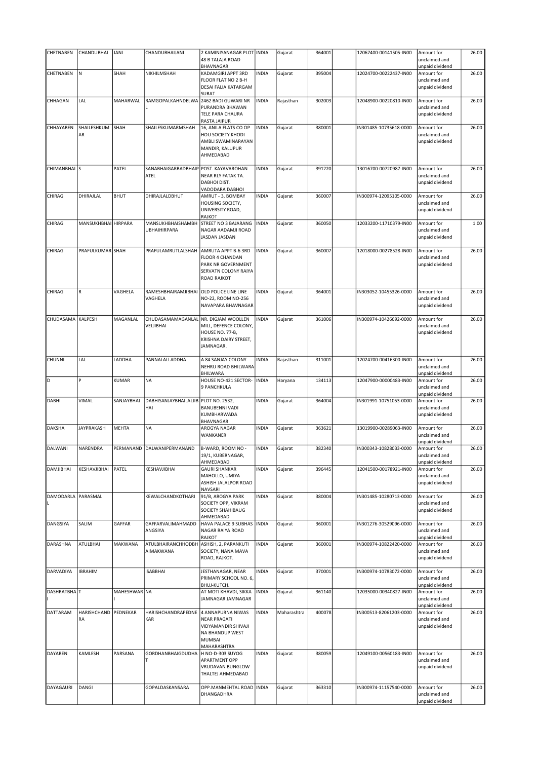| CHETNABEN | CHANDUBHAI | JANI | CHANDUBHAIJANI | 2 KAMINIYANAGAR PLOT 48 B TALAJA ROAD BHAVNAGAR | INDIA | Gujarat | 364001 | | 12067400-00141505-IN00 | Amount for unclaimed and unpaid dividend | 26.00 |
|---|---|---|---|---|---|---|---|---|---|---|---|
| CHETNABEN | N | SHAH | NIKHILMSHAH | KADAMGIRI APPT 3RD FLOOR FLAT NO 2 B-H DESAI FALIA KATARGAM SURAT | INDIA | Gujarat | 395004 | | 12024700-00222437-IN00 | Amount for unclaimed and unpaid dividend | 26.00 |
| CHHAGAN | LAL | MAHARWAL | RAMGOPALKAHNDELWAL | 2462 BADI GUWARI NR PURANDRA BHAWAN TELE PARA CHAURA RASTA JAIPUR | INDIA | Rajasthan | 302003 | | 12048900-00220810-IN00 | Amount for unclaimed and unpaid dividend | 26.00 |
| CHHAYABEN | SHAILESHKUMAR | SHAH | SHAILESKUMARMSHAH | 16, ANILA FLATS CO OP HOU SOCIETY KHODI AMBLI SWAMINARAYAN MANDIR, KALUPUR AHMEDABAD | INDIA | Gujarat | 380001 | | IN301485-10735618-0000 | Amount for unclaimed and unpaid dividend | 26.00 |
| CHIMANBHAI | S | PATEL | SANABHAIGARBADBHAIPATEL | POST. KAYAVAROHAN NEAR RLY FATAK TA. DABHOI DIST. VADODARA DABHOI | INDIA | Gujarat | 391220 | | 13016700-00720987-IN00 | Amount for unclaimed and unpaid dividend | 26.00 |
| CHIRAG | DHIRAJLAL | BHUT | DHIRAJLALDBHUT | AMRUT - 3, BOMBAY HOUSING SOCIETY, UNIVERSITY ROAD, RAJKOT | INDIA | Gujarat | 360007 | | IN300974-12095105-0000 | Amount for unclaimed and unpaid dividend | 26.00 |
| CHIRAG | MANSUKHBHAI | HIRPARA | MANSUKHBHAISHAMBHUBHAIHIRPARA | STREET NO 3 BAJARANG NAGAR AADAMJI ROAD JASDAN JASDAN | INDIA | Gujarat | 360050 | | 12033200-11710379-IN00 | Amount for unclaimed and unpaid dividend | 1.00 |
| CHIRAG | PRAFULKUMAR | SHAH | PRAFULAMRUTLALSHAH | AMRUTA APPT B-6 3RD FLOOR 4 CHANDAN PARK NR GOVERNMENT SERVATN COLONY RAIYA ROAD RAJKOT | INDIA | Gujarat | 360007 | | 12018000-00278528-IN00 | Amount for unclaimed and unpaid dividend | 26.00 |
| CHIRAG | R | VAGHELA | RAMESHBHAIRAMJIBHAIVAGHELA | OLD POLICE LINE LINE NO-22, ROOM NO-256 NAVAPARA BHAVNAGAR | INDIA | Gujarat | 364001 | | IN303052-10455326-0000 | Amount for unclaimed and unpaid dividend | 26.00 |
| CHUDASAMA | KALPESH | MAGANLAL | CHUDASAMAMAGANLALVELJIBHAI | NR. DIGJAM WOOLLEN MILL, DEFENCE COLONY, HOUSE NO. 77-B, KRISHNA DAIRY STREET, JAMNAGAR. | INDIA | Gujarat | 361006 | | IN300974-10426692-0000 | Amount for unclaimed and unpaid dividend | 26.00 |
| CHUNNI | LAL | LADDHA | PANNALALLADDHA | A 84 SANJAY COLONY NEHRU ROAD BHILWARA BHILWARA | INDIA | Rajasthan | 311001 | | 12024700-00416300-IN00 | Amount for unclaimed and unpaid dividend | 26.00 |
| D | P | KUMAR | NA | HOUSE NO-421 SECTOR-9 PANCHKULA | INDIA | Haryana | 134113 | | 12047900-00000483-IN00 | Amount for unclaimed and unpaid dividend | 26.00 |
| DABHI | VIMAL | SANJAYBHAI | DABHISANJAYBHAILALJIBHAI | PLOT NO. 2532, BANUBENNI VADI KUMBHARWADA BHAVNAGAR | INDIA | Gujarat | 364004 | | IN301991-10751053-0000 | Amount for unclaimed and unpaid dividend | 26.00 |
| DAKSHA | JAYPRAKASH | MEHTA | NA | AROGYA NAGAR WANKANER | INDIA | Gujarat | 363621 | | 13019900-00289063-IN00 | Amount for unclaimed and unpaid dividend | 26.00 |
| DALWANI | NARENDRA | PERMANAND | DALWANIPERMANAND | B-WARD, ROOM NO - 19/1, KUBERNAGAR, AHMEDABAD. | INDIA | Gujarat | 382340 | | IN300343-10828033-0000 | Amount for unclaimed and unpaid dividend | 26.00 |
| DAMJIBHAI | KESHAVJIBHAI | PATEL | KESHAVJIBHAI | GAURI SHANKAR MAHOLLO, UMIYA ASHISH JALALPOR ROAD NAVSARI | INDIA | Gujarat | 396445 | | 12041500-00178921-IN00 | Amount for unclaimed and unpaid dividend | 26.00 |
| DAMODARLAL | PARASMAL | | KEWALCHANDKOTHARI | 91/B, AROGYA PARK SOCIETY OPP, VIKRAM SOCIETY SHAHIBAUG AHMEDABAD | INDIA | Gujarat | 380004 | | IN301485-10280713-0000 | Amount for unclaimed and unpaid dividend | 26.00 |
| DANGSIYA | SALIM | GAFFAR | GAFFARVALIMAHMADDANGSIYA | HAVA PALACE 9 SUBHAS NAGAR RAIYA ROAD RAJKOT | INDIA | Gujarat | 360001 | | IN301276-30529096-0000 | Amount for unclaimed and unpaid dividend | 26.00 |
| DARASHNA | ATULBHAI | MAKWANA | ATULBHAIRANCHHODBHAIMAKWANA | ASHISH, 2, PARANKUTI SOCIETY, NANA MAVA ROAD, RAJKOT. | INDIA | Gujarat | 360001 | | IN300974-10822420-0000 | Amount for unclaimed and unpaid dividend | 26.00 |
| DARVADIYA | IBRAHIM | | ISABBHAI | JESTHANAGAR, NEAR PRIMARY SCHOOL NO. 6, BHUJ-KUTCH. | INDIA | Gujarat | 370001 | | IN300974-10783072-0000 | Amount for unclaimed and unpaid dividend | 26.00 |
| DASHRATBHAI | T | MAHESHWARI | NA | AT MOTI KHAVDI, SIKKA JAMNAGAR JAMNAGAR | INDIA | Gujarat | 361140 | | 12035000-00340827-IN00 | Amount for unclaimed and unpaid dividend | 26.00 |
| DATTARAM | HARISHCHANDRA | PEDNEKAR | HARISHCHANDRAPEDNEKAR | 4 ANNAPURNA NIWAS NEAR PRAGATI VIDYAMANDIR SHIVAJI NA BHANDUP WEST MUMBAI MAHARASHTRA | INDIA | Maharashtra | 400078 | | IN300513-82061203-0000 | Amount for unclaimed and unpaid dividend | 26.00 |
| DAYABEN | KAMLESH | PARSANA | GORDHANBHAIGDUDHAT | H NO-D-303 SUYOG APARTMENT OPP VRUDAVAN BUNGLOW THALTEJ AHMEDABAD | INDIA | Gujarat | 380059 | | 12049100-00560183-IN00 | Amount for unclaimed and unpaid dividend | 26.00 |
| DAYAGAURI | DANGI | | GOPALDASKANSARA | OPP.MANMEHTAL ROAD DHANGADHRA | INDIA | Gujarat | 363310 | | IN300974-11157540-0000 | Amount for unclaimed and unpaid dividend | 26.00 |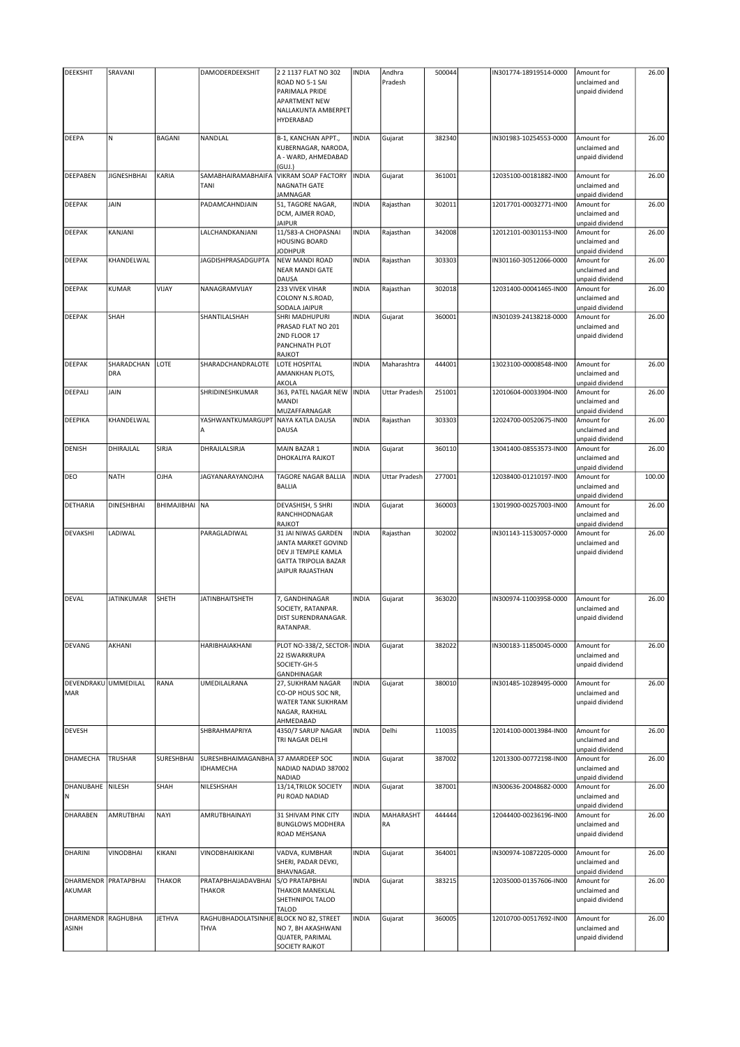| DEEKSHIT | SRAVANI | | DAMODERDEEKSHIT | 2 2 1137 FLAT NO 302 ROAD NO 5-1 SAI PARIMALA PRIDE APARTMENT NEW NALLAKUNTA AMBERPET HYDERABAD | INDIA | Andhra Pradesh | 500044 | | IN301774-18919514-0000 | Amount for unclaimed and unpaid dividend | 26.00 |
|---|---|---|---|---|---|---|---|---|---|---|---|
| DEEPA | N | BAGANI | NANDLAL | B-1, KANCHAN APPT., KUBERNAGAR, NARODA, A - WARD, AHMEDABAD (GUJ.) | INDIA | Gujarat | 382340 | | IN301983-10254553-0000 | Amount for unclaimed and unpaid dividend | 26.00 |
| DEEPABEN | JIGNESHBHAI | KARIA | SAMABHAIRAMABHAIFATANI | VIKRAM SOAP FACTORY NAGNATH GATE JAMNAGAR | INDIA | Gujarat | 361001 | | 12035100-00181882-IN00 | Amount for unclaimed and unpaid dividend | 26.00 |
| DEEPAK | JAIN | | PADAMCAHNDJAIN | 51, TAGORE NAGAR, DCM, AJMER ROAD, JAIPUR | INDIA | Rajasthan | 302011 | | 12017701-00032771-IN00 | Amount for unclaimed and unpaid dividend | 26.00 |
| DEEPAK | KANJANI | | LALCHANDKANJANI | 11/583-A CHOPASNAI HOUSING BOARD JODHPUR | INDIA | Rajasthan | 342008 | | 12012101-00301153-IN00 | Amount for unclaimed and unpaid dividend | 26.00 |
| DEEPAK | KHANDELWAL | | JAGDISHPRASADGUPTA | NEW MANDI ROAD NEAR MANDI GATE DAUSA | INDIA | Rajasthan | 303303 | | IN301160-30512066-0000 | Amount for unclaimed and unpaid dividend | 26.00 |
| DEEPAK | KUMAR | VIJAY | NANAGRAMVIJAY | 233 VIVEK VIHAR COLONY N.S.ROAD, SODALA JAIPUR | INDIA | Rajasthan | 302018 | | 12031400-00041465-IN00 | Amount for unclaimed and unpaid dividend | 26.00 |
| DEEPAK | SHAH | | SHANTILALSHAH | SHRI MADHUPURI PRASAD FLAT NO 201 2ND FLOOR 17 PANCHNATH PLOT RAJKOT | INDIA | Gujarat | 360001 | | IN301039-24138218-0000 | Amount for unclaimed and unpaid dividend | 26.00 |
| DEEPAK | SHARADCHANDRA | LOTE | SHARADCHANDRALOTE | LOTE HOSPITAL AMANKHAN PLOTS, AKOLA | INDIA | Maharashtra | 444001 | | 13023100-00008548-IN00 | Amount for unclaimed and unpaid dividend | 26.00 |
| DEEPALI | JAIN | | SHRIDINESHKUMAR | 363, PATEL NAGAR NEW MANDI MUZAFFARNAGAR | INDIA | Uttar Pradesh | 251001 | | 12010604-00033904-IN00 | Amount for unclaimed and unpaid dividend | 26.00 |
| DEEPIKA | KHANDELWAL | | YASHWANTKUMARGUPTA | NAYA KATLA DAUSA DAUSA | INDIA | Rajasthan | 303303 | | 12024700-00520675-IN00 | Amount for unclaimed and unpaid dividend | 26.00 |
| DENISH | DHIRAJLAL | SIRJA | DHRAJLALSIRJA | MAIN BAZAR 1 DHOKALIYA RAJKOT | INDIA | Gujarat | 360110 | | 13041400-08553573-IN00 | Amount for unclaimed and unpaid dividend | 26.00 |
| DEO | NATH | OJHA | JAGYANARAYANOJHA | TAGORE NAGAR BALLIA BALLIA | INDIA | Uttar Pradesh | 277001 | | 12038400-01210197-IN00 | Amount for unclaimed and unpaid dividend | 100.00 |
| DETHARIA | DINESHBHAI | BHIMAJIBHAI | NA | DEVASHISH, 5 SHRI RANCHHODNAGAR RAJKOT | INDIA | Gujarat | 360003 | | 13019900-00257003-IN00 | Amount for unclaimed and unpaid dividend | 26.00 |
| DEVAKSHI | LADIWAL | | PARAGLADIWAL | 31 JAI NIWAS GARDEN JANTA MARKET GOVIND DEV JI TEMPLE KAMLA GATTA TRIPOLIA BAZAR JAIPUR RAJASTHAN | INDIA | Rajasthan | 302002 | | IN301143-11530057-0000 | Amount for unclaimed and unpaid dividend | 26.00 |
| DEVAL | JATINKUMAR | SHETH | JATINBHAITSHETH | 7, GANDHINAGAR SOCIETY, RATANPAR. DIST SURENDRANAGAR. RATANPAR. | INDIA | Gujarat | 363020 | | IN300974-11003958-0000 | Amount for unclaimed and unpaid dividend | 26.00 |
| DEVANG | AKHANI | | HARIBHAIAKHANI | PLOT NO-338/2, SECTOR-22 ISWARKRUPA SOCIETY-GH-5 GANDHINAGAR | INDIA | Gujarat | 382022 | | IN300183-11850045-0000 | Amount for unclaimed and unpaid dividend | 26.00 |
| DEVENDRAKUMAR | UMMEDILAL | RANA | UMEDILALRANA | 27, SUKHRAM NAGAR CO-OP HOUS SOC NR, WATER TANK SUKHRAM NAGAR, RAKHIAL AHMEDABAD | INDIA | Gujarat | 380010 | | IN301485-10289495-0000 | Amount for unclaimed and unpaid dividend | 26.00 |
| DEVESH | | | SHBRAHMAPRIYA | 4350/7 SARUP NAGAR TRI NAGAR DELHI | INDIA | Delhi | 110035 | | 12014100-00013984-IN00 | Amount for unclaimed and unpaid dividend | 26.00 |
| DHAMECHA | TRUSHAR | SURESHBHAI | SURESHBHAIMAGANBHAIDHAMECHA | 37 AMARDEEP SOC NADIAD NADIAD 387002 NADIAD | INDIA | Gujarat | 387002 | | 12013300-00772198-IN00 | Amount for unclaimed and unpaid dividend | 26.00 |
| DHANUBAHEN | NILESH | SHAH | NILESHSHAH | 13/14,TRILOK SOCIETY PIJ ROAD NADIAD | INDIA | Gujarat | 387001 | | IN300636-20048682-0000 | Amount for unclaimed and unpaid dividend | 26.00 |
| DHARABEN | AMRUTBHAI | NAYI | AMRUTBHAINAYI | 31 SHIVAM PINK CITY BUNGLOWS MODHERA ROAD MEHSANA | INDIA | MAHARASHTRA | 444444 | | 12044400-00236196-IN00 | Amount for unclaimed and unpaid dividend | 26.00 |
| DHARINI | VINODBHAI | KIKANI | VINODBHAIKIKANI | VADVA, KUMBHAR SHERI, PADAR DEVKI, BHAVNAGAR. | INDIA | Gujarat | 364001 | | IN300974-10872205-0000 | Amount for unclaimed and unpaid dividend | 26.00 |
| DHARMENDRAKUMAR | PRATAPBHAI | THAKOR | PRATAPBHAIJADAVBHAITHAKOR | S/O PRATAPBHAI THAKOR MANEKLAL SHETHNIPOL TALOD TALOD | INDIA | Gujarat | 383215 | | 12035000-01357606-IN00 | Amount for unclaimed and unpaid dividend | 26.00 |
| DHARMENDRASINH | RAGHUBHA | JETHVA | RAGHUBHADOLATSINHJETHVA | BLOCK NO 82, STREET NO 7, BH AKASHWANI QUATER, PARIMAL SOCIETY RAJKOT | INDIA | Gujarat | 360005 | | 12010700-00517692-IN00 | Amount for unclaimed and unpaid dividend | 26.00 |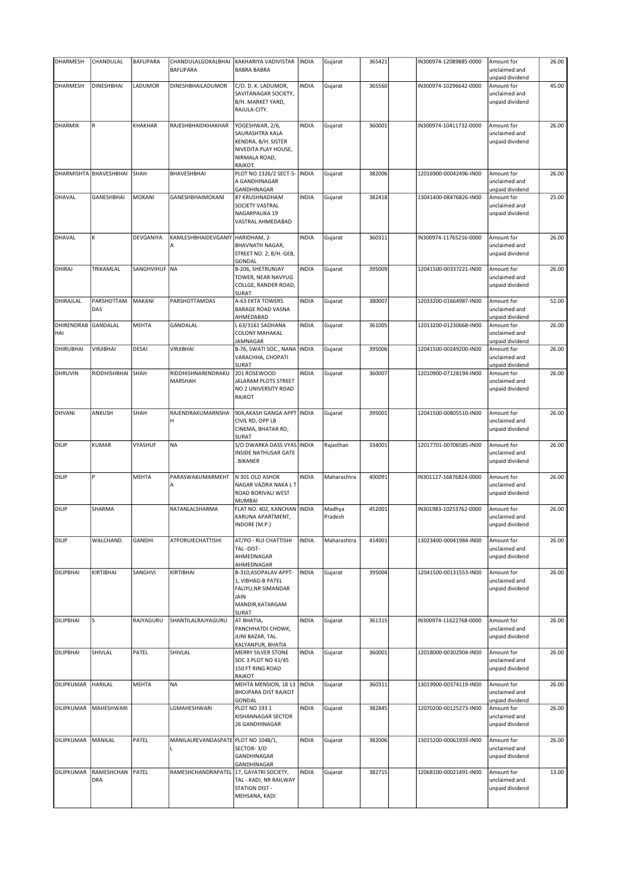| DHARMESH | CHANDULAL | BAFLIPARA | CHANDULALGOKALBHAI BAFLIPARA | KAKHARIYA VADIVISTAR BABRA BABRA | INDIA | Gujarat | 365421 | | IN300974-12089885-0000 | Amount for unclaimed and unpaid dividend | 26.00 |
|---|---|---|---|---|---|---|---|---|---|---|---|
| DHARMESH | DINESHBHAI | LADUMOR | DINESHBHAILADUMOR | C/O. D. K. LADUMOR, SAVITANAGAR SOCIETY, B/H. MARKET YARD, RAJULA-CITY. | INDIA | Gujarat | 365560 | | IN300974-10296642-0000 | Amount for unclaimed and unpaid dividend | 45.00 |
| DHARMIK | R | KHAKHAR | RAJESHBHAIDKHAKHAR | YOGESHWAR, 2/6, SAURASHTRA KALA KENDRA, B/H. SISTER NIVEDITA PLAY HOUSE, NIRMALA ROAD, RAJKOT. | INDIA | Gujarat | 360001 | | IN300974-10411732-0000 | Amount for unclaimed and unpaid dividend | 26.00 |
| DHARMISHTA | BHAVESHBHAI | SHAH | BHAVESHBHAI | PLOT NO.1326/2 SECT-5-A GANDHINAGAR GANDHINAGAR | INDIA | Gujarat | 382006 | | 12016900-00042496-IN00 | Amount for unclaimed and unpaid dividend | 26.00 |
| DHAVAL | GANESHBHAI | MOKANI | GANESHBHAIMOKANI | 87 KRUSHNADHAM SOCIETY VASTRAL NAGARPALIKA 19 VASTRAL AHMEDABAD | INDIA | Gujarat | 382418 | | 13041400-08476826-IN00 | Amount for unclaimed and unpaid dividend | 25.00 |
| DHAVAL | K | DEVGANIYA | KAMLESHBHAIDEVGANIYA | HARIDHAM, 2-BHAVNATH NAGAR, STREET NO. 2, B/H. GEB, GONDAL | INDIA | Gujarat | 360311 | | IN300974-11765216-0000 | Amount for unclaimed and unpaid dividend | 26.00 |
| DHIRAJ | TRIKAMLAL | SANGHVIHUF | NA | B-206, SHETRUNJAY TOWER, NEAR NAVYUG COLLGE, RANDER ROAD, SURAT | INDIA | Gujarat | 395009 | | 12041500-00337221-IN00 | Amount for unclaimed and unpaid dividend | 26.00 |
| DHIRAJLAL | PARSHOTTAM DAS | MAKANI | PARSHOTTAMDAS | A-63 EKTA TOWERS BARAGE ROAD VASNA AHMEDABAD | INDIA | Gujarat | 380007 | | 12033200-01664987-IN00 | Amount for unclaimed and unpaid dividend | 52.00 |
| DHIRENDRAB HAI | GANDALAL | MEHTA | GANDALAL | L 63/3161 SADHANA COLONY MAHAKAL JAMNAGAR | INDIA | Gujarat | 361005 | | 12013200-01230668-IN00 | Amount for unclaimed and unpaid dividend | 26.00 |
| DHIRUBHAI | VIRJIBHAI | DESAI | VIRJIBHAI | B-76, SWATI SOC., NANA VARACHHA, CHOPATI SURAT | INDIA | Gujarat | 395006 | | 12041500-00249200-IN00 | Amount for unclaimed and unpaid dividend | 26.00 |
| DHRUVIN | RIDDHISHBHAI | SHAH | RIDDHISHNARENDRAKUMARSHAH | 201 ROSEWOOD JALARAM PLOTS STREET NO 2 UNIVERSITY ROAD RAJKOT | INDIA | Gujarat | 360007 | | 12010900-07128194-IN00 | Amount for unclaimed and unpaid dividend | 26.00 |
| DHVANI | ANKUSH | SHAH | RAJENDRAKUMARNSHAH | 904,AKASH GANGA APPT CIVIL RD, OPP LB CINEMA, BHATAR RD, SURAT | INDIA | Gujarat | 395001 | | 12041500-00805510-IN00 | Amount for unclaimed and unpaid dividend | 26.00 |
| DILIP | KUMAR | VYASHUF | NA | S/O DWARKA DASS VYAS INSIDE NATHUSAR GATE . BIKANER | INDIA | Rajasthan | 334001 | | 12017701-00706585-IN00 | Amount for unclaimed and unpaid dividend | 26.00 |
| DILIP | P | MEHTA | PARASWAKUMARMEHTA | N 301 OLD ASHOK NAGAR VAZIRA NAKA L T ROAD BORIVALI WEST MUMBAI | INDIA | Maharashtra | 400091 | | IN301127-16876824-0000 | Amount for unclaimed and unpaid dividend | 26.00 |
| DILIP | SHARMA | | RATANLALSHARMA | FLAT NO. 402, KANCHAN KARUNA APARTMENT, INDORE (M.P.) | INDIA | Madhya Pradesh | 452001 | | IN301983-10253762-0000 | Amount for unclaimed and unpaid dividend | 26.00 |
| DILIP | WALCHAND | GANDHI | ATPORUIECHATTISHI | AT/PO - RUI CHATTISHI TAL -DIST-AHMEDNAGAR AHMEDNAGAR | INDIA | Maharashtra | 414001 | | 13023400-00041984-IN00 | Amount for unclaimed and unpaid dividend | 26.00 |
| DILIPBHAI | KIRTIBHAI | SANGHVI | KIRTIBHAI | B-310,ASOPALAV APPT-1, VIBHAG-B PATEL FALIYU,NR SIMANDAR JAIN MANDIR,KATARGAM SURAT | INDIA | Gujarat | 395004 | | 12041500-00131553-IN00 | Amount for unclaimed and unpaid dividend | 26.00 |
| DILIPBHAI | S | RAJYAGURU | SHANTILALRAJYAGURU | AT BHATIA, PANCHHATDI CHOWK, JUNI BAZAR, TAL. KALYANPUR, BHATIA | INDIA | Gujarat | 361315 | | IN300974-11622768-0000 | Amount for unclaimed and unpaid dividend | 26.00 |
| DILIPBHAI | SHIVLAL | PATEL | SHIVLAL | MERRY SILVER STONE SOC 3 PLOT NO 41/45 150 FT RING ROAD RAJKOT | INDIA | Gujarat | 360001 | | 12018000-00302904-IN00 | Amount for unclaimed and unpaid dividend | 26.00 |
| DILIPKUMAR | HARILAL | MEHTA | NA | MEHTA MENSION, 18 13 BHOJPARA DIST RAJKOT GONDAL | INDIA | Gujarat | 360311 | | 13019900-00374119-IN00 | Amount for unclaimed and unpaid dividend | 26.00 |
| DILIPKUMAR | MAHESHWARI | | LGMAHESHWARI | PLOT NO 193 1 KISHANNAGAR SECTOR 26 GANDHINAGAR | INDIA | Gujarat | 382845 | | 12070200-00125273-IN00 | Amount for unclaimed and unpaid dividend | 26.00 |
| DILIPKUMAR | MANILAL | PATEL | MANILALREVANDASPATEL | PLOT NO 1048/1, SECTOR- 3/D GANDHINAGAR GANDHINAGAR | INDIA | Gujarat | 382006 | | 13015200-00061939-IN00 | Amount for unclaimed and unpaid dividend | 26.00 |
| DILIPKUMAR | RAMESHCHANDRA | PATEL | RAMESHCHANDRAPATEL | 17, GAYATRI SOCIETY, TAL - KADI, NR RAILWAY STATION DIST - MEHSANA, KADI | INDIA | Gujarat | 382715 | | 12068100-00021491-IN00 | Amount for unclaimed and unpaid dividend | 13.00 |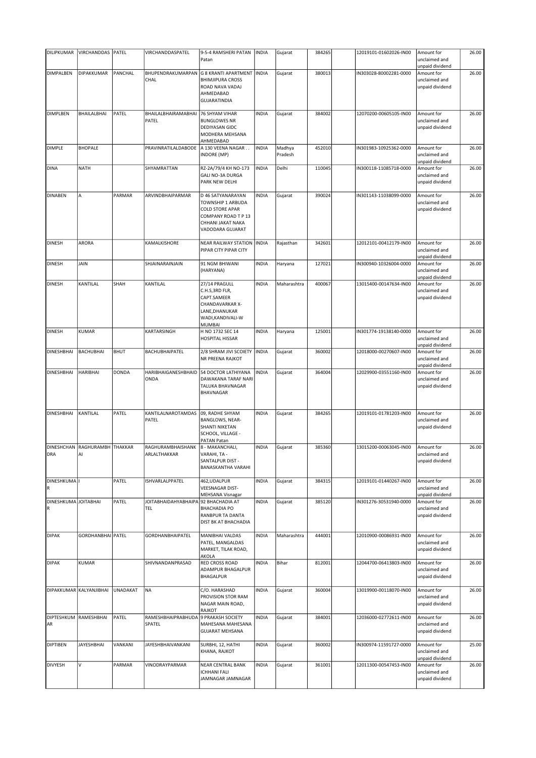| DILIPKUMAR | VIRCHANDDAS | PATEL | VIRCHANDDASPATEL | 9-5-4 RAMSHERI PATAN Patan | INDIA | Gujarat | 384265 | | 12019101-01602026-IN00 | Amount for unclaimed and unpaid dividend | 26.00 |
|---|---|---|---|---|---|---|---|---|---|---|---|
| DIMPALBEN | DIPAKKUMAR | PANCHAL | BHUPENDRAKUMARPAN CHAL | G 8 KRANTI APARTMENT BHIMJIPURA CROSS ROAD NAVA VADAJ AHMEDABAD GUJARATINDIA | INDIA | Gujarat | 380013 | | IN303028-80002281-0000 | Amount for unclaimed and unpaid dividend | 26.00 |
| DIMPLBEN | BHAILALBHAI | PATEL | BHAILALBHAIRAMABHAI PATEL | 76 SHYAM VIHAR BUNGLOWES NR DEDIYASAN GIDC MODHERA MEHSANA AHMEDABAD | INDIA | Gujarat | 384002 | | 12070200-00605105-IN00 | Amount for unclaimed and unpaid dividend | 26.00 |
| DIMPLE | BHOPALE | | PRAVINRATILALDABODE | A 130 VEENA NAGAR . . INDORE (MP) | INDIA | Madhya Pradesh | 452010 | | IN301983-10925362-0000 | Amount for unclaimed and unpaid dividend | 26.00 |
| DINA | NATH | | SHYAMRATTAN | RZ-2A/79/4 KH NO-173 GALI NO-3A DURGA PARK NEW DELHI | INDIA | Delhi | 110045 | | IN300118-11085718-0000 | Amount for unclaimed and unpaid dividend | 26.00 |
| DINABEN | A | PARMAR | ARVINDBHAIPARMAR | D 46 SATYANARAYAN TOWNSHIP 1 ARBUDA COLD STORE APAR COMPANY ROAD T P 13 CHHANI JAKAT NAKA VADODARA GUJARAT | INDIA | Gujarat | 390024 | | IN301143-11038099-0000 | Amount for unclaimed and unpaid dividend | 26.00 |
| DINESH | ARORA | | KAMALKISHORE | NEAR RAILWAY STATION PIPAR CITY PIPAR CITY | INDIA | Rajasthan | 342601 | | 12012101-00412179-IN00 | Amount for unclaimed and unpaid dividend | 26.00 |
| DINESH | JAIN | | SHJAINARAINJAIN | 91 NGM BHIWANI (HARYANA) | INDIA | Haryana | 127021 | | IN300940-10326004-0000 | Amount for unclaimed and unpaid dividend | 26.00 |
| DINESH | KANTILAL | SHAH | KANTILAL | 27/14 PRAGULL C.H.S,3RD FLR, CAPT.SAMEER CHANDAVARKAR X-LANE,DHANUKAR WADI,KANDIVALI-W MUMBAI | INDIA | Maharashtra | 400067 | | 13015400-00147634-IN00 | Amount for unclaimed and unpaid dividend | 26.00 |
| DINESH | KUMAR | | KARTARSINGH | H NO 1732 SEC 14 HOSPITAL HISSAR | INDIA | Haryana | 125001 | | IN301774-19138140-0000 | Amount for unclaimed and unpaid dividend | 26.00 |
| DINESHBHAI | BACHUBHAI | BHUT | BACHUBHAIPATEL | 2/8 SHRAM JIVI SCOIETY NR PREENA RAJKOT | INDIA | Gujarat | 360002 | | 12018000-00270607-IN00 | Amount for unclaimed and unpaid dividend | 26.00 |
| DINESHBHAI | HARIBHAI | DONDA | HARIBHAIGANESHBHAID ONDA | 54 DOCTOR LATHIYANA DAWAKANA TARAF NARI TALUKA BHAVNAGAR BHAVNAGAR | INDIA | Gujarat | 364004 | | 12029900-03551160-IN00 | Amount for unclaimed and unpaid dividend | 26.00 |
| DINESHBHAI | KANTILAL | PATEL | KANTILALNAROTAMDAS PATEL | 09, RADHE SHYAM BANGLOWS, NEAR-SHANTI NIKETAN SCHOOL, VILLAGE - PATAN Patan | INDIA | Gujarat | 384265 | | 12019101-01781203-IN00 | Amount for unclaimed and unpaid dividend | 26.00 |
| DINESHCHAN DRA | RAGHURAMBH AI | THAKKAR | RAGHURAMBHAISHANK ARLALTHAKKAR | 8 - MAKANCHALI, VARAHI, TA - SANTALPUR DIST - BANASKANTHA VARAHI | INDIA | Gujarat | 385360 | | 13015200-00063045-IN00 | Amount for unclaimed and unpaid dividend | 26.00 |
| DINESHKUMA R | I | PATEL | ISHVARLALPPATEL | 462,UDALPUR VEESNAGAR DIST-MEHSANA Visnagar | INDIA | Gujarat | 384315 | | 12019101-01440267-IN00 | Amount for unclaimed and unpaid dividend | 26.00 |
| DINESHKUMA R | JOITABHAI | PATEL | JOITABHAIDAHYABHAIPA TEL | 92 BHACHADIA AT BHACHADIA PO RANBPUR TA DANTA DIST BK AT BHACHADIA | INDIA | Gujarat | 385120 | | IN301276-30531940-0000 | Amount for unclaimed and unpaid dividend | 26.00 |
| DIPAK | GORDHANBHAI | PATEL | GORDHANBHAIPATEL | MANIBHAI VALDAS PATEL, MANGALDAS MARKET, TILAK ROAD, AKOLA | INDIA | Maharashtra | 444001 | | 12010900-00086931-IN00 | Amount for unclaimed and unpaid dividend | 26.00 |
| DIPAK | KUMAR | | SHIVNANDANPRASAD | RED CROSS ROAD ADAMPUR BHAGALPUR BHAGALPUR | INDIA | Bihar | 812001 | | 12044700-06413803-IN00 | Amount for unclaimed and unpaid dividend | 26.00 |
| DIPAKKUMAR | KALYANJIBHAI | UNADAKAT | NA | C/O. HARASHAD PROVISION STOR RAM NAGAR MAIN ROAD, RAJKOT | INDIA | Gujarat | 360004 | | 13019900-00118070-IN00 | Amount for unclaimed and unpaid dividend | 26.00 |
| DIPTESHKUM AR | RAMESHBHAI | PATEL | RAMESHBHAIPRABHUDA SPATEL | 9 PRAKASH SOCIETY MAHESANA MAHESANA GUJARAT MEHSANA | INDIA | Gujarat | 384001 | | 12036000-02772611-IN00 | Amount for unclaimed and unpaid dividend | 26.00 |
| DIPTIBEN | JAYESHBHAI | VANKANI | JAYESHBHAIVANKANI | SURBHI, 12, HATHI KHANA, RAJKOT | INDIA | Gujarat | 360002 | | IN300974-11591727-0000 | Amount for unclaimed and unpaid dividend | 25.00 |
| DIVYESH | V | PARMAR | VINODRAYPARMAR | NEAR CENTRAL BANK ICHHANI FALI JAMNAGAR JAMNAGAR | INDIA | Gujarat | 361001 | | 12011300-00547453-IN00 | Amount for unclaimed and unpaid dividend | 26.00 |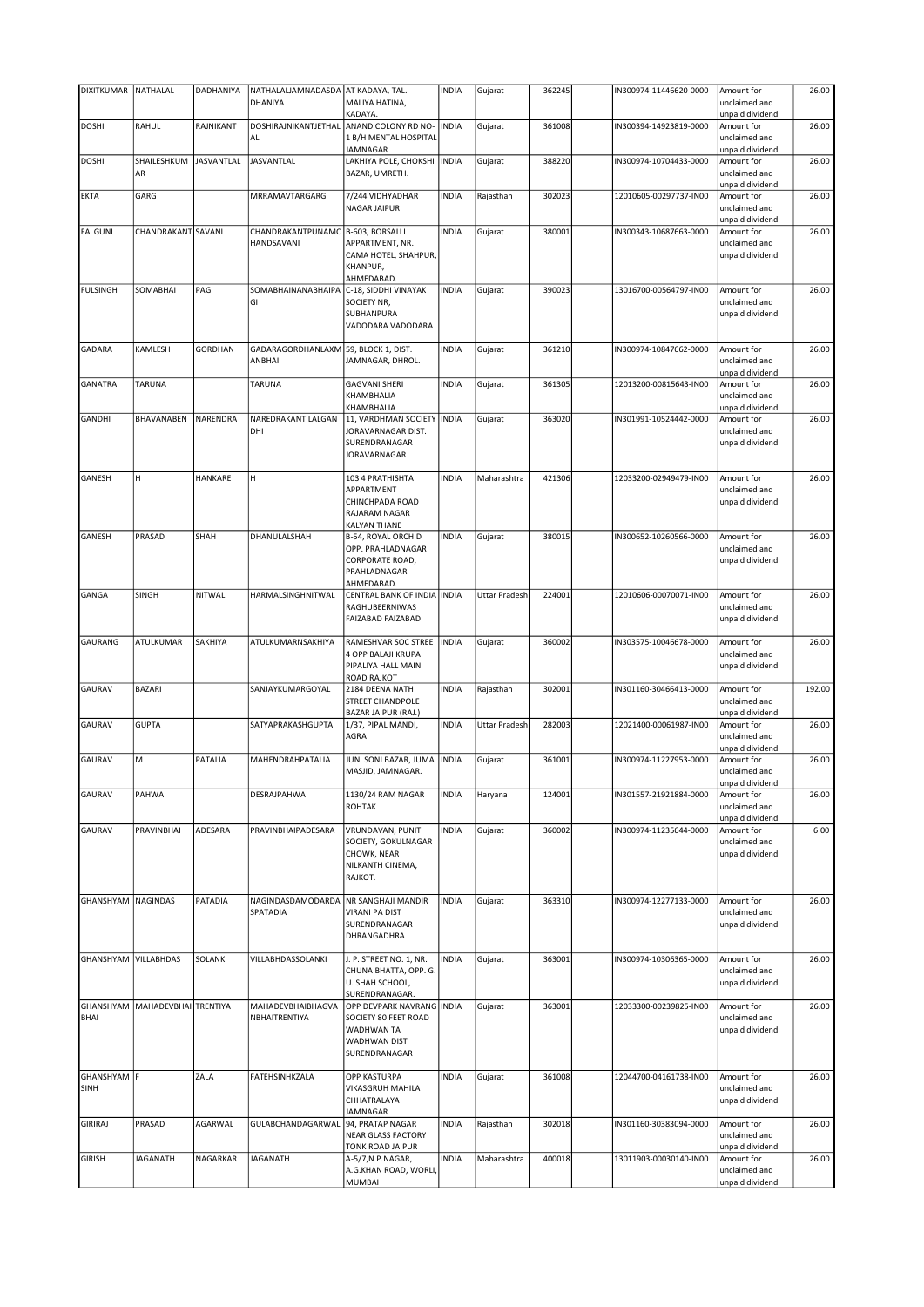| DIXITKUMAR | NATHALAL | DADHANIYA | NATHALALJAMNADASDA DHANIYA | AT KADAYA, TAL. MALIYA HATINA, KADAYA. | INDIA | Gujarat | 362245 | | IN300974-11446620-0000 | Amount for unclaimed and unpaid dividend | 26.00 |
|---|---|---|---|---|---|---|---|---|---|---|---|
| DOSHI | RAHUL | RAJNIKANT | DOSHIRAJNIKANTJETHAL AL | ANAND COLONY RD NO-1 B/H MENTAL HOSPITAL JAMNAGAR | INDIA | Gujarat | 361008 | | IN300394-14923819-0000 | Amount for unclaimed and unpaid dividend | 26.00 |
| DOSHI | SHAILESHKUM AR | JASVANTLAL | JASVANTLAL | LAKHIYA POLE, CHOKSHI BAZAR, UMRETH. | INDIA | Gujarat | 388220 | | IN300974-10704433-0000 | Amount for unclaimed and unpaid dividend | 26.00 |
| EKTA | GARG | | MRRAMAVTARGARG | 7/244 VIDHYADHAR NAGAR JAIPUR | INDIA | Rajasthan | 302023 | | 12010605-00297737-IN00 | Amount for unclaimed and unpaid dividend | 26.00 |
| FALGUNI | CHANDRAKANT | SAVANI | CHANDRAKANTPUNAMC HANDSAVANI | B-603, BORSALLI APPARTMENT, NR. CAMA HOTEL, SHAHPUR, KHANPUR, AHMEDABAD. | INDIA | Gujarat | 380001 | | IN300343-10687663-0000 | Amount for unclaimed and unpaid dividend | 26.00 |
| FULSINGH | SOMABHAI | PAGI | SOMABHAINANABHAIPA GI | C-18, SIDDHI VINAYAK SOCIETY NR, SUBHANPURA VADODARA VADODARA | INDIA | Gujarat | 390023 | | 13016700-00564797-IN00 | Amount for unclaimed and unpaid dividend | 26.00 |
| GADARA | KAMLESH | GORDHAN | GADARAGORDHANLAXM ANBHAI | 59, BLOCK 1, DIST. JAMNAGAR, DHROL. | INDIA | Gujarat | 361210 | | IN300974-10847662-0000 | Amount for unclaimed and unpaid dividend | 26.00 |
| GANATRA | TARUNA | | TARUNA | GAGVANI SHERI KHAMBHALIA KHAMBHALIA | INDIA | Gujarat | 361305 | | 12013200-00815643-IN00 | Amount for unclaimed and unpaid dividend | 26.00 |
| GANDHI | BHAVANABEN | NARENDRA | NAREDRAKANTILALGAN DHI | 11, VARDHMAN SOCIETY JORAVARNAGAR DIST. SURENDRANAGAR JORAVARNAGAR | INDIA | Gujarat | 363020 | | IN301991-10524442-0000 | Amount for unclaimed and unpaid dividend | 26.00 |
| GANESH | H | HANKARE | H | 103 4 PRATHISHTA APPARTMENT CHINCHPADA ROAD RAJARAM NAGAR KALYAN THANE | INDIA | Maharashtra | 421306 | | 12033200-02949479-IN00 | Amount for unclaimed and unpaid dividend | 26.00 |
| GANESH | PRASAD | SHAH | DHANULALSHAH | B-54, ROYAL ORCHID OPP. PRAHLADNAGAR CORPORATE ROAD, PRAHLADNAGAR AHMEDABAD. | INDIA | Gujarat | 380015 | | IN300652-10260566-0000 | Amount for unclaimed and unpaid dividend | 26.00 |
| GANGA | SINGH | NITWAL | HARMALSINGHNITWAL | CENTRAL BANK OF INDIA RAGHUBEERNIWAS FAIZABAD FAIZABAD | INDIA | Uttar Pradesh | 224001 | | 12010606-00070071-IN00 | Amount for unclaimed and unpaid dividend | 26.00 |
| GAURANG | ATULKUMAR | SAKHIYA | ATULKUMARNSAKHIYA | RAMESHVAR SOC STREE 4 OPP BALAJI KRUPA PIPALIYA HALL MAIN ROAD RAJKOT | INDIA | Gujarat | 360002 | | IN303575-10046678-0000 | Amount for unclaimed and unpaid dividend | 26.00 |
| GAURAV | BAZARI | | SANJAYKUMARGOYAL | 2184 DEENA NATH STREET CHANDPOLE BAZAR JAIPUR (RAJ.) | INDIA | Rajasthan | 302001 | | IN301160-30466413-0000 | Amount for unclaimed and unpaid dividend | 192.00 |
| GAURAV | GUPTA | | SATYAPRAKASHGUPTA | 1/37, PIPAL MANDI, AGRA | INDIA | Uttar Pradesh | 282003 | | 12021400-00061987-IN00 | Amount for unclaimed and unpaid dividend | 26.00 |
| GAURAV | M | PATALIA | MAHENDRAHPATALIA | JUNI SONI BAZAR, JUMA MASJID, JAMNAGAR. | INDIA | Gujarat | 361001 | | IN300974-11227953-0000 | Amount for unclaimed and unpaid dividend | 26.00 |
| GAURAV | PAHWA | | DESRAJPAHWA | 1130/24 RAM NAGAR ROHTAK | INDIA | Haryana | 124001 | | IN301557-21921884-0000 | Amount for unclaimed and unpaid dividend | 26.00 |
| GAURAV | PRAVINBHAI | ADESARA | PRAVINBHAIPADESARA | VRUNDAVAN, PUNIT SOCIETY, GOKULNAGAR CHOWK, NEAR NILKANTH CINEMA, RAJKOT. | INDIA | Gujarat | 360002 | | IN300974-11235644-0000 | Amount for unclaimed and unpaid dividend | 6.00 |
| GHANSHYAM | NAGINDAS | PATADIA | NAGINDASDAMODARDA SPATADIA | NR SANGHAJI MANDIR VIRANI PA DIST SURENDRANAGAR DHRANGADHRA | INDIA | Gujarat | 363310 | | IN300974-12277133-0000 | Amount for unclaimed and unpaid dividend | 26.00 |
| GHANSHYAM | VILLABHDAS | SOLANKI | VILLABHDASSOLANKI | J. P. STREET NO. 1, NR. CHUNA BHATTA, OPP. G. U. SHAH SCHOOL, SURENDRANAGAR. | INDIA | Gujarat | 363001 | | IN300974-10306365-0000 | Amount for unclaimed and unpaid dividend | 26.00 |
| GHANSHYAM BHAI | MAHADEVBHAI | TRENTIYA | MAHADEVBHAIBHAGVA NBHAITRENTIYA | OPP DEVPARK NAVRANG SOCIETY 80 FEET ROAD WADHWAN TA WADHWAN DIST SURENDRANAGAR | INDIA | Gujarat | 363001 | | 12033300-00239825-IN00 | Amount for unclaimed and unpaid dividend | 26.00 |
| GHANSHYAM SINH | F | ZALA | FATEHSINHKZALA | OPP KASTURPA VIKASGRUH MAHILA CHHATRALAYA JAMNAGAR | INDIA | Gujarat | 361008 | | 12044700-04161738-IN00 | Amount for unclaimed and unpaid dividend | 26.00 |
| GIRIRAJ | PRASAD | AGARWAL | GULABCHANDAGARWAL | 94, PRATAP NAGAR NEAR GLASS FACTORY TONK ROAD JAIPUR | INDIA | Rajasthan | 302018 | | IN301160-30383094-0000 | Amount for unclaimed and unpaid dividend | 26.00 |
| GIRISH | JAGANATH | NAGARKAR | JAGANATH | A-5/7,N.P.NAGAR, A.G.KHAN ROAD, WORLI, MUMBAI | INDIA | Maharashtra | 400018 | | 13011903-00030140-IN00 | Amount for unclaimed and unpaid dividend | 26.00 |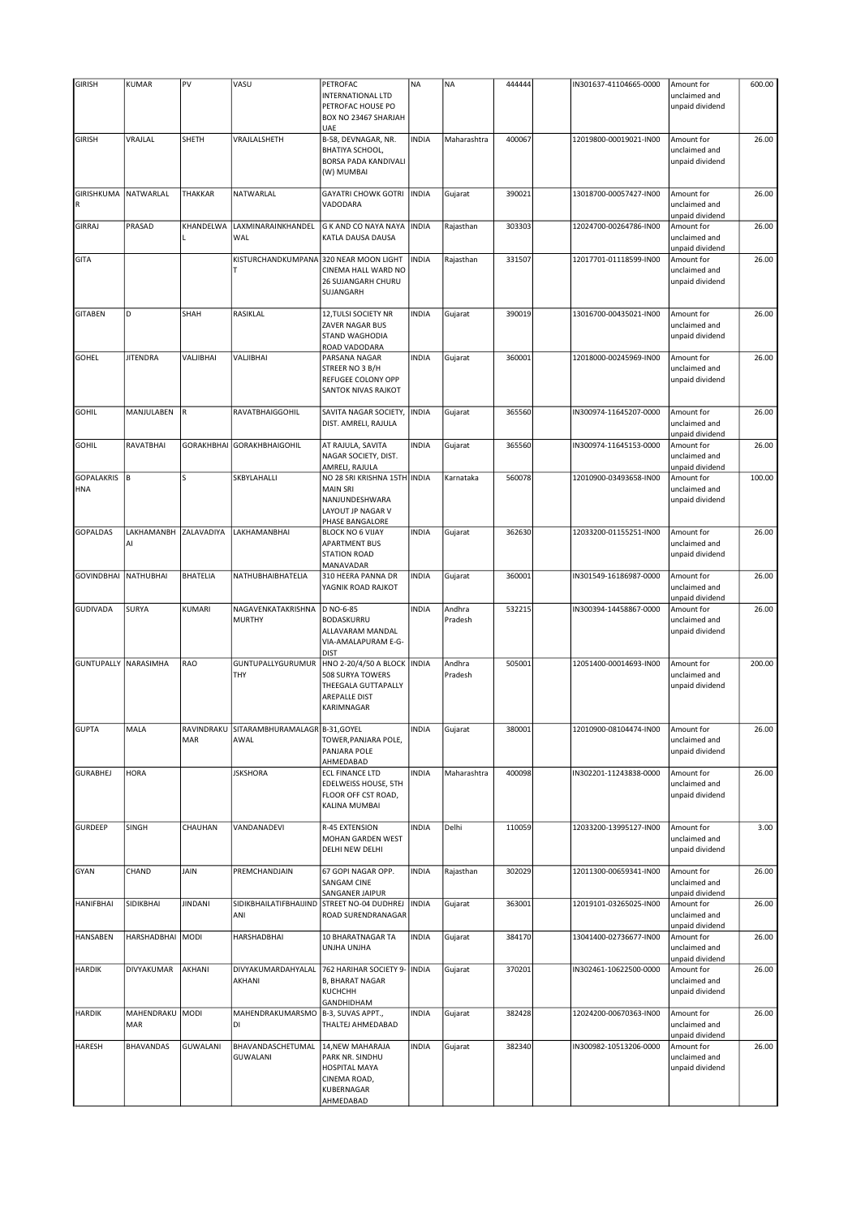| GIRISH | KUMAR | PV | VASU | PETROFAC INTERNATIONAL LTD PETROFAC HOUSE PO BOX NO 23467 SHARJAH UAE | NA | NA | 444444 | | IN301637-41104665-0000 | Amount for unclaimed and unpaid dividend | 600.00 |
|---|---|---|---|---|---|---|---|---|---|---|---|
| GIRISH | VRAJLAL | SHETH | VRAJLALSHETH | B-58, DEVNAGAR, NR. BHATIYA SCHOOL, BORSA PADA KANDIVALI (W) MUMBAI | INDIA | Maharashtra | 400067 | | 12019800-00019021-IN00 | Amount for unclaimed and unpaid dividend | 26.00 |
| GIRISHKUMA R | NATWARLAL | THAKKAR | NATWARLAL | GAYATRI CHOWK GOTRI VADODARA | INDIA | Gujarat | 390021 | | 13018700-00057427-IN00 | Amount for unclaimed and unpaid dividend | 26.00 |
| GIRRAJ | PRASAD | KHANDELWA L | LAXMINARAINKHANDEL WAL | G K AND CO NAYA NAYA KATLA DAUSA DAUSA | INDIA | Rajasthan | 303303 | | 12024700-00264786-IN00 | Amount for unclaimed and unpaid dividend | 26.00 |
| GITA | | | KISTURCHANDKUMPANA T | 320 NEAR MOON LIGHT CINEMA HALL WARD NO 26 SUJANGARH CHURU SUJANGARH | INDIA | Rajasthan | 331507 | | 12017701-01118599-IN00 | Amount for unclaimed and unpaid dividend | 26.00 |
| GITABEN | D | SHAH | RASIKLAL | 12,TULSI SOCIETY NR ZAVER NAGAR BUS STAND WAGHODIA ROAD VADODARA | INDIA | Gujarat | 390019 | | 13016700-00435021-IN00 | Amount for unclaimed and unpaid dividend | 26.00 |
| GOHEL | JITENDRA | VALJIBHAI | VALJIBHAI | PARSANA NAGAR STREER NO 3 B/H REFUGEE COLONY OPP SANTOK NIVAS RAJKOT | INDIA | Gujarat | 360001 | | 12018000-00245969-IN00 | Amount for unclaimed and unpaid dividend | 26.00 |
| GOHIL | MANJULABEN | R | RAVATBHAIGGOHIL | SAVITA NAGAR SOCIETY, DIST. AMRELI, RAJULA | INDIA | Gujarat | 365560 | | IN300974-11645207-0000 | Amount for unclaimed and unpaid dividend | 26.00 |
| GOHIL | RAVATBHAI | GORAKHBHAI | GORAKHBHAIGOHIL | AT RAJULA, SAVITA NAGAR SOCIETY, DIST. AMRELI, RAJULA | INDIA | Gujarat | 365560 | | IN300974-11645153-0000 | Amount for unclaimed and unpaid dividend | 26.00 |
| GOPALAKRIS HNA | B | S | SKBYLAHALLI | NO 28 SRI KRISHNA 15TH MAIN SRI NANJUNDESHWARA LAYOUT JP NAGAR V PHASE BANGALORE | INDIA | Karnataka | 560078 | | 12010900-03493658-IN00 | Amount for unclaimed and unpaid dividend | 100.00 |
| GOPALDAS | LAKHAMANBH AI | ZALAVADIYA | LAKHAMANBHAI | BLOCK NO 6 VIJAY APARTMENT BUS STATION ROAD MANAVADAR | INDIA | Gujarat | 362630 | | 12033200-01155251-IN00 | Amount for unclaimed and unpaid dividend | 26.00 |
| GOVINDBHAI | NATHUBHAI | BHATELIA | NATHUBHAIBHATELIA | 310 HEERA PANNA DR YAGNIK ROAD RAJKOT | INDIA | Gujarat | 360001 | | IN301549-16186987-0000 | Amount for unclaimed and unpaid dividend | 26.00 |
| GUDIVADA | SURYA | KUMARI | NAGAVENKATAKRISHNA MURTHY | D NO-6-85 BODASKURRU ALLAVARAM MANDAL VIA-AMALAPURAM E-G-DIST | INDIA | Andhra Pradesh | 532215 | | IN300394-14458867-0000 | Amount for unclaimed and unpaid dividend | 26.00 |
| GUNTUPALLY | NARASIMHA | RAO | GUNTUPALLYGURUMUR THY | HNO 2-20/4/50 A BLOCK 508 SURYA TOWERS THEEGALA GUTTAPALLY AREPALLE DIST KARIMNAGAR | INDIA | Andhra Pradesh | 505001 | | 12051400-00014693-IN00 | Amount for unclaimed and unpaid dividend | 200.00 |
| GUPTA | MALA | RAVINDRAKU MAR | SITARAMBHURAMALAGR AWAL | B-31,GOYEL TOWER,PANJARA POLE, PANJARA POLE AHMEDABAD | INDIA | Gujarat | 380001 | | 12010900-08104474-IN00 | Amount for unclaimed and unpaid dividend | 26.00 |
| GURABHEJ | HORA | | JSKSHORA | ECL FINANCE LTD EDELWEISS HOUSE, 5TH FLOOR OFF CST ROAD, KALINA MUMBAI | INDIA | Maharashtra | 400098 | | IN302201-11243838-0000 | Amount for unclaimed and unpaid dividend | 26.00 |
| GURDEEP | SINGH | CHAUHAN | VANDANADEVI | R-45 EXTENSION MOHAN GARDEN WEST DELHI NEW DELHI | INDIA | Delhi | 110059 | | 12033200-13995127-IN00 | Amount for unclaimed and unpaid dividend | 3.00 |
| GYAN | CHAND | JAIN | PREMCHANDJAIN | 67 GOPI NAGAR OPP. SANGAM CINE SANGANER JAIPUR | INDIA | Rajasthan | 302029 | | 12011300-00659341-IN00 | Amount for unclaimed and unpaid dividend | 26.00 |
| HANIFBHAI | SIDIKBHAI | JINDANI | SIDIKBHAILATIFBHAIJIND ANI | STREET NO-04 DUDHREJ ROAD SURENDRANAGAR | INDIA | Gujarat | 363001 | | 12019101-03265025-IN00 | Amount for unclaimed and unpaid dividend | 26.00 |
| HANSABEN | HARSHADBHAI | MODI | HARSHADBHAI | 10 BHARATNAGAR TA UNJHA UNJHA | INDIA | Gujarat | 384170 | | 13041400-02736677-IN00 | Amount for unclaimed and unpaid dividend | 26.00 |
| HARDIK | DIVYAKUMAR | AKHANI | DIVYAKUMARDAHYALAL AKHANI | 762 HARIHAR SOCIETY 9-B, BHARAT NAGAR KUCHCHH GANDHIDHAM | INDIA | Gujarat | 370201 | | IN302461-10622500-0000 | Amount for unclaimed and unpaid dividend | 26.00 |
| HARDIK | MAHENDRAKU MAR | MODI | MAHENDRAKUMARSMO DI | B-3, SUVAS APPT., THALTEJ AHMEDABAD | INDIA | Gujarat | 382428 | | 12024200-00670363-IN00 | Amount for unclaimed and unpaid dividend | 26.00 |
| HARESH | BHAVANDAS | GUWALANI | BHAVANDASCHETUMAL GUWALANI | 14,NEW MAHARAJA PARK NR. SINDHU HOSPITAL MAYA CINEMA ROAD, KUBERNAGAR AHMEDABAD | INDIA | Gujarat | 382340 | | IN300982-10513206-0000 | Amount for unclaimed and unpaid dividend | 26.00 |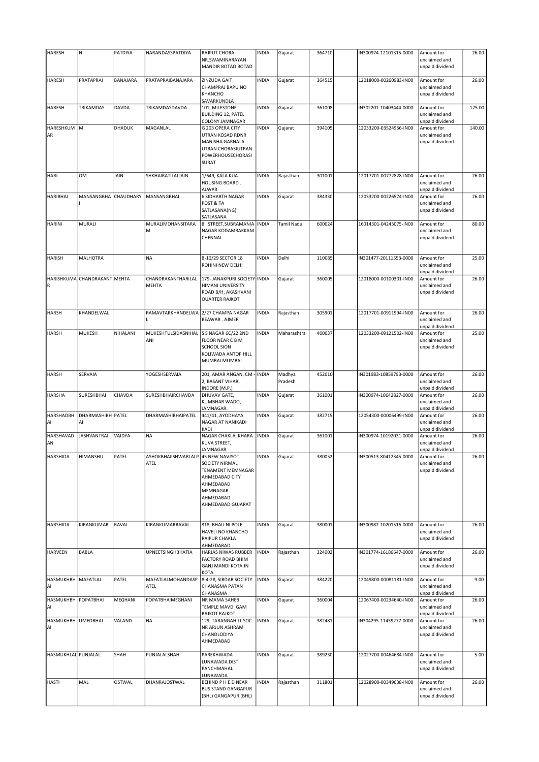| HARESH | N | PATDIYA | NARANDASSPATDIYA | RAJPUT CHORA NR.SWAMINARAYAN MANDIR BOTAD BOTAD | INDIA | Gujarat | 364710 | | IN300974-12101315-0000 | Amount for unclaimed and unpaid dividend | 26.00 |
|---|---|---|---|---|---|---|---|---|---|---|---|
| HARESH | PRATAPRAI | BANAJARA | PRATAPRAIBANAJARA | ZINZUDA GAIT CHAMPRAJ BAPU NO KHANCHO SAVARKUNDLA | INDIA | Gujarat | 364515 | | 12018000-00260983-IN00 | Amount for unclaimed and unpaid dividend | 26.00 |
| HARESH | TRIKAMDAS | DAVDA | TRIKAMDASDAVDA | 101, MILESTONE BUILDING 12, PATEL COLONY JAMNAGAR | INDIA | Gujarat | 361008 | | IN302201-10403444-0000 | Amount for unclaimed and unpaid dividend | 175.00 |
| HARESHKUMAR | M | DHADUK | MAGANLAL | G 203 OPERA CITY UTRAN KOSAD RDNR MANISHA GARNALA UTRAN CHORASIUTRAN POWERHOUSECHORASI SURAT | INDIA | Gujarat | 394105 | | 12033200-03524956-IN00 | Amount for unclaimed and unpaid dividend | 140.00 |
| HARI | OM | JAIN | SHKHAIRATILALJAIN | 1/649, KALA KUA HOUSING BOARD . ALWAR | INDIA | Rajasthan | 301001 | | 12017701-00772828-IN00 | Amount for unclaimed and unpaid dividend | 26.00 |
| HARIBHAI | MANSANGBHAI | CHAUDHARY | MANSANGBHAI | 6 SIDHARTH NAGAR POST & TA SATLASANA(NG) SATLASANA | INDIA | Gujarat | 384330 | | 12033200-00226574-IN00 | Amount for unclaimed and unpaid dividend | 26.00 |
| HARINI | MURALI | | MURALIMOHANSITARAM | 8 I STREET,SUBRAMANIA NAGAR KODAMBAKKAM CHENNAI | INDIA | Tamil Nadu | 600024 | | 16014301-04243075-IN00 | Amount for unclaimed and unpaid dividend | 80.00 |
| HARISH | MALHOTRA | | NA | B-10/29 SECTOR 18 ROHINI NEW DELHI | INDIA | Delhi | 110085 | | IN301477-20111553-0000 | Amount for unclaimed and unpaid dividend | 25.00 |
| HARISHKUMAR | CHANDRAKANT | MEHTA | CHANDRAKANTHARILAL MEHTA | 179- JANAKPURI SOCIETY HIMANI UNIVERSITY ROAD B/H, AKASHVANI OUARTER RAJKOT | INDIA | Gujarat | 360005 | | 12018000-00100301-IN00 | Amount for unclaimed and unpaid dividend | 26.00 |
| HARSH | KHANDELWAL | | RAMAVTARKHANDELWAL | 2/27 CHAMPA NAGAR BEAWAR . AJMER | INDIA | Rajasthan | 305901 | | 12017701-00911994-IN00 | Amount for unclaimed and unpaid dividend | 26.00 |
| HARSH | MUKESH | NIHALANI | MUKESHTULSIDASNIHALANI | S S NAGAR 6C/22 2ND FLOOR NEAR C B M SCHOOL SION KOLIWADA ANTOP HILL MUMBAI MUMBAI | INDIA | Maharashtra | 400037 | | 12033200-09121502-IN00 | Amount for unclaimed and unpaid dividend | 25.00 |
| HARSH | SERVAIA | | YOGESHSERVAIA | 201, AMAR ANGAN, CM - 2, BASANT VIHAR, INDORE (M.P.) | INDIA | Madhya Pradesh | 452010 | | IN301983-10859793-0000 | Amount for unclaimed and unpaid dividend | 26.00 |
| HARSHA | SURESHBHAI | CHAVDA | SURESHBHAIRCHAVDA | DHUVAV GATE, KUMBHAR WADO, JAMNAGAR. | INDIA | Gujarat | 361001 | | IN300974-10642827-0000 | Amount for unclaimed and unpaid dividend | 26.00 |
| HARSHADBHAI | DHARMASHIBHAI | PATEL | DHARMASHIBHAIPATEL | 441/41, AYODHAYA NAGAR AT NANIKADI KADI | INDIA | Gujarat | 382715 | | 12054300-00006499-IN00 | Amount for unclaimed and unpaid dividend | 26.00 |
| HARSHAVADAN | JASHVANTRAI | VAIDYA | NA | NAGAR CHAKLA, KHARA KUVA STREET, JAMNAGAR. | INDIA | Gujarat | 361001 | | IN300974-10192031-0000 | Amount for unclaimed and unpaid dividend | 26.00 |
| HARSHIDA | HIMANSHU | PATEL | ASHOKBHAIISHWARLALPATEL | 45 NEW NAVJYOT SOCIETY NIRMAL TENAMENT MEMNAGAR AHMEDABAD CITY AHMEDABAD MEMNAGAR AHMEDABAD AHMEDABAD GUJARAT | INDIA | Gujarat | 380052 | | IN300513-80412345-0000 | Amount for unclaimed and unpaid dividend | 26.00 |
| HARSHIDA | KIRANKUMAR | RAVAL | KIRANKUMARRAVAL | 818, BHAU NI POLE HAVELI NO KHANCHO RAIPUR CHAKLA AHMEDABAD | INDIA | Gujarat | 380001 | | IN300982-10201516-0000 | Amount for unclaimed and unpaid dividend | 26.00 |
| HARVEEN | BABLA | | UPNEETSINGHBHATIA | HARJAS NIWAS RUBBER FACTORY ROAD BHIM GANJ MANDI KOTA JN KOTA | INDIA | Rajasthan | 324002 | | IN301774-16186647-0000 | Amount for unclaimed and unpaid dividend | 26.00 |
| HASMUKHBHAI | MAFATLAL | PATEL | MAFATLALMOHANDASPATEL | 8-4-28, SIRDAR SOCIETY CHANASMA PATAN CHANASMA | INDIA | Gujarat | 384220 | | 12049800-00081181-IN00 | Amount for unclaimed and unpaid dividend | 9.00 |
| HASMUKHBHAI | POPATBHAI | MEGHANI | POPATBHAIMEGHANI | NR MAMA SAHEB TEMPLE MAVDI GAM RAJKOT RAJKOT | INDIA | Gujarat | 360004 | | 12067400-00234640-IN00 | Amount for unclaimed and unpaid dividend | 26.00 |
| HASMUKHBHAI | UMEDBHAI | VALAND | NA | 129, TARANGAHILL SOC NR ARJUN ASHRAM CHANDLODIYA AHMEDABAD | INDIA | Gujarat | 382481 | | IN304295-11439277-0000 | Amount for unclaimed and unpaid dividend | 26.00 |
| HASMUKHLAL | PUNJALAL | SHAH | PUNJALALSHAH | PAREKHWADA LUNAWADA DIST PANCHMAHAL LUNAWADA | INDIA | Gujarat | 389230 | | 12027700-00464684-IN00 | Amount for unclaimed and unpaid dividend | 5.00 |
| HASTI | MAL | OSTWAL | DHANRAJOSTWAL | BEHIND P H E D NEAR BUS STAND GANGAPUR (BHL) GANGAPUR (BHL) | INDIA | Rajasthan | 311801 | | 12028900-00349638-IN00 | Amount for unclaimed and unpaid dividend | 26.00 |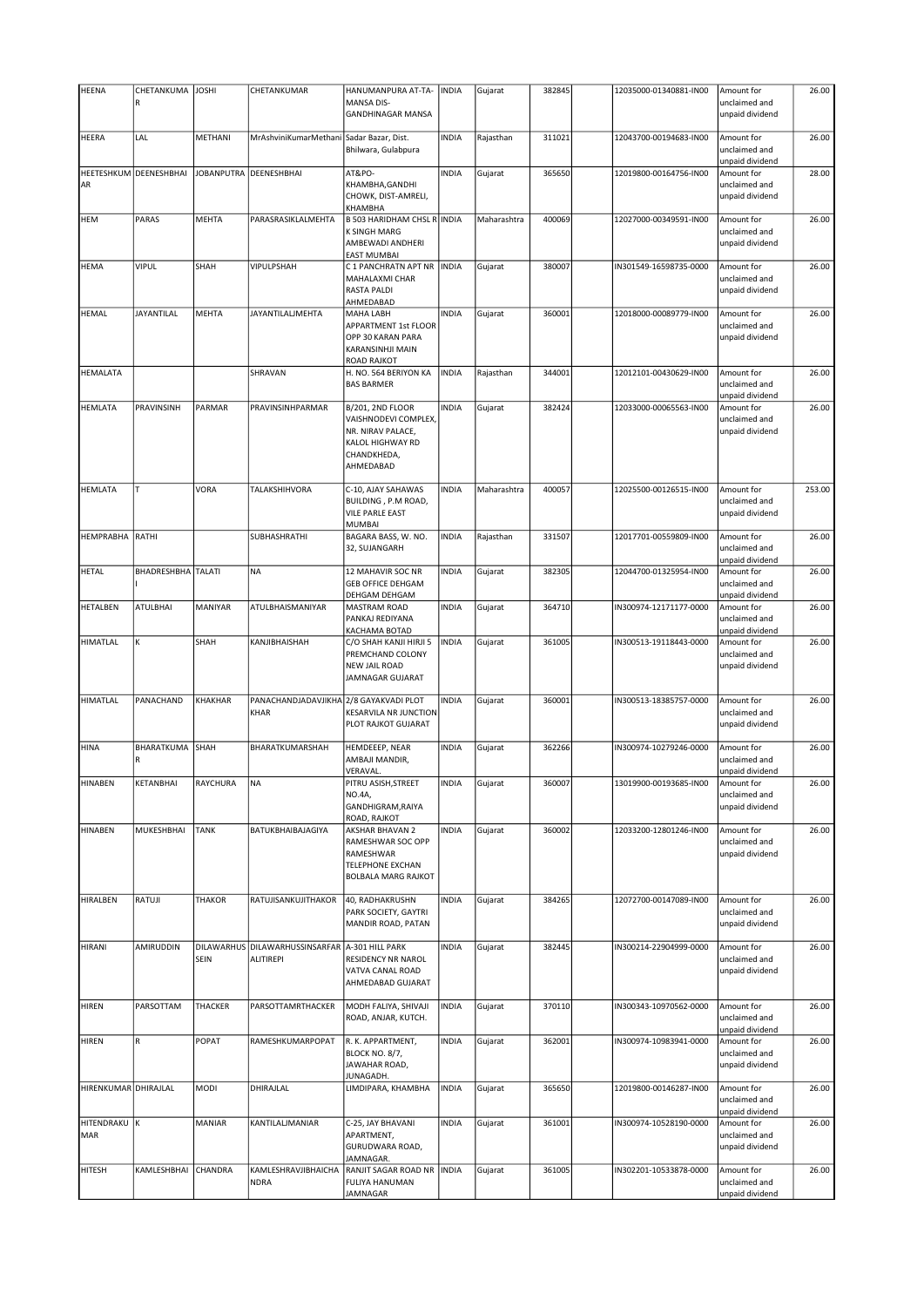| HEENA | CHETANKUMAR | JOSHI | CHETANKUMAR | HANUMANPURA AT-TA-MANSA DIS-GANDHINAGAR MANSA | INDIA | Gujarat | 382845 | | 12035000-01340881-IN00 | Amount for unclaimed and unpaid dividend | 26.00 |
|---|---|---|---|---|---|---|---|---|---|---|---|
| HEERA | LAL | METHANI | MrAshviniKumarMethani | Sadar Bazar, Dist. Bhilwara, Gulabpura | INDIA | Rajasthan | 311021 | | 12043700-00194683-IN00 | Amount for unclaimed and unpaid dividend | 26.00 |
| HEETESHKUMAR | DEENESHBHAI | JOBANPUTRA | DEENESHBHAI | AT&PO-KHAMBHA,GANDHI CHOWK, DIST-AMRELI, KHAMBHA | INDIA | Gujarat | 365650 | | 12019800-00164756-IN00 | Amount for unclaimed and unpaid dividend | 28.00 |
| HEM | PARAS | MEHTA | PARASRASIKLALMEHTA | B 503 HARIDHAM CHSL R K SINGH MARG AMBEWADI ANDHERI EAST MUMBAI | INDIA | Maharashtra | 400069 | | 12027000-00349591-IN00 | Amount for unclaimed and unpaid dividend | 26.00 |
| HEMA | VIPUL | SHAH | VIPULPSHAH | C 1 PANCHRATN APT NR MAHALAXMI CHAR RASTA PALDI AHMEDABAD | INDIA | Gujarat | 380007 | | IN301549-16598735-0000 | Amount for unclaimed and unpaid dividend | 26.00 |
| HEMAL | JAYANTILAL | MEHTA | JAYANTILALJMEHTA | MAHA LABH APPARTMENT 1st FLOOR OPP 30 KARAN PARA KARANSINHJI MAIN ROAD RAJKOT | INDIA | Gujarat | 360001 | | 12018000-00089779-IN00 | Amount for unclaimed and unpaid dividend | 26.00 |
| HEMALATA | | | SHRAVAN | H. NO. 564 BERIYON KA BAS BARMER | INDIA | Rajasthan | 344001 | | 12012101-00430629-IN00 | Amount for unclaimed and unpaid dividend | 26.00 |
| HEMLATA | PRAVINSINH | PARMAR | PRAVINSINHPARMAR | B/201, 2ND FLOOR VAISHNODEVI COMPLEX, NR. NIRAV PALACE, KALOL HIGHWAY RD CHANDKHEDA, AHMEDABAD | INDIA | Gujarat | 382424 | | 12033000-00065563-IN00 | Amount for unclaimed and unpaid dividend | 26.00 |
| HEMLATA | T | VORA | TALAKSHIHVORA | C-10, AJAY SAHAWAS BUILDING , P.M ROAD, VILE PARLE EAST MUMBAI | INDIA | Maharashtra | 400057 | | 12025500-00126515-IN00 | Amount for unclaimed and unpaid dividend | 253.00 |
| HEMPRABHA | RATHI | | SUBHASHRATHI | BAGARA BASS, W. NO. 32, SUJANGARH | INDIA | Rajasthan | 331507 | | 12017701-00559809-IN00 | Amount for unclaimed and unpaid dividend | 26.00 |
| HETAL | BHADRESHBHAI | TALATI | NA | 12 MAHAVIR SOC NR GEB OFFICE DEHGAM DEHGAM DEHGAM | INDIA | Gujarat | 382305 | | 12044700-01325954-IN00 | Amount for unclaimed and unpaid dividend | 26.00 |
| HETALBEN | ATULBHAI | MANIYAR | ATULBHAISMANIYAR | MASTRAM ROAD PANKAJ REDIYANA KACHAMA BOTAD | INDIA | Gujarat | 364710 | | IN300974-12171177-0000 | Amount for unclaimed and unpaid dividend | 26.00 |
| HIMATLAL | K | SHAH | KANJIBHAISHAH | C/O SHAH KANJI HIRJI 5 PREMCHAND COLONY NEW JAIL ROAD JAMNAGAR GUJARAT | INDIA | Gujarat | 361005 | | IN300513-19118443-0000 | Amount for unclaimed and unpaid dividend | 26.00 |
| HIMATLAL | PANACHAND | KHAKHAR | PANACHANDJADAVJIKHAKHAR | 2/8 GAYAKVADI PLOT KESARVILA NR JUNCTION PLOT RAJKOT GUJARAT | INDIA | Gujarat | 360001 | | IN300513-18385757-0000 | Amount for unclaimed and unpaid dividend | 26.00 |
| HINA | BHARATKUMAR | SHAH | BHARATKUMARSHAH | HEMDEEEP, NEAR AMBAJI MANDIR, VERAVAL. | INDIA | Gujarat | 362266 | | IN300974-10279246-0000 | Amount for unclaimed and unpaid dividend | 26.00 |
| HINABEN | KETANBHAI | RAYCHURA | NA | PITRU ASISH,STREET NO.4A, GANDHIGRAM,RAIYA ROAD, RAJKOT | INDIA | Gujarat | 360007 | | 13019900-00193685-IN00 | Amount for unclaimed and unpaid dividend | 26.00 |
| HINABEN | MUKESHBHAI | TANK | BATUKBHAIBAJAGIYA | AKSHAR BHAVAN 2 RAMESHWAR SOC OPP RAMESHWAR TELEPHONE EXCHAN BOLBALA MARG RAJKOT | INDIA | Gujarat | 360002 | | 12033200-12801246-IN00 | Amount for unclaimed and unpaid dividend | 26.00 |
| HIRALBEN | RATUJI | THAKOR | RATUJISANKUJITHAKOR | 40, RADHAKRUSHN PARK SOCIETY, GAYTRI MANDIR ROAD, PATAN | INDIA | Gujarat | 384265 | | 12072700-00147089-IN00 | Amount for unclaimed and unpaid dividend | 26.00 |
| HIRANI | AMIRUDDIN | DILAWARHUSSEIN | DILAWARHUSSINSARFARALITIREPI | A-301 HILL PARK RESIDENCY NR NAROL VATVA CANAL ROAD AHMEDABAD GUJARAT | INDIA | Gujarat | 382445 | | IN300214-22904999-0000 | Amount for unclaimed and unpaid dividend | 26.00 |
| HIREN | PARSOTTAM | THACKER | PARSOTTAMRTHACKER | MODH FALIYA, SHIVAJI ROAD, ANJAR, KUTCH. | INDIA | Gujarat | 370110 | | IN300343-10970562-0000 | Amount for unclaimed and unpaid dividend | 26.00 |
| HIREN | R | POPAT | RAMESHKUMARPOPAT | R. K. APPARTMENT, BLOCK NO. 8/7, JAWAHAR ROAD, JUNAGADH. | INDIA | Gujarat | 362001 | | IN300974-10983941-0000 | Amount for unclaimed and unpaid dividend | 26.00 |
| HIRENKUMAR | DHIRAJLAL | MODI | DHIRAJLAL | LIMDIPARA, KHAMBHA | INDIA | Gujarat | 365650 | | 12019800-00146287-IN00 | Amount for unclaimed and unpaid dividend | 26.00 |
| HITENDRAKUMAR | K | MANIAR | KANTILALJMANIAR | C-25, JAY BHAVANI APARTMENT, GURUDWARA ROAD, JAMNAGAR. | INDIA | Gujarat | 361001 | | IN300974-10528190-0000 | Amount for unclaimed and unpaid dividend | 26.00 |
| HITESH | KAMLESHBHAI | CHANDRA | KAMLESHRAVJIBHAICHANDRA | RANJIT SAGAR ROAD NR FULIYA HANUMAN JAMNAGAR | INDIA | Gujarat | 361005 | | IN302201-10533878-0000 | Amount for unclaimed and unpaid dividend | 26.00 |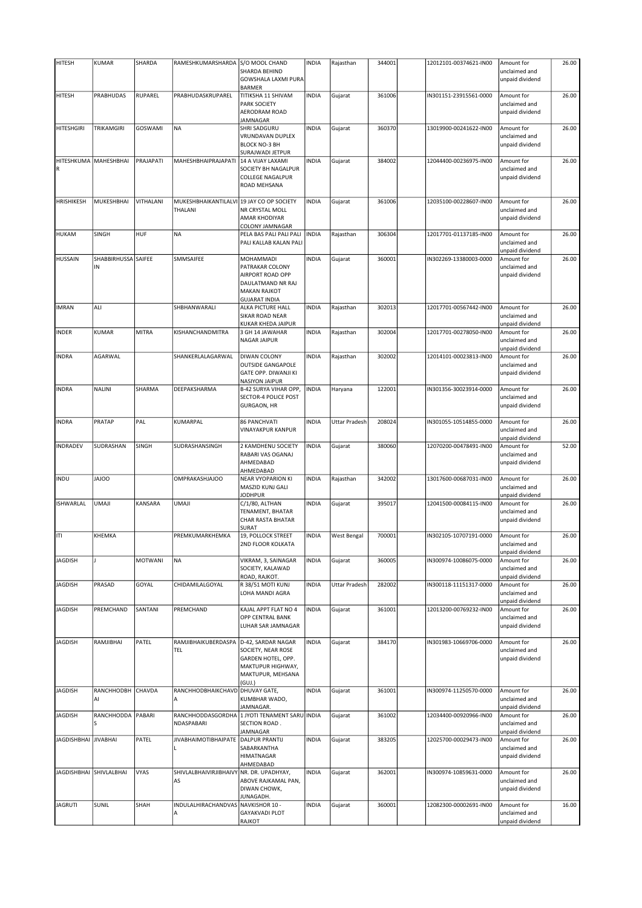| HITESH | KUMAR | SHARDA | RAMESHKUMARSHARDA | S/O MOOL CHAND SHARDA BEHIND GOWSHALA LAXMI PURA BARMER | INDIA | Rajasthan | 344001 | | 12012101-00374621-IN00 | Amount for unclaimed and unpaid dividend | 26.00 |
|---|---|---|---|---|---|---|---|---|---|---|---|
| HITESH | PRABHUDAS | RUPAREL | PRABHUDASKRUPAREL | TITIKSHA 11 SHIVAM PARK SOCIETY AERODRAM ROAD JAMNAGAR | INDIA | Gujarat | 361006 | | IN301151-23915561-0000 | Amount for unclaimed and unpaid dividend | 26.00 |
| HITESHGIRI | TRIKAMGIRI | GOSWAMI | NA | SHRI SADGURU VRUNDAVAN DUPLEX BLOCK NO-3 BH SURAJWADI JETPUR | INDIA | Gujarat | 360370 | | 13019900-00241622-IN00 | Amount for unclaimed and unpaid dividend | 26.00 |
| HITESHKUMA R | MAHESHBHAI | PRAJAPATI | MAHESHBHAIPRAJAPATI | 14 A VIJAY LAXAMI SOCIETY BH NAGALPUR COLLEGE NAGALPUR ROAD MEHSANA | INDIA | Gujarat | 384002 | | 12044400-00236975-IN00 | Amount for unclaimed and unpaid dividend | 26.00 |
| HRISHIKESH | MUKESHBHAI | VITHALANI | MUKESHBHAIKANTILALVI THALANI | 19 JAY CO OP SOCIETY NR CRYSTAL MOLL AMAR KHODIYAR COLONY JAMNAGAR | INDIA | Gujarat | 361006 | | 12035100-00228607-IN00 | Amount for unclaimed and unpaid dividend | 26.00 |
| HUKAM | SINGH | HUF | NA | PELA BAS PALI PALI PALI PALI KALLAB KALAN PALI | INDIA | Rajasthan | 306304 | | 12017701-01137185-IN00 | Amount for unclaimed and unpaid dividend | 26.00 |
| HUSSAIN | SHABBIRHUSSA IN | SAIFEE | SMMSAIFEE | MOHAMMADI PATRAKAR COLONY AIRPORT ROAD OPP DAULATMAND NR RAJ MAKAN RAJKOT GUJARAT INDIA | INDIA | Gujarat | 360001 | | IN302269-13380003-0000 | Amount for unclaimed and unpaid dividend | 26.00 |
| IMRAN | ALI | | SHBHANWARALI | ALKA PICTURE HALL SIKAR ROAD NEAR KUKAR KHEDA JAIPUR | INDIA | Rajasthan | 302013 | | 12017701-00567442-IN00 | Amount for unclaimed and unpaid dividend | 26.00 |
| INDER | KUMAR | MITRA | KISHANCHANDMITRA | 3 GH 14 JAWAHAR NAGAR JAIPUR | INDIA | Rajasthan | 302004 | | 12017701-00278050-IN00 | Amount for unclaimed and unpaid dividend | 26.00 |
| INDRA | AGARWAL | | SHANKERLALAGARWAL | DIWAN COLONY OUTSIDE GANGAPOLE GATE OPP. DIWANJI KI NASIYON JAIPUR | INDIA | Rajasthan | 302002 | | 12014101-00023813-IN00 | Amount for unclaimed and unpaid dividend | 26.00 |
| INDRA | NALINI | SHARMA | DEEPAKSHARMA | B-42 SURYA VIHAR OPP, SECTOR-4 POLICE POST GURGAON, HR | INDIA | Haryana | 122001 | | IN301356-30023914-0000 | Amount for unclaimed and unpaid dividend | 26.00 |
| INDRA | PRATAP | PAL | KUMARPAL | 86 PANCHVATI VINAYAKPUR KANPUR | INDIA | Uttar Pradesh | 208024 | | IN301055-10514855-0000 | Amount for unclaimed and unpaid dividend | 26.00 |
| INDRADEV | SUDRASHAN | SINGH | SUDRASHANSINGH | 2 KAMDHENU SOCIETY RABARI VAS OGANAJ AHMEDABAD AHMEDABAD | INDIA | Gujarat | 380060 | | 12070200-00478491-IN00 | Amount for unclaimed and unpaid dividend | 52.00 |
| INDU | JAJOO | | OMPRAKASHJAJOO | NEAR VYOPARION KI MASZID KUNJ GALI JODHPUR | INDIA | Rajasthan | 342002 | | 13017600-00687031-IN00 | Amount for unclaimed and unpaid dividend | 26.00 |
| ISHWARLAL | UMAJI | KANSARA | UMAJI | C/1/80, ALTHAN TENAMENT, BHATAR CHAR RASTA BHATAR SURAT | INDIA | Gujarat | 395017 | | 12041500-00084115-IN00 | Amount for unclaimed and unpaid dividend | 26.00 |
| ITI | KHEMKA | | PREMKUMARKHEMKA | 19, POLLOCK STREET 2ND FLOOR KOLKATA | INDIA | West Bengal | 700001 | | IN302105-10707191-0000 | Amount for unclaimed and unpaid dividend | 26.00 |
| JAGDISH | J | MOTWANI | NA | VIKRAM, 3, SAINAGAR SOCIETY, KALAWAD ROAD, RAJKOT. | INDIA | Gujarat | 360005 | | IN300974-10086075-0000 | Amount for unclaimed and unpaid dividend | 26.00 |
| JAGDISH | PRASAD | GOYAL | CHIDAMILALGOYAL | R 38/51 MOTI KUNJ LOHA MANDI AGRA | INDIA | Uttar Pradesh | 282002 | | IN300118-11151317-0000 | Amount for unclaimed and unpaid dividend | 26.00 |
| JAGDISH | PREMCHAND | SANTANI | PREMCHAND | KAJAL APPT FLAT NO 4 OPP CENTRAL BANK LUHAR SAR JAMNAGAR | INDIA | Gujarat | 361001 | | 12013200-00769232-IN00 | Amount for unclaimed and unpaid dividend | 26.00 |
| JAGDISH | RAMJIBHAI | PATEL | RAMJIBHAIKUBERDASPA TEL | D-42, SARDAR NAGAR SOCIETY, NEAR ROSE GARDEN HOTEL, OPP. MAKTUPUR HIGHWAY, MAKTUPUR, MEHSANA (GUJ.) | INDIA | Gujarat | 384170 | | IN301983-10669706-0000 | Amount for unclaimed and unpaid dividend | 26.00 |
| JAGDISH | RANCHHODBH AI | CHAVDA | RANCHHODBHAICHAVD A | DHUVAY GATE, KUMBHAR WADO, JAMNAGAR. | INDIA | Gujarat | 361001 | | IN300974-11250570-0000 | Amount for unclaimed and unpaid dividend | 26.00 |
| JAGDISH | RANCHHODDA S | PABARI | RANCHHODDASGORDHA NDASPABARI | 1 JYOTI TENAMENT SARU SECTION ROAD . JAMNAGAR | INDIA | Gujarat | 361002 | | 12034400-00920966-IN00 | Amount for unclaimed and unpaid dividend | 26.00 |
| JAGDISHBHAI | JIVABHAI | PATEL | JIVABHAIMOTIBHAIPATE L | DALPUR PRANTIJ SABARKANTHA HIMATNAGAR AHMEDABAD | INDIA | Gujarat | 383205 | | 12025700-00029473-IN00 | Amount for unclaimed and unpaid dividend | 26.00 |
| JAGDISHBHAI | SHIVLALBHAI | VYAS | SHIVLALBHAIVIRJIBHAIVY AS | NR. DR. UPADHYAY, ABOVE RAJKAMAL PAN, DIWAN CHOWK, JUNAGADH. | INDIA | Gujarat | 362001 | | IN300974-10859631-0000 | Amount for unclaimed and unpaid dividend | 26.00 |
| JAGRUTI | SUNIL | SHAH | INDULALHIRACHANDVAS A | NAVKISHOR 10 - GAYAKVADI PLOT RAJKOT | INDIA | Gujarat | 360001 | | 12082300-00002691-IN00 | Amount for unclaimed and unpaid dividend | 16.00 |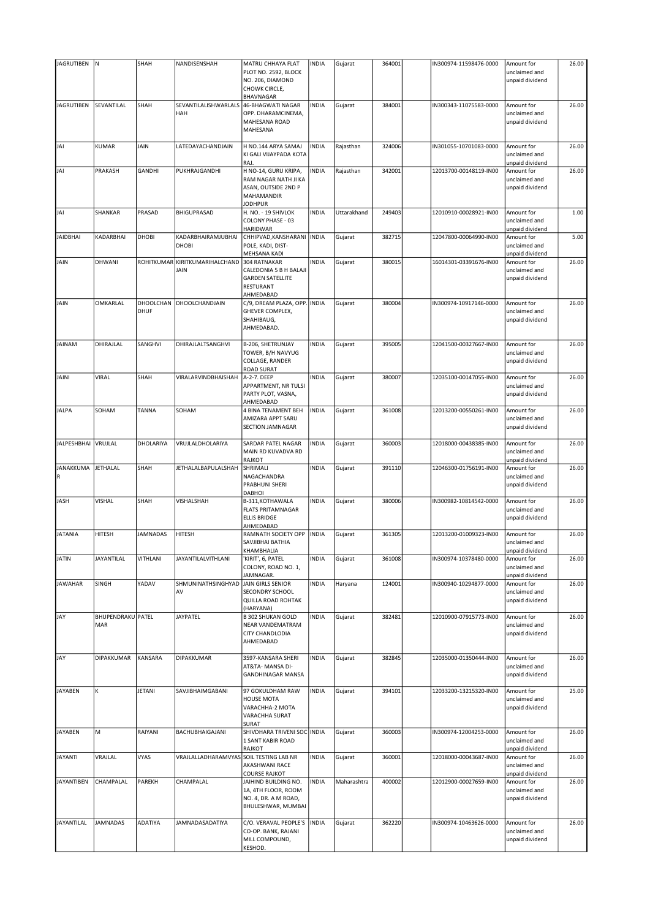| JAGRUTIBEN | N | SHAH | NANDISENSHAH | MATRU CHHAYA FLAT PLOT NO. 2592, BLOCK NO. 206, DIAMOND CHOWK CIRCLE, BHAVNAGAR | INDIA | Gujarat | 364001 | | IN300974-11598476-0000 | Amount for unclaimed and unpaid dividend | 26.00 |
|---|---|---|---|---|---|---|---|---|---|---|---|
| JAGRUTIBEN | SEVANTILAL | SHAH | SEVANTILALISHWARLALSHAH | 46-BHAGWATI NAGAR OPP. DHARAMCINEMA, MAHESANA ROAD MAHESANA | INDIA | Gujarat | 384001 | | IN300343-11075583-0000 | Amount for unclaimed and unpaid dividend | 26.00 |
| JAI | KUMAR | JAIN | LATEDAYACHANDJAIN | H NO.144 ARYA SAMAJ KI GALI VIJAYPADA KOTA RAJ. | INDIA | Rajasthan | 324006 | | IN301055-10701083-0000 | Amount for unclaimed and unpaid dividend | 26.00 |
| JAI | PRAKASH | GANDHI | PUKHRAJGANDHI | H NO-14, GURU KRIPA, RAM NAGAR NATH JI KA ASAN, OUTSIDE 2ND P MAHAMANDIR JODHPUR | INDIA | Rajasthan | 342001 | | 12013700-00148119-IN00 | Amount for unclaimed and unpaid dividend | 26.00 |
| JAI | SHANKAR | PRASAD | BHIGUPRASAD | H. NO. - 19 SHIVLOK COLONY PHASE - 03 HARIDWAR | INDIA | Uttarakhand | 249403 | | 12010910-00028921-IN00 | Amount for unclaimed and unpaid dividend | 1.00 |
| JAIDBHAI | KADARBHAI | DHOBI | KADARBHAIRAMJUBHAI DHOBI | CHHIPVAD,KANSHARANI POLE, KADI, DIST-MEHSANA KADI | INDIA | Gujarat | 382715 | | 12047800-00064990-IN00 | Amount for unclaimed and unpaid dividend | 5.00 |
| JAIN | DHWANI | ROHITKUMAR | KIRITKUMARIHALCHAND JAIN | 304 RATNAKAR CALEDONIA 5 B H BALAJI GARDEN SATELLITE RESTURANT AHMEDABAD | INDIA | Gujarat | 380015 | | 16014301-03391676-IN00 | Amount for unclaimed and unpaid dividend | 26.00 |
| JAIN | OMKARLAL | DHOOLCHAN DHUF | DHOOLCHANDJAIN | C/9, DREAM PLAZA, OPP. GHEVER COMPLEX, SHAHIBAUG, AHMEDABAD. | INDIA | Gujarat | 380004 | | IN300974-10917146-0000 | Amount for unclaimed and unpaid dividend | 26.00 |
| JAINAM | DHIRAJLAL | SANGHVI | DHIRAJLALTSANGHVI | B-206, SHETRUNJAY TOWER, B/H NAVYUG COLLAGE, RANDER ROAD SURAT | INDIA | Gujarat | 395005 | | 12041500-00327667-IN00 | Amount for unclaimed and unpaid dividend | 26.00 |
| JAINI | VIRAL | SHAH | VIRALARVINDBHAISHAH | A-2-7. DEEP APPARTMENT, NR TULSI PARTY PLOT, VASNA, AHMEDABAD | INDIA | Gujarat | 380007 | | 12035100-00147055-IN00 | Amount for unclaimed and unpaid dividend | 26.00 |
| JALPA | SOHAM | TANNA | SOHAM | 4 BINA TENAMENT BEH AMIZARA APPT SARU SECTION JAMNAGAR | INDIA | Gujarat | 361008 | | 12013200-00550261-IN00 | Amount for unclaimed and unpaid dividend | 26.00 |
| JALPESHBHAI | VRUJLAL | DHOLARIYA | VRUJLALDHOLARIYA | SARDAR PATEL NAGAR MAIN RD KUVADVA RD RAJKOT | INDIA | Gujarat | 360003 | | 12018000-00438385-IN00 | Amount for unclaimed and unpaid dividend | 26.00 |
| JANAKKUMAR | JETHALAL | SHAH | JETHALALBAPULALSHAH | SHRIMALI NAGACHANDRA PRABHUNI SHERI DABHOI | INDIA | Gujarat | 391110 | | 12046300-01756191-IN00 | Amount for unclaimed and unpaid dividend | 26.00 |
| JASH | VISHAL | SHAH | VISHALSHAH | B-311,KOTHAWALA FLATS PRITAMNAGAR ELLIS BRIDGE AHMEDABAD | INDIA | Gujarat | 380006 | | IN300982-10814542-0000 | Amount for unclaimed and unpaid dividend | 26.00 |
| JATANIA | HITESH | JAMNADAS | HITESH | RAMNATH SOCIETY OPP SAVJIBHAI BATHIA KHAMBHALIA | INDIA | Gujarat | 361305 | | 12013200-01009323-IN00 | Amount for unclaimed and unpaid dividend | 26.00 |
| JATIN | JAYANTILAL | VITHLANI | JAYANTILALVITHLANI | 'KIRIT', 6, PATEL COLONY, ROAD NO. 1, JAMNAGAR. | INDIA | Gujarat | 361008 | | IN300974-10378480-0000 | Amount for unclaimed and unpaid dividend | 26.00 |
| JAWAHAR | SINGH | YADAV | SHMUNINATHSINGHYADAV | JAIN GIRLS SENIOR SECONDRY SCHOOL QUILLA ROAD ROHTAK (HARYANA) | INDIA | Haryana | 124001 | | IN300940-10294877-0000 | Amount for unclaimed and unpaid dividend | 26.00 |
| JAY | BHUPENDRAKUMAR | PATEL | JAYPATEL | B 302 SHUKAN GOLD NEAR VANDEMATRAM CITY CHANDLODIA AHMEDABAD | INDIA | Gujarat | 382481 | | 12010900-07915773-IN00 | Amount for unclaimed and unpaid dividend | 26.00 |
| JAY | DIPAKKUMAR | KANSARA | DIPAKKUMAR | 3597-KANSARA SHERI AT&TA- MANSA DI-GANDHINAGAR MANSA | INDIA | Gujarat | 382845 | | 12035000-01350444-IN00 | Amount for unclaimed and unpaid dividend | 26.00 |
| JAYABEN | K | JETANI | SAVJIBHAIMGABANI | 97 GOKULDHAM RAW HOUSE MOTA VARACHHA-2 MOTA VARACHHA SURAT SURAT | INDIA | Gujarat | 394101 | | 12033200-13215320-IN00 | Amount for unclaimed and unpaid dividend | 25.00 |
| JAYABEN | M | RAIYANI | BACHUBHAIGAJANI | SHIVDHARA TRIVENI SOC 1 SANT KABIR ROAD RAJKOT | INDIA | Gujarat | 360003 | | IN300974-12004253-0000 | Amount for unclaimed and unpaid dividend | 26.00 |
| JAYANTI | VRAJLAL | VYAS | VRAJLALLADHARAMVYAS | SOIL TESTING LAB NR AKASHWANI RACE COURSE RAJKOT | INDIA | Gujarat | 360001 | | 12018000-00043687-IN00 | Amount for unclaimed and unpaid dividend | 26.00 |
| JAYANTIBEN | CHAMPALAL | PAREKH | CHAMPALAL | JAIHIND BUILDING NO. 1A, 4TH FLOOR, ROOM NO. 4, DR. A M ROAD, BHULESHWAR, MUMBAI | INDIA | Maharashtra | 400002 | | 12012900-00027659-IN00 | Amount for unclaimed and unpaid dividend | 26.00 |
| JAYANTILAL | JAMNADAS | ADATIYA | JAMNADASADATIYA | C/O. VERAVAL PEOPLE'S CO-OP. BANK, RAJANI MILL COMPOUND, KESHOD. | INDIA | Gujarat | 362220 | | IN300974-10463626-0000 | Amount for unclaimed and unpaid dividend | 26.00 |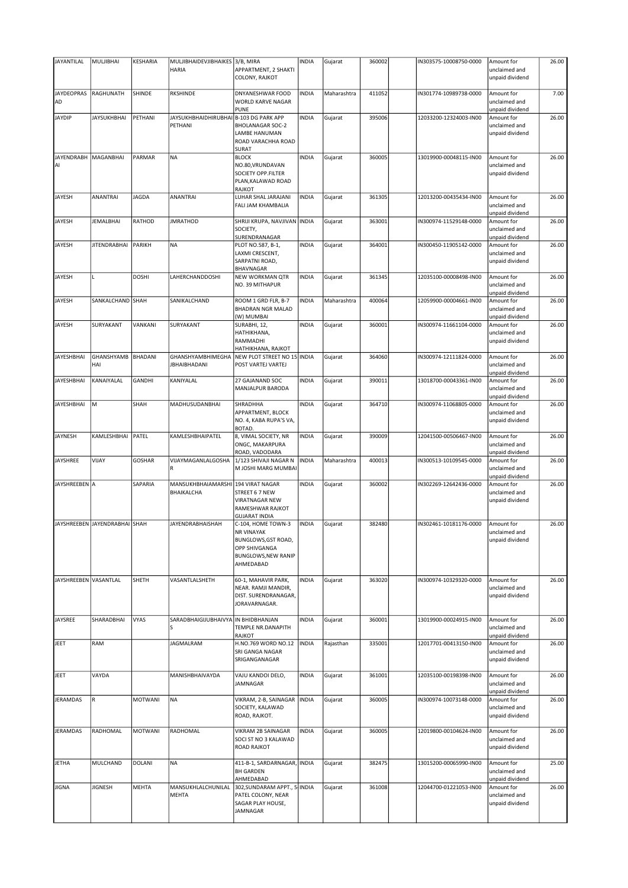| JAYANTILAL | MULJIBHAI | KESHARIA | MULJIBHAIDEVJIBHAIKES HARIA | 3/B, MIRA APPARTMENT, 2 SHAKTI COLONY, RAJKOT | INDIA | Gujarat | 360002 | | IN303575-10008750-0000 | Amount for unclaimed and unpaid dividend | 26.00 |
|---|---|---|---|---|---|---|---|---|---|---|---|
| JAYDEOPRAS AD | RAGHUNATH | SHINDE | RKSHINDE | DNYANESHWAR FOOD WORLD KARVE NAGAR PUNE | INDIA | Maharashtra | 411052 | | IN301774-10989738-0000 | Amount for unclaimed and unpaid dividend | 7.00 |
| JAYDIP | JAYSUKHBHAI | PETHANI | JAYSUKHBHAIDHIRUBHAI PETHANI | B-103 DG PARK APP BHOLANAGAR SOC-2 LAMBE HANUMAN ROAD VARACHHA ROAD SURAT | INDIA | Gujarat | 395006 | | 12033200-12324003-IN00 | Amount for unclaimed and unpaid dividend | 26.00 |
| JAYENDRABH AI | MAGANBHAI | PARMAR | NA | BLOCK NO.80,VRUNDAVAN SOCIETY OPP.FILTER PLAN,KALAWAD ROAD RAJKOT | INDIA | Gujarat | 360005 | | 13019900-00048115-IN00 | Amount for unclaimed and unpaid dividend | 26.00 |
| JAYESH | ANANTRAI | JAGDA | ANANTRAI | LUHAR SHAL JARAJANI FALI JAM KHAMBALIA | INDIA | Gujarat | 361305 | | 12013200-00435434-IN00 | Amount for unclaimed and unpaid dividend | 26.00 |
| JAYESH | JEMALBHAI | RATHOD | JMRATHOD | SHRIJI KRUPA, NAVJIVAN SOCIETY, SURENDRANAGAR | INDIA | Gujarat | 363001 | | IN300974-11529148-0000 | Amount for unclaimed and unpaid dividend | 26.00 |
| JAYESH | JITENDRABHAI | PARIKH | NA | PLOT NO.587, B-1, LAXMI CRESCENT, SARPATNI ROAD, BHAVNAGAR | INDIA | Gujarat | 364001 | | IN300450-11905142-0000 | Amount for unclaimed and unpaid dividend | 26.00 |
| JAYESH | L | DOSHI | LAHERCHANDDOSHI | NEW WORKMAN QTR NO. 39 MITHAPUR | INDIA | Gujarat | 361345 | | 12035100-00008498-IN00 | Amount for unclaimed and unpaid dividend | 26.00 |
| JAYESH | SANKALCHAND | SHAH | SANIKALCHAND | ROOM 1 GRD FLR, B-7 BHADRAN NGR MALAD (W) MUMBAI | INDIA | Maharashtra | 400064 | | 12059900-00004661-IN00 | Amount for unclaimed and unpaid dividend | 26.00 |
| JAYESH | SURYAKANT | VANKANI | SURYAKANT | SURABHI, 12, HATHIKHANA, RAMMADHI HATHIKHANA, RAJKOT | INDIA | Gujarat | 360001 | | IN300974-11661104-0000 | Amount for unclaimed and unpaid dividend | 26.00 |
| JAYESHBHAI | GHANSHYAMB HAI | BHADANI | GHANSHYAMBHIMEGHA JBHAIBHADANI | NEW PLOT STREET NO 15 POST VARTEJ VARTEJ | INDIA | Gujarat | 364060 | | IN300974-12111824-0000 | Amount for unclaimed and unpaid dividend | 26.00 |
| JAYESHBHAI | KANAIYALAL | GANDHI | KANIYALAL | 27 GAJANAND SOC MANJALPUR BARODA | INDIA | Gujarat | 390011 | | 13018700-00043361-IN00 | Amount for unclaimed and unpaid dividend | 26.00 |
| JAYESHBHAI | M | SHAH | MADHUSUDANBHAI | SHRADHHA APPARTMENT, BLOCK NO. 4, KABA RUPA'S VA, BOTAD. | INDIA | Gujarat | 364710 | | IN300974-11068805-0000 | Amount for unclaimed and unpaid dividend | 26.00 |
| JAYNESH | KAMLESHBHAI | PATEL | KAMLESHBHAIPATEL | 8, VIMAL SOCIETY, NR ONGC, MAKARPURA ROAD, VADODARA | INDIA | Gujarat | 390009 | | 12041500-00506467-IN00 | Amount for unclaimed and unpaid dividend | 26.00 |
| JAYSHREE | VIJAY | GOSHAR | VIJAYMAGANLALGOSHA R | 1/123 SHIVAJI NAGAR N M JOSHI MARG MUMBAI | INDIA | Maharashtra | 400013 | | IN300513-10109545-0000 | Amount for unclaimed and unpaid dividend | 26.00 |
| JAYSHREEBEN | A | SAPARIA | MANSUKHBHAIAMARSHI BHAIKALCHA | 194 VIRAT NAGAR STREET 6 7 NEW VIRATNAGAR NEW RAMESHWAR RAJKOT GUJARAT INDIA | INDIA | Gujarat | 360002 | | IN302269-12642436-0000 | Amount for unclaimed and unpaid dividend | 26.00 |
| JAYSHREEBEN | JAYENDRABHAI | SHAH | JAYENDRABHAISHAH | C-104, HOME TOWN-3 NR VINAYAK BUNGLOWS,GST ROAD, OPP SHIVGANGA BUNGLOWS,NEW RANIP AHMEDABAD | INDIA | Gujarat | 382480 | | IN302461-10181176-0000 | Amount for unclaimed and unpaid dividend | 26.00 |
| JAYSHREEBEN | VASANTLAL | SHETH | VASANTLALSHETH | 60-1, MAHAVIR PARK, NEAR. RAMJI MANDIR, DIST. SURENDRANAGAR, JORAVARNAGAR. | INDIA | Gujarat | 363020 | | IN300974-10329320-0000 | Amount for unclaimed and unpaid dividend | 26.00 |
| JAYSREE | SHARADBHAI | VYAS | SARADBHAIGIJUBHAIVYA S | IN BHIDBHANJAN TEMPLE NR.DANAPITH RAJKOT | INDIA | Gujarat | 360001 | | 13019900-00024915-IN00 | Amount for unclaimed and unpaid dividend | 26.00 |
| JEET | RAM | | JAGMALRAM | H.NO.769 WORD NO.12 SRI GANGA NAGAR SRIGANGANAGAR | INDIA | Rajasthan | 335001 | | 12017701-00413150-IN00 | Amount for unclaimed and unpaid dividend | 26.00 |
| JEET | VAYDA | | MANISHBHAIVAYDA | VAJU KANDOI DELO, JAMNAGAR | INDIA | Gujarat | 361001 | | 12035100-00198398-IN00 | Amount for unclaimed and unpaid dividend | 26.00 |
| JERAMDAS | R | MOTWANI | NA | VIKRAM, 2-B, SAINAGAR SOCIETY, KALAWAD ROAD, RAJKOT. | INDIA | Gujarat | 360005 | | IN300974-10073148-0000 | Amount for unclaimed and unpaid dividend | 26.00 |
| JERAMDAS | RADHOMAL | MOTWANI | RADHOMAL | VIKRAM 2B SAINAGAR SOCI ST NO 3 KALAWAD ROAD RAJKOT | INDIA | Gujarat | 360005 | | 12019800-00104624-IN00 | Amount for unclaimed and unpaid dividend | 26.00 |
| JETHA | MULCHAND | DOLANI | NA | 411-B-1, SARDARNAGAR, BH GARDEN AHMEDABAD | INDIA | Gujarat | 382475 | | 13015200-00065990-IN00 | Amount for unclaimed and unpaid dividend | 25.00 |
| JIGNA | JIGNESH | MEHTA | MANSUKHLALCHUNILAL MEHTA | 302,SUNDARAM APPT., 5-PATEL COLONY, NEAR SAGAR PLAY HOUSE, JAMNAGAR | INDIA | Gujarat | 361008 | | 12044700-01221053-IN00 | Amount for unclaimed and unpaid dividend | 26.00 |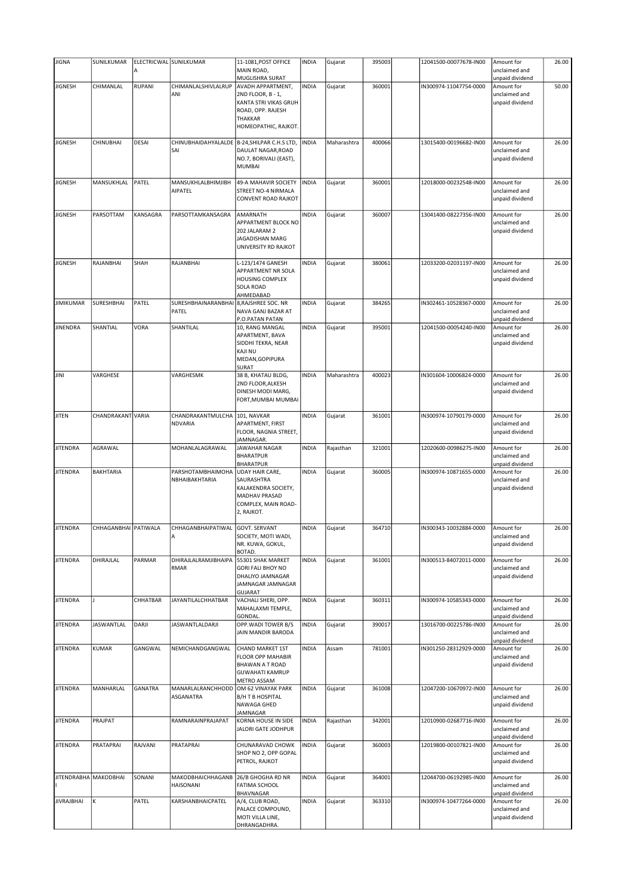| JIGNA | SUNILKUMAR | ELECTRICWALA | SUNILKUMAR | 11-1081,POST OFFICE MAIN ROAD, MUGLISHRA SURAT | INDIA | Gujarat | 395003 | | 12041500-00077678-IN00 | Amount for unclaimed and unpaid dividend | 26.00 |
|---|---|---|---|---|---|---|---|---|---|---|---|
| JIGNESH | CHIMANLAL | RUPANI | CHIMANLALSHIVLALRUPANI | AVADH APPARTMENT, 2ND FLOOR, B - 1, KANTA STRI VIKAS GRUH ROAD, OPP. RAJESH THAKKAR HOMEOPATHIC, RAJKOT. | INDIA | Gujarat | 360001 | | IN300974-11047754-0000 | Amount for unclaimed and unpaid dividend | 50.00 |
| JIGNESH | CHINUBHAI | DESAI | CHINUBHAIDAHYALALDESAI | B-24,SHILPAR C.H.S LTD, DAULAT NAGAR,ROAD NO.7, BORIVALI (EAST), MUMBAI | INDIA | Maharashtra | 400066 | | 13015400-00196682-IN00 | Amount for unclaimed and unpaid dividend | 26.00 |
| JIGNESH | MANSUKHLAL | PATEL | MANSUKHLALBHIMJIBHAIPATEL | 49-A MAHAVIR SOCIETY STREET NO-4 NIRMALA CONVENT ROAD RAJKOT | INDIA | Gujarat | 360001 | | 12018000-00232548-IN00 | Amount for unclaimed and unpaid dividend | 26.00 |
| JIGNESH | PARSOTTAM | KANSAGRA | PARSOTTAMKANSAGRA | AMARNATH APPARTMENT BLOCK NO 202 JALARAM 2 JAGADISHAN MARG UNIVERSITY RD RAJKOT | INDIA | Gujarat | 360007 | | 13041400-08227356-IN00 | Amount for unclaimed and unpaid dividend | 26.00 |
| JIGNESH | RAJANBHAI | SHAH | RAJANBHAI | L-123/1474 GANESH APPARTMENT NR SOLA HOUSING COMPLEX SOLA ROAD AHMEDABAD | INDIA | Gujarat | 380061 | | 12033200-02031197-IN00 | Amount for unclaimed and unpaid dividend | 26.00 |
| JIMIKUMAR | SURESHBHAI | PATEL | SURESHBHAINARANBHAIPATEL | 8,RAJSHREE SOC. NR NAVA GANJ BAZAR AT P.O.PATAN PATAN | INDIA | Gujarat | 384265 | | IN302461-10528367-0000 | Amount for unclaimed and unpaid dividend | 26.00 |
| JINENDRA | SHANTILAL | VORA | SHANTILAL | 10, RANG MANGAL APARTMENT, BAVA SIDDHI TEKRA, NEAR KAJI NU MEDAN,GOPIPURA SURAT | INDIA | Gujarat | 395001 | | 12041500-00054240-IN00 | Amount for unclaimed and unpaid dividend | 26.00 |
| JINI | VARGHESE | | VARGHESMK | 38 B, KHATAU BLDG, 2ND FLOOR,ALKESH DINESH MODI MARG, FORT,MUMBAI MUMBAI | INDIA | Maharashtra | 400023 | | IN301604-10006824-0000 | Amount for unclaimed and unpaid dividend | 26.00 |
| JITEN | CHANDRAKANT | VARIA | CHANDRAKANTMULCHANDVARIA | 101, NAVKAR APARTMENT, FIRST FLOOR, NAGNIA STREET, JAMNAGAR. | INDIA | Gujarat | 361001 | | IN300974-10790179-0000 | Amount for unclaimed and unpaid dividend | 26.00 |
| JITENDRA | AGRAWAL | | MOHANLALAGRAWAL | JAWAHAR NAGAR BHARATPUR BHARATPUR | INDIA | Rajasthan | 321001 | | 12020600-00986275-IN00 | Amount for unclaimed and unpaid dividend | 26.00 |
| JITENDRA | BAKHTARIA | | PARSHOTAMBHAIMOHANBHAIBAKHTARIA | UDAY HAIR CARE, SAURASHTRA KALAKENDRA SOCIETY, MADHAV PRASAD COMPLEX, MAIN ROAD-2, RAJKOT. | INDIA | Gujarat | 360005 | | IN300974-10871655-0000 | Amount for unclaimed and unpaid dividend | 26.00 |
| JITENDRA | CHHAGANBHAI | PATIWALA | CHHAGANBHAIPATIWALA | GOVT. SERVANT SOCIETY, MOTI WADI, NR. KUWA, GOKUL, BOTAD. | INDIA | Gujarat | 364710 | | IN300343-10032884-0000 | Amount for unclaimed and unpaid dividend | 26.00 |
| JITENDRA | DHIRAJLAL | PARMAR | DHIRAJLALRAMJIBHAIPARMAR | 55301 SHAK MARKET GORI FALI BHOY NO DHALIYO JAMNAGAR JAMNAGAR GUJARAT | INDIA | Gujarat | 361001 | | IN300513-84072011-0000 | Amount for unclaimed and unpaid dividend | 26.00 |
| JITENDRA | J | CHHATBAR | JAYANTILALCHHATBAR | VACHALI SHERI, OPP. MAHALAXMI TEMPLE, GONDAL. | INDIA | Gujarat | 360311 | | IN300974-10585343-0000 | Amount for unclaimed and unpaid dividend | 26.00 |
| JITENDRA | JASWANTLAL | DARJI | JASWANTLALDARJI | OPP.WADI TOWER B/S JAIN MANDIR BARODA | INDIA | Gujarat | 390017 | | 13016700-00225786-IN00 | Amount for unclaimed and unpaid dividend | 26.00 |
| JITENDRA | KUMAR | GANGWAL | NEMICHANDGANGWAL | CHAND MARKET 1ST FLOOR OPP MAHABIR BHAWAN A T ROAD GUWAHATI KAMRUP METRO ASSAM | INDIA | Assam | 781001 | | IN301250-28312929-0000 | Amount for unclaimed and unpaid dividend | 26.00 |
| JITENDRA | MANHARLAL | GANATRA | MANARLALRANCHHODDASGANATRA | OM 62 VINAYAK PARK B/H T B HOSPITAL NAWAGA GHED JAMNAGAR | INDIA | Gujarat | 361008 | | 12047200-10670972-IN00 | Amount for unclaimed and unpaid dividend | 26.00 |
| JITENDRA | PRAJPAT | | RAMNARAINPRAJAPAT | KORNA HOUSE IN SIDE JALORI GATE JODHPUR | INDIA | Rajasthan | 342001 | | 12010900-02687716-IN00 | Amount for unclaimed and unpaid dividend | 26.00 |
| JITENDRA | PRATAPRAI | RAJVANI | PRATAPRAI | CHUNARAVAD CHOWK SHOP NO 2, OPP GOPAL PETROL, RAJKOT | INDIA | Gujarat | 360003 | | 12019800-00107821-IN00 | Amount for unclaimed and unpaid dividend | 26.00 |
| JITENDRABHAI | MAKODBHAI | SONANI | MAKODBHAICHHAGANBHAISONANI | 26/B GHOGHA RD NR FATIMA SCHOOL BHAVNAGAR | INDIA | Gujarat | 364001 | | 12044700-06192985-IN00 | Amount for unclaimed and unpaid dividend | 26.00 |
| JIVRAJBHAI | K | PATEL | KARSHANBHAICPATEL | A/4, CLUB ROAD, PALACE COMPOUND, MOTI VILLA LINE, DHRANGADHRA. | INDIA | Gujarat | 363310 | | IN300974-10477264-0000 | Amount for unclaimed and unpaid dividend | 26.00 |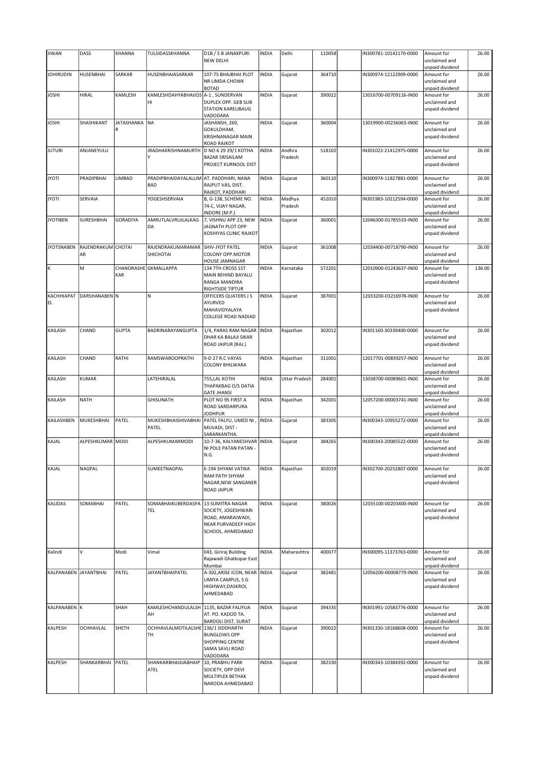| JIWAN | DASS | KHANNA | TULSIDASSKHANNA | D1B / 5 B JANAKPURI NEW DELHI | INDIA | Delhi | 110058 | | IN300781-10142170-0000 | Amount for unclaimed and unpaid dividend | 26.00 |
|---|---|---|---|---|---|---|---|---|---|---|---|
| JOHIRUDIN | HUSENBHAI | SARKAR | HUSENBHAIASARKAR | 107-75 BHAJBHAI PLOT NR LIMDA CHOWK BOTAD | INDIA | Gujarat | 364710 | | IN300974-12122909-0000 | Amount for unclaimed and unpaid dividend | 26.00 |
| JOSHI | HIRAL | KAMLESH | KAMLESHDAHYABHAIJOSHI | A-1 , SUNDERVAN DUPLEX OPP. GEB SUB STATION KARELIBAUG VADODARA | INDIA | Gujarat | 390022 | | 13016700-00709116-IN00 | Amount for unclaimed and unpaid dividend | 26.00 |
| JOSHI | SHASHIKANT | JATASHANKAR | NA | JASHANSH, 269, GOKULDHAM, KRISHNANAGAR MAIN ROAD RAJKOT | INDIA | Gujarat | 360004 | | 13019900-00236063-IN00 | Amount for unclaimed and unpaid dividend | 26.00 |
| JUTURI | ANJANEYULU | | JRADHAKRISHNAMURTHY | D NO 6 29 29/1 KOTHA BAZAR SRISAILAM PROJECT KURNOOL DIST | INDIA | Andhra Pradesh | 518102 | | IN301022-21412975-0000 | Amount for unclaimed and unpaid dividend | 26.00 |
| JYOTI | PRADIPBHAI | LIMBAD | PRADIPBHAIDAYALALLIMBAD | AT. PADDHARI, NANA RAJPUT VAS, DIST. RAJKOT, PADDHARI | INDIA | Gujarat | 360110 | | IN300974-11827881-0000 | Amount for unclaimed and unpaid dividend | 26.00 |
| JYOTI | SERVAIA | | YOGESHSERVAIA | B, G-138, SCHEME NO. 74-C, VIJAY NAGAR, INDORE (M.P.) | INDIA | Madhya Pradesh | 452010 | | IN301983-10212594-0000 | Amount for unclaimed and unpaid dividend | 26.00 |
| JYOTIBEN | SURESHBHAI | GORADIYA | AMRUTLALVRUJLALKAGDA | 7, VISHNU APP 23, NEW JAGNATH PLOT OPP KOSHIYAS CLINIC RAJKOT | INDIA | Gujarat | 360001 | | 12046300-01785533-IN00 | Amount for unclaimed and unpaid dividend | 26.00 |
| JYOTSNABEN | RAJENDRAKUMAR | CHOTAI | RAJENDRAKUMARAMARSHICHOTAI | SHIV-JYOT PATEL COLONY OPP.MOTOR HOUSE JAMNAGAR | INDIA | Gujarat | 361008 | | 12034400-00718790-IN00 | Amount for unclaimed and unpaid dividend | 26.00 |
| K | M | CHANDRASHEKAR | GKMALLAPPA | 134 7TH CROSS 1ST MAIN BEHIND BAYALU RANGA MANDIRA RIGHTSIDE TIPTUR | INDIA | Karnataka | 572201 | | 12010900-01243637-IN00 | Amount for unclaimed and unpaid dividend | 136.00 |
| KACHHIAPATEL | DARSHANABEN | N | N | OFFICERS QUATERS J S AYURVED MAHAVIDYALAYA COLLEGE ROAD NADIAD | INDIA | Gujarat | 387001 | | 12033200-03216978-IN00 | Amount for unclaimed and unpaid dividend | 26.00 |
| KAILASH | CHAND | GUPTA | BADRINARAYANGUPTA | 1/4, PARAS RAM NAGAR DHAR KA BALAJI SIKAR ROAD JAIPUR (RAJ.) | INDIA | Rajasthan | 302012 | | IN301160-30339400-0000 | Amount for unclaimed and unpaid dividend | 26.00 |
| KAILASH | CHAND | RATHI | RAMSWAROOPRATHI | 9-D 27 R.C VAYAS COLONY BHILWARA | INDIA | Rajasthan | 311001 | | 12017701-00839257-IN00 | Amount for unclaimed and unpaid dividend | 26.00 |
| KAILASH | KUMAR | | LATEHIRALAL | 755,LAL KOTHI THAPAKBAG O/S DATIA GATE JHANSI | INDIA | Uttar Pradesh | 284001 | | 13038700-00089601-IN00 | Amount for unclaimed and unpaid dividend | 26.00 |
| KAILASH | NATH | | GHISUNATH | PLOT NO 95 FIRST A ROAD SARDARPURA JODHPUR | INDIA | Rajasthan | 342001 | | 12057200-00003741-IN00 | Amount for unclaimed and unpaid dividend | 26.00 |
| KAILASHBEN | MUKESHBHAI | PATEL | MUKESHBHAISHIVABHAIPATEL | PATEL FALYU, UMED NI , MUVADI, DIST - SABARKANTHA. | INDIA | Gujarat | 383305 | | IN300343-10955272-0000 | Amount for unclaimed and unpaid dividend | 26.00 |
| KAJAL | ALPESHKUMAR | MODI | ALPESHKUMARMODI | 10-7-36, KALYANESHVARNI POLE PATAN PATAN - N.G. | INDIA | Gujarat | 384265 | | IN300343-20085522-0000 | Amount for unclaimed and unpaid dividend | 26.00 |
| KAJAL | NAGPAL | | SUMEETNAGPAL | E-194 SHYAM VATIKA RAM PATH SHYAM NAGAR,NEW SANGANER ROAD JAIPUR | INDIA | Rajasthan | 302019 | | IN302700-20252807-0000 | Amount for unclaimed and unpaid dividend | 26.00 |
| KALIDAS | SOMABHAI | PATEL | SOMABHAIKUBERDASPATEL | 13 SUMITRA NAGAR SOCIETY, JOGESHWARI ROAD, AMARAIWADI, NEAR PURVADEEP HIGH SCHOOL, AHMEDABAD | INDIA | Gujarat | 380026 | | 12035100-00203400-IN00 | Amount for unclaimed and unpaid dividend | 26.00 |
| Kalindi | V | Modi | Vimal | 043, Giriraj Building Rajawadi Ghatkopar East Mumbai | INDIA | Maharashtra | 400077 | | IN300095-11373763-0000 | Amount for unclaimed and unpaid dividend | 26.00 |
| KALPANABEN | JAYANTBHAI | PATEL | JAYANTBHAIPATEL | A-302,ARISE ICON, NEAR UMIYA CAMPUS, S G HIGHWAY,DASKROI, AHMEDABAD | INDIA | Gujarat | 382481 | | 12056200-00008779-IN00 | Amount for unclaimed and unpaid dividend | 26.00 |
| KALPANABEN | K | SHAH | KAMLESHCHANDULALSHAH | 1135, BAZAR FALIYUA AT. PO. KADOD TA. BARDOLI DIST. SURAT | INDIA | Gujarat | 394335 | | IN301991-10583776-0000 | Amount for unclaimed and unpaid dividend | 26.00 |
| KALPESH | OCHHAVLAL | SHETH | OCHHAVLALMOTILALSHETH | 136/1 SIDDHARTH BUNGLOWS OPP SHOPPING CENTRE SAMA SAVLI ROAD VADODARA | INDIA | Gujarat | 390022 | | IN301330-18168608-0000 | Amount for unclaimed and unpaid dividend | 26.00 |
| KALPESH | SHANKARBHAI | PATEL | SHANKARBHAIJIJABHAIPATEL | 10, PRABHU PARK SOCIETY, OPP DEVI MULTIPLEX BETHAK NARODA AHMEDABAD | INDIA | Gujarat | 382330 | | IN300343-10384392-0000 | Amount for unclaimed and unpaid dividend | 26.00 |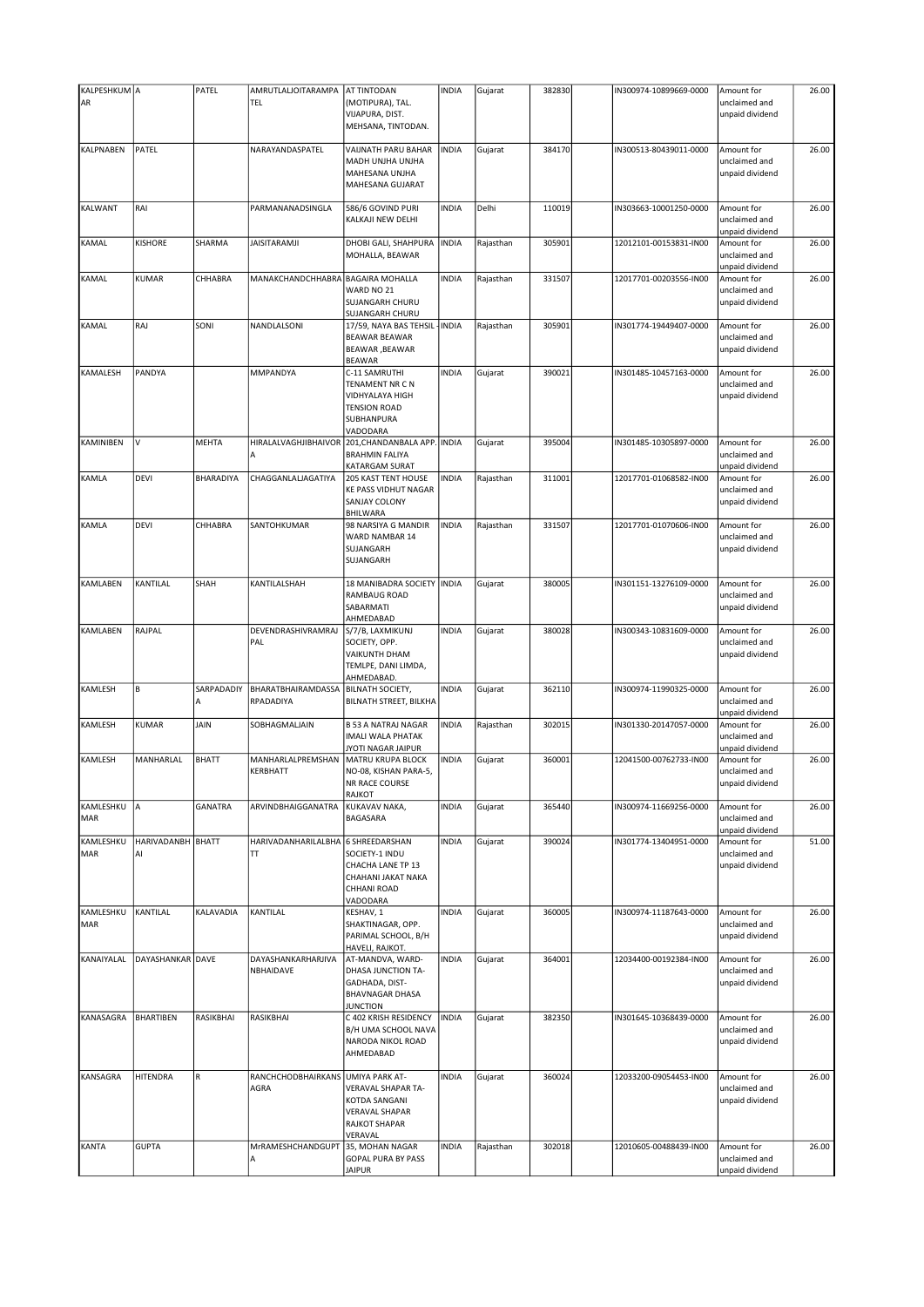| KALPESHKUMAR | A | PATEL | AMRUTLALJOITARAMPATEL | AT TINTODAN (MOTIPURA), TAL. VIJAPURA, DIST. MEHSANA, TINTODAN. | INDIA | Gujarat | 382830 | | IN300974-10899669-0000 | Amount for unclaimed and unpaid dividend | 26.00 |
|---|---|---|---|---|---|---|---|---|---|---|---|
| KALPNABEN | PATEL | | NARAYANDASPATEL | VAIJNATH PARU BAHAR MADH UNJHA UNJHA MAHESANA UNJHA MAHESANA GUJARAT | INDIA | Gujarat | 384170 | | IN300513-80439011-0000 | Amount for unclaimed and unpaid dividend | 26.00 |
| KALWANT | RAI | | PARMANANADSINGLA | 586/6 GOVIND PURI KALKAJI NEW DELHI | INDIA | Delhi | 110019 | | IN303663-10001250-0000 | Amount for unclaimed and unpaid dividend | 26.00 |
| KAMAL | KISHORE | SHARMA | JAISITARAMJI | DHOBI GALI, SHAHPURA MOHALLA, BEAWAR | INDIA | Rajasthan | 305901 | | 12012101-00153831-IN00 | Amount for unclaimed and unpaid dividend | 26.00 |
| KAMAL | KUMAR | CHHABRA | MANAKCHANDCHHABRA | BAGAIRA MOHALLA WARD NO 21 SUJANGARH CHURU SUJANGARH CHURU | INDIA | Rajasthan | 331507 | | 12017701-00203556-IN00 | Amount for unclaimed and unpaid dividend | 26.00 |
| KAMAL | RAJ | SONI | NANDLALSONI | 17/59, NAYA BAS TEHSIL - BEAWAR BEAWAR BEAWAR ,BEAWAR BEAWAR | INDIA | Rajasthan | 305901 | | IN301774-19449407-0000 | Amount for unclaimed and unpaid dividend | 26.00 |
| KAMALESH | PANDYA | | MMPANDYA | C-11 SAMRUTHI TENAMENT NR C N VIDHYALAYA HIGH TENSION ROAD SUBHANPURA VADODARA | INDIA | Gujarat | 390021 | | IN301485-10457163-0000 | Amount for unclaimed and unpaid dividend | 26.00 |
| KAMINIBEN | V | MEHTA | HIRALALVAGHJIBHAIVORA | 201,CHANDANBALA APP. BRAHMIN FALIYA KATARGAM SURAT | INDIA | Gujarat | 395004 | | IN301485-10305897-0000 | Amount for unclaimed and unpaid dividend | 26.00 |
| KAMLA | DEVI | BHARADIYA | CHAGGANLALJAGATIYA | 205 KAST TENT HOUSE KE PASS VIDHUT NAGAR SANJAY COLONY BHILWARA | INDIA | Rajasthan | 311001 | | 12017701-01068582-IN00 | Amount for unclaimed and unpaid dividend | 26.00 |
| KAMLA | DEVI | CHHABRA | SANTOHKUMAR | 98 NARSIYA G MANDIR WARD NAMBAR 14 SUJANGARH SUJANGARH | INDIA | Rajasthan | 331507 | | 12017701-01070606-IN00 | Amount for unclaimed and unpaid dividend | 26.00 |
| KAMLABEN | KANTILAL | SHAH | KANTILALSHAH | 18 MANIBADRA SOCIETY RAMBAUG ROAD SABARMATI AHMEDABAD | INDIA | Gujarat | 380005 | | IN301151-13276109-0000 | Amount for unclaimed and unpaid dividend | 26.00 |
| KAMLABEN | RAJPAL | | DEVENDRASHIVRAMRAJPAL | S/7/B, LAXMIKUNJ SOCIETY, OPP. VAIKUNTH DHAM TEMLPE, DANI LIMDA, AHMEDABAD. | INDIA | Gujarat | 380028 | | IN300343-10831609-0000 | Amount for unclaimed and unpaid dividend | 26.00 |
| KAMLESH | B | SARPADADIYA | BHARATBHAIRAMDASSARPADADIYA | BILNATH SOCIETY, BILNATH STREET, BILKHA | INDIA | Gujarat | 362110 | | IN300974-11990325-0000 | Amount for unclaimed and unpaid dividend | 26.00 |
| KAMLESH | KUMAR | JAIN | SOBHAGMALJAIN | B 53 A NATRAJ NAGAR IMALI WALA PHATAK JYOTI NAGAR JAIPUR | INDIA | Rajasthan | 302015 | | IN301330-20147057-0000 | Amount for unclaimed and unpaid dividend | 26.00 |
| KAMLESH | MANHARLAL | BHATT | MANHARLALPREMSHANKERBHATT | MATRU KRUPA BLOCK NO-08, KISHAN PARA-5, NR RACE COURSE RAJKOT | INDIA | Gujarat | 360001 | | 12041500-00762733-IN00 | Amount for unclaimed and unpaid dividend | 26.00 |
| KAMLESHKUMAR | A | GANATRA | ARVINDBHAIGGANATRA | KUKAVAV NAKA, BAGASARA | INDIA | Gujarat | 365440 | | IN300974-11669256-0000 | Amount for unclaimed and unpaid dividend | 26.00 |
| KAMLESHKUMAR | HARIVADANBHAI | BHATT | HARIVADANHARILALBHATT | 6 SHREEDARSHAN SOCIETY-1 INDU CHACHA LANE TP 13 CHAHANI JAKAT NAKA CHHANI ROAD VADODARA | INDIA | Gujarat | 390024 | | IN301774-13404951-0000 | Amount for unclaimed and unpaid dividend | 51.00 |
| KAMLESHKUMAR | KANTILAL | KALAVADIA | KANTILAL | KESHAV, 1 SHAKTINAGAR, OPP. PARIMAL SCHOOL, B/H HAVELI, RAJKOT. | INDIA | Gujarat | 360005 | | IN300974-11187643-0000 | Amount for unclaimed and unpaid dividend | 26.00 |
| KANAIYALAL | DAYASHANKAR | DAVE | DAYASHANKARHARJIVANBHAIDAVE | AT-MANDVA, WARD-DHASA JUNCTION TA-GADHADA, DIST-BHAVNAGAR DHASA JUNCTION | INDIA | Gujarat | 364001 | | 12034400-00192384-IN00 | Amount for unclaimed and unpaid dividend | 26.00 |
| KANASAGRA | BHARTIBEN | RASIKBHAI | RASIKBHAI | C 402 KRISH RESIDENCY B/H UMA SCHOOL NAVA NARODA NIKOL ROAD AHMEDABAD | INDIA | Gujarat | 382350 | | IN301645-10368439-0000 | Amount for unclaimed and unpaid dividend | 26.00 |
| KANSAGRA | HITENDRA | R | RANCHCHODBHAIRKANSAGRA | UMIYA PARK AT-VERAVAL SHAPAR TA-KOTDA SANGANI VERAVAL SHAPAR RAJKOT SHAPAR VERAVAL | INDIA | Gujarat | 360024 | | 12033200-09054453-IN00 | Amount for unclaimed and unpaid dividend | 26.00 |
| KANTA | GUPTA | | MrRAMESHCHANDGUPTA | 35, MOHAN NAGAR GOPAL PURA BY PASS JAIPUR | INDIA | Rajasthan | 302018 | | 12010605-00488439-IN00 | Amount for unclaimed and unpaid dividend | 26.00 |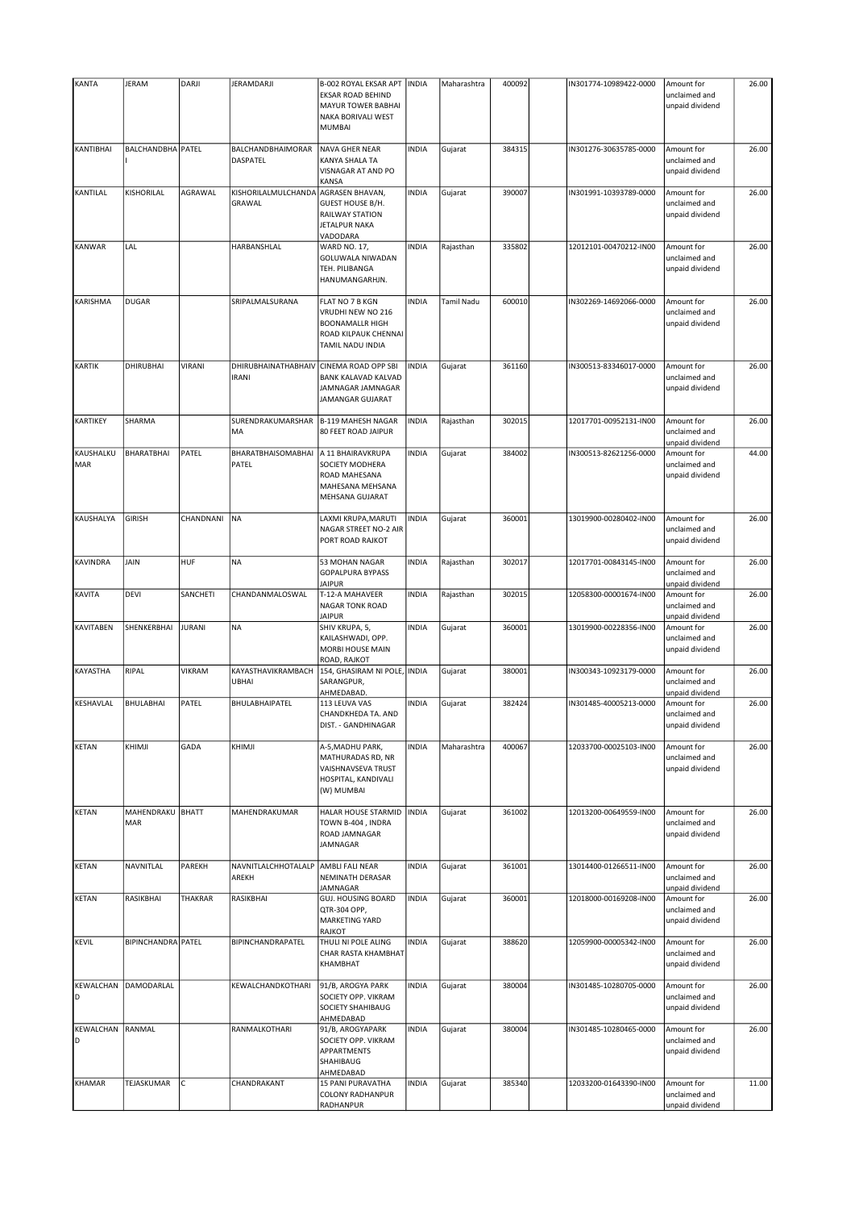| KANTA | JERAM | DARJI | JERAMDARJI | B-002 ROYAL EKSAR APT EKSAR ROAD BEHIND MAYUR TOWER BABHAI NAKA BORIVALI WEST MUMBAI | INDIA | Maharashtra | 400092 | | IN301774-10989422-0000 | Amount for unclaimed and unpaid dividend | 26.00 |
|---|---|---|---|---|---|---|---|---|---|---|---|
| KANTIBHAI | BALCHANDBHAI | PATEL | BALCHANDBHAIMORAR DASPATEL | NAVA GHER NEAR KANYA SHALA TA VISNAGAR AT AND PO KANSA | INDIA | Gujarat | 384315 | | IN301276-30635785-0000 | Amount for unclaimed and unpaid dividend | 26.00 |
| KANTILAL | KISHORILAL | AGRAWAL | KISHORILALMULCHANDA GRAWAL | AGRASEN BHAVAN, GUEST HOUSE B/H. RAILWAY STATION JETALPUR NAKA VADODARA | INDIA | Gujarat | 390007 | | IN301991-10393789-0000 | Amount for unclaimed and unpaid dividend | 26.00 |
| KANWAR | LAL | | HARBANSHLAL | WARD NO. 17, GOLUWALA NIWADAN TEH. PILIBANGA HANUMANGARHJN. | INDIA | Rajasthan | 335802 | | 12012101-00470212-IN00 | Amount for unclaimed and unpaid dividend | 26.00 |
| KARISHMA | DUGAR | | SRIPALMALSURANA | FLAT NO 7 B KGN VRUDHI NEW NO 216 BOONAMALLR HIGH ROAD KILPAUK CHENNAI TAMIL NADU INDIA | INDIA | Tamil Nadu | 600010 | | IN302269-14692066-0000 | Amount for unclaimed and unpaid dividend | 26.00 |
| KARTIK | DHIRUBHAI | VIRANI | DHIRUBHAINATHABHAIV IRANI | CINEMA ROAD OPP SBI BANK KALAVAD KALVAD JAMNAGAR JAMNAGAR JAMANGAR GUJARAT | INDIA | Gujarat | 361160 | | IN300513-83346017-0000 | Amount for unclaimed and unpaid dividend | 26.00 |
| KARTIKEY | SHARMA | | SURENDRAKUMARSHAR MA | B-119 MAHESH NAGAR 80 FEET ROAD JAIPUR | INDIA | Rajasthan | 302015 | | 12017701-00952131-IN00 | Amount for unclaimed and unpaid dividend | 26.00 |
| KAUSHALKU MAR | BHARATBHAI | PATEL | BHARATBHAISOMABHAI PATEL | A 11 BHAIRAVKRUPA SOCIETY MODHERA ROAD MAHESANA MAHESANA MEHSANA MEHSANA GUJARAT | INDIA | Gujarat | 384002 | | IN300513-82621256-0000 | Amount for unclaimed and unpaid dividend | 44.00 |
| KAUSHALYA | GIRISH | CHANDNANI | NA | LAXMI KRUPA,MARUTI NAGAR STREET NO-2 AIR PORT ROAD RAJKOT | INDIA | Gujarat | 360001 | | 13019900-00280402-IN00 | Amount for unclaimed and unpaid dividend | 26.00 |
| KAVINDRA | JAIN | HUF | NA | 53 MOHAN NAGAR GOPALPURA BYPASS JAIPUR | INDIA | Rajasthan | 302017 | | 12017701-00843145-IN00 | Amount for unclaimed and unpaid dividend | 26.00 |
| KAVITA | DEVI | SANCHETI | CHANDANMALOSWAL | T-12-A MAHAVEER NAGAR TONK ROAD JAIPUR | INDIA | Rajasthan | 302015 | | 12058300-00001674-IN00 | Amount for unclaimed and unpaid dividend | 26.00 |
| KAVITABEN | SHENKERBHAI | JURANI | NA | SHIV KRUPA, 5, KAILASHWADI, OPP. MORBI HOUSE MAIN ROAD, RAJKOT | INDIA | Gujarat | 360001 | | 13019900-00228356-IN00 | Amount for unclaimed and unpaid dividend | 26.00 |
| KAYASTHA | RIPAL | VIKRAM | KAYASTHAVIKRAMBACH UBHAI | 154, GHASIRAM NI POLE, SARANGPUR, AHMEDABAD. | INDIA | Gujarat | 380001 | | IN300343-10923179-0000 | Amount for unclaimed and unpaid dividend | 26.00 |
| KESHAVLAL | BHULABHAI | PATEL | BHULABHAIPATEL | 113 LEUVA VAS CHANDKHEDA TA. AND DIST. - GANDHINAGAR | INDIA | Gujarat | 382424 | | IN301485-40005213-0000 | Amount for unclaimed and unpaid dividend | 26.00 |
| KETAN | KHIMJI | GADA | KHIMJI | A-5,MADHU PARK, MATHURADAS RD, NR VAISHNAVSEVA TRUST HOSPITAL, KANDIVALI (W) MUMBAI | INDIA | Maharashtra | 400067 | | 12033700-00025103-IN00 | Amount for unclaimed and unpaid dividend | 26.00 |
| KETAN | MAHENDRAKU MAR | BHATT | MAHENDRAKUMAR | HALAR HOUSE STARMID TOWN B-404 , INDRA ROAD JAMNAGAR JAMNAGAR | INDIA | Gujarat | 361002 | | 12013200-00649559-IN00 | Amount for unclaimed and unpaid dividend | 26.00 |
| KETAN | NAVNITLAL | PAREKH | NAVNITLALCHHOTALALP AREKH | AMBLI FALI NEAR NEMINATH DERASAR JAMNAGAR | INDIA | Gujarat | 361001 | | 13014400-01266511-IN00 | Amount for unclaimed and unpaid dividend | 26.00 |
| KETAN | RASIKBHAI | THAKRAR | RASIKBHAI | GUJ. HOUSING BOARD QTR-304 OPP, MARKETING YARD RAJKOT | INDIA | Gujarat | 360001 | | 12018000-00169208-IN00 | Amount for unclaimed and unpaid dividend | 26.00 |
| KEVIL | BIPINCHANDRA | PATEL | BIPINCHANDRAPATEL | THULI NI POLE ALING CHAR RASTA KHAMBHAT KHAMBHAT | INDIA | Gujarat | 388620 | | 12059900-00005342-IN00 | Amount for unclaimed and unpaid dividend | 26.00 |
| KEWALCHAN D | DAMODARLAL | | KEWALCHANDKOTHARI | 91/B, AROGYA PARK SOCIETY OPP. VIKRAM SOCIETY SHAHIBAUG AHMEDABAD | INDIA | Gujarat | 380004 | | IN301485-10280705-0000 | Amount for unclaimed and unpaid dividend | 26.00 |
| KEWALCHAN D | RANMAL | | RANMALKOTHARI | 91/B, AROGYAPARK SOCIETY OPP. VIKRAM APPARTMENTS SHAHIBAUG AHMEDABAD | INDIA | Gujarat | 380004 | | IN301485-10280465-0000 | Amount for unclaimed and unpaid dividend | 26.00 |
| KHAMAR | TEJASKUMAR | C | CHANDRAKANT | 15 PANI PURAVATHA COLONY RADHANPUR RADHANPUR | INDIA | Gujarat | 385340 | | 12033200-01643390-IN00 | Amount for unclaimed and unpaid dividend | 11.00 |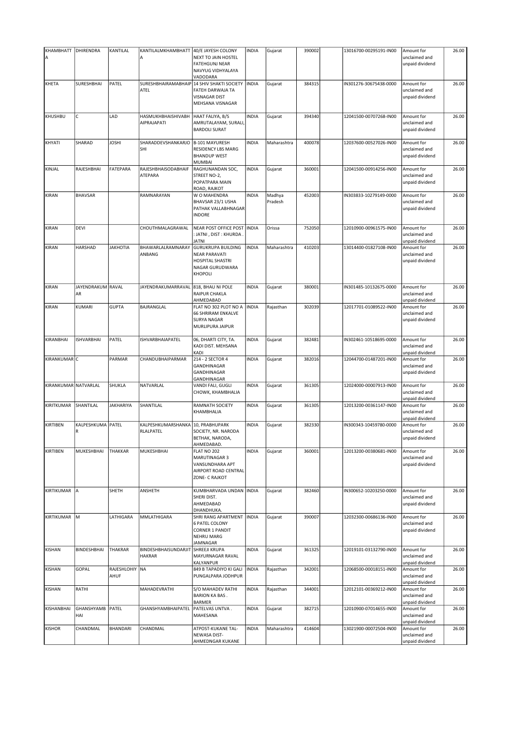| KHAMBHATTA | DHIRENDRA | KANTILAL | KANTILALMKHAMBHATTA | 40/E JAYESH COLONY NEXT TO JAIN HOSTEL FATEHGUNJ NEAR NAVYUG VIDHYALAYA VADODARA | INDIA | Gujarat | 390002 | | 13016700-00295191-IN00 | Amount for unclaimed and unpaid dividend | 26.00 |
|---|---|---|---|---|---|---|---|---|---|---|---|
| KHETA | SURESHBHAI | PATEL | SURESHBHAIRAMABHAIPATEL | 14 SHIV SHAKTI SOCIETY FATEH DARWAJA TA VISNAGAR DIST MEHSANA VISNAGAR | INDIA | Gujarat | 384315 | | IN301276-30675438-0000 | Amount for unclaimed and unpaid dividend | 26.00 |
| KHUSHBU | C | LAD | HASMUKHBHAISHIVABHAIPRAJAPATI | HAAT FALIYA, B/S AMRUTALAYAM, SURALI, BARDOLI SURAT | INDIA | Gujarat | 394340 | | 12041500-00707268-IN00 | Amount for unclaimed and unpaid dividend | 26.00 |
| KHYATI | SHARAD | JOSHI | SHARADDEVSHANKARJOSHI | B-101 MAYURESH RESIDENCY LBS MARG BHANDUP WEST MUMBAI | INDIA | Maharashtra | 400078 | | 12037600-00527026-IN00 | Amount for unclaimed and unpaid dividend | 26.00 |
| KINJAL | RAJESHBHAI | FATEPARA | RAJESHBHAISODABHAIFATEPARA | RAGHUNANDAN SOC, STREET NO-2, POPATPARA MAIN ROAD, RAJKOT | INDIA | Gujarat | 360001 | | 12041500-00914256-IN00 | Amount for unclaimed and unpaid dividend | 26.00 |
| KIRAN | BHAVSAR | | RAMNARAYAN | W O MAHENDRA BHAVSAR 23/1 USHA PATHAK VALLABHNAGAR INDORE | INDIA | Madhya Pradesh | 452003 | | IN303833-10279149-0000 | Amount for unclaimed and unpaid dividend | 26.00 |
| KIRAN | DEVI | | CHOUTHMALAGRAWAL | NEAR POST OFFICE POST : JATNI , DIST : KHURDA . JATNI | INDIA | Orissa | 752050 | | 12010900-00961575-IN00 | Amount for unclaimed and unpaid dividend | 26.00 |
| KIRAN | HARSHAD | JAKHOTIA | BHAWARLALRAMNARAYANBANG | GURUKRUPA BUILDING NEAR PARAVATI HOSPITAL SHASTRI NAGAR GURUDWARA KHOPOLI | INDIA | Maharashtra | 410203 | | 13014400-01827108-IN00 | Amount for unclaimed and unpaid dividend | 26.00 |
| KIRAN | JAYENDRAKUMAR | RAVAL | JAYENDRAKUMARRAVAL | 818, BHAU NI POLE RAIPUR CHAKLA AHMEDABAD | INDIA | Gujarat | 380001 | | IN301485-10132675-0000 | Amount for unclaimed and unpaid dividend | 26.00 |
| KIRAN | KUMARI | GUPTA | BAJRANGLAL | FLAT NO 302 PLOT NO A 66 SHRIRAM ENKALVE SURYA NAGAR MURLIPURA JAIPUR | INDIA | Rajasthan | 302039 | | 12017701-01089522-IN00 | Amount for unclaimed and unpaid dividend | 26.00 |
| KIRANBHAI | ISHVARBHAI | PATEL | ISHVARBHAIAPATEL | 06, DHARTI CITY, TA. KADI DIST. MEHSANA KADI | INDIA | Gujarat | 382481 | | IN302461-10518695-0000 | Amount for unclaimed and unpaid dividend | 26.00 |
| KIRANKUMAR | C | PARMAR | CHANDUBHAIPARMAR | 214 - 2 SECTOR 4 GANDHINAGAR GANDHINAGAR GANDHINAGAR | INDIA | Gujarat | 382016 | | 12044700-01487201-IN00 | Amount for unclaimed and unpaid dividend | 26.00 |
| KIRANKUMAR | NATVARLAL | SHUKLA | NATVARLAL | VANDI FALI, GUGLI CHOWK, KHAMBHALIA | INDIA | Gujarat | 361305 | | 12024000-00007913-IN00 | Amount for unclaimed and unpaid dividend | 26.00 |
| KIRITKUMAR | SHANTILAL | JAKHARIYA | SHANTILAL | RAMNATH SOCIETY KHAMBHALIA | INDIA | Gujarat | 361305 | | 12013200-00361147-IN00 | Amount for unclaimed and unpaid dividend | 26.00 |
| KIRTIBEN | KALPESHKUMAR | PATEL | KALPESHKUMARSHANKARLALPATEL | 10, PRABHUPARK SOCIETY, NR. NARODA BETHAK, NARODA, AHMEDABAD. | INDIA | Gujarat | 382330 | | IN300343-10459780-0000 | Amount for unclaimed and unpaid dividend | 26.00 |
| KIRTIBEN | MUKESHBHAI | THAKKAR | MUKESHBHAI | FLAT NO 202 MARUTINAGAR 3 VANSUNDHARA APT AIRPORT ROAD CENTRAL ZONE- C RAJKOT | INDIA | Gujarat | 360001 | | 12013200-00380681-IN00 | Amount for unclaimed and unpaid dividend | 26.00 |
| KIRTIKUMAR | A | SHETH | ANSHETH | KUMBHARVADA UNDAN SHERI DIST. AHMEDABAD DHANDHUKA. | INDIA | Gujarat | 382460 | | IN300652-10203250-0000 | Amount for unclaimed and unpaid dividend | 26.00 |
| KIRTIKUMAR | M | LATHIGARA | MMLATHIGARA | SHRI RANG APARTMENT 6 PATEL COLONY CORNER 1 PANDIT NEHRU MARG JAMNAGAR | INDIA | Gujarat | 390007 | | 12032300-00686136-IN00 | Amount for unclaimed and unpaid dividend | 26.00 |
| KISHAN | BINDESHBHAI | THAKRAR | BINDESHBHAISUNDARJITHAKRAR | SHREEJI KRUPA MAYURNAGAR RAVAL KALYANPUR | INDIA | Gujarat | 361325 | | 12019101-03132790-IN00 | Amount for unclaimed and unpaid dividend | 26.00 |
| KISHAN | GOPAL | RAJESHLOHIYAHUF | NA | 849 B TAPADIYO KI GALI PUNGALPARA JODHPUR | INDIA | Rajasthan | 342001 | | 12068500-00018151-IN00 | Amount for unclaimed and unpaid dividend | 26.00 |
| KISHAN | RATHI | | MAHADEVRATHI | S/O MAHADEV RATHI BARION KA BAS . BARMER | INDIA | Rajasthan | 344001 | | 12012101-00369212-IN00 | Amount for unclaimed and unpaid dividend | 26.00 |
| KISHANBHAI | GHANSHYAMBHAI | PATEL | GHANSHYAMBHAIPATEL | PATELVAS UNTVA . MAHESANA | INDIA | Gujarat | 382715 | | 12010900-07014655-IN00 | Amount for unclaimed and unpaid dividend | 26.00 |
| KISHOR | CHANDMAL | BHANDARI | CHANDMAL | ATPOST-KUKANE TAL-NEWASA DIST-AHMEDNGAR KUKANE | INDIA | Maharashtra | 414604 | | 13021900-00072504-IN00 | Amount for unclaimed and unpaid dividend | 26.00 |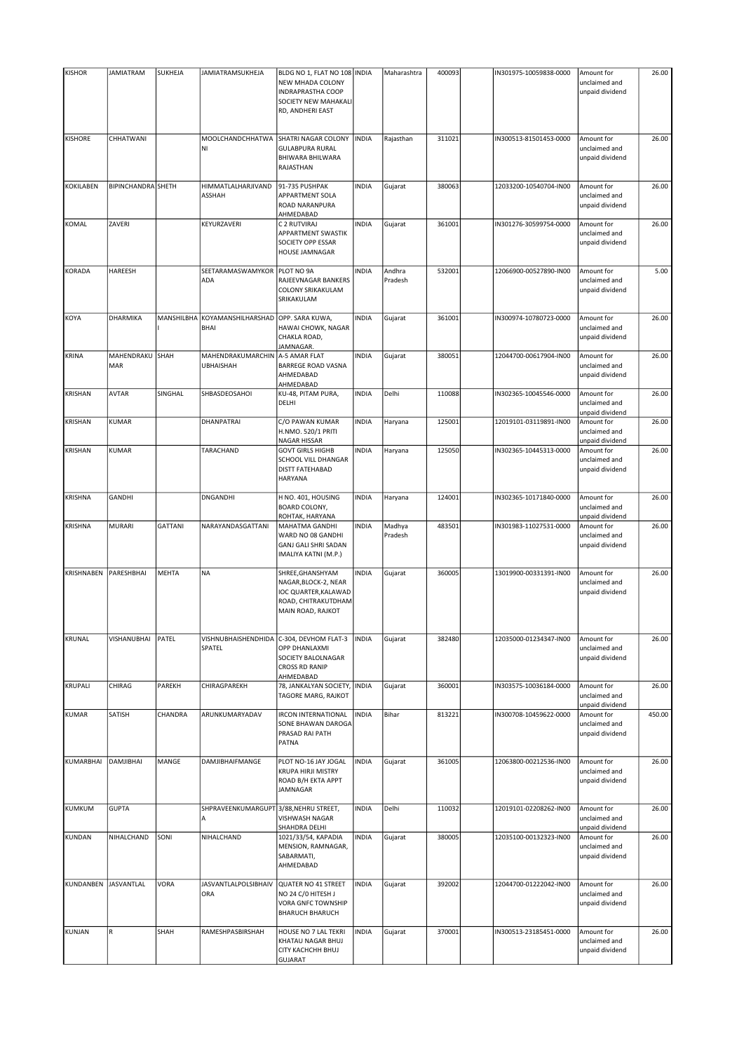| KISHOR | JAMIATRAM | SUKHEJA | JAMIATRAMSUKHEJA | BLDG NO 1, FLAT NO 108 NEW MHADA COLONY INDRAPRASTHA COOP SOCIETY NEW MAHAKALI RD, ANDHERI EAST | INDIA | Maharashtra | 400093 | | IN301975-10059838-0000 | Amount for unclaimed and unpaid dividend | 26.00 |
|---|---|---|---|---|---|---|---|---|---|---|---|
| KISHORE | CHHATWANI | | MOOLCHANDCHHATWANI | SHATRI NAGAR COLONY GULABPURA RURAL BHIWARA BHILWARA RAJASTHAN | INDIA | Rajasthan | 311021 | | IN300513-81501453-0000 | Amount for unclaimed and unpaid dividend | 26.00 |
| KOKILABEN | BIPINCHANDRA | SHETH | HIMMATLALHARJIVANDASSHAH | 91-735 PUSHPAK APPARTMENT SOLA ROAD NARANPURA AHMEDABAD | INDIA | Gujarat | 380063 | | 12033200-10540704-IN00 | Amount for unclaimed and unpaid dividend | 26.00 |
| KOMAL | ZAVERI | | KEYURZAVERI | C 2 RUTVIRAJ APPARTMENT SWASTIK SOCIETY OPP ESSAR HOUSE JAMNAGAR | INDIA | Gujarat | 361001 | | IN301276-30599754-0000 | Amount for unclaimed and unpaid dividend | 26.00 |
| KORADA | HAREESH | | SEETARAMASWAMYKORADA | PLOT NO 9A RAJEEVNAGAR BANKERS COLONY SRIKAKULAM SRIKAKULAM | INDIA | Andhra Pradesh | 532001 | | 12066900-00527890-IN00 | Amount for unclaimed and unpaid dividend | 5.00 |
| KOYA | DHARMIKA | MANSHIBHAI | KOYAMANSHILHARSHADBHAI | OPP. SARA KUWA, HAWAI CHOWK, NAGAR CHAKLA ROAD, JAMNAGAR. | INDIA | Gujarat | 361001 | | IN300974-10780723-0000 | Amount for unclaimed and unpaid dividend | 26.00 |
| KRINA | MAHENDRAKUMAR | SHAH | MAHENDRAKUMARCHINUBHAISHAH | A-5 AMAR FLAT BARREGE ROAD VASNA AHMEDABAD AHMEDABAD | INDIA | Gujarat | 380051 | | 12044700-00617904-IN00 | Amount for unclaimed and unpaid dividend | 26.00 |
| KRISHAN | AVTAR | SINGHAL | SHBASDEOSAHOI | KU-48, PITAM PURA, DELHI | INDIA | Delhi | 110088 | | IN302365-10045546-0000 | Amount for unclaimed and unpaid dividend | 26.00 |
| KRISHAN | KUMAR | | DHANPATRAI | C/O PAWAN KUMAR H.NMO. 520/1 PRITI NAGAR HISSAR | INDIA | Haryana | 125001 | | 12019101-03119891-IN00 | Amount for unclaimed and unpaid dividend | 26.00 |
| KRISHAN | KUMAR | | TARACHAND | GOVT GIRLS HIGHB SCHOOL VILL DHANGAR DISTT FATEHABAD HARYANA | INDIA | Haryana | 125050 | | IN302365-10445313-0000 | Amount for unclaimed and unpaid dividend | 26.00 |
| KRISHNA | GANDHI | | DNGANDHI | H NO. 401, HOUSING BOARD COLONY, ROHTAK, HARYANA | INDIA | Haryana | 124001 | | IN302365-10171840-0000 | Amount for unclaimed and unpaid dividend | 26.00 |
| KRISHNA | MURARI | GATTANI | NARAYANDASGATTANI | MAHATMA GANDHI WARD NO 08 GANDHI GANJ GALI SHRI SADAN IMALIYA KATNI (M.P.) | INDIA | Madhya Pradesh | 483501 | | IN301983-11027531-0000 | Amount for unclaimed and unpaid dividend | 26.00 |
| KRISHNABEN | PARESHBHAI | MEHTA | NA | SHREE,GHANSHYAM NAGAR,BLOCK-2, NEAR IOC QUARTER,KALAWAD ROAD, CHITRAKUTDHAM MAIN ROAD, RAJKOT | INDIA | Gujarat | 360005 | | 13019900-00331391-IN00 | Amount for unclaimed and unpaid dividend | 26.00 |
| KRUNAL | VISHANUBHAI | PATEL | VISHNUBHAISHENDHIDASPATEL | C-304, DEVHOM FLAT-3 OPP DHANLAXMI SOCIETY BALOLNAGAR CROSS RD RANIP AHMEDABAD | INDIA | Gujarat | 382480 | | 12035000-01234347-IN00 | Amount for unclaimed and unpaid dividend | 26.00 |
| KRUPALI | CHIRAG | PAREKH | CHIRAGPAREKH | 78, JANKALYAN SOCIETY, TAGORE MARG, RAJKOT | INDIA | Gujarat | 360001 | | IN303575-10036184-0000 | Amount for unclaimed and unpaid dividend | 26.00 |
| KUMAR | SATISH | CHANDRA | ARUNKUMARYADAV | IRCON INTERNATIONAL SONE BHAWAN DAROGA PRASAD RAI PATH PATNA | INDIA | Bihar | 813221 | | IN300708-10459622-0000 | Amount for unclaimed and unpaid dividend | 450.00 |
| KUMARBHAI | DAMJIBHAI | MANGE | DAMJIBHAIFMANGE | PLOT NO-16 JAY JOGAL KRUPA HIRJI MISTRY ROAD B/H EKTA APPT JAMNAGAR | INDIA | Gujarat | 361005 | | 12063800-00212536-IN00 | Amount for unclaimed and unpaid dividend | 26.00 |
| KUMKUM | GUPTA | | SHPRAVEENKUMARGUPTA | 3/88,NEHRU STREET, VISHWASH NAGAR SHAHDRA DELHI | INDIA | Delhi | 110032 | | 12019101-02208262-IN00 | Amount for unclaimed and unpaid dividend | 26.00 |
| KUNDAN | NIHALCHAND | SONI | NIHALCHAND | 1021/33/54, KAPADIA MENSION, RAMNAGAR, SABARMATI, AHMEDABAD | INDIA | Gujarat | 380005 | | 12035100-00132323-IN00 | Amount for unclaimed and unpaid dividend | 26.00 |
| KUNDANBEN | JASVANTLAL | VORA | JASVANTLALPOLSIBHAIVORA | QUATER NO 41 STREET NO 24 C/0 HITESH J VORA GNFC TOWNSHIP BHARUCH BHARUCH | INDIA | Gujarat | 392002 | | 12044700-01222042-IN00 | Amount for unclaimed and unpaid dividend | 26.00 |
| KUNJAN | R | SHAH | RAMESHPASBIRSHAH | HOUSE NO 7 LAL TEKRI KHATAU NAGAR BHUJ CITY KACHCHH BHUJ GUJARAT | INDIA | Gujarat | 370001 | | IN300513-23185451-0000 | Amount for unclaimed and unpaid dividend | 26.00 |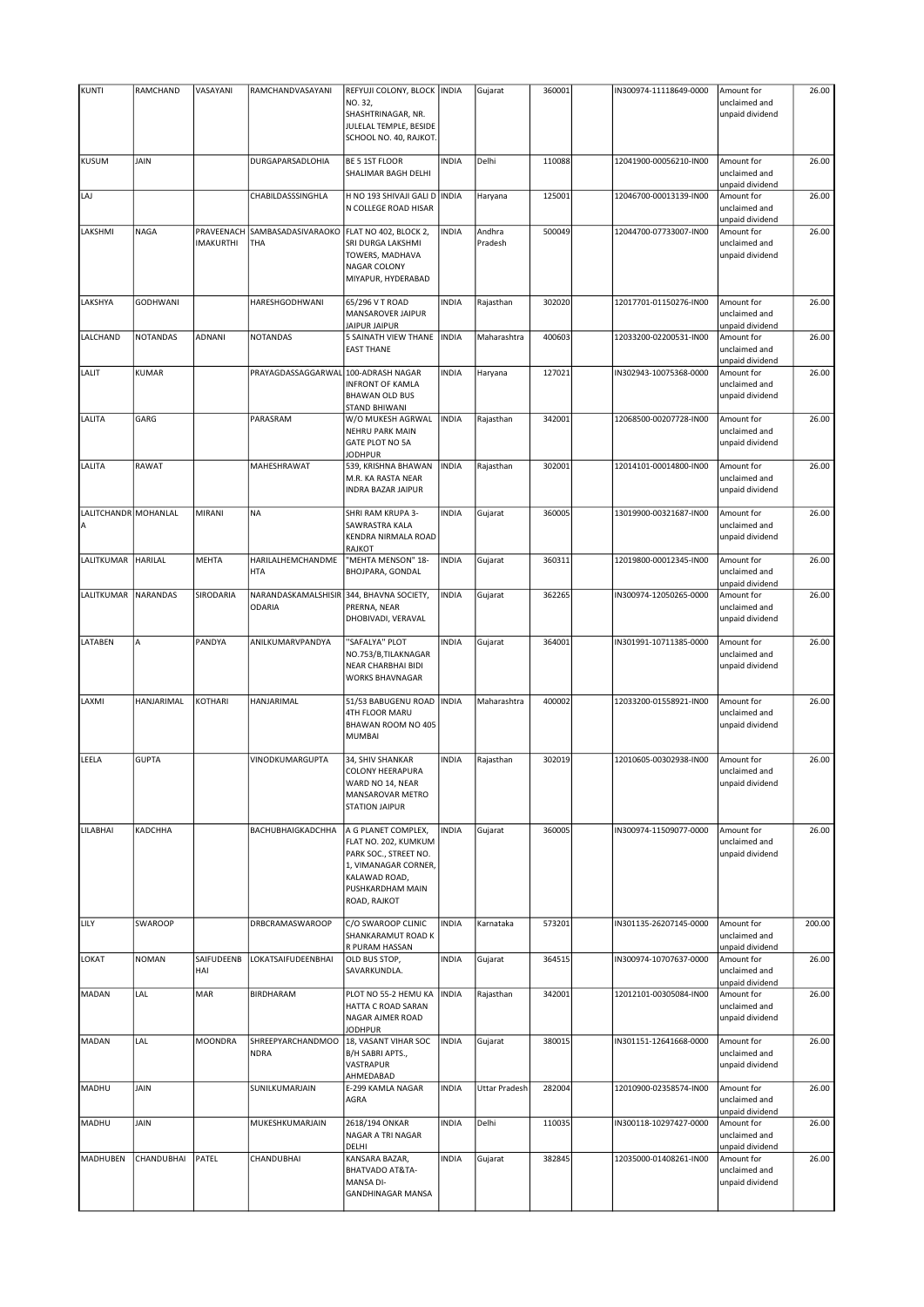| KUNTI | RAMCHAND | VASAYANI | RAMCHANDVASAYANI | REFYUJI COLONY, BLOCK NO. 32, SHASHTRINAGAR, NR. JULELAL TEMPLE, BESIDE SCHOOL NO. 40, RAJKOT. | INDIA | Gujarat | 360001 | | IN300974-11118649-0000 | Amount for unclaimed and unpaid dividend | 26.00 |
|---|---|---|---|---|---|---|---|---|---|---|---|
| KUSUM | JAIN | | DURGAPARSADLOHIA | BE 5 1ST FLOOR SHALIMAR BAGH DELHI | INDIA | Delhi | 110088 | | 12041900-00056210-IN00 | Amount for unclaimed and unpaid dividend | 26.00 |
| LAJ | | | CHABILDASSSINGHLA | H NO 193 SHIVAJI GALI D N COLLEGE ROAD HISAR | INDIA | Haryana | 125001 | | 12046700-00013139-IN00 | Amount for unclaimed and unpaid dividend | 26.00 |
| LAKSHMI | NAGA | PRAVEENACH IMAKURTHI | SAMBASADASIVARAOKO THA | FLAT NO 402, BLOCK 2, SRI DURGA LAKSHMI TOWERS, MADHAVA NAGAR COLONY MIYAPUR, HYDERABAD | INDIA | Andhra Pradesh | 500049 | | 12044700-07733007-IN00 | Amount for unclaimed and unpaid dividend | 26.00 |
| LAKSHYA | GODHWANI | | HARESHGODHWANI | 65/296 V T ROAD MANSAROVER JAIPUR JAIPUR JAIPUR | INDIA | Rajasthan | 302020 | | 12017701-01150276-IN00 | Amount for unclaimed and unpaid dividend | 26.00 |
| LALCHAND | NOTANDAS | ADNANI | NOTANDAS | 5 SAINATH VIEW THANE EAST THANE | INDIA | Maharashtra | 400603 | | 12033200-02200531-IN00 | Amount for unclaimed and unpaid dividend | 26.00 |
| LALIT | KUMAR | | PRAYAGDASSAGGARWAL | 100-ADRASH NAGAR INFRONT OF KAMLA BHAWAN OLD BUS STAND BHIWANI | INDIA | Haryana | 127021 | | IN302943-10075368-0000 | Amount for unclaimed and unpaid dividend | 26.00 |
| LALITA | GARG | | PARASRAM | W/O MUKESH AGRWAL NEHRU PARK MAIN GATE PLOT NO 5A JODHPUR | INDIA | Rajasthan | 342001 | | 12068500-00207728-IN00 | Amount for unclaimed and unpaid dividend | 26.00 |
| LALITA | RAWAT | | MAHESHRAWAT | 539, KRISHNA BHAWAN M.R. KA RASTA NEAR INDRA BAZAR JAIPUR | INDIA | Rajasthan | 302001 | | 12014101-00014800-IN00 | Amount for unclaimed and unpaid dividend | 26.00 |
| LALITCHANDR A | MOHANLAL | MIRANI | NA | SHRI RAM KRUPA 3-SAWRASTRA KALA KENDRA NIRMALA ROAD RAJKOT | INDIA | Gujarat | 360005 | | 13019900-00321687-IN00 | Amount for unclaimed and unpaid dividend | 26.00 |
| LALITKUMAR | HARILAL | MEHTA | HARILALHEMCHANDME HTA | "MEHTA MENSON" 18-BHOJPARA, GONDAL | INDIA | Gujarat | 360311 | | 12019800-00012345-IN00 | Amount for unclaimed and unpaid dividend | 26.00 |
| LALITKUMAR | NARANDAS | SIRODARIA | NARANDASKAMALSHISIR ODARIA | 344, BHAVNA SOCIETY, PRERNA, NEAR DHOBIVADI, VERAVAL | INDIA | Gujarat | 362265 | | IN300974-12050265-0000 | Amount for unclaimed and unpaid dividend | 26.00 |
| LATABEN | A | PANDYA | ANILKUMARVPANDYA | "SAFALYA" PLOT NO.753/B,TILAKNAGAR NEAR CHARBHAI BIDI WORKS BHAVNAGAR | INDIA | Gujarat | 364001 | | IN301991-10711385-0000 | Amount for unclaimed and unpaid dividend | 26.00 |
| LAXMI | HANJARIMAL | KOTHARI | HANJARIMAL | 51/53 BABUGENU ROAD 4TH FLOOR MARU BHAWAN ROOM NO 405 MUMBAI | INDIA | Maharashtra | 400002 | | 12033200-01558921-IN00 | Amount for unclaimed and unpaid dividend | 26.00 |
| LEELA | GUPTA | | VINODKUMARGUPTA | 34, SHIV SHANKAR COLONY HEERAPURA WARD NO 14, NEAR MANSAROVAR METRO STATION JAIPUR | INDIA | Rajasthan | 302019 | | 12010605-00302938-IN00 | Amount for unclaimed and unpaid dividend | 26.00 |
| LILABHAI | KADCHHA | | BACHUBHAIGKADCHHA | A G PLANET COMPLEX, FLAT NO. 202, KUMKUM PARK SOC., STREET NO. 1, VIMANAGAR CORNER, KALAWAD ROAD, PUSHKARDHAM MAIN ROAD, RAJKOT | INDIA | Gujarat | 360005 | | IN300974-11509077-0000 | Amount for unclaimed and unpaid dividend | 26.00 |
| LILY | SWAROOP | | DRBCRAMASWAROOP | C/O SWAROOP CLINIC SHANKARAMUT ROAD K R PURAM HASSAN | INDIA | Karnataka | 573201 | | IN301135-26207145-0000 | Amount for unclaimed and unpaid dividend | 200.00 |
| LOKAT | NOMAN | SAIFUDEENB HAI | LOKATSAIFUDEENBHAI | OLD BUS STOP, SAVARKUNDLA. | INDIA | Gujarat | 364515 | | IN300974-10707637-0000 | Amount for unclaimed and unpaid dividend | 26.00 |
| MADAN | LAL | MAR | BIRDHARAM | PLOT NO 55-2 HEMU KA HATTA C ROAD SARAN NAGAR AJMER ROAD JODHPUR | INDIA | Rajasthan | 342001 | | 12012101-00305084-IN00 | Amount for unclaimed and unpaid dividend | 26.00 |
| MADAN | LAL | MOONDRA | SHREEPYARCHANDMOO NDRA | 18, VASANT VIHAR SOC B/H SABRI APTS., VASTRAPUR AHMEDABAD | INDIA | Gujarat | 380015 | | IN301151-12641668-0000 | Amount for unclaimed and unpaid dividend | 26.00 |
| MADHU | JAIN | | SUNILKUMARJAIN | E-299 KAMLA NAGAR AGRA | INDIA | Uttar Pradesh | 282004 | | 12010900-02358574-IN00 | Amount for unclaimed and unpaid dividend | 26.00 |
| MADHU | JAIN | | MUKESHKUMARJAIN | 2618/194 ONKAR NAGAR A TRI NAGAR DELHI | INDIA | Delhi | 110035 | | IN300118-10297427-0000 | Amount for unclaimed and unpaid dividend | 26.00 |
| MADHUBEN | CHANDUBHAI | PATEL | CHANDUBHAI | KANSARA BAZAR, BHATVADO AT&TA-MANSA DI-GANDHINAGAR MANSA | INDIA | Gujarat | 382845 | | 12035000-01408261-IN00 | Amount for unclaimed and unpaid dividend | 26.00 |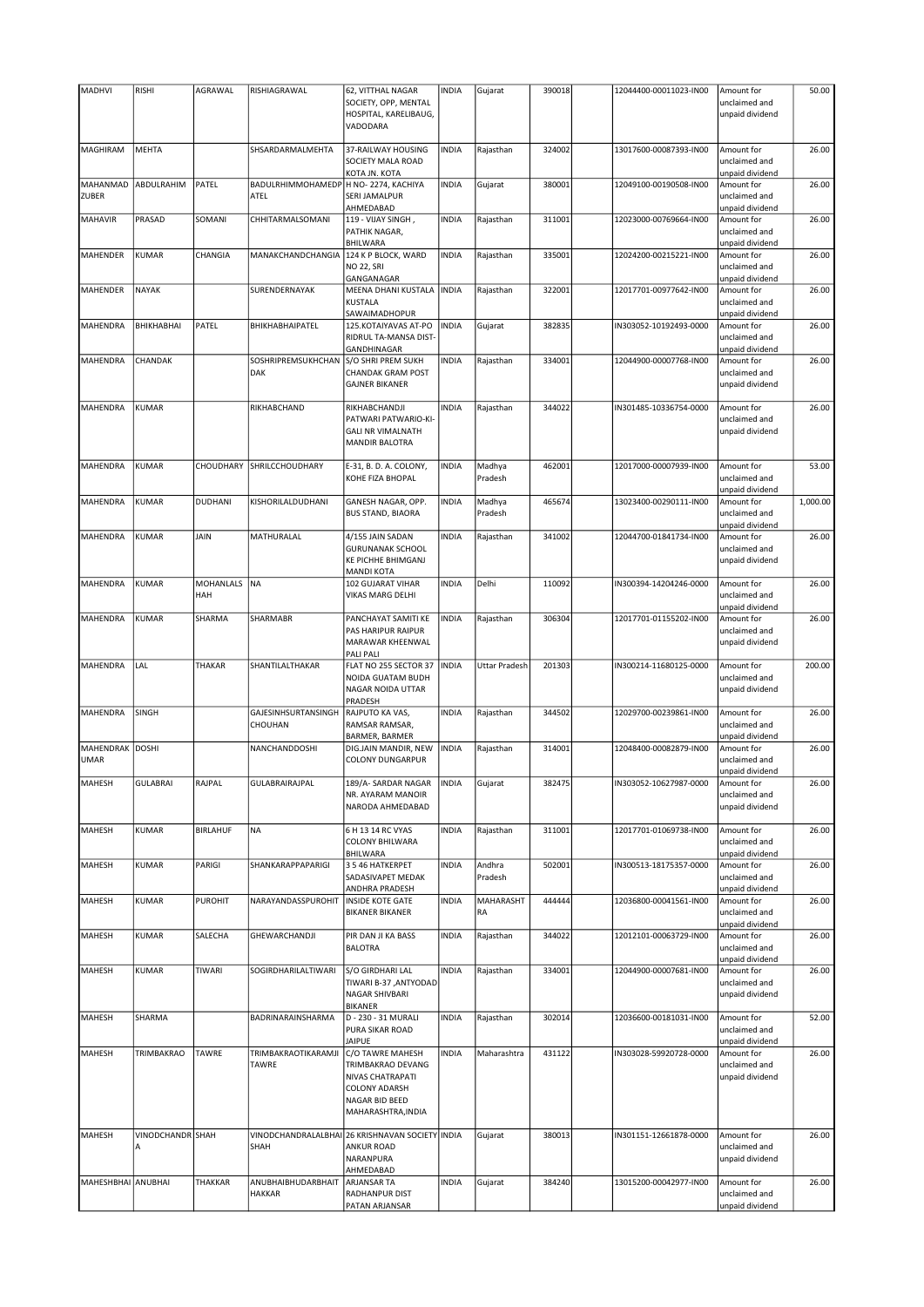| MADHVI | RISHI | AGRAWAL | RISHIAGRAWAL | 62, VITTHAL NAGAR SOCIETY, OPP, MENTAL HOSPITAL, KARELIBAUG, VADODARA | INDIA | Gujarat | 390018 | | 12044400-00011023-IN00 | Amount for unclaimed and unpaid dividend | 50.00 |
|---|---|---|---|---|---|---|---|---|---|---|---|
| MAGHIRAM | MEHTA | | SHSARDARMALMEHTA | 37-RAILWAY HOUSING SOCIETY MALA ROAD KOTA JN. KOTA | INDIA | Rajasthan | 324002 | | 13017600-00087393-IN00 | Amount for unclaimed and unpaid dividend | 26.00 |
| MAHANMAD ZUBER | ABDULRAHIM | PATEL | BADULRHIMMOHAMEDP ATEL | H NO- 2274, KACHIYA SERI JAMALPUR AHMEDABAD | INDIA | Gujarat | 380001 | | 12049100-00190508-IN00 | Amount for unclaimed and unpaid dividend | 26.00 |
| MAHAVIR | PRASAD | SOMANI | CHHITARMALSOMANI | 119 - VIJAY SINGH , PATHIK NAGAR, BHILWARA | INDIA | Rajasthan | 311001 | | 12023000-00769664-IN00 | Amount for unclaimed and unpaid dividend | 26.00 |
| MAHENDER | KUMAR | CHANGIA | MANAKCHANDCHANGIA | 124 K P BLOCK, WARD NO 22, SRI GANGANAGAR | INDIA | Rajasthan | 335001 | | 12024200-00215221-IN00 | Amount for unclaimed and unpaid dividend | 26.00 |
| MAHENDER | NAYAK | | SURENDERNAYAK | MEENA DHANI KUSTALA KUSTALA SAWAIMADHOPUR | INDIA | Rajasthan | 322001 | | 12017701-00977642-IN00 | Amount for unclaimed and unpaid dividend | 26.00 |
| MAHENDRA | BHIKHABHAI | PATEL | BHIKHABHAIPATEL | 125.KOTAIYAVAS AT-PO RIDRUL TA-MANSA DIST-GANDHINAGAR | INDIA | Gujarat | 382835 | | IN303052-10192493-0000 | Amount for unclaimed and unpaid dividend | 26.00 |
| MAHENDRA | CHANDAK | | SOSHRIPREMSUKHCHAN DAK | S/O SHRI PREM SUKH CHANDAK GRAM POST GAJNER BIKANER | INDIA | Rajasthan | 334001 | | 12044900-00007768-IN00 | Amount for unclaimed and unpaid dividend | 26.00 |
| MAHENDRA | KUMAR | | RIKHABCHAND | RIKHABCHANDJI PATWARI PATWARIO-KI-GALI NR VIMALNATH MANDIR BALOTRA | INDIA | Rajasthan | 344022 | | IN301485-10336754-0000 | Amount for unclaimed and unpaid dividend | 26.00 |
| MAHENDRA | KUMAR | CHOUDHARY | SHRILCCHOUDHARY | E-31, B. D. A. COLONY, KOHE FIZA BHOPAL | INDIA | Madhya Pradesh | 462001 | | 12017000-00007939-IN00 | Amount for unclaimed and unpaid dividend | 53.00 |
| MAHENDRA | KUMAR | DUDHANI | KISHORILALDUDHANI | GANESH NAGAR, OPP. BUS STAND, BIAORA | INDIA | Madhya Pradesh | 465674 | | 13023400-00290111-IN00 | Amount for unclaimed and unpaid dividend | 1,000.00 |
| MAHENDRA | KUMAR | JAIN | MATHURALAL | 4/155 JAIN SADAN GURUNANAK SCHOOL KE PICHHE BHIMGANJ MANDI KOTA | INDIA | Rajasthan | 341002 | | 12044700-01841734-IN00 | Amount for unclaimed and unpaid dividend | 26.00 |
| MAHENDRA | KUMAR | MOHANLALS HAH | NA | 102 GUJARAT VIHAR VIKAS MARG DELHI | INDIA | Delhi | 110092 | | IN300394-14204246-0000 | Amount for unclaimed and unpaid dividend | 26.00 |
| MAHENDRA | KUMAR | SHARMA | SHARMABR | PANCHAYAT SAMITI KE PAS HARIPUR RAIPUR MARAWAR KHEENWAL PALI PALI | INDIA | Rajasthan | 306304 | | 12017701-01155202-IN00 | Amount for unclaimed and unpaid dividend | 26.00 |
| MAHENDRA | LAL | THAKAR | SHANTILALTHAKAR | FLAT NO 255 SECTOR 37 NOIDA GUATAM BUDH NAGAR NOIDA UTTAR PRADESH | INDIA | Uttar Pradesh | 201303 | | IN300214-11680125-0000 | Amount for unclaimed and unpaid dividend | 200.00 |
| MAHENDRA | SINGH | | GAJESINHSURTANSINGH CHOUHAN | RAJPUTO KA VAS, RAMSAR RAMSAR, BARMER, BARMER | INDIA | Rajasthan | 344502 | | 12029700-00239861-IN00 | Amount for unclaimed and unpaid dividend | 26.00 |
| MAHENDRAK UMAR | DOSHI | | NANCHANDDOSHI | DIG.JAIN MANDIR, NEW COLONY DUNGARPUR | INDIA | Rajasthan | 314001 | | 12048400-00082879-IN00 | Amount for unclaimed and unpaid dividend | 26.00 |
| MAHESH | GULABRAI | RAJPAL | GULABRAIRAJPAL | 189/A- SARDAR NAGAR NR. AYARAM MANOIR NARODA AHMEDABAD | INDIA | Gujarat | 382475 | | IN303052-10627987-0000 | Amount for unclaimed and unpaid dividend | 26.00 |
| MAHESH | KUMAR | BIRLAHUF | NA | 6 H 13 14 RC VYAS COLONY BHILWARA BHILWARA | INDIA | Rajasthan | 311001 | | 12017701-01069738-IN00 | Amount for unclaimed and unpaid dividend | 26.00 |
| MAHESH | KUMAR | PARIGI | SHANKARAPPAPARIGI | 3 5 46 HATKERPET SADASIVAPET MEDAK ANDHRA PRADESH | INDIA | Andhra Pradesh | 502001 | | IN300513-18175357-0000 | Amount for unclaimed and unpaid dividend | 26.00 |
| MAHESH | KUMAR | PUROHIT | NARAYANDASSPUROHIT | INSIDE KOTE GATE BIKANER BIKANER | INDIA | MAHARASHT RA | 444444 | | 12036800-00041561-IN00 | Amount for unclaimed and unpaid dividend | 26.00 |
| MAHESH | KUMAR | SALECHA | GHEWARCHANDJI | PIR DAN JI KA BASS BALOTRA | INDIA | Rajasthan | 344022 | | 12012101-00063729-IN00 | Amount for unclaimed and unpaid dividend | 26.00 |
| MAHESH | KUMAR | TIWARI | SOGIRDHARILALTIWARI | S/O GIRDHARI LAL TIWARI B-37 ,ANTYODAD NAGAR SHIVBARI BIKANER | INDIA | Rajasthan | 334001 | | 12044900-00007681-IN00 | Amount for unclaimed and unpaid dividend | 26.00 |
| MAHESH | SHARMA | | BADRINARAINSHARMA | D - 230 - 31 MURALI PURA SIKAR ROAD JAIPUE | INDIA | Rajasthan | 302014 | | 12036600-00181031-IN00 | Amount for unclaimed and unpaid dividend | 52.00 |
| MAHESH | TRIMBAKRAO | TAWRE | TRIMBAKRAOTIKARAMJI TAWRE | C/O TAWRE MAHESH TRIMBAKRAO DEVANG NIVAS CHATRAPATI COLONY ADARSH NAGAR BID BEED MAHARASHTRA,INDIA | INDIA | Maharashtra | 431122 | | IN303028-59920728-0000 | Amount for unclaimed and unpaid dividend | 26.00 |
| MAHESH | VINODCHANDR A | SHAH | VINODCHANDRALALBHAI SHAH | 26 KRISHNAVAN SOCIETY ANKUR ROAD NARANPURA AHMEDABAD | INDIA | Gujarat | 380013 | | IN301151-12661878-0000 | Amount for unclaimed and unpaid dividend | 26.00 |
| MAHESHBHAI | ANUBHAI | THAKKAR | ANUBHAIBHUDARBHAIT HAKKAR | ARJANSAR TA RADHANPUR DIST PATAN ARJANSAR | INDIA | Gujarat | 384240 | | 13015200-00042977-IN00 | Amount for unclaimed and unpaid dividend | 26.00 |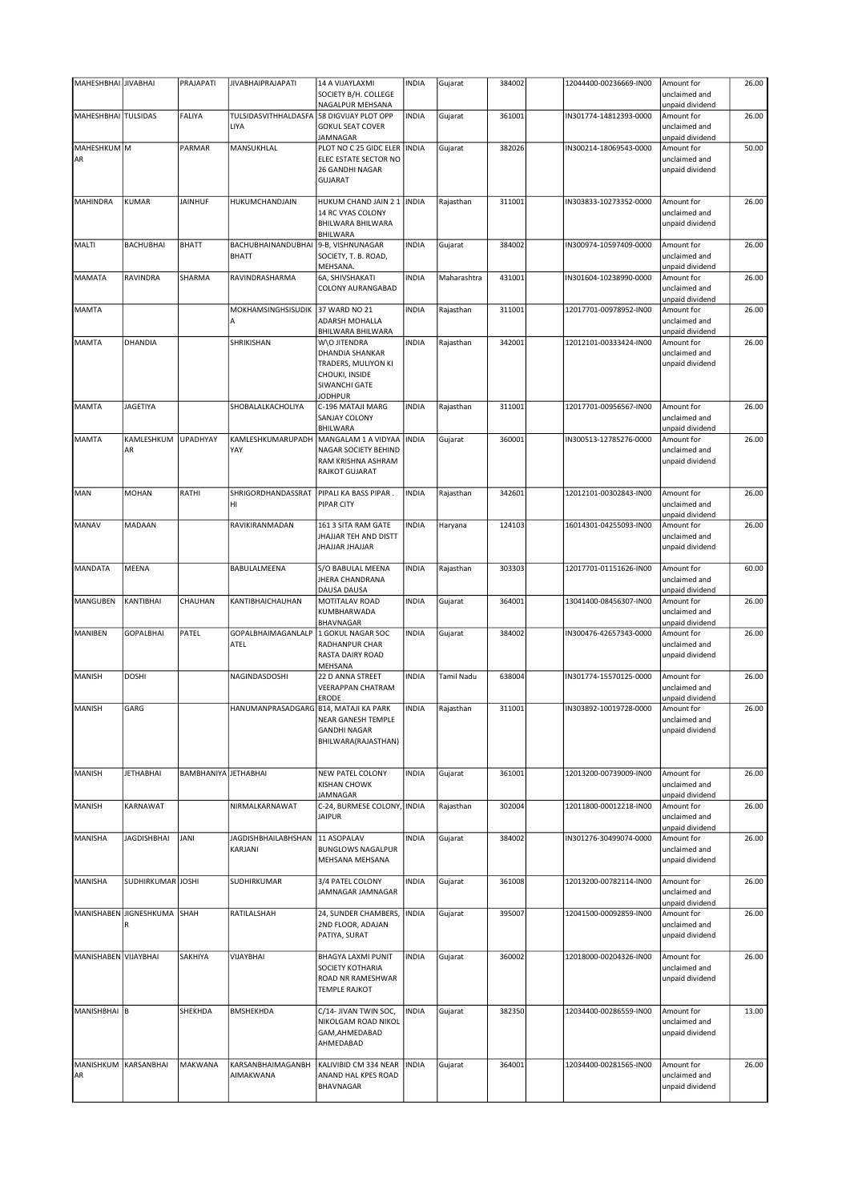| MAHESHBHAI | JIVABHAI | PRAJAPATI | JIVABHAIPRAJAPATI | 14 A VIJAYLAXMI SOCIETY B/H. COLLEGE NAGALPUR MEHSANA | INDIA | Gujarat | 384002 | | 12044400-00236669-IN00 | Amount for unclaimed and unpaid dividend | 26.00 |
|---|---|---|---|---|---|---|---|---|---|---|---|
| MAHESHBHAI | TULSIDAS | FALIYA | TULSIDASVITHHALDASFALIYA | 58 DIGVIJAY PLOT OPP GOKUL SEAT COVER JAMNAGAR | INDIA | Gujarat | 361001 | | IN301774-14812393-0000 | Amount for unclaimed and unpaid dividend | 26.00 |
| MAHESHKUMAR | M | PARMAR | MANSUKHLAL | PLOT NO C 25 GIDC ELER ELEC ESTATE SECTOR NO 26 GANDHI NAGAR GUJARAT | INDIA | Gujarat | 382026 | | IN300214-18069543-0000 | Amount for unclaimed and unpaid dividend | 50.00 |
| MAHINDRA | KUMAR | JAINHUF | HUKUMCHANDJAIN | HUKUM CHAND JAIN 2 1 14 RC VYAS COLONY BHILWARA BHILWARA BHILWARA | INDIA | Rajasthan | 311001 | | IN303833-10273352-0000 | Amount for unclaimed and unpaid dividend | 26.00 |
| MALTI | BACHUBHAI | BHATT | BACHUBHAINANDUBHAIBHATT | 9-B, VISHNUNAGAR SOCIETY, T. B. ROAD, MEHSANA. | INDIA | Gujarat | 384002 | | IN300974-10597409-0000 | Amount for unclaimed and unpaid dividend | 26.00 |
| MAMATA | RAVINDRA | SHARMA | RAVINDRASHARMA | 6A, SHIVSHAKATI COLONY AURANGABAD | INDIA | Maharashtra | 431001 | | IN301604-10238990-0000 | Amount for unclaimed and unpaid dividend | 26.00 |
| MAMTA | | | MOKHAMSINGHSISUDIKA | 37 WARD NO 21 ADARSH MOHALLA BHILWARA BHILWARA | INDIA | Rajasthan | 311001 | | 12017701-00978952-IN00 | Amount for unclaimed and unpaid dividend | 26.00 |
| MAMTA | DHANDIA | | SHRIKISHAN | W\O JITENDRA DHANDIA SHANKAR TRADERS, MULIYON KI CHOUKI, INSIDE SIWANCHI GATE JODHPUR | INDIA | Rajasthan | 342001 | | 12012101-00333424-IN00 | Amount for unclaimed and unpaid dividend | 26.00 |
| MAMTA | JAGETIYA | | SHOBALALKACHOLIYA | C-196 MATAJI MARG SANJAY COLONY BHILWARA | INDIA | Rajasthan | 311001 | | 12017701-00956567-IN00 | Amount for unclaimed and unpaid dividend | 26.00 |
| MAMTA | KAMLESHKUMAR | UPADHYAY | KAMLESHKUMARUPADHYAY | MANGALAM 1 A VIDYAA NAGAR SOCIETY BEHIND RAM KRISHNA ASHRAM RAJKOT GUJARAT | INDIA | Gujarat | 360001 | | IN300513-12785276-0000 | Amount for unclaimed and unpaid dividend | 26.00 |
| MAN | MOHAN | RATHI | SHRIGORDHANDASSRATHI | PIPALI KA BASS PIPAR . PIPAR CITY | INDIA | Rajasthan | 342601 | | 12012101-00302843-IN00 | Amount for unclaimed and unpaid dividend | 26.00 |
| MANAV | MADAAN | | RAVIKIRANMADAN | 161 3 SITA RAM GATE JHAJJAR TEH AND DISTT JHAJJAR JHAJJAR | INDIA | Haryana | 124103 | | 16014301-04255093-IN00 | Amount for unclaimed and unpaid dividend | 26.00 |
| MANDATA | MEENA | | BABULALMEENA | S/O BABULAL MEENA JHERA CHANDRANA DAUSA DAUSA | INDIA | Rajasthan | 303303 | | 12017701-01151626-IN00 | Amount for unclaimed and unpaid dividend | 60.00 |
| MANGUBEN | KANTIBHAI | CHAUHAN | KANTIBHAICHAUHAN | MOTITALAV ROAD KUMBHARWADA BHAVNAGAR | INDIA | Gujarat | 364001 | | 13041400-08456307-IN00 | Amount for unclaimed and unpaid dividend | 26.00 |
| MANIBEN | GOPALBHAI | PATEL | GOPALBHAIMAGANLALPATEL | 1 GOKUL NAGAR SOC RADHANPUR CHAR RASTA DAIRY ROAD MEHSANA | INDIA | Gujarat | 384002 | | IN300476-42657343-0000 | Amount for unclaimed and unpaid dividend | 26.00 |
| MANISH | DOSHI | | NAGINDASDOSHI | 22 D ANNA STREET VEERAPPAN CHATRAM ERODE | INDIA | Tamil Nadu | 638004 | | IN301774-15570125-0000 | Amount for unclaimed and unpaid dividend | 26.00 |
| MANISH | GARG | | HANUMANPRASADGARG | B14, MATAJI KA PARK NEAR GANESH TEMPLE GANDHI NAGAR BHILWARA(RAJASTHAN) | INDIA | Rajasthan | 311001 | | IN303892-10019728-0000 | Amount for unclaimed and unpaid dividend | 26.00 |
| MANISH | JETHABHAI | BAMBHANIYA | JETHABHAI | NEW PATEL COLONY KISHAN CHOWK JAMNAGAR | INDIA | Gujarat | 361001 | | 12013200-00739009-IN00 | Amount for unclaimed and unpaid dividend | 26.00 |
| MANISH | KARNAWAT | | NIRMALKARNAWAT | C-24, BURMESE COLONY, JAIPUR | INDIA | Rajasthan | 302004 | | 12011800-00012218-IN00 | Amount for unclaimed and unpaid dividend | 26.00 |
| MANISHA | JAGDISHBHAI | JANI | JAGDISHBHAILABHSHANKARJANI | 11 ASOPALAV BUNGLOWS NAGALPUR MEHSANA MEHSANA | INDIA | Gujarat | 384002 | | IN301276-30499074-0000 | Amount for unclaimed and unpaid dividend | 26.00 |
| MANISHA | SUDHIRKUMAR | JOSHI | SUDHIRKUMAR | 3/4 PATEL COLONY JAMNAGAR JAMNAGAR | INDIA | Gujarat | 361008 | | 12013200-00782114-IN00 | Amount for unclaimed and unpaid dividend | 26.00 |
| MANISHABEN | JIGNESHKUMAR | SHAH | RATILALSHAH | 24, SUNDER CHAMBERS, 2ND FLOOR, ADAJAN PATIYA, SURAT | INDIA | Gujarat | 395007 | | 12041500-00092859-IN00 | Amount for unclaimed and unpaid dividend | 26.00 |
| MANISHABEN | VIJAYBHAI | SAKHIYA | VIJAYBHAI | BHAGYA LAXMI PUNIT SOCIETY KOTHARIA ROAD NR RAMESHWAR TEMPLE RAJKOT | INDIA | Gujarat | 360002 | | 12018000-00204326-IN00 | Amount for unclaimed and unpaid dividend | 26.00 |
| MANISHBHAI | B | SHEKHDA | BMSHEKHDA | C/14- JIVAN TWIN SOC, NIKOLGAM ROAD NIKOL GAM,AHMEDABAD AHMEDABAD | INDIA | Gujarat | 382350 | | 12034400-00286559-IN00 | Amount for unclaimed and unpaid dividend | 13.00 |
| MANISHKUMAR | KARSANBHAI | MAKWANA | KARSANBHAIMAGANBHAIMAKWANA | KALIVIBID CM 334 NEAR ANAND HAL KPES ROAD BHAVNAGAR | INDIA | Gujarat | 364001 | | 12034400-00281565-IN00 | Amount for unclaimed and unpaid dividend | 26.00 |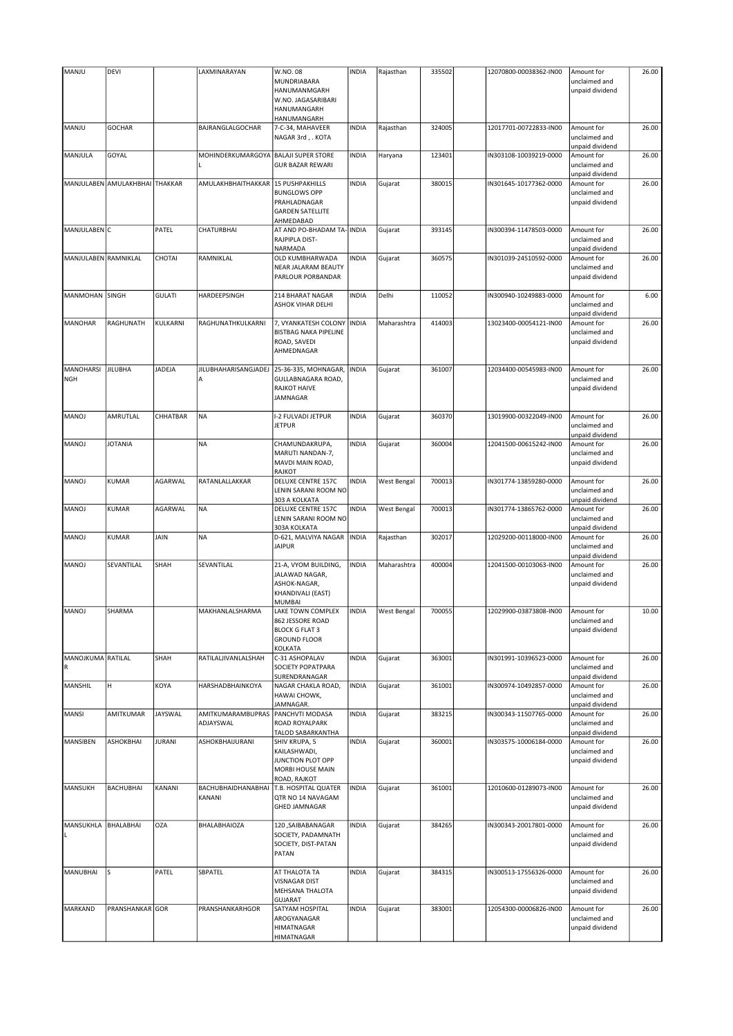| MANJU | DEVI | | LAXMINARAYAN | W.NO. 08 MUNDRIABARA HANUMANMGARH W.NO. JAGASARIBARI HANUMANGARH HANUMANGARH | INDIA | Rajasthan | 335502 | | 12070800-00038362-IN00 | Amount for unclaimed and unpaid dividend | 26.00 |
|---|---|---|---|---|---|---|---|---|---|---|---|
| MANJU | GOCHAR | | BAJRANGLALGOCHAR | 7-C-34, MAHAVEER NAGAR 3rd , . KOTA | INDIA | Rajasthan | 324005 | | 12017701-00722833-IN00 | Amount for unclaimed and unpaid dividend | 26.00 |
| MANJULA | GOYAL | | MOHINDERKUMARGOYAL | BALAJI SUPER STORE GUR BAZAR REWARI | INDIA | Haryana | 123401 | | IN303108-10039219-0000 | Amount for unclaimed and unpaid dividend | 26.00 |
| MANJULABEN | AMULAKHBHAI | THAKKAR | AMULAKHBHAITHAKKAR | 15 PUSHPAKHILLS BUNGLOWS OPP PRAHLADNAGAR GARDEN SATELLITE AHMEDABAD | INDIA | Gujarat | 380015 | | IN301645-10177362-0000 | Amount for unclaimed and unpaid dividend | 26.00 |
| MANJULABEN | C | PATEL | CHATURBHAI | AT AND PO-BHADAM TA-RAJPIPLA DIST-NARMADA | INDIA | Gujarat | 393145 | | IN300394-11478503-0000 | Amount for unclaimed and unpaid dividend | 26.00 |
| MANJULABEN | RAMNIKLAL | CHOTAI | RAMNIKLAL | OLD KUMBHARWADA NEAR JALARAM BEAUTY PARLOUR PORBANDAR | INDIA | Gujarat | 360575 | | IN301039-24510592-0000 | Amount for unclaimed and unpaid dividend | 26.00 |
| MANMOHAN | SINGH | GULATI | HARDEEPSINGH | 214 BHARAT NAGAR ASHOK VIHAR DELHI | INDIA | Delhi | 110052 | | IN300940-10249883-0000 | Amount for unclaimed and unpaid dividend | 6.00 |
| MANOHAR | RAGHUNATH | KULKARNI | RAGHUNATHKULKARNI | 7, VYANKATESH COLONY BISTBAG NAKA PIPELINE ROAD, SAVEDI AHMEDNAGAR | INDIA | Maharashtra | 414003 | | 13023400-00054121-IN00 | Amount for unclaimed and unpaid dividend | 26.00 |
| MANOHARSINGH | JILUBHA | JADEJA | JILUBHAHARISANGJADEJA | 25-36-335, MOHNAGAR, GULLABNAGARA ROAD, RAJKOT HAIVE JAMNAGAR | INDIA | Gujarat | 361007 | | 12034400-00545983-IN00 | Amount for unclaimed and unpaid dividend | 26.00 |
| MANOJ | AMRUTLAL | CHHATBAR | NA | I-2 FULVADI JETPUR JETPUR | INDIA | Gujarat | 360370 | | 13019900-00322049-IN00 | Amount for unclaimed and unpaid dividend | 26.00 |
| MANOJ | JOTANIA | | NA | CHAMUNDAKRUPA, MARUTI NANDAN-7, MAVDI MAIN ROAD, RAJKOT | INDIA | Gujarat | 360004 | | 12041500-00615242-IN00 | Amount for unclaimed and unpaid dividend | 26.00 |
| MANOJ | KUMAR | AGARWAL | RATANLALLAKKAR | DELUXE CENTRE 157C LENIN SARANI ROOM NO 303 A KOLKATA | INDIA | West Bengal | 700013 | | IN301774-13859280-0000 | Amount for unclaimed and unpaid dividend | 26.00 |
| MANOJ | KUMAR | AGARWAL | NA | DELUXE CENTRE 157C LENIN SARANI ROOM NO 303A KOLKATA | INDIA | West Bengal | 700013 | | IN301774-13865762-0000 | Amount for unclaimed and unpaid dividend | 26.00 |
| MANOJ | KUMAR | JAIN | NA | D-621, MALVIYA NAGAR JAIPUR | INDIA | Rajasthan | 302017 | | 12029200-00118000-IN00 | Amount for unclaimed and unpaid dividend | 26.00 |
| MANOJ | SEVANTILAL | SHAH | SEVANTILAL | 21-A, VYOM BUILDING, JALAWAD NAGAR, ASHOK-NAGAR, KHANDIVALI (EAST) MUMBAI | INDIA | Maharashtra | 400004 | | 12041500-00103063-IN00 | Amount for unclaimed and unpaid dividend | 26.00 |
| MANOJ | SHARMA | | MAKHANLALSHARMA | LAKE TOWN COMPLEX 862 JESSORE ROAD BLOCK G FLAT 3 GROUND FLOOR KOLKATA | INDIA | West Bengal | 700055 | | 12029900-03873808-IN00 | Amount for unclaimed and unpaid dividend | 10.00 |
| MANOJKUMAR | RATILAL | SHAH | RATILALJIVANLALSHAH | C-31 ASHOPALAV SOCIETY POPATPARA SURENDRANAGAR | INDIA | Gujarat | 363001 | | IN301991-10396523-0000 | Amount for unclaimed and unpaid dividend | 26.00 |
| MANSHIL | H | KOYA | HARSHADBHAINKOYA | NAGAR CHAKLA ROAD, HAWAI CHOWK, JAMNAGAR. | INDIA | Gujarat | 361001 | | IN300974-10492857-0000 | Amount for unclaimed and unpaid dividend | 26.00 |
| MANSI | AMITKUMAR | JAYSWAL | AMITKUMARAMBUPRASADJAYSWAL | PANCHVTI MODASA ROAD ROYALPARK TALOD SABARKANTHA | INDIA | Gujarat | 383215 | | IN300343-11507765-0000 | Amount for unclaimed and unpaid dividend | 26.00 |
| MANSIBEN | ASHOKBHAI | JURANI | ASHOKBHAIJURANI | SHIV KRUPA, 5 KAILASHWADI, JUNCTION PLOT OPP MORBI HOUSE MAIN ROAD, RAJKOT | INDIA | Gujarat | 360001 | | IN303575-10006184-0000 | Amount for unclaimed and unpaid dividend | 26.00 |
| MANSUKH | BACHUBHAI | KANANI | BACHUBHAIDHANABHAI KANANI | T.B. HOSPITAL QUATER QTR NO 14 NAVAGAM GHED JAMNAGAR | INDIA | Gujarat | 361001 | | 12010600-01289073-IN00 | Amount for unclaimed and unpaid dividend | 26.00 |
| MANSUKHLAL | BHALABHAI | OZA | BHALABHAIOZA | 120 ,SAIBABANAGAR SOCIETY, PADAMNATH SOCIETY, DIST-PATAN PATAN | INDIA | Gujarat | 384265 | | IN300343-20017801-0000 | Amount for unclaimed and unpaid dividend | 26.00 |
| MANUBHAI | S | PATEL | SBPATEL | AT THALOTA TA VISNAGAR DIST MEHSANA THALOTA GUJARAT | INDIA | Gujarat | 384315 | | IN300513-17556326-0000 | Amount for unclaimed and unpaid dividend | 26.00 |
| MARKAND | PRANSHANKAR | GOR | PRANSHANKARHGOR | SATYAM HOSPITAL AROGYANAGAR HIMATNAGAR HIMATNAGAR | INDIA | Gujarat | 383001 | | 12054300-00006826-IN00 | Amount for unclaimed and unpaid dividend | 26.00 |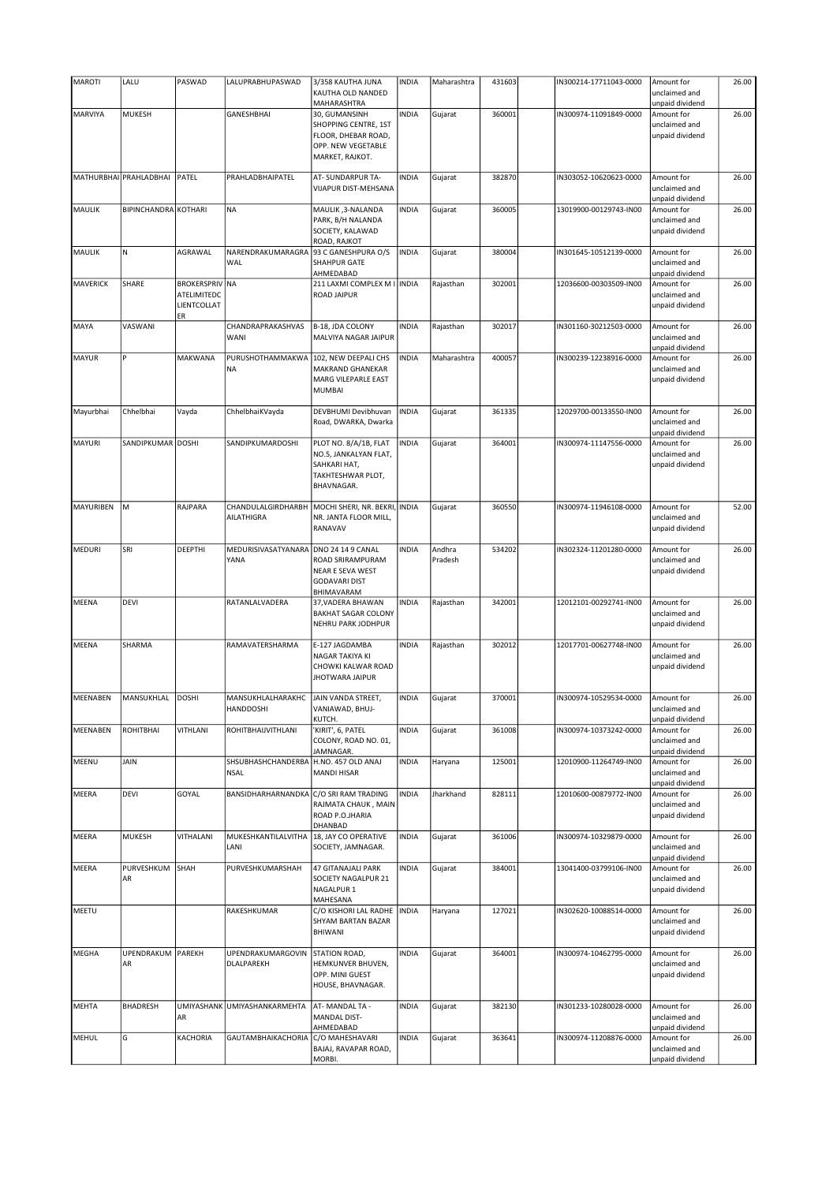| MAROTI | LALU | PASWAD | LALUPRABHUPASWAD | 3/358 KAUTHA JUNA KAUTHA OLD NANDED MAHARASHTRA | INDIA | Maharashtra | 431603 | | IN300214-17711043-0000 | Amount for unclaimed and unpaid dividend | 26.00 |
|---|---|---|---|---|---|---|---|---|---|---|---|
| MARVIYA | MUKESH | | GANESHBHAI | 30, GUMANSINH SHOPPING CENTRE, 1ST FLOOR, DHEBAR ROAD, OPP. NEW VEGETABLE MARKET, RAJKOT. | INDIA | Gujarat | 360001 | | IN300974-11091849-0000 | Amount for unclaimed and unpaid dividend | 26.00 |
| MATHURBHAI | PRAHLADBHAI | PATEL | PRAHLADBHAIPATEL | AT- SUNDARPUR TA-VIJAPUR DIST-MEHSANA | INDIA | Gujarat | 382870 | | IN303052-10620623-0000 | Amount for unclaimed and unpaid dividend | 26.00 |
| MAULIK | BIPINCHANDRA | KOTHARI | NA | MAULIK ,3-NALANDA PARK, B/H NALANDA SOCIETY, KALAWAD ROAD, RAJKOT | INDIA | Gujarat | 360005 | | 13019900-00129743-IN00 | Amount for unclaimed and unpaid dividend | 26.00 |
| MAULIK | N | AGRAWAL | NARENDRAKUMARAGRAWAL | 93 C GANESHPURA O/S SHAHPUR GATE AHMEDABAD | INDIA | Gujarat | 380004 | | IN301645-10512139-0000 | Amount for unclaimed and unpaid dividend | 26.00 |
| MAVERICK | SHARE | BROKERSPRIVATELIMITEDCLIENTCOLLATER | NA | 211 LAXMI COMPLEX M I ROAD JAIPUR | INDIA | Rajasthan | 302001 | | 12036600-00303509-IN00 | Amount for unclaimed and unpaid dividend | 26.00 |
| MAYA | VASWANI | | CHANDRAPRAKASHVASWANI | B-18, JDA COLONY MALVIYA NAGAR JAIPUR | INDIA | Rajasthan | 302017 | | IN301160-30212503-0000 | Amount for unclaimed and unpaid dividend | 26.00 |
| MAYUR | P | MAKWANA | PURUSHOTHAMMAKWANA | 102, NEW DEEPALI CHS MAKRAND GHANEKAR MARG VILEPARLE EAST MUMBAI | INDIA | Maharashtra | 400057 | | IN300239-12238916-0000 | Amount for unclaimed and unpaid dividend | 26.00 |
| Mayurbhai | Chhelbhai | Vayda | ChhelbhaiKVayda | DEVBHUMI Devibhuvan Road, DWARKA, Dwarka | INDIA | Gujarat | 361335 | | 12029700-00133550-IN00 | Amount for unclaimed and unpaid dividend | 26.00 |
| MAYURI | SANDIPKUMAR | DOSHI | SANDIPKUMARDOSHI | PLOT NO. 8/A/1B, FLAT NO.5, JANKALYAN FLAT, SAHKARI HAT, TAKHTESHWAR PLOT, BHAVNAGAR. | INDIA | Gujarat | 364001 | | IN300974-11147556-0000 | Amount for unclaimed and unpaid dividend | 26.00 |
| MAYURIBEN | M | RAJPARA | CHANDULALGIRDHARBHAILATHIGRA | MOCHI SHERI, NR. BEKRI, NR. JANTA FLOOR MILL, RANAVAV | INDIA | Gujarat | 360550 | | IN300974-11946108-0000 | Amount for unclaimed and unpaid dividend | 52.00 |
| MEDURI | SRI | DEEPTHI | MEDURISIVASATYANARAYANA | DNO 24 14 9 CANAL ROAD SRIRAMPURAM NEAR E SEVA WEST GODAVARI DIST BHIMAVARAM | INDIA | Andhra Pradesh | 534202 | | IN302324-11201280-0000 | Amount for unclaimed and unpaid dividend | 26.00 |
| MEENA | DEVI | | RATANLALVADERA | 37,VADERA BHAWAN BAKHAT SAGAR COLONY NEHRU PARK JODHPUR | INDIA | Rajasthan | 342001 | | 12012101-00292741-IN00 | Amount for unclaimed and unpaid dividend | 26.00 |
| MEENA | SHARMA | | RAMAVATERSHARMA | E-127 JAGDAMBA NAGAR TAKIYA KI CHOWKI KALWAR ROAD JHOTWARA JAIPUR | INDIA | Rajasthan | 302012 | | 12017701-00627748-IN00 | Amount for unclaimed and unpaid dividend | 26.00 |
| MEENABEN | MANSUKHLAL | DOSHI | MANSUKHLALHARAKHCHANDDOSHI | JAIN VANDA STREET, VANIAWAD, BHUJ-KUTCH. | INDIA | Gujarat | 370001 | | IN300974-10529534-0000 | Amount for unclaimed and unpaid dividend | 26.00 |
| MEENABEN | ROHITBHAI | VITHLANI | ROHITBHAIJVITHLANI | 'KIRIT', 6, PATEL COLONY, ROAD NO. 01, JAMNAGAR. | INDIA | Gujarat | 361008 | | IN300974-10373242-0000 | Amount for unclaimed and unpaid dividend | 26.00 |
| MEENU | JAIN | | SHSUBHASHCHANDERBANSAL | H.NO. 457 OLD ANAJ MANDI HISAR | INDIA | Haryana | 125001 | | 12010900-11264749-IN00 | Amount for unclaimed and unpaid dividend | 26.00 |
| MEERA | DEVI | GOYAL | BANSIDHARHARNANDKA | C/O SRI RAM TRADING RAJMATA CHAUK , MAIN ROAD P.O.JHARIA DHANBAD | INDIA | Jharkhand | 828111 | | 12010600-00879772-IN00 | Amount for unclaimed and unpaid dividend | 26.00 |
| MEERA | MUKESH | VITHALANI | MUKESHKANTILALVITHALANI | 18, JAY CO OPERATIVE SOCIETY, JAMNAGAR. | INDIA | Gujarat | 361006 | | IN300974-10329879-0000 | Amount for unclaimed and unpaid dividend | 26.00 |
| MEERA | PURVESHKUMAR | SHAH | PURVESHKUMARSHAH | 47 GITANAJALI PARK SOCIETY NAGALPUR 21 NAGALPUR 1 MAHESANA | INDIA | Gujarat | 384001 | | 13041400-03799106-IN00 | Amount for unclaimed and unpaid dividend | 26.00 |
| MEETU | | | RAKESHKUMAR | C/O KISHORI LAL RADHE SHYAM BARTAN BAZAR BHIWANI | INDIA | Haryana | 127021 | | IN302620-10088514-0000 | Amount for unclaimed and unpaid dividend | 26.00 |
| MEGHA | UPENDRAKUMAR | PAREKH | UPENDRAKUMARGOVINDLALPAREKH | STATION ROAD, HEMKUNVER BHUVEN, OPP. MINI GUEST HOUSE, BHAVNAGAR. | INDIA | Gujarat | 364001 | | IN300974-10462795-0000 | Amount for unclaimed and unpaid dividend | 26.00 |
| MEHTA | BHADRESH | UMIYASHANKAR | UMIYASHANKARMEHTA | AT- MANDAL TA - MANDAL DIST-AHMEDABAD | INDIA | Gujarat | 382130 | | IN301233-10280028-0000 | Amount for unclaimed and unpaid dividend | 26.00 |
| MEHUL | G | KACHORIA | GAUTAMBHAIKACHORIA | C/O MAHESHAVARI BAJAJ, RAVAPAR ROAD, MORBI. | INDIA | Gujarat | 363641 | | IN300974-11208876-0000 | Amount for unclaimed and unpaid dividend | 26.00 |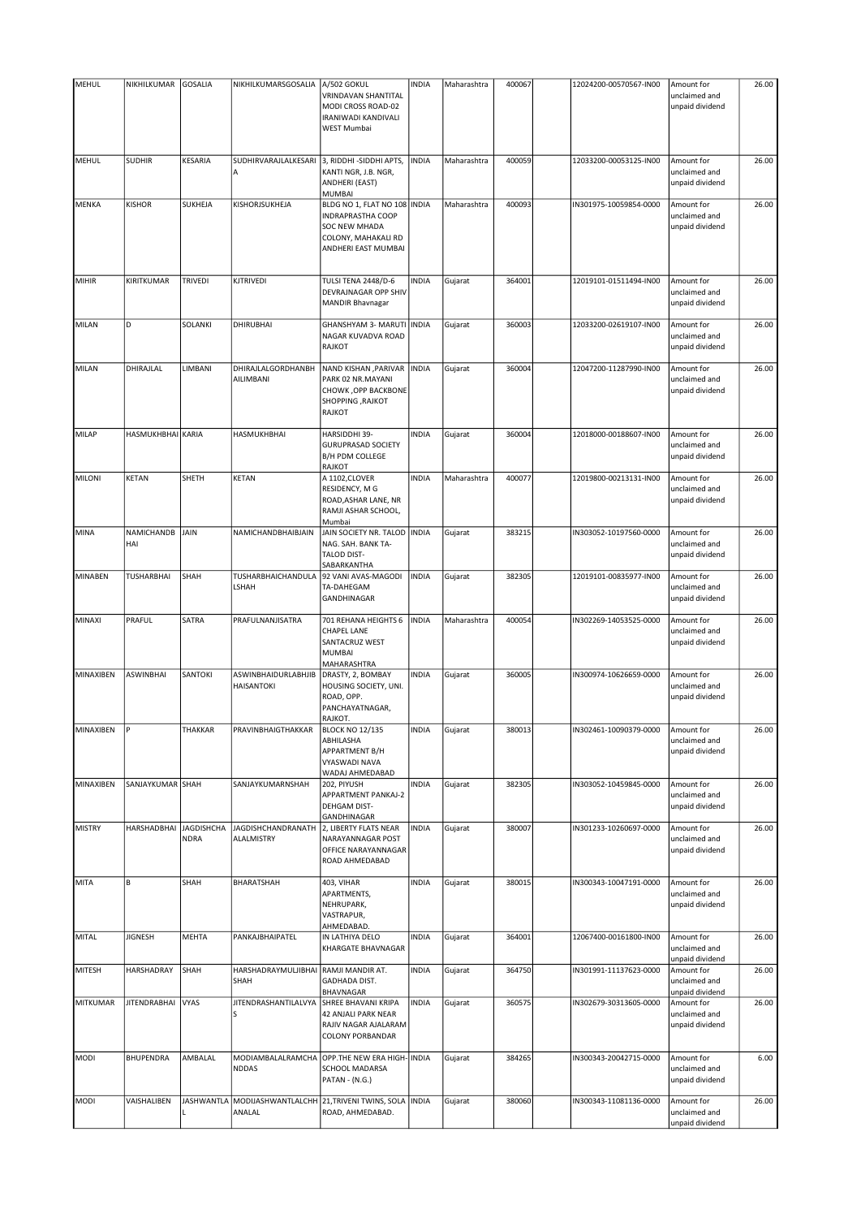| MEHUL | NIKHILKUMAR | GOSALIA | NIKHILKUMARSGOSALIA | A/502 GOKUL VRINDAVAN SHANTITAL MODI CROSS ROAD-02 IRANIWADI KANDIVALI WEST Mumbai | INDIA | Maharashtra | 400067 | | 12024200-00570567-IN00 | Amount for unclaimed and unpaid dividend | 26.00 |
|---|---|---|---|---|---|---|---|---|---|---|---|
| MEHUL | SUDHIR | KESARIA | SUDHIRVARAJLALKESARIA | 3, RIDDHI -SIDDHI APTS, KANTI NGR, J.B. NGR, ANDHERI (EAST) MUMBAI | INDIA | Maharashtra | 400059 | | 12033200-00053125-IN00 | Amount for unclaimed and unpaid dividend | 26.00 |
| MENKA | KISHOR | SUKHEJA | KISHORJSUKHEJA | BLDG NO 1, FLAT NO 108 INDRAPRASTHA COOP SOC NEW MHADA COLONY, MAHAKALI RD ANDHERI EAST MUMBAI | INDIA | Maharashtra | 400093 | | IN301975-10059854-0000 | Amount for unclaimed and unpaid dividend | 26.00 |
| MIHIR | KIRITKUMAR | TRIVEDI | KJTRIVEDI | TULSI TENA 2448/D-6 DEVRAJNAGAR OPP SHIV MANDIR Bhavnagar | INDIA | Gujarat | 364001 | | 12019101-01511494-IN00 | Amount for unclaimed and unpaid dividend | 26.00 |
| MILAN | D | SOLANKI | DHIRUBHAI | GHANSHYAM 3- MARUTI NAGAR KUVADVA ROAD RAJKOT | INDIA | Gujarat | 360003 | | 12033200-02619107-IN00 | Amount for unclaimed and unpaid dividend | 26.00 |
| MILAN | DHIRAJLAL | LIMBANI | DHIRAJLALGORDHANBHAILIMBANI | NAND KISHAN ,PARIVAR PARK 02 NR.MAYANI CHOWK ,OPP BACKBONE SHOPPING ,RAJKOT RAJKOT | INDIA | Gujarat | 360004 | | 12047200-11287990-IN00 | Amount for unclaimed and unpaid dividend | 26.00 |
| MILAP | HASMUKHBHAI | KARIA | HASMUKHBHAI | HARSIDDHI 39- GURUPRASAD SOCIETY B/H PDM COLLEGE RAJKOT | INDIA | Gujarat | 360004 | | 12018000-00188607-IN00 | Amount for unclaimed and unpaid dividend | 26.00 |
| MILONI | KETAN | SHETH | KETAN | A 1102,CLOVER RESIDENCY, M G ROAD,ASHAR LANE, NR RAMJI ASHAR SCHOOL, Mumbai | INDIA | Maharashtra | 400077 | | 12019800-00213131-IN00 | Amount for unclaimed and unpaid dividend | 26.00 |
| MINA | NAMICHANDBHAI | JAIN | NAMICHANDBHAIBJAIN | JAIN SOCIETY NR. TALOD NAG. SAH. BANK TA-TALOD DIST-SABARKANTHA | INDIA | Gujarat | 383215 | | IN303052-10197560-0000 | Amount for unclaimed and unpaid dividend | 26.00 |
| MINABEN | TUSHARBHAI | SHAH | TUSHARBHAICHANDULALSHAH | 92 VANI AVAS-MAGODI TA-DAHEGAM GANDHINAGAR | INDIA | Gujarat | 382305 | | 12019101-00835977-IN00 | Amount for unclaimed and unpaid dividend | 26.00 |
| MINAXI | PRAFUL | SATRA | PRAFULNANJISATRA | 701 REHANA HEIGHTS 6 CHAPEL LANE SANTACRUZ WEST MUMBAI MAHARASHTRA | INDIA | Maharashtra | 400054 | | IN302269-14053525-0000 | Amount for unclaimed and unpaid dividend | 26.00 |
| MINAXIBEN | ASWINBHAI | SANTOKI | ASWINBHAIDURLABHJIBHAISANTOKI | DRASTY, 2, BOMBAY HOUSING SOCIETY, UNI. ROAD, OPP. PANCHAYATNAGAR, RAJKOT. | INDIA | Gujarat | 360005 | | IN300974-10626659-0000 | Amount for unclaimed and unpaid dividend | 26.00 |
| MINAXIBEN | P | THAKKAR | PRAVINBHAIGTHAKKAR | BLOCK NO 12/135 ABHILASHA APPARTMENT B/H VYASWADI NAVA WADAJ AHMEDABAD | INDIA | Gujarat | 380013 | | IN302461-10090379-0000 | Amount for unclaimed and unpaid dividend | 26.00 |
| MINAXIBEN | SANJAYKUMAR | SHAH | SANJAYKUMARNSHAH | 202, PIYUSH APPARTMENT PANKAJ-2 DEHGAM DIST-GANDHINAGAR | INDIA | Gujarat | 382305 | | IN303052-10459845-0000 | Amount for unclaimed and unpaid dividend | 26.00 |
| MISTRY | HARSHADBHAI | JAGDISHCHANDRA | JAGDISHCHANDRANATHALALMISTRY | 2, LIBERTY FLATS NEAR NARAYANNAGAR POST OFFICE NARAYANNAGAR ROAD AHMEDABAD | INDIA | Gujarat | 380007 | | IN301233-10260697-0000 | Amount for unclaimed and unpaid dividend | 26.00 |
| MITA | B | SHAH | BHARATSHAH | 403, VIHAR APARTMENTS, NEHRUPARK, VASTRAPUR, AHMEDABAD. | INDIA | Gujarat | 380015 | | IN300343-10047191-0000 | Amount for unclaimed and unpaid dividend | 26.00 |
| MITAL | JIGNESH | MEHTA | PANKAJBHAIPATEL | IN LATHIYA DELO KHARGATE BHAVNAGAR | INDIA | Gujarat | 364001 | | 12067400-00161800-IN00 | Amount for unclaimed and unpaid dividend | 26.00 |
| MITESH | HARSHADRAY | SHAH | HARSHADRAYMULJIBHAISHAH | RAMJI MANDIR AT. GADHADA DIST. BHAVNAGAR | INDIA | Gujarat | 364750 | | IN301991-11137623-0000 | Amount for unclaimed and unpaid dividend | 26.00 |
| MITKUMAR | JITENDRABHAI | VYAS | JITENDRASHANTILALVYAS | SHREE BHAVANI KRIPA 42 ANJALI PARK NEAR RAJIV NAGAR AJALARAM COLONY PORBANDAR | INDIA | Gujarat | 360575 | | IN302679-30313605-0000 | Amount for unclaimed and unpaid dividend | 26.00 |
| MODI | BHUPENDRA | AMBALAL | MODIAMBALALRAMCHANDDAS | OPP.THE NEW ERA HIGH-SCHOOL MADARSA PATAN - (N.G.) | INDIA | Gujarat | 384265 | | IN300343-20042715-0000 | Amount for unclaimed and unpaid dividend | 6.00 |
| MODI | VAISHALIBEN | JASHWANTLAL | MODIJASHWANTLALCHHANALAL | 21,TRIVENI TWINS, SOLA ROAD, AHMEDABAD. | INDIA | Gujarat | 380060 | | IN300343-11081136-0000 | Amount for unclaimed and unpaid dividend | 26.00 |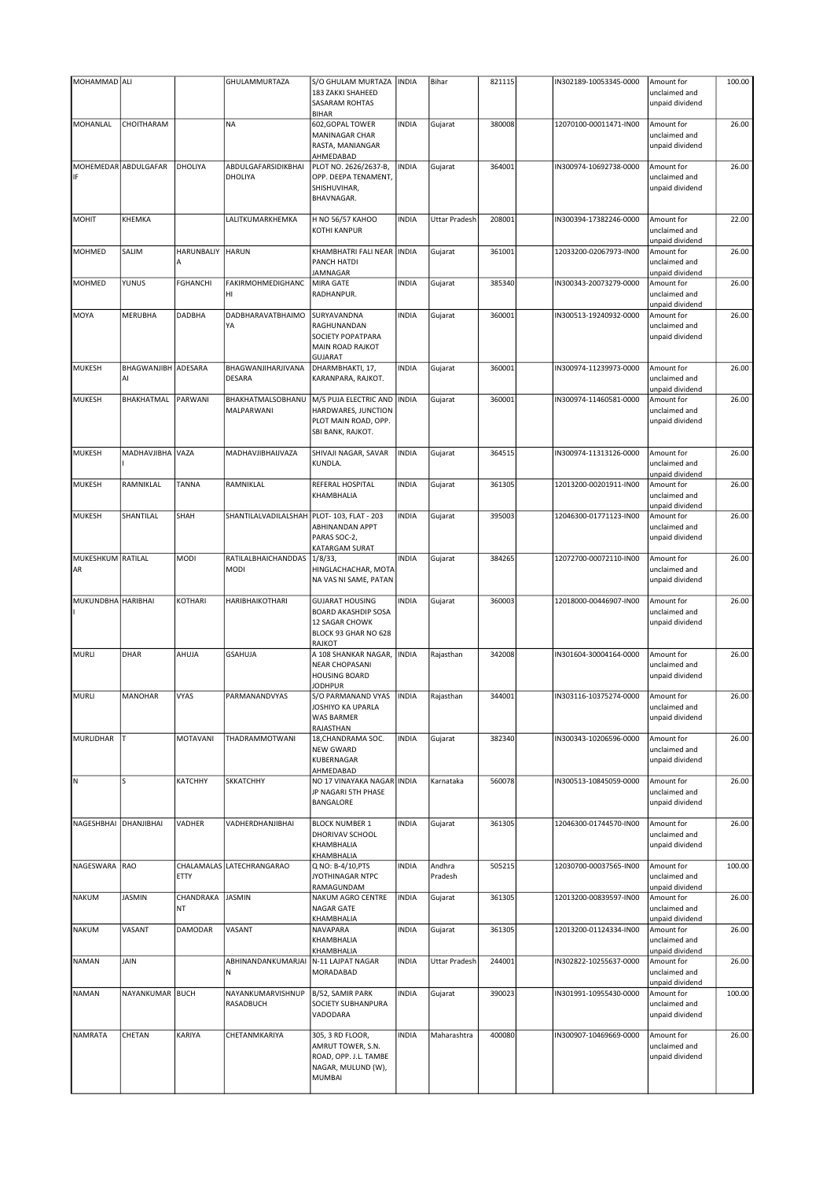| MOHAMMAD | ALI | | GHULAMMURTAZA | S/O GHULAM MURTAZA 183 ZAKKI SHAHEED SASARAM ROHTAS BIHAR | INDIA | Bihar | 821115 | | IN302189-10053345-0000 | Amount for unclaimed and unpaid dividend | 100.00 |
|---|---|---|---|---|---|---|---|---|---|---|---|
| MOHANLAL | CHOITHARAM | | NA | 602,GOPAL TOWER MANINAGAR CHAR RASTA, MANIANGAR AHMEDABAD | INDIA | Gujarat | 380008 | | 12070100-00011471-IN00 | Amount for unclaimed and unpaid dividend | 26.00 |
| MOHEMEDAR IF | ABDULGAFAR | DHOLIYA | ABDULGAFARSIDIKBHAI DHOLIYA | PLOT NO. 2626/2637-B, OPP. DEEPA TENAMENT, SHISHUVIHAR, BHAVNAGAR. | INDIA | Gujarat | 364001 | | IN300974-10692738-0000 | Amount for unclaimed and unpaid dividend | 26.00 |
| MOHIT | KHEMKA | | LALITKUMARKHEMKA | H NO 56/57 KAHOO KOTHI KANPUR | INDIA | Uttar Pradesh | 208001 | | IN300394-17382246-0000 | Amount for unclaimed and unpaid dividend | 22.00 |
| MOHMED | SALIM | HARUNBALIY A | HARUN | KHAMBHATRI FALI NEAR PANCH HATDI JAMNAGAR | INDIA | Gujarat | 361001 | | 12033200-02067973-IN00 | Amount for unclaimed and unpaid dividend | 26.00 |
| MOHMED | YUNUS | FGHANCHI | FAKIRMOHMEDIGHANC HI | MIRA GATE RADHANPUR. | INDIA | Gujarat | 385340 | | IN300343-20073279-0000 | Amount for unclaimed and unpaid dividend | 26.00 |
| MOYA | MERUBHA | DADBHA | DADBHARAVATBHAIMO YA | SURYAVANDNA RAGHUNANDAN SOCIETY POPATPARA MAIN ROAD RAJKOT GUJARAT | INDIA | Gujarat | 360001 | | IN300513-19240932-0000 | Amount for unclaimed and unpaid dividend | 26.00 |
| MUKESH | BHAGWANJIBH AI | ADESARA | BHAGWANJIHARJIVANA DESARA | DHARMBHAKTI, 17, KARANPARA, RAJKOT. | INDIA | Gujarat | 360001 | | IN300974-11239973-0000 | Amount for unclaimed and unpaid dividend | 26.00 |
| MUKESH | BHAKHATMAL | PARWANI | BHAKHATMALSOBHANU MALPARWANI | M/S PUJA ELECTRIC AND HARDWARES, JUNCTION PLOT MAIN ROAD, OPP. SBI BANK, RAJKOT. | INDIA | Gujarat | 360001 | | IN300974-11460581-0000 | Amount for unclaimed and unpaid dividend | 26.00 |
| MUKESH | MADHAVJIBHA I | VAZA | MADHAVJIBHAIJVAZA | SHIVAJI NAGAR, SAVAR KUNDLA. | INDIA | Gujarat | 364515 | | IN300974-11313126-0000 | Amount for unclaimed and unpaid dividend | 26.00 |
| MUKESH | RAMNIKLAL | TANNA | RAMNIKLAL | REFERAL HOSPITAL KHAMBHALIA | INDIA | Gujarat | 361305 | | 12013200-00201911-IN00 | Amount for unclaimed and unpaid dividend | 26.00 |
| MUKESH | SHANTILAL | SHAH | SHANTILALVADILALSHAH | PLOT- 103, FLAT - 203 ABHINANDAN APPT PARAS SOC-2, KATARGAM SURAT | INDIA | Gujarat | 395003 | | 12046300-01771123-IN00 | Amount for unclaimed and unpaid dividend | 26.00 |
| MUKESHKUM AR | RATILAL | MODI | RATILALBHAICHANDDAS MODI | 1/8/33, HINGLACHACHAR, MOTA NA VAS NI SAME, PATAN | INDIA | Gujarat | 384265 | | 12072700-00072110-IN00 | Amount for unclaimed and unpaid dividend | 26.00 |
| MUKUNDBHA I | HARIBHAI | KOTHARI | HARIBHAIKOTHARI | GUJARAT HOUSING BOARD AKASHDIP SOSA 12 SAGAR CHOWK BLOCK 93 GHAR NO 628 RAJKOT | INDIA | Gujarat | 360003 | | 12018000-00446907-IN00 | Amount for unclaimed and unpaid dividend | 26.00 |
| MURLI | DHAR | AHUJA | GSAHUJA | A 108 SHANKAR NAGAR, NEAR CHOPASANI HOUSING BOARD JODHPUR | INDIA | Rajasthan | 342008 | | IN301604-30004164-0000 | Amount for unclaimed and unpaid dividend | 26.00 |
| MURLI | MANOHAR | VYAS | PARMANANDVYAS | S/O PARMANAND VYAS JOSHIYO KA UPARLA WAS BARMER RAJASTHAN | INDIA | Rajasthan | 344001 | | IN303116-10375274-0000 | Amount for unclaimed and unpaid dividend | 26.00 |
| MURLIDHAR | T | MOTAVANI | THADRAMMOTWANI | 18,CHANDRAMA SOC. NEW GWARD KUBERNAGAR AHMEDABAD | INDIA | Gujarat | 382340 | | IN300343-10206596-0000 | Amount for unclaimed and unpaid dividend | 26.00 |
| N | S | KATCHHY | SKKATCHHY | NO 17 VINAYAKA NAGAR JP NAGARI 5TH PHASE BANGALORE | INDIA | Karnataka | 560078 | | IN300513-10845059-0000 | Amount for unclaimed and unpaid dividend | 26.00 |
| NAGESHBHAI | DHANJIBHAI | VADHER | VADHERDHANJIBHAI | BLOCK NUMBER 1 DHORIVAV SCHOOL KHAMBHALIA KHAMBHALIA | INDIA | Gujarat | 361305 | | 12046300-01744570-IN00 | Amount for unclaimed and unpaid dividend | 26.00 |
| NAGESWARA | RAO | CHALAMALAS ETTY | LATECHRANGARAO | Q NO: B-4/10,PTS JYOTHINAGAR NTPC RAMAGUNDAM | INDIA | Andhra Pradesh | 505215 | | 12030700-00037565-IN00 | Amount for unclaimed and unpaid dividend | 100.00 |
| NAKUM | JASMIN | CHANDRAKA NT | JASMIN | NAKUM AGRO CENTRE NAGAR GATE KHAMBHALIA | INDIA | Gujarat | 361305 | | 12013200-00839597-IN00 | Amount for unclaimed and unpaid dividend | 26.00 |
| NAKUM | VASANT | DAMODAR | VASANT | NAVAPARA KHAMBHALIA KHAMBHALIA | INDIA | Gujarat | 361305 | | 12013200-01124334-IN00 | Amount for unclaimed and unpaid dividend | 26.00 |
| NAMAN | JAIN | | ABHINANDANKUMARJAI N | N-11 LAJPAT NAGAR MORADABAD | INDIA | Uttar Pradesh | 244001 | | IN302822-10255637-0000 | Amount for unclaimed and unpaid dividend | 26.00 |
| NAMAN | NAYANKUMAR | BUCH | NAYANKUMARVISHNUP RASADBUCH | B/52, SAMIR PARK SOCIETY SUBHANPURA VADODARA | INDIA | Gujarat | 390023 | | IN301991-10955430-0000 | Amount for unclaimed and unpaid dividend | 100.00 |
| NAMRATA | CHETAN | KARIYA | CHETANMKARIYA | 305, 3 RD FLOOR, AMRUT TOWER, S.N. ROAD, OPP. J.L. TAMBE NAGAR, MULUND (W), MUMBAI | INDIA | Maharashtra | 400080 | | IN300907-10469669-0000 | Amount for unclaimed and unpaid dividend | 26.00 |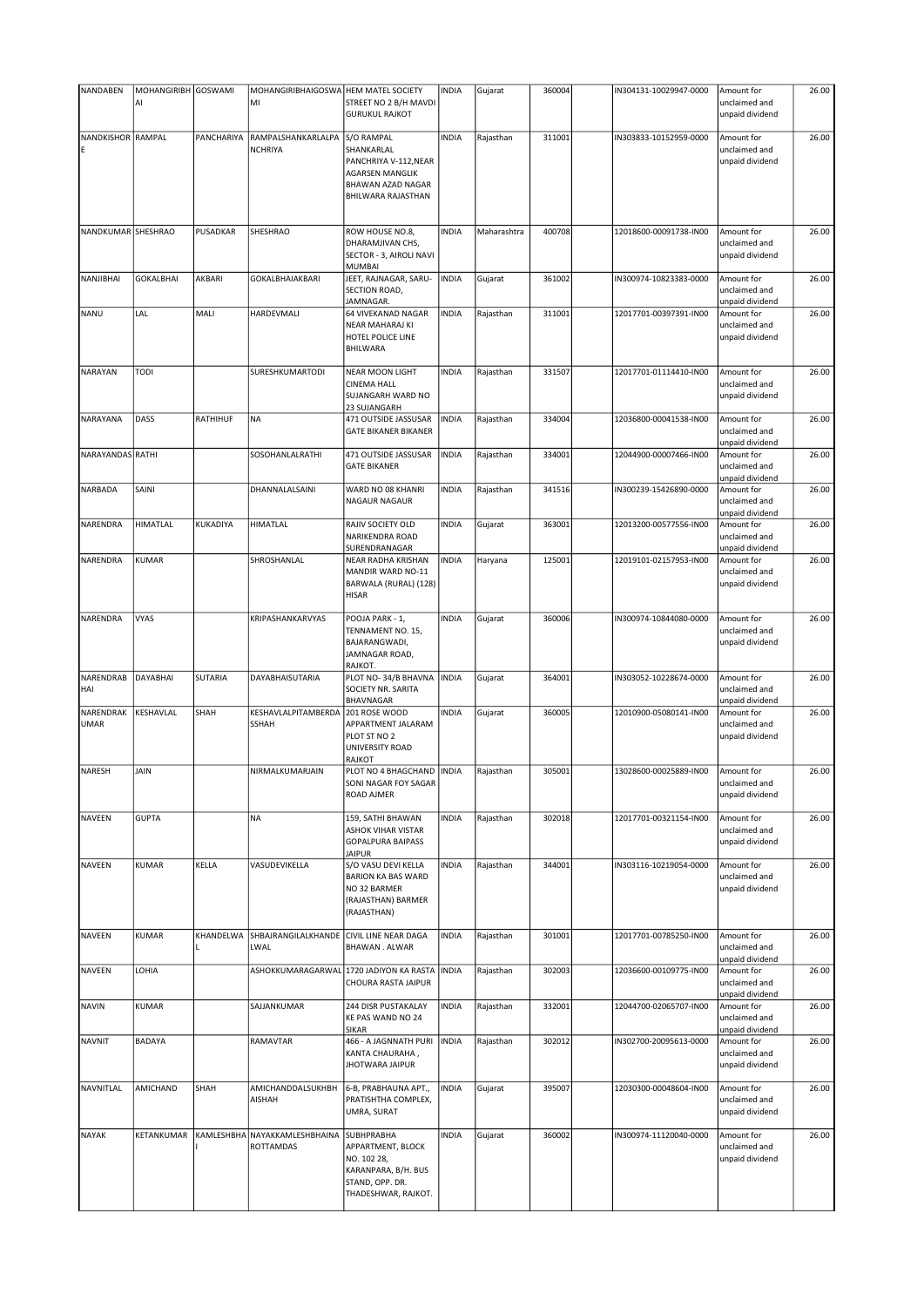| NANDABEN | MOHANGIRIBHAI | GOSWAMI | MOHANGIRIBHAIGOSWAMI | HEM MATEL SOCIETY STREET NO 2 B/H MAVDI GURUKUL RAJKOT | INDIA | Gujarat | 360004 | | IN304131-10029947-0000 | Amount for unclaimed and unpaid dividend | 26.00 |
|---|---|---|---|---|---|---|---|---|---|---|---|
| NANDKISHORE | RAMPAL | PANCHARIYA | RAMPALSHANKARLALPANCHRIYA | S/O RAMPAL SHANKARLAL PANCHRIYA V-112,NEAR AGARSEN MANGLIK BHAWAN AZAD NAGAR BHILWARA RAJASTHAN | INDIA | Rajasthan | 311001 | | IN303833-10152959-0000 | Amount for unclaimed and unpaid dividend | 26.00 |
| NANDKUMAR | SHESHRAO | PUSADKAR | SHESHRAO | ROW HOUSE NO.8, DHARAMJIVAN CHS, SECTOR - 3, AIROLI NAVI MUMBAI | INDIA | Maharashtra | 400708 | | 12018600-00091738-IN00 | Amount for unclaimed and unpaid dividend | 26.00 |
| NANJIBHAI | GOKALBHAI | AKBARI | GOKALBHAIAKBARI | JEET, RAJNAGAR, SARU-SECTION ROAD, JAMNAGAR. | INDIA | Gujarat | 361002 | | IN300974-10823383-0000 | Amount for unclaimed and unpaid dividend | 26.00 |
| NANU | LAL | MALI | HARDEVMALI | 64 VIVEKANAD NAGAR NEAR MAHARAJ KI HOTEL POLICE LINE BHILWARA | INDIA | Rajasthan | 311001 | | 12017701-00397391-IN00 | Amount for unclaimed and unpaid dividend | 26.00 |
| NARAYAN | TODI | | SURESHKUMARTODI | NEAR MOON LIGHT CINEMA HALL SUJANGARH WARD NO 23 SUJANGARH | INDIA | Rajasthan | 331507 | | 12017701-01114410-IN00 | Amount for unclaimed and unpaid dividend | 26.00 |
| NARAYANA | DASS | RATHIHUF | NA | 471 OUTSIDE JASSUSAR GATE BIKANER BIKANER | INDIA | Rajasthan | 334004 | | 12036800-00041538-IN00 | Amount for unclaimed and unpaid dividend | 26.00 |
| NARAYANDAS | RATHI | | SOSOHANLALRATHI | 471 OUTSIDE JASSUSAR GATE BIKANER | INDIA | Rajasthan | 334001 | | 12044900-00007466-IN00 | Amount for unclaimed and unpaid dividend | 26.00 |
| NARBADA | SAINI | | DHANNALALSAINI | WARD NO 08 KHANRI NAGAUR NAGAUR | INDIA | Rajasthan | 341516 | | IN300239-15426890-0000 | Amount for unclaimed and unpaid dividend | 26.00 |
| NARENDRA | HIMATLAL | KUKADIYA | HIMATLAL | RAJIV SOCIETY OLD NARIKENDRA ROAD SURENDRANAGAR | INDIA | Gujarat | 363001 | | 12013200-00577556-IN00 | Amount for unclaimed and unpaid dividend | 26.00 |
| NARENDRA | KUMAR | | SHROSHANLAL | NEAR RADHA KRISHAN MANDIR WARD NO-11 BARWALA (RURAL) (128) HISAR | INDIA | Haryana | 125001 | | 12019101-02157953-IN00 | Amount for unclaimed and unpaid dividend | 26.00 |
| NARENDRA | VYAS | | KRIPASHANKARVYAS | POOJA PARK - 1, TENNAMENT NO. 15, BAJARANGWADI, JAMNAGAR ROAD, RAJKOT. | INDIA | Gujarat | 360006 | | IN300974-10844080-0000 | Amount for unclaimed and unpaid dividend | 26.00 |
| NARENDRABHAI | DAYABHAI | SUTARIA | DAYABHAISUTARIA | PLOT NO- 34/B BHAVNA SOCIETY NR. SARITA BHAVNAGAR | INDIA | Gujarat | 364001 | | IN303052-10228674-0000 | Amount for unclaimed and unpaid dividend | 26.00 |
| NARENDRAKUMAR | KESHAVLAL | SHAH | KESHAVLALPITAMBERDASSHAH | 201 ROSE WOOD APPARTMENT JALARAM PLOT ST NO 2 UNIVERSITY ROAD RAJKOT | INDIA | Gujarat | 360005 | | 12010900-05080141-IN00 | Amount for unclaimed and unpaid dividend | 26.00 |
| NARESH | JAIN | | NIRMALKUMARJAIN | PLOT NO 4 BHAGCHAND SONI NAGAR FOY SAGAR ROAD AJMER | INDIA | Rajasthan | 305001 | | 13028600-00025889-IN00 | Amount for unclaimed and unpaid dividend | 26.00 |
| NAVEEN | GUPTA | | NA | 159, SATHI BHAWAN ASHOK VIHAR VISTAR GOPALPURA BAIPASS JAIPUR | INDIA | Rajasthan | 302018 | | 12017701-00321154-IN00 | Amount for unclaimed and unpaid dividend | 26.00 |
| NAVEEN | KUMAR | KELLA | VASUDEVIKELLA | S/O VASU DEVI KELLA BARION KA BAS WARD NO 32 BARMER (RAJASTHAN) BARMER (RAJASTHAN) | INDIA | Rajasthan | 344001 | | IN303116-10219054-0000 | Amount for unclaimed and unpaid dividend | 26.00 |
| NAVEEN | KUMAR | KHANDELWAL | SHBAJRANGILALKHANDELWAL | CIVIL LINE NEAR DAGA BHAWAN . ALWAR | INDIA | Rajasthan | 301001 | | 12017701-00785250-IN00 | Amount for unclaimed and unpaid dividend | 26.00 |
| NAVEEN | LOHIA | | ASHOKKUMARAGARWAL | 1720 JADIYON KA RASTA CHOURA RASTA JAIPUR | INDIA | Rajasthan | 302003 | | 12036600-00109775-IN00 | Amount for unclaimed and unpaid dividend | 26.00 |
| NAVIN | KUMAR | | SAJJANKUMAR | 244 DISR PUSTAKALAY KE PAS WAND NO 24 SIKAR | INDIA | Rajasthan | 332001 | | 12044700-02065707-IN00 | Amount for unclaimed and unpaid dividend | 26.00 |
| NAVNIT | BADAYA | | RAMAVTAR | 466 - A JAGNNATH PURI KANTA CHAURAHA , JHOTWARA JAIPUR | INDIA | Rajasthan | 302012 | | IN302700-20095613-0000 | Amount for unclaimed and unpaid dividend | 26.00 |
| NAVNITLAL | AMICHAND | SHAH | AMICHANDDALSUKHBHAISHAH | 6-B, PRABHAUNA APT., PRATISHTHA COMPLEX, UMRA, SURAT | INDIA | Gujarat | 395007 | | 12030300-00048604-IN00 | Amount for unclaimed and unpaid dividend | 26.00 |
| NAYAK | KETANKUMAR | KAMLESHBHAI | NAYAKKAMLESHBHAINAROTTAMDAS | SUBHPRABHA APPARTMENT, BLOCK NO. 102 28, KARANPARA, B/H. BUS STAND, OPP. DR. THADESHWAR, RAJKOT. | INDIA | Gujarat | 360002 | | IN300974-11120040-0000 | Amount for unclaimed and unpaid dividend | 26.00 |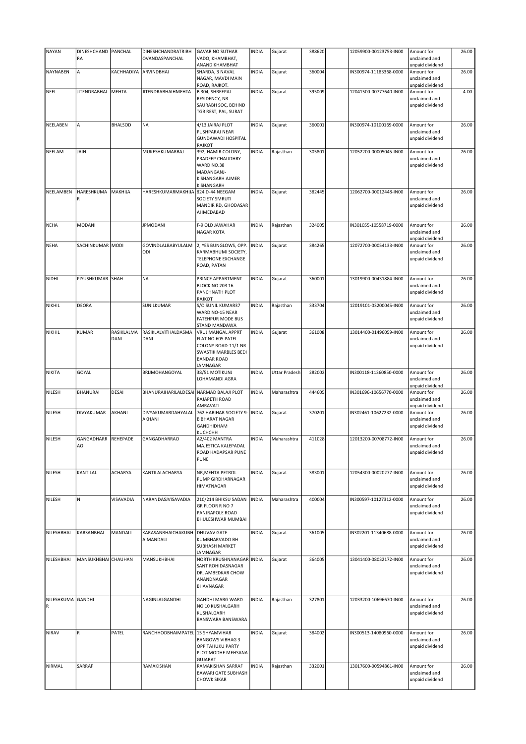| NAYAN | DINESHCHANDRA | PANCHAL | DINESHCHANDRATRIBHOVANDASPANCHAL | GAVAR NO SUTHAR VADO, KHAMBHAT, ANAND KHAMBHAT | INDIA | Gujarat | 388620 | | 12059900-00123753-IN00 | Amount for unclaimed and unpaid dividend | 26.00 |
|---|---|---|---|---|---|---|---|---|---|---|---|
| NAYNABEN | A | KACHHADIYA | ARVINDBHAI | SHARDA, 3 NAVAL NAGAR, MAVDI MAIN ROAD, RAJKOT. | INDIA | Gujarat | 360004 | | IN300974-11183368-0000 | Amount for unclaimed and unpaid dividend | 26.00 |
| NEEL | JITENDRABHAI | MEHTA | JITENDRABHAIHMEHTA | B 304, SHREEPAL RESIDENCY, NR SAURABH SOC, BEHIND TGB REST, PAL, SURAT | INDIA | Gujarat | 395009 | | 12041500-00777640-IN00 | Amount for unclaimed and unpaid dividend | 4.00 |
| NEELABEN | A | BHALSOD | NA | 4/13 JAIRAJ PLOT PUSHPARAJ NEAR GUNDAWADI HOSPITAL RAJKOT | INDIA | Gujarat | 360001 | | IN300974-10100169-0000 | Amount for unclaimed and unpaid dividend | 26.00 |
| NEELAM | JAIN | | MUKESHKUMARBAJ | 392, HAMIR COLONY, PRADEEP CHAUDHRY WARD NO.38 MADANGANJ-KISHANGARH AJMER KISHANGARH | INDIA | Rajasthan | 305801 | | 12052200-00005045-IN00 | Amount for unclaimed and unpaid dividend | 26.00 |
| NEELAMBEN | HARESHKUMAR | MAKHIJA | HARESHKUMARMAKHIJA | 824.D-44 NEEGAM SOCIETY SMRUTI MANDIR RD, GHODASAR AHMEDABAD | INDIA | Gujarat | 382445 | | 12062700-00012448-IN00 | Amount for unclaimed and unpaid dividend | 26.00 |
| NEHA | MODANI | | JPMODANI | F-9 OLD JAWAHAR NAGAR KOTA | INDIA | Rajasthan | 324005 | | IN301055-10558719-0000 | Amount for unclaimed and unpaid dividend | 26.00 |
| NEHA | SACHINKUMAR | MODI | GOVINDLALBABYULALMODI | 2, YES BUNGLOWS, OPP. KARMABHUMI SOCIETY, TELEPHONE EXCHANGE ROAD, PATAN | INDIA | Gujarat | 384265 | | 12072700-00054133-IN00 | Amount for unclaimed and unpaid dividend | 26.00 |
| NIDHI | PIYUSHKUMAR | SHAH | NA | PRINCE APPARTMENT BLOCK NO 203 16 PANCHNATH PLOT RAJKOT | INDIA | Gujarat | 360001 | | 13019900-00431884-IN00 | Amount for unclaimed and unpaid dividend | 26.00 |
| NIKHIL | DEORA | | SUNILKUMAR | S/O SUNIL KUMAR37 WARD NO-15 NEAR FATEHPUR MODE BUS STAND MANDAWA | INDIA | Rajasthan | 333704 | | 12019101-03200045-IN00 | Amount for unclaimed and unpaid dividend | 26.00 |
| NIKHIL | KUMAR | RASIKLALMADANI | RASIKLALVITHALDASMADANI | VRUJ MANGAL APPRT FLAT NO.605 PATEL COLONY ROAD-11/1 NR SWASTIK MARBLES BEDI BANDAR ROAD JAMNAGAR | INDIA | Gujarat | 361008 | | 13014400-01496059-IN00 | Amount for unclaimed and unpaid dividend | 26.00 |
| NIKITA | GOYAL | | BRIJMOHANGOYAL | 38/51 MOTIKUNJ LOHAMANDI AGRA | INDIA | Uttar Pradesh | 282002 | | IN300118-11360850-0000 | Amount for unclaimed and unpaid dividend | 26.00 |
| NILESH | BHANURAI | DESAI | BHANURAIHARILALDESAI | NARMAD BALAJI PLOT RAJAPETH ROAD AMRAVATI | INDIA | Maharashtra | 444605 | | IN301696-10656770-0000 | Amount for unclaimed and unpaid dividend | 26.00 |
| NILESH | DIVYAKUMAR | AKHANI | DIVYAKUMARDAHYALALAKHANI | 762 HARIHAR SOCIETY 9-B BHARAT NAGAR GANDHIDHAM KUCHCHH | INDIA | Gujarat | 370201 | | IN302461-10627232-0000 | Amount for unclaimed and unpaid dividend | 26.00 |
| NILESH | GANGADHARRAO | REHEPADE | GANGADHARRAO | A2/402 MANTRA MAJESTICA KALEPADAL ROAD HADAPSAR PUNE PUNE | INDIA | Maharashtra | 411028 | | 12013200-00708772-IN00 | Amount for unclaimed and unpaid dividend | 26.00 |
| NILESH | KANTILAL | ACHARYA | KANTILALACHARYA | NR,MEHTA PETROL PUMP GIRDHARNAGAR HIMATNAGAR | INDIA | Gujarat | 383001 | | 12054300-00020277-IN00 | Amount for unclaimed and unpaid dividend | 26.00 |
| NILESH | N | VISAVADIA | NARANDASJVISAVADIA | 210/214 BHIKSU SADAN GR FLOOR R NO 7 PANJRAPOLE ROAD BHULESHWAR MUMBAI | INDIA | Maharashtra | 400004 | | IN300597-10127312-0000 | Amount for unclaimed and unpaid dividend | 26.00 |
| NILESHBHAI | KARSANBHAI | MANDALI | KARASANBHAICHAKUBHAIMANDALI | DHUVAV GATE KUMBHARVADO BH SUBHASH MARKET JAMNAGAR | INDIA | Gujarat | 361005 | | IN302201-11340688-0000 | Amount for unclaimed and unpaid dividend | 26.00 |
| NILESHBHAI | MANSUKHBHAI | CHAUHAN | MANSUKHBHAI | NORTH KRUSHNANAGAR SANT ROHIDASNAGAR DR. AMBEDKAR CHOW ANANDNAGAR BHAVNAGAR | INDIA | Gujarat | 364005 | | 13041400-08032172-IN00 | Amount for unclaimed and unpaid dividend | 26.00 |
| NILESHKUMAR | GANDHI | | NAGINLALGANDHI | GANDHI MARG WARD NO 10 KUSHALGARH KUSHALGARH BANSWARA BANSWARA | INDIA | Rajasthan | 327801 | | 12033200-10696670-IN00 | Amount for unclaimed and unpaid dividend | 26.00 |
| NIRAV | R | PATEL | RANCHHODBHAIMPATEL | 15 SHYAMVIHAR BANGOWS VIBHAG 3 OPP TAHUKU PARTY PLOT MODHE MEHSANA GUJARAT | INDIA | Gujarat | 384002 | | IN300513-14080960-0000 | Amount for unclaimed and unpaid dividend | 26.00 |
| NIRMAL | SARRAF | | RAMAKISHAN | RAMAKISHAN SARRAF BAWARI GATE SUBHASH CHOWK SIKAR | INDIA | Rajasthan | 332001 | | 13017600-00594861-IN00 | Amount for unclaimed and unpaid dividend | 26.00 |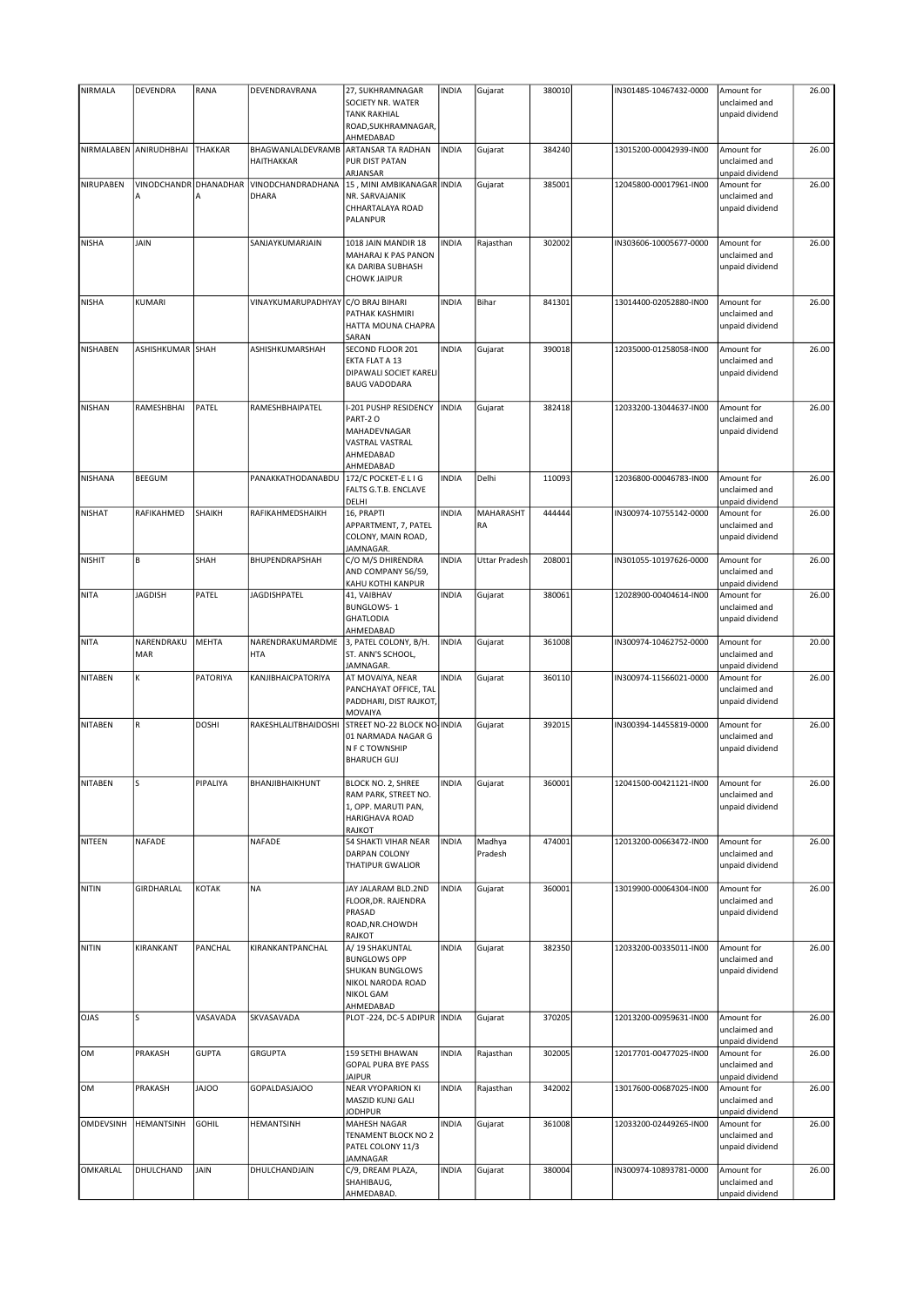| NIRMALA | DEVENDRA | RANA | DEVENDRAVRANA | 27, SUKHRAMNAGAR SOCIETY NR. WATER TANK RAKHIAL ROAD,SUKHRAMNAGAR, AHMEDABAD | INDIA | Gujarat | 380010 | | IN301485-10467432-0000 | Amount for unclaimed and unpaid dividend | 26.00 |
|---|---|---|---|---|---|---|---|---|---|---|---|
| NIRMALABEN | ANIRUDHBHAI | THAKKAR | BHAGWANLALDEVRAMBHAITHAKKAR | ARTANSAR TA RADHAN PUR DIST PATAN ARJANSAR | INDIA | Gujarat | 384240 | | 13015200-00042939-IN00 | Amount for unclaimed and unpaid dividend | 26.00 |
| NIRUPABEN | VINODCHANDRA | DHANADHARA | VINODCHANDRADHANADHARA | 15 , MINI AMBIKANAGAR NR. SARVAJANIK CHHARTALAYA ROAD PALANPUR | INDIA | Gujarat | 385001 | | 12045800-00017961-IN00 | Amount for unclaimed and unpaid dividend | 26.00 |
| NISHA | JAIN | | SANJAYKUMARJAIN | 1018 JAIN MANDIR 18 MAHARAJ K PAS PANON KA DARIBA SUBHASH CHOWK JAIPUR | INDIA | Rajasthan | 302002 | | IN303606-10005677-0000 | Amount for unclaimed and unpaid dividend | 26.00 |
| NISHA | KUMARI | | VINAYKUMARUPADHYAY | C/O BRAJ BIHARI PATHAK KASHMIRI HATTA MOUNA CHAPRA SARAN | INDIA | Bihar | 841301 | | 13014400-02052880-IN00 | Amount for unclaimed and unpaid dividend | 26.00 |
| NISHABEN | ASHISHKUMAR | SHAH | ASHISHKUMARSHAH | SECOND FLOOR 201 EKTA FLAT A 13 DIPAWALI SOCIET KARELI BAUG VADODARA | INDIA | Gujarat | 390018 | | 12035000-01258058-IN00 | Amount for unclaimed and unpaid dividend | 26.00 |
| NISHAN | RAMESHBHAI | PATEL | RAMESHBHAIPATEL | I-201 PUSHP RESIDENCY PART-2 O MAHADEVNAGAR VASTRAL VASTRAL AHMEDABAD AHMEDABAD | INDIA | Gujarat | 382418 | | 12033200-13044637-IN00 | Amount for unclaimed and unpaid dividend | 26.00 |
| NISHANA | BEEGUM | | PANAKKATHODANABDU | 172/C POCKET-E L I G FALTS G.T.B. ENCLAVE DELHI | INDIA | Delhi | 110093 | | 12036800-00046783-IN00 | Amount for unclaimed and unpaid dividend | 26.00 |
| NISHAT | RAFIKAHMED | SHAIKH | RAFIKAHMEDSHAIKH | 16, PRAPTI APPARTMENT, 7, PATEL COLONY, MAIN ROAD, JAMNAGAR. | INDIA | MAHARASHTRA | 444444 | | IN300974-10755142-0000 | Amount for unclaimed and unpaid dividend | 26.00 |
| NISHIT | B | SHAH | BHUPENDRAPSHAH | C/O M/S DHIRENDRA AND COMPANY 56/59, KAHU KOTHI KANPUR | INDIA | Uttar Pradesh | 208001 | | IN301055-10197626-0000 | Amount for unclaimed and unpaid dividend | 26.00 |
| NITA | JAGDISH | PATEL | JAGDISHPATEL | 41, VAIBHAV BUNGLOWS- 1 GHATLODIA AHMEDABAD | INDIA | Gujarat | 380061 | | 12028900-00404614-IN00 | Amount for unclaimed and unpaid dividend | 26.00 |
| NITA | NARENDRAKUMAR | MEHTA | NARENDRAKUMARDMEHTA | 3, PATEL COLONY, B/H. ST. ANN'S SCHOOL, JAMNAGAR. | INDIA | Gujarat | 361008 | | IN300974-10462752-0000 | Amount for unclaimed and unpaid dividend | 20.00 |
| NITABEN | K | PATORIYA | KANJIBHAICPATORIYA | AT MOVAIYA, NEAR PANCHAYAT OFFICE, TAL PADDHARI, DIST RAJKOT, MOVAIYA | INDIA | Gujarat | 360110 | | IN300974-11566021-0000 | Amount for unclaimed and unpaid dividend | 26.00 |
| NITABEN | R | DOSHI | RAKESHLALITBHAIDOSHI | STREET NO-22 BLOCK NO-01 NARMADA NAGAR G N F C TOWNSHIP BHARUCH GUJ | INDIA | Gujarat | 392015 | | IN300394-14455819-0000 | Amount for unclaimed and unpaid dividend | 26.00 |
| NITABEN | S | PIPALIYA | BHANJIBHAIKHUNT | BLOCK NO. 2, SHREE RAM PARK, STREET NO. 1, OPP. MARUTI PAN, HARIGHAVA ROAD RAJKOT | INDIA | Gujarat | 360001 | | 12041500-00421121-IN00 | Amount for unclaimed and unpaid dividend | 26.00 |
| NITEEN | NAFADE | | NAFADE | 54 SHAKTI VIHAR NEAR DARPAN COLONY THATIPUR GWALIOR | INDIA | Madhya Pradesh | 474001 | | 12013200-00663472-IN00 | Amount for unclaimed and unpaid dividend | 26.00 |
| NITIN | GIRDHARLAL | KOTAK | NA | JAY JALARAM BLD.2ND FLOOR,DR. RAJENDRA PRASAD ROAD,NR.CHOWDH RAJKOT | INDIA | Gujarat | 360001 | | 13019900-00064304-IN00 | Amount for unclaimed and unpaid dividend | 26.00 |
| NITIN | KIRANKANT | PANCHAL | KIRANKANTPANCHAL | A/ 19 SHAKUNTAL BUNGLOWS OPP SHUKAN BUNGLOWS NIKOL NARODA ROAD NIKOL GAM AHMEDABAD | INDIA | Gujarat | 382350 | | 12033200-00335011-IN00 | Amount for unclaimed and unpaid dividend | 26.00 |
| OJAS | S | VASAVADA | SKVASAVADA | PLOT -224, DC-5 ADIPUR | INDIA | Gujarat | 370205 | | 12013200-00959631-IN00 | Amount for unclaimed and unpaid dividend | 26.00 |
| OM | PRAKASH | GUPTA | GRGUPTA | 159 SETHI BHAWAN GOPAL PURA BYE PASS JAIPUR | INDIA | Rajasthan | 302005 | | 12017701-00477025-IN00 | Amount for unclaimed and unpaid dividend | 26.00 |
| OM | PRAKASH | JAJOO | GOPALDASJAJOO | NEAR VYOPARION KI MASZID KUNJ GALI JODHPUR | INDIA | Rajasthan | 342002 | | 13017600-00687025-IN00 | Amount for unclaimed and unpaid dividend | 26.00 |
| OMDEVSINH | HEMANTSINH | GOHIL | HEMANTSINH | MAHESH NAGAR TENAMENT BLOCK NO 2 PATEL COLONY 11/3 JAMNAGAR | INDIA | Gujarat | 361008 | | 12033200-02449265-IN00 | Amount for unclaimed and unpaid dividend | 26.00 |
| OMKARLAL | DHULCHAND | JAIN | DHULCHANDJAIN | C/9, DREAM PLAZA, SHAHIBAUG, AHMEDABAD. | INDIA | Gujarat | 380004 | | IN300974-10893781-0000 | Amount for unclaimed and unpaid dividend | 26.00 |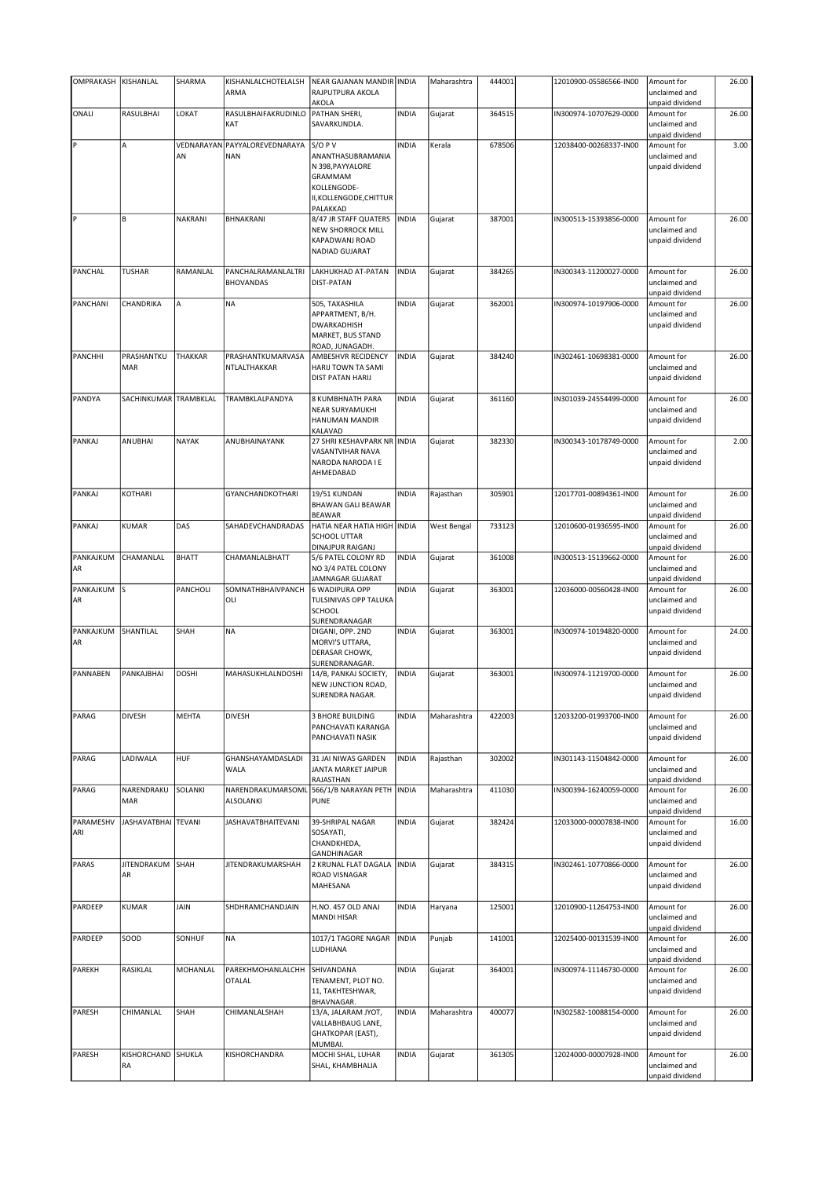| OMPRAKASH | KISHANLAL | SHARMA | KISHANLALCHOTELALSHARMA | NEAR GAJANAN MANDIR RAJPUTPURA AKOLA AKOLA | INDIA | Maharashtra | 444001 | | 12010900-05586566-IN00 | Amount for unclaimed and unpaid dividend | 26.00 |
|---|---|---|---|---|---|---|---|---|---|---|---|
| ONALI | RASULBHAI | LOKAT | RASULBHAIFAKRUDINLOKAT | PATHAN SHERI, SAVARKUNDLA. | INDIA | Gujarat | 364515 | | IN300974-10707629-0000 | Amount for unclaimed and unpaid dividend | 26.00 |
| P | A | VEDNARAYAN AN | PAYYALOREVEDNARAYANAN | S/O P V ANANTHASUBRAMANIAN 398,PAYYALORE GRAMMAM KOLLENGODE-II,KOLLENGODE,CHITTUR PALAKKAD | INDIA | Kerala | 678506 | | 12038400-00268337-IN00 | Amount for unclaimed and unpaid dividend | 3.00 |
| P | B | NAKRANI | BHNAKRANI | 8/47 JR STAFF QUATERS NEW SHORROCK MILL KAPADWANJ ROAD NADIAD GUJARAT | INDIA | Gujarat | 387001 | | IN300513-15393856-0000 | Amount for unclaimed and unpaid dividend | 26.00 |
| PANCHAL | TUSHAR | RAMANLAL | PANCHALRAMANLALTRIBHOVANDAS | LAKHUKHAD AT-PATAN DIST-PATAN | INDIA | Gujarat | 384265 | | IN300343-11200027-0000 | Amount for unclaimed and unpaid dividend | 26.00 |
| PANCHANI | CHANDRIKA | A | NA | 505, TAXASHILA APPARTMENT, B/H. DWARKADHISH MARKET, BUS STAND ROAD, JUNAGADH. | INDIA | Gujarat | 362001 | | IN300974-10197906-0000 | Amount for unclaimed and unpaid dividend | 26.00 |
| PANCHHI | PRASHANTKUMAR | THAKKAR | PRASHANTKUMARVASANTLALTHAKKAR | AMBESHVR RECIDENCY HARIJ TOWN TA SAMI DIST PATAN HARIJ | INDIA | Gujarat | 384240 | | IN302461-10698381-0000 | Amount for unclaimed and unpaid dividend | 26.00 |
| PANDYA | SACHINKUMAR | TRAMBKLAL | TRAMBKLALPANDYA | 8 KUMBHNATH PARA NEAR SURYAMUKHI HANUMAN MANDIR KALAVAD | INDIA | Gujarat | 361160 | | IN301039-24554499-0000 | Amount for unclaimed and unpaid dividend | 26.00 |
| PANKAJ | ANUBHAI | NAYAK | ANUBHAINAYANK | 27 SHRI KESHAVPARK NR VASANTVIHAR NAVA NARODA NARODA I E AHMEDABAD | INDIA | Gujarat | 382330 | | IN300343-10178749-0000 | Amount for unclaimed and unpaid dividend | 2.00 |
| PANKAJ | KOTHARI | | GYANCHANDKOTHARI | 19/51 KUNDAN BHAWAN GALI BEAWAR BEAWAR | INDIA | Rajasthan | 305901 | | 12017701-00894361-IN00 | Amount for unclaimed and unpaid dividend | 26.00 |
| PANKAJ | KUMAR | DAS | SAHADEVCHANDRADAS | HATIA NEAR HATIA HIGH SCHOOL UTTAR DINAJPUR RAIGANJ | INDIA | West Bengal | 733123 | | 12010600-01936595-IN00 | Amount for unclaimed and unpaid dividend | 26.00 |
| PANKAJKUMAR | CHAMANLAL | BHATT | CHAMANLALBHATT | 5/6 PATEL COLONY RD NO 3/4 PATEL COLONY JAMNAGAR GUJARAT | INDIA | Gujarat | 361008 | | IN300513-15139662-0000 | Amount for unclaimed and unpaid dividend | 26.00 |
| PANKAJKUMAR | S | PANCHOLI | SOMNATHBHAIVPANCHOLI | 6 WADIPURA OPP TULSINIVAS OPP TALUKA SCHOOL SURENDRANAGAR | INDIA | Gujarat | 363001 | | 12036000-00560428-IN00 | Amount for unclaimed and unpaid dividend | 26.00 |
| PANKAJKUMAR | SHANTILAL | SHAH | NA | DIGANI, OPP. 2ND MORVI'S UTTARA, DERASAR CHOWK, SURENDRANAGAR. | INDIA | Gujarat | 363001 | | IN300974-10194820-0000 | Amount for unclaimed and unpaid dividend | 24.00 |
| PANNABEN | PANKAJBHAI | DOSHI | MAHASUKHLALNDOSHI | 14/B, PANKAJ SOCIETY, NEW JUNCTION ROAD, SURENDRA NAGAR. | INDIA | Gujarat | 363001 | | IN300974-11219700-0000 | Amount for unclaimed and unpaid dividend | 26.00 |
| PARAG | DIVESH | MEHTA | DIVESH | 3 BHORE BUILDING PANCHAVATI KARANGA PANCHAVATI NASIK | INDIA | Maharashtra | 422003 | | 12033200-01993700-IN00 | Amount for unclaimed and unpaid dividend | 26.00 |
| PARAG | LADIWALA | HUF | GHANSHAYAMDASLADIWALA | 31 JAI NIWAS GARDEN JANTA MARKET JAIPUR RAJASTHAN | INDIA | Rajasthan | 302002 | | IN301143-11504842-0000 | Amount for unclaimed and unpaid dividend | 26.00 |
| PARAG | NARENDRAKUMAR | SOLANKI | NARENDRAKUMARSOMLALSOLANKI | 566/1/B NARAYAN PETH PUNE | INDIA | Maharashtra | 411030 | | IN300394-16240059-0000 | Amount for unclaimed and unpaid dividend | 26.00 |
| PARAMESHVARI | JASHAVATBHAI | TEVANI | JASHAVATBHAITEVANI | 39-SHRIPAL NAGAR SOSAYATI, CHANDKHEDA, GANDHINAGAR | INDIA | Gujarat | 382424 | | 12033000-00007838-IN00 | Amount for unclaimed and unpaid dividend | 16.00 |
| PARAS | JITENDRAKUMAR | SHAH | JITENDRAKUMARSHAH | 2 KRUNAL FLAT DAGALA ROAD VISNAGAR MAHESANA | INDIA | Gujarat | 384315 | | IN302461-10770866-0000 | Amount for unclaimed and unpaid dividend | 26.00 |
| PARDEEP | KUMAR | JAIN | SHDHRAMCHANDJAIN | H.NO. 457 OLD ANAJ MANDI HISAR | INDIA | Haryana | 125001 | | 12010900-11264753-IN00 | Amount for unclaimed and unpaid dividend | 26.00 |
| PARDEEP | SOOD | SONHUF | NA | 1017/1 TAGORE NAGAR LUDHIANA | INDIA | Punjab | 141001 | | 12025400-00131539-IN00 | Amount for unclaimed and unpaid dividend | 26.00 |
| PAREKH | RASIKLAL | MOHANLAL | PAREKHMOHANLALCHHOTALAL | SHIVANDANA TENAMENT, PLOT NO. 11, TAKHTESHWAR, BHAVNAGAR. | INDIA | Gujarat | 364001 | | IN300974-11146730-0000 | Amount for unclaimed and unpaid dividend | 26.00 |
| PARESH | CHIMANLAL | SHAH | CHIMANLALSHAH | 13/A, JALARAM JYOT, VALLABHBAUG LANE, GHATKOPAR (EAST), MUMBAI. | INDIA | Maharashtra | 400077 | | IN302582-10088154-0000 | Amount for unclaimed and unpaid dividend | 26.00 |
| PARESH | KISHORCHANDRA | SHUKLA | KISHORCHANDRA | MOCHI SHAL, LUHAR SHAL, KHAMBHALIA | INDIA | Gujarat | 361305 | | 12024000-00007928-IN00 | Amount for unclaimed and unpaid dividend | 26.00 |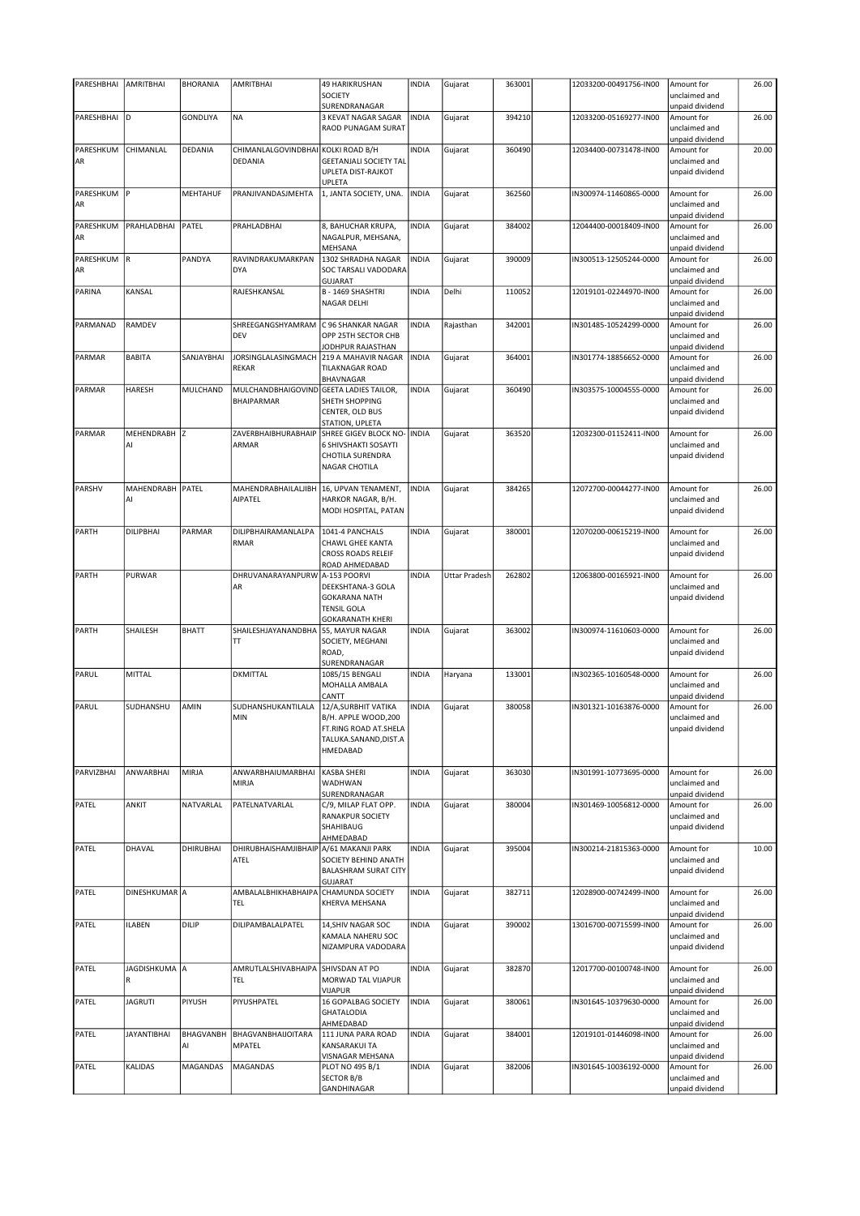| PARESHBHAI | AMRITBHAI | BHORANIA | AMRITBHAI | 49 HARIKRUSHAN SOCIETY SURENDRANAGAR | INDIA | Gujarat | 363001 | | 12033200-00491756-IN00 | Amount for unclaimed and unpaid dividend | 26.00 |
|---|---|---|---|---|---|---|---|---|---|---|---|
| PARESHBHAI | D | GONDLIYA | NA | 3 KEVAT NAGAR SAGAR RAOD PUNAGAM SURAT | INDIA | Gujarat | 394210 | | 12033200-05169277-IN00 | Amount for unclaimed and unpaid dividend | 26.00 |
| PARESHKUMAR | CHIMANLAL | DEDANIA | CHIMANLALGOVINDBHAI DEDANIA | KOLKI ROAD B/H GEETANJALI SOCIETY TAL UPLETA DIST-RAJKOT UPLETA | INDIA | Gujarat | 360490 | | 12034400-00731478-IN00 | Amount for unclaimed and unpaid dividend | 20.00 |
| PARESHKUMAR | P | MEHTAHUF | PRANJIVANDASJMEHTA | 1, JANTA SOCIETY, UNA. | INDIA | Gujarat | 362560 | | IN300974-11460865-0000 | Amount for unclaimed and unpaid dividend | 26.00 |
| PARESHKUMAR | PRAHLADBHAI | PATEL | PRAHLADBHAI | 8, BAHUCHAR KRUPA, NAGALPUR, MEHSANA, MEHSANA | INDIA | Gujarat | 384002 | | 12044400-00018409-IN00 | Amount for unclaimed and unpaid dividend | 26.00 |
| PARESHKUMAR | R | PANDYA | RAVINDRAKUMARKPANDYA | 1302 SHRADHA NAGAR SOC TARSALI VADODARA GUJARAT | INDIA | Gujarat | 390009 | | IN300513-12505244-0000 | Amount for unclaimed and unpaid dividend | 26.00 |
| PARINA | KANSAL | | RAJESHKANSAL | B - 1469 SHASHTRI NAGAR DELHI | INDIA | Delhi | 110052 | | 12019101-02244970-IN00 | Amount for unclaimed and unpaid dividend | 26.00 |
| PARMANAD | RAMDEV | | SHREEGANGSHYAMRAMDEV | C 96 SHANKAR NAGAR OPP 25TH SECTOR CHB JODHPUR RAJASTHAN | INDIA | Rajasthan | 342001 | | IN301485-10524299-0000 | Amount for unclaimed and unpaid dividend | 26.00 |
| PARMAR | BABITA | SANJAYBHAI | JORSINGLALASINGMACHREKAR | 219 A MAHAVIR NAGAR TILAKNAGAR ROAD BHAVNAGAR | INDIA | Gujarat | 364001 | | IN301774-18856652-0000 | Amount for unclaimed and unpaid dividend | 26.00 |
| PARMAR | HARESH | MULCHAND | MULCHANDBHAIGOVINDBHAIPARMAR | GEETA LADIES TAILOR, SHETH SHOPPING CENTER, OLD BUS STATION, UPLETA | INDIA | Gujarat | 360490 | | IN303575-10004555-0000 | Amount for unclaimed and unpaid dividend | 26.00 |
| PARMAR | MEHENDRABHAI | Z | ZAVERBHAIBHURABHAIPARMAR | SHREE GIGEV BLOCK NO-6 SHIVSHAKTI SOSAYTI CHOTILA SURENDRA NAGAR CHOTILA | INDIA | Gujarat | 363520 | | 12032300-01152411-IN00 | Amount for unclaimed and unpaid dividend | 26.00 |
| PARSHV | MAHENDRABHAI | PATEL | MAHENDRABHAILALJIBHAIPATEL | 16, UPVAN TENAMENT, HARKOR NAGAR, B/H. MODI HOSPITAL, PATAN | INDIA | Gujarat | 384265 | | 12072700-00044277-IN00 | Amount for unclaimed and unpaid dividend | 26.00 |
| PARTH | DILIPBHAI | PARMAR | DILIPBHAIRAMANLALPARMAR | 1041-4 PANCHALS CHAWL GHEE KANTA CROSS ROADS RELEIF ROAD AHMEDABAD | INDIA | Gujarat | 380001 | | 12070200-00615219-IN00 | Amount for unclaimed and unpaid dividend | 26.00 |
| PARTH | PURWAR | | DHRUVANARAYANPURWAR | A-153 POORVI DEEKSHTANA-3 GOLA GOKARANA NATH TENSIL GOLA GOKARANATH KHERI | INDIA | Uttar Pradesh | 262802 | | 12063800-00165921-IN00 | Amount for unclaimed and unpaid dividend | 26.00 |
| PARTH | SHAILESH | BHATT | SHAILESHJAYANANDBHATT | 55, MAYUR NAGAR SOCIETY, MEGHANI ROAD, SURENDRANAGAR | INDIA | Gujarat | 363002 | | IN300974-11610603-0000 | Amount for unclaimed and unpaid dividend | 26.00 |
| PARUL | MITTAL | | DKMITTAL | 1085/15 BENGALI MOHALLA AMBALA CANTT | INDIA | Haryana | 133001 | | IN302365-10160548-0000 | Amount for unclaimed and unpaid dividend | 26.00 |
| PARUL | SUDHANSHU | AMIN | SUDHANSHUKANTILALAMIN | 12/A,SURBHIT VATIKA B/H. APPLE WOOD,200 FT.RING ROAD AT.SHELA TALUKA.SANAND,DIST.AHMEDABAD | INDIA | Gujarat | 380058 | | IN301321-10163876-0000 | Amount for unclaimed and unpaid dividend | 26.00 |
| PARVIZBHAI | ANWARBHAI | MIRJA | ANWARBHAIUMARBHAIMIRJA | KASBA SHERI WADHWAN SURENDRANAGAR | INDIA | Gujarat | 363030 | | IN301991-10773695-0000 | Amount for unclaimed and unpaid dividend | 26.00 |
| PATEL | ANKIT | NATVARLAL | PATELNATVARLAL | C/9, MILAP FLAT OPP. RANAKPUR SOCIETY SHAHIBAUG AHMEDABAD | INDIA | Gujarat | 380004 | | IN301469-10056812-0000 | Amount for unclaimed and unpaid dividend | 26.00 |
| PATEL | DHAVAL | DHIRUBHAI | DHIRUBHAISHAMJIBHAIPATEL | A/61 MAKANJI PARK SOCIETY BEHIND ANATH BALASHRAM SURAT CITY GUJARAT | INDIA | Gujarat | 395004 | | IN300214-21815363-0000 | Amount for unclaimed and unpaid dividend | 10.00 |
| PATEL | DINESHKUMAR | A | AMBALALBHIKHABHAIPATEL | CHAMUNDA SOCIETY KHERVA MEHSANA | INDIA | Gujarat | 382711 | | 12028900-00742499-IN00 | Amount for unclaimed and unpaid dividend | 26.00 |
| PATEL | ILABEN | DILIP | DILIPAMBALALPATEL | 14,SHIV NAGAR SOC KAMALA NAHERU SOC NIZAMPURA VADODARA | INDIA | Gujarat | 390002 | | 13016700-00715599-IN00 | Amount for unclaimed and unpaid dividend | 26.00 |
| PATEL | JAGDISHKUMAR | A | AMRUTLALSHIVABHAIPATEL | SHIVSDAN AT PO MORWAD TAL VIJAPUR VIJAPUR | INDIA | Gujarat | 382870 | | 12017700-00100748-IN00 | Amount for unclaimed and unpaid dividend | 26.00 |
| PATEL | JAGRUTI | PIYUSH | PIYUSHPATEL | 16 GOPALBAG SOCIETY GHATALODIA AHMEDABAD | INDIA | Gujarat | 380061 | | IN301645-10379630-0000 | Amount for unclaimed and unpaid dividend | 26.00 |
| PATEL | JAYANTIBHAI | BHAGVANBHAI | BHAGVANBHAIJOITARAMPATEL | 111 JUNA PARA ROAD KANSARAKUI TA VISNAGAR MEHSANA | INDIA | Gujarat | 384001 | | 12019101-01446098-IN00 | Amount for unclaimed and unpaid dividend | 26.00 |
| PATEL | KALIDAS | MAGANDAS | MAGANDAS | PLOT NO 495 B/1 SECTOR B/B GANDHINAGAR | INDIA | Gujarat | 382006 | | IN301645-10036192-0000 | Amount for unclaimed and unpaid dividend | 26.00 |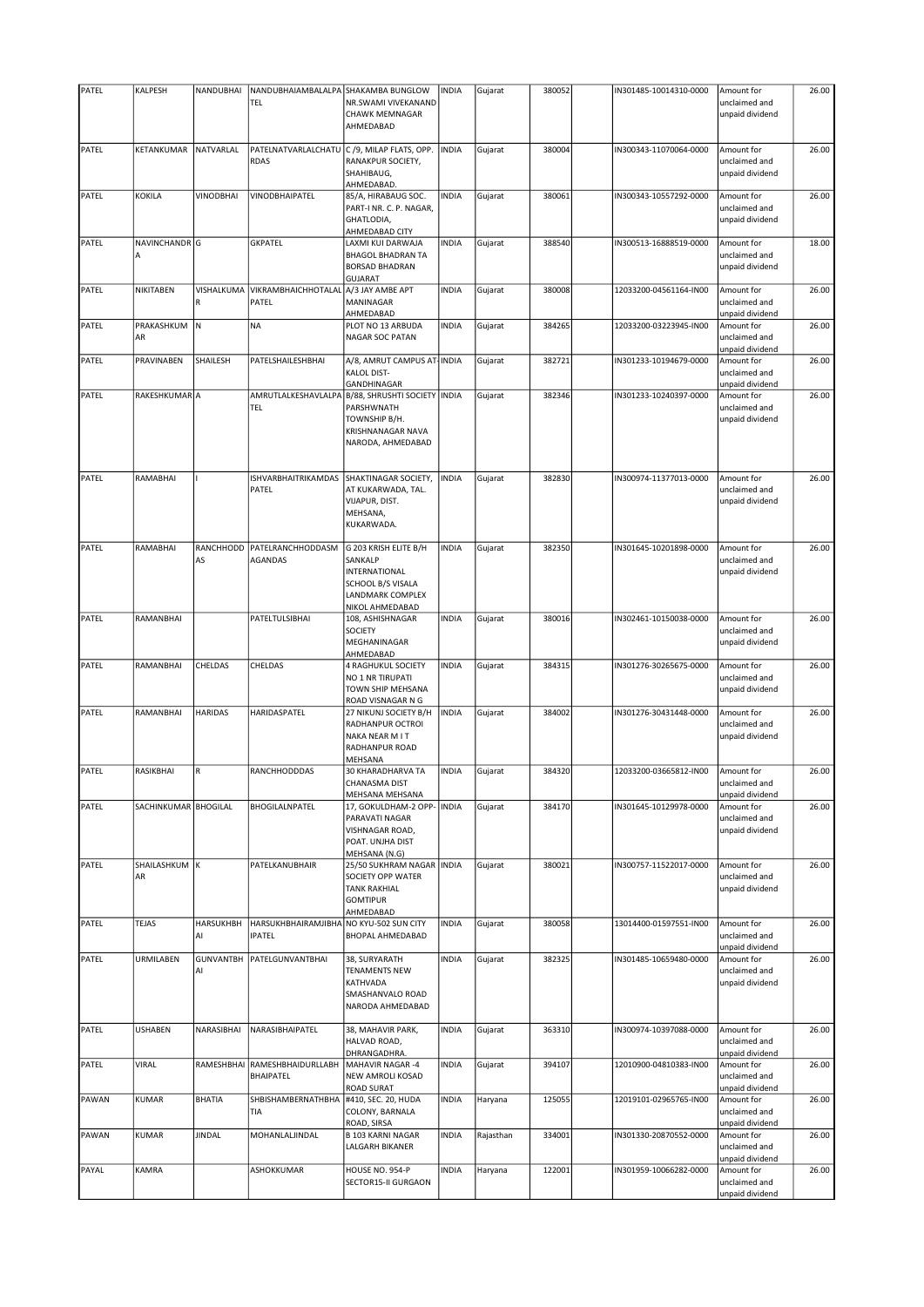| PATEL | KALPESH | NANDUBHAI | NANDUBHAIAMBALALPATEL | SHAKAMBA BUNGLOW NR.SWAMI VIVEKANAND CHAWK MEMNAGAR AHMEDABAD | INDIA | Gujarat | 380052 | | IN301485-10014310-0000 | Amount for unclaimed and unpaid dividend | 26.00 |
|---|---|---|---|---|---|---|---|---|---|---|---|
| PATEL | KETANKUMAR | NATVARLAL | PATELNATVARLALCHATURDAS | C /9, MILAP FLATS, OPP. RANAKPUR SOCIETY, SHAHIBAUG, AHMEDABAD. | INDIA | Gujarat | 380004 | | IN300343-11070064-0000 | Amount for unclaimed and unpaid dividend | 26.00 |
| PATEL | KOKILA | VINODBHAI | VINODBHAIPATEL | 85/A, HIRABAUG SOC. PART-I NR. C. P. NAGAR, GHATLODIA, AHMEDABAD CITY | INDIA | Gujarat | 380061 | | IN300343-10557292-0000 | Amount for unclaimed and unpaid dividend | 26.00 |
| PATEL | NAVINCHANDRA | G | GKPATEL | LAXMI KUI DARWAJA BHAGOL BHADRAN TA BORSAD BHADRAN GUJARAT | INDIA | Gujarat | 388540 | | IN300513-16888519-0000 | Amount for unclaimed and unpaid dividend | 18.00 |
| PATEL | NIKITABEN | VISHALKUMAR | VIKRAMBHAICHHOTALAL PATEL | A/3 JAY AMBE APT MANINAGAR AHMEDABAD | INDIA | Gujarat | 380008 | | 12033200-04561164-IN00 | Amount for unclaimed and unpaid dividend | 26.00 |
| PATEL | PRAKASHKUMAR | N | NA | PLOT NO 13 ARBUDA NAGAR SOC PATAN | INDIA | Gujarat | 384265 | | 12033200-03223945-IN00 | Amount for unclaimed and unpaid dividend | 26.00 |
| PATEL | PRAVINABEN | SHAILESH | PATELSHAILESHBHAI | A/8, AMRUT CAMPUS AT-KALOL DIST-GANDHINAGAR | INDIA | Gujarat | 382721 | | IN301233-10194679-0000 | Amount for unclaimed and unpaid dividend | 26.00 |
| PATEL | RAKESHKUMAR | A | AMRUTLALKESHAVLALPATEL | B/88, SHRUSHTI SOCIETY PARSHWNATH TOWNSHIP B/H. KRISHNANAGAR NAVA NARODA, AHMEDABAD | INDIA | Gujarat | 382346 | | IN301233-10240397-0000 | Amount for unclaimed and unpaid dividend | 26.00 |
| PATEL | RAMABHAI | I | ISHVARBHAITRIKAMDAS PATEL | SHAKTINAGAR SOCIETY, AT KUKARWADA, TAL. VIJAPUR, DIST. MEHSANA, KUKARWADA. | INDIA | Gujarat | 382830 | | IN300974-11377013-0000 | Amount for unclaimed and unpaid dividend | 26.00 |
| PATEL | RAMABHAI | RANCHHODDAS | PATELRANCHHODDASMAGANDAS | G 203 KRISH ELITE B/H SANKALP INTERNATIONAL SCHOOL B/S VISALA LANDMARK COMPLEX NIKOL AHMEDABAD | INDIA | Gujarat | 382350 | | IN301645-10201898-0000 | Amount for unclaimed and unpaid dividend | 26.00 |
| PATEL | RAMANBHAI | | PATELTULSIBHAI | 108, ASHISHNAGAR SOCIETY MEGHANINAGAR AHMEDABAD | INDIA | Gujarat | 380016 | | IN302461-10150038-0000 | Amount for unclaimed and unpaid dividend | 26.00 |
| PATEL | RAMANBHAI | CHELDAS | CHELDAS | 4 RAGHUKUL SOCIETY NO 1 NR TIRUPATI TOWN SHIP MEHSANA ROAD VISNAGAR N G | INDIA | Gujarat | 384315 | | IN301276-30265675-0000 | Amount for unclaimed and unpaid dividend | 26.00 |
| PATEL | RAMANBHAI | HARIDAS | HARIDASPATEL | 27 NIKUNJ SOCIETY B/H RADHANPUR OCTROI NAKA NEAR M I T RADHANPUR ROAD MEHSANA | INDIA | Gujarat | 384002 | | IN301276-30431448-0000 | Amount for unclaimed and unpaid dividend | 26.00 |
| PATEL | RASIKBHAI | R | RANCHHODDDAS | 30 KHARADHARVA TA CHANASMA DIST MEHSANA MEHSANA | INDIA | Gujarat | 384320 | | 12033200-03665812-IN00 | Amount for unclaimed and unpaid dividend | 26.00 |
| PATEL | SACHINKUMAR | BHOGILAL | BHOGILALNPATEL | 17, GOKULDHAM-2 OPP-PARAVATI NAGAR VISHNAGAR ROAD, POAT. UNJHA DIST MEHSANA (N.G) | INDIA | Gujarat | 384170 | | IN301645-10129978-0000 | Amount for unclaimed and unpaid dividend | 26.00 |
| PATEL | SHAILASHKUMAR | K | PATELKANUBHAIR | 25/50 SUKHRAM NAGAR SOCIETY OPP WATER TANK RAKHIAL GOMTIPUR AHMEDABAD | INDIA | Gujarat | 380021 | | IN300757-11522017-0000 | Amount for unclaimed and unpaid dividend | 26.00 |
| PATEL | TEJAS | HARSUKHBHAI | HARSUKHBHAIRAMJIBHAIPATEL | NO KYU-502 SUN CITY BHOPAL AHMEDABAD | INDIA | Gujarat | 380058 | | 13014400-01597551-IN00 | Amount for unclaimed and unpaid dividend | 26.00 |
| PATEL | URMILABEN | GUNVANTBHAI | PATELGUNVANTBHAI | 38, SURYARATH TENAMENTS NEW KATHVADA SMASHANVALO ROAD NARODA AHMEDABAD | INDIA | Gujarat | 382325 | | IN301485-10659480-0000 | Amount for unclaimed and unpaid dividend | 26.00 |
| PATEL | USHABEN | NARASIBHAI | NARASIBHAIPATEL | 38, MAHAVIR PARK, HALVAD ROAD, DHRANGADHRA. | INDIA | Gujarat | 363310 | | IN300974-10397088-0000 | Amount for unclaimed and unpaid dividend | 26.00 |
| PATEL | VIRAL | RAMESHBHAI | RAMESHBHAIDURLLABHBHAIPATEL | MAHAVIR NAGAR -4 NEW AMROLI KOSAD ROAD SURAT | INDIA | Gujarat | 394107 | | 12010900-04810383-IN00 | Amount for unclaimed and unpaid dividend | 26.00 |
| PAWAN | KUMAR | BHATIA | SHBISHAMBERNATHBHATIA | #410, SEC. 20, HUDA COLONY, BARNALA ROAD, SIRSA | INDIA | Haryana | 125055 | | 12019101-02965765-IN00 | Amount for unclaimed and unpaid dividend | 26.00 |
| PAWAN | KUMAR | JINDAL | MOHANLALJINDAL | B 103 KARNI NAGAR LALGARH BIKANER | INDIA | Rajasthan | 334001 | | IN301330-20870552-0000 | Amount for unclaimed and unpaid dividend | 26.00 |
| PAYAL | KAMRA | | ASHOKKUMAR | HOUSE NO. 954-P SECTOR15-II GURGAON | INDIA | Haryana | 122001 | | IN301959-10066282-0000 | Amount for unclaimed and unpaid dividend | 26.00 |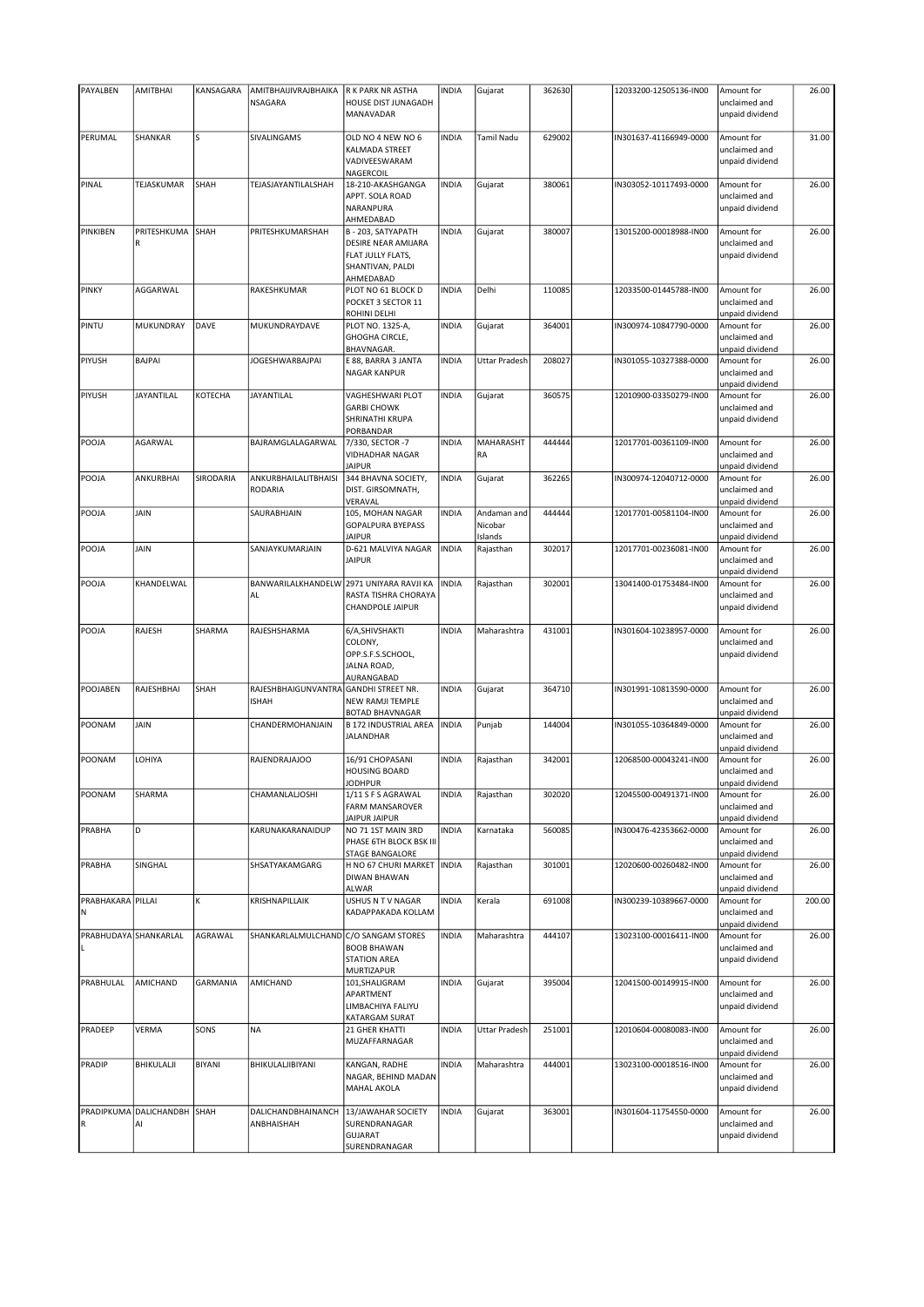| PAYALBEN | AMITBHAI | KANSAGARA | AMITBHAIJIVRAJBHAIKANSAGARA | R K PARK NR ASTHA HOUSE DIST JUNAGADH MANAVADAR | INDIA | Gujarat | 362630 | | 12033200-12505136-IN00 | Amount for unclaimed and unpaid dividend | 26.00 |
|---|---|---|---|---|---|---|---|---|---|---|---|
| PERUMAL | SHANKAR | S | SIVALINGAMS | OLD NO 4 NEW NO 6 KALMADA STREET VADIVEESWARAM NAGERCOIL | INDIA | Tamil Nadu | 629002 | | IN301637-41166949-0000 | Amount for unclaimed and unpaid dividend | 31.00 |
| PINAL | TEJASKUMAR | SHAH | TEJASJAYANTILALSHAH | 18-210-AKASHGANGA APPT. SOLA ROAD NARANPURA AHMEDABAD | INDIA | Gujarat | 380061 | | IN303052-10117493-0000 | Amount for unclaimed and unpaid dividend | 26.00 |
| PINKIBEN | PRITESHKUMAR | SHAH | PRITESHKUMARSHAH | B - 203, SATYAPATH DESIRE NEAR AMIJARA FLAT JULLY FLATS, SHANTIVAN, PALDI AHMEDABAD | INDIA | Gujarat | 380007 | | 13015200-00018988-IN00 | Amount for unclaimed and unpaid dividend | 26.00 |
| PINKY | AGGARWAL | | RAKESHKUMAR | PLOT NO 61 BLOCK D POCKET 3 SECTOR 11 ROHINI DELHI | INDIA | Delhi | 110085 | | 12033500-01445788-IN00 | Amount for unclaimed and unpaid dividend | 26.00 |
| PINTU | MUKUNDRAY | DAVE | MUKUNDRAYDAVE | PLOT NO. 1325-A, GHOGHA CIRCLE, BHAVNAGAR. | INDIA | Gujarat | 364001 | | IN300974-10847790-0000 | Amount for unclaimed and unpaid dividend | 26.00 |
| PIYUSH | BAJPAI | | JOGESHWARBAJPAI | E 88, BARRA 3 JANTA NAGAR KANPUR | INDIA | Uttar Pradesh | 208027 | | IN301055-10327388-0000 | Amount for unclaimed and unpaid dividend | 26.00 |
| PIYUSH | JAYANTILAL | KOTECHA | JAYANTILAL | VAGHESHWARI PLOT GARBI CHOWK SHRINATHI KRUPA PORBANDAR | INDIA | Gujarat | 360575 | | 12010900-03350279-IN00 | Amount for unclaimed and unpaid dividend | 26.00 |
| POOJA | AGARWAL | | BAJRAMGLALAGARWAL | 7/330, SECTOR -7 VIDHADHAR NAGAR JAIPUR | INDIA | MAHARASHTRA | 444444 | | 12017701-00361109-IN00 | Amount for unclaimed and unpaid dividend | 26.00 |
| POOJA | ANKURBHAI | SIRODARIA | ANKURBHAILALITBHAISIRODARIA | 344 BHAVNA SOCIETY, DIST. GIRSOMNATH, VERAVAL | INDIA | Gujarat | 362265 | | IN300974-12040712-0000 | Amount for unclaimed and unpaid dividend | 26.00 |
| POOJA | JAIN | | SAURABHJAIN | 105, MOHAN NAGAR GOPALPURA BYEPASS JAIPUR | INDIA | Andaman and Nicobar Islands | 444444 | | 12017701-00581104-IN00 | Amount for unclaimed and unpaid dividend | 26.00 |
| POOJA | JAIN | | SANJAYKUMARJAIN | D-621 MALVIYA NAGAR JAIPUR | INDIA | Rajasthan | 302017 | | 12017701-00236081-IN00 | Amount for unclaimed and unpaid dividend | 26.00 |
| POOJA | KHANDELWAL | | BANWARILALKHANDELWAL | 2971 UNIYARA RAVJI KA RASTA TISHRA CHORAYA CHANDPOLE JAIPUR | INDIA | Rajasthan | 302001 | | 13041400-01753484-IN00 | Amount for unclaimed and unpaid dividend | 26.00 |
| POOJA | RAJESH | SHARMA | RAJESHSHARMA | 6/A,SHIVSHAKTI COLONY, OPP.S.F.S.SCHOOL, JALNA ROAD, AURANGABAD | INDIA | Maharashtra | 431001 | | IN301604-10238957-0000 | Amount for unclaimed and unpaid dividend | 26.00 |
| POOJABEN | RAJESHBHAI | SHAH | RAJESHBHAIGUNVANTRAISHAH | GANDHI STREET NR. NEW RAMJI TEMPLE BOTAD BHAVNAGAR | INDIA | Gujarat | 364710 | | IN301991-10813590-0000 | Amount for unclaimed and unpaid dividend | 26.00 |
| POONAM | JAIN | | CHANDERMOHANJAIN | B 172 INDUSTRIAL AREA JALANDHAR | INDIA | Punjab | 144004 | | IN301055-10364849-0000 | Amount for unclaimed and unpaid dividend | 26.00 |
| POONAM | LOHIYA | | RAJENDRAJAJOO | 16/91 CHOPASANI HOUSING BOARD JODHPUR | INDIA | Rajasthan | 342001 | | 12068500-00043241-IN00 | Amount for unclaimed and unpaid dividend | 26.00 |
| POONAM | SHARMA | | CHAMANLALJOSHI | 1/11 S F S AGRAWAL FARM MANSAROVER JAIPUR JAIPUR | INDIA | Rajasthan | 302020 | | 12045500-00491371-IN00 | Amount for unclaimed and unpaid dividend | 26.00 |
| PRABHA | D | | KARUNAKARANAIDUP | NO 71 1ST MAIN 3RD PHASE 6TH BLOCK BSK III STAGE BANGALORE | INDIA | Karnataka | 560085 | | IN300476-42353662-0000 | Amount for unclaimed and unpaid dividend | 26.00 |
| PRABHA | SINGHAL | | SHSATYAKAMGARG | H NO 67 CHURI MARKET DIWAN BHAWAN ALWAR | INDIA | Rajasthan | 301001 | | 12020600-00260482-IN00 | Amount for unclaimed and unpaid dividend | 26.00 |
| PRABHAKARAN | PILLAI | K | KRISHNAPILLAIK | USHUS N T V NAGAR KADAPPAKADA KOLLAM | INDIA | Kerala | 691008 | | IN300239-10389667-0000 | Amount for unclaimed and unpaid dividend | 200.00 |
| PRABHUDAYAL | SHANKARLAL | AGRAWAL | SHANKARLALMULCHAND | C/O SANGAM STORES BOOB BHAWAN STATION AREA MURTIZAPUR | INDIA | Maharashtra | 444107 | | 13023100-00016411-IN00 | Amount for unclaimed and unpaid dividend | 26.00 |
| PRABHULAL | AMICHAND | GARMANIA | AMICHAND | 101,SHALIGRAM APARTMENT LIMBACHIYA FALIYU KATARGAM SURAT | INDIA | Gujarat | 395004 | | 12041500-00149915-IN00 | Amount for unclaimed and unpaid dividend | 26.00 |
| PRADEEP | VERMA | SONS | NA | 21 GHER KHATTI MUZAFFARNAGAR | INDIA | Uttar Pradesh | 251001 | | 12010604-00080083-IN00 | Amount for unclaimed and unpaid dividend | 26.00 |
| PRADIP | BHIKULALJI | BIYANI | BHIKULALJIBIYANI | KANGAN, RADHE NAGAR, BEHIND MADAN MAHAL AKOLA | INDIA | Maharashtra | 444001 | | 13023100-00018516-IN00 | Amount for unclaimed and unpaid dividend | 26.00 |
| PRADIPKUMAR | DALICHANDBHAI | SHAH | DALICHANDBHAINANCHANBHAISHAH | 13/JAWAHAR SOCIETY SURENDRANAGAR GUJARAT SURENDRANAGAR | INDIA | Gujarat | 363001 | | IN301604-11754550-0000 | Amount for unclaimed and unpaid dividend | 26.00 |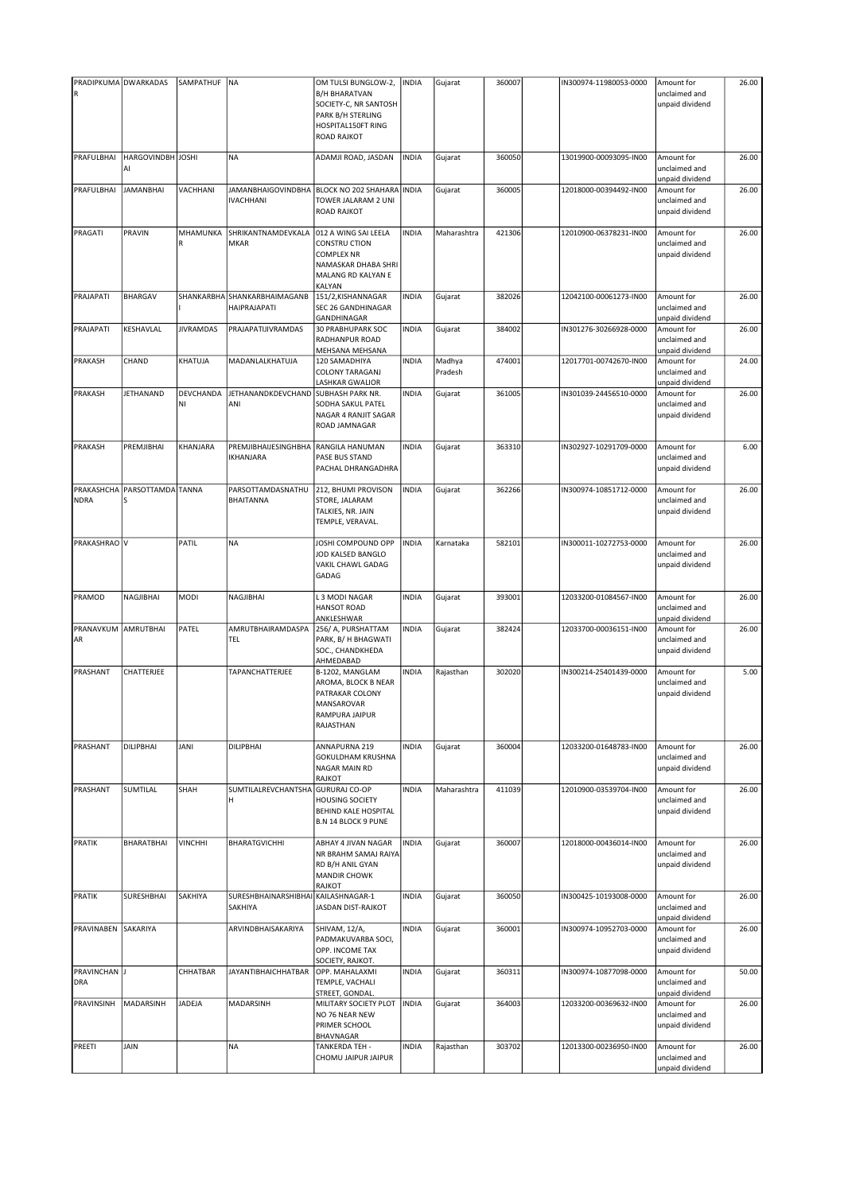| PRADIPKUMAR | DWARKADAS | SAMPATHUF | NA | OM TULSI BUNGLOW-2, B/H BHARATVAN SOCIETY-C, NR SANTOSH PARK B/H STERLING HOSPITAL150FT RING ROAD RAJKOT | INDIA | Gujarat | 360007 | | IN300974-11980053-0000 | Amount for unclaimed and unpaid dividend | 26.00 |
|---|---|---|---|---|---|---|---|---|---|---|---|
| PRAFULBHAI | HARGOVINDBHAI | JOSHI | NA | ADAMJI ROAD, JASDAN | INDIA | Gujarat | 360050 | | 13019900-00093095-IN00 | Amount for unclaimed and unpaid dividend | 26.00 |
| PRAFULBHAI | JAMANBHAI | VACHHANI | JAMANBHAIGOVINDBHAIVACHHANI | BLOCK NO 202 SHAHARA TOWER JALARAM 2 UNI ROAD RAJKOT | INDIA | Gujarat | 360005 | | 12018000-00394492-IN00 | Amount for unclaimed and unpaid dividend | 26.00 |
| PRAGATI | PRAVIN | MHAMUNKAR | SHRIKANTNAMDEVKALAMKAR | 012 A WING SAI LEELA CONSTRU CTION COMPLEX NR NAMASKAR DHABA SHRI MALANG RD KALYAN E KALYAN | INDIA | Maharashtra | 421306 | | 12010900-06378231-IN00 | Amount for unclaimed and unpaid dividend | 26.00 |
| PRAJAPATI | BHARGAV | SHANKARBHAI | SHANKARBHAIMAGANBHAIPRAJAPATI | 151/2,KISHANNAGAR SEC 26 GANDHINAGAR GANDHINAGAR | INDIA | Gujarat | 382026 | | 12042100-00061273-IN00 | Amount for unclaimed and unpaid dividend | 26.00 |
| PRAJAPATI | KESHAVLAL | JIVRAMDAS | PRAJAPATIJIVRAMDAS | 30 PRABHUPARK SOC RADHANPUR ROAD MEHSANA MEHSANA | INDIA | Gujarat | 384002 | | IN301276-30266928-0000 | Amount for unclaimed and unpaid dividend | 26.00 |
| PRAKASH | CHAND | KHATUJA | MADANLALKHATUJA | 120 SAMADHIYA COLONY TARAGANJ LASHKAR GWALIOR | INDIA | Madhya Pradesh | 474001 | | 12017701-00742670-IN00 | Amount for unclaimed and unpaid dividend | 24.00 |
| PRAKASH | JETHANAND | DEVCHANDANI | JETHANANDKDEVCHANDANI | SUBHASH PARK NR. SODHA SAKUL PATEL NAGAR 4 RANJIT SAGAR ROAD JAMNAGAR | INDIA | Gujarat | 361005 | | IN301039-24456510-0000 | Amount for unclaimed and unpaid dividend | 26.00 |
| PRAKASH | PREMJIBHAI | KHANJARA | PREMJIBHAIJESINGHBHAIKHANJARA | RANGILA HANUMAN PASE BUS STAND PACHAL DHRANGADHRA | INDIA | Gujarat | 363310 | | IN302927-10291709-0000 | Amount for unclaimed and unpaid dividend | 6.00 |
| PRAKASHCHANDRA | PARSOTTAMDAS | TANNA | PARSOTTAMDASNATHUBHAITANNA | 212, BHUMI PROVISON STORE, JALARAM TALKIES, NR. JAIN TEMPLE, VERAVAL. | INDIA | Gujarat | 362266 | | IN300974-10851712-0000 | Amount for unclaimed and unpaid dividend | 26.00 |
| PRAKASHRAO | V | PATIL | NA | JOSHI COMPOUND OPP JOD KALSED BANGLO VAKIL CHAWL GADAG GADAG | INDIA | Karnataka | 582101 | | IN300011-10272753-0000 | Amount for unclaimed and unpaid dividend | 26.00 |
| PRAMOD | NAGJIBHAI | MODI | NAGJIBHAI | L 3 MODI NAGAR HANSOT ROAD ANKLESHWAR | INDIA | Gujarat | 393001 | | 12033200-01084567-IN00 | Amount for unclaimed and unpaid dividend | 26.00 |
| PRANAVKUMAR | AMRUTBHAI | PATEL | AMRUTBHAIRAMDASPATEL | 256/ A, PURSHATTAM PARK, B/ H BHAGWATI SOC., CHANDKHEDA AHMEDABAD | INDIA | Gujarat | 382424 | | 12033700-00036151-IN00 | Amount for unclaimed and unpaid dividend | 26.00 |
| PRASHANT | CHATTERJEE | | TAPANCHATTERJEE | B-1202, MANGLAM AROMA, BLOCK B NEAR PATRAKAR COLONY MANSAROVAR RAMPURA JAIPUR RAJASTHAN | INDIA | Rajasthan | 302020 | | IN300214-25401439-0000 | Amount for unclaimed and unpaid dividend | 5.00 |
| PRASHANT | DILIPBHAI | JANI | DILIPBHAI | ANNAPURNA 219 GOKULDHAM KRUSHNA NAGAR MAIN RD RAJKOT | INDIA | Gujarat | 360004 | | 12033200-01648783-IN00 | Amount for unclaimed and unpaid dividend | 26.00 |
| PRASHANT | SUMTILAL | SHAH | SUMTILALREVCHANTSHAH | GURURAJ CO-OP HOUSING SOCIETY BEHIND KALE HOSPITAL B.N 14 BLOCK 9 PUNE | INDIA | Maharashtra | 411039 | | 12010900-03539704-IN00 | Amount for unclaimed and unpaid dividend | 26.00 |
| PRATIK | BHARATBHAI | VINCHHI | BHARATGVICHHI | ABHAY 4 JIVAN NAGAR NR BRAHM SAMAJ RAIYA RD B/H ANIL GYAN MANDIR CHOWK RAJKOT | INDIA | Gujarat | 360007 | | 12018000-00436014-IN00 | Amount for unclaimed and unpaid dividend | 26.00 |
| PRATIK | SURESHBHAI | SAKHIYA | SURESHBHAINARSHIBHAISAKHIYA | KAILASHNAGAR-1 JASDAN DIST-RAJKOT | INDIA | Gujarat | 360050 | | IN300425-10193008-0000 | Amount for unclaimed and unpaid dividend | 26.00 |
| PRAVINABEN | SAKARIYA | | ARVINDBHAISAKARIYA | SHIVAM, 12/A, PADMAKUVARBA SOCI, OPP. INCOME TAX SOCIETY, RAJKOT. | INDIA | Gujarat | 360001 | | IN300974-10952703-0000 | Amount for unclaimed and unpaid dividend | 26.00 |
| PRAVINCHANDRA | J | CHHATBAR | JAYANTIBHAICHHATBAR | OPP. MAHALAXMI TEMPLE, VACHALI STREET, GONDAL. | INDIA | Gujarat | 360311 | | IN300974-10877098-0000 | Amount for unclaimed and unpaid dividend | 50.00 |
| PRAVINSINH | MADARSINH | JADEJA | MADARSINH | MILITARY SOCIETY PLOT NO 76 NEAR NEW PRIMER SCHOOL BHAVNAGAR | INDIA | Gujarat | 364003 | | 12033200-00369632-IN00 | Amount for unclaimed and unpaid dividend | 26.00 |
| PREETI | JAIN | | NA | TANKERDA TEH - CHOMU JAIPUR JAIPUR | INDIA | Rajasthan | 303702 | | 12013300-00236950-IN00 | Amount for unclaimed and unpaid dividend | 26.00 |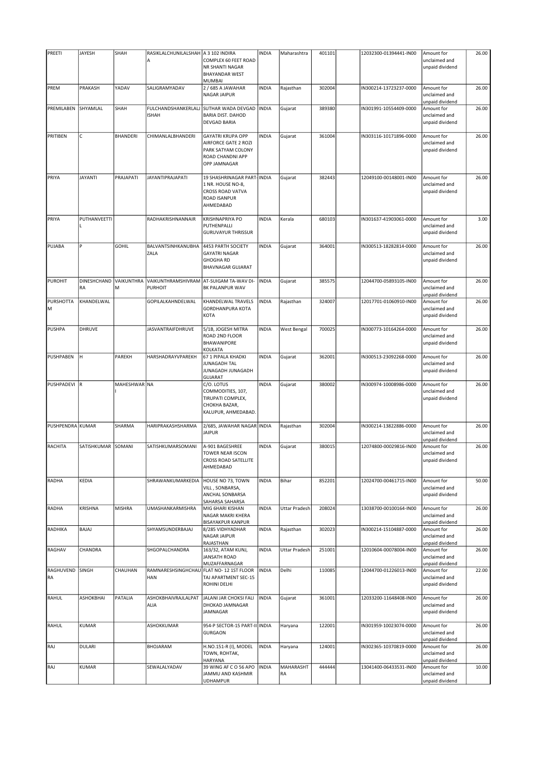| PREETI | JAYESH | SHAH | RASIKLALCHUNILALSHAH A | A 3 102 INDIRA COMPLEX 60 FEET ROAD NR SHANTI NAGAR BHAYANDAR WEST MUMBAI | INDIA | Maharashtra | 401101 | | 12032300-01394441-IN00 | Amount for unclaimed and unpaid dividend | 26.00 |
|---|---|---|---|---|---|---|---|---|---|---|---|
| PREM | PRAKASH | YADAV | SALIGRAMYADAV | 2 / 685 A JAWAHAR NAGAR JAIPUR | INDIA | Rajasthan | 302004 | | IN300214-13723237-0000 | Amount for unclaimed and unpaid dividend | 26.00 |
| PREMILABEN | SHYAMLAL | SHAH | FULCHANDSHANKERLALJ ISHAH | SUTHAR WADA DEVGAD BARIA DIST. DAHOD DEVGAD BARIA | INDIA | Gujarat | 389380 | | IN301991-10554409-0000 | Amount for unclaimed and unpaid dividend | 26.00 |
| PRITIBEN | C | BHANDERI | CHIMANLALBHANDERI | GAYATRI KRUPA OPP AIRFORCE GATE 2 ROZI PARK SATYAM COLONY ROAD CHANDNI APP OPP JAMNAGAR | INDIA | Gujarat | 361004 | | IN303116-10171896-0000 | Amount for unclaimed and unpaid dividend | 26.00 |
| PRIYA | JAYANTI | PRAJAPATI | JAYANTIPRAJAPATI | 19 SHASHRINAGAR PART-1 NR. HOUSE NO-8, CROSS ROAD VATVA ROAD ISANPUR AHMEDABAD | INDIA | Gujarat | 382443 | | 12049100-00148001-IN00 | Amount for unclaimed and unpaid dividend | 26.00 |
| PRIYA | PUTHANVEETTIL | | RADHAKRISHNANNAIR | KRISHNAPRIYA PO PUTHENPALLI GURUVAYUR THRISSUR | INDIA | Kerala | 680103 | | IN301637-41903061-0000 | Amount for unclaimed and unpaid dividend | 3.00 |
| PUJABA | P | GOHIL | BALVANTSINHKANUBHA ZALA | 4453 PARTH SOCIETY GAYATRI NAGAR GHOGHA RD BHAVNAGAR GUJARAT | INDIA | Gujarat | 364001 | | IN300513-18282814-0000 | Amount for unclaimed and unpaid dividend | 26.00 |
| PUROHIT | DINESHCHANDRA | VAIKUNTHRAM | VAIKUNTHRAMSHIVRAM PURHOIT | AT-SUIGAM TA-WAV DI-BK PALANPUR WAV | INDIA | Gujarat | 385575 | | 12044700-05893105-IN00 | Amount for unclaimed and unpaid dividend | 26.00 |
| PURSHOTTAM | KHANDELWAL | | GOPILALKAHNDELWAL | KHANDELWAL TRAVELS GORDHANPURA KOTA KOTA | INDIA | Rajasthan | 324007 | | 12017701-01060910-IN00 | Amount for unclaimed and unpaid dividend | 26.00 |
| PUSHPA | DHRUVE | | JASVANTRAIFDHRUVE | 5/1B, JOGESH MITRA ROAD 2ND FLOOR BHAWANIPORE KOLKATA | INDIA | West Bengal | 700025 | | IN300773-10164264-0000 | Amount for unclaimed and unpaid dividend | 26.00 |
| PUSHPABEN | H | PAREKH | HARSHADRAYVPAREKH | 67 1 PIPALA KHADKI JUNAGADH TAL JUNAGADH JUNAGADH GUJARAT | INDIA | Gujarat | 362001 | | IN300513-23092268-0000 | Amount for unclaimed and unpaid dividend | 26.00 |
| PUSHPADEVI | R | MAHESHWARI | NA | C/O. LOTUS COMMODITIES, 107, TIRUPATI COMPLEX, CHOKHA BAZAR, KALUPUR, AHMEDABAD. | INDIA | Gujarat | 380002 | | IN300974-10008986-0000 | Amount for unclaimed and unpaid dividend | 26.00 |
| PUSHPENDRA | KUMAR | SHARMA | HARIPRAKASHSHARMA | 2/685, JAWAHAR NAGAR JAIPUR | INDIA | Rajasthan | 302004 | | IN300214-13822886-0000 | Amount for unclaimed and unpaid dividend | 26.00 |
| RACHITA | SATISHKUMAR | SOMANI | SATISHKUMARSOMANI | A-901 BAGESHREE TOWER NEAR ISCON CROSS ROAD SATELLITE AHMEDABAD | INDIA | Gujarat | 380015 | | 12074800-00029816-IN00 | Amount for unclaimed and unpaid dividend | 26.00 |
| RADHA | KEDIA | | SHRAWANKUMARKEDIA | HOUSE NO 73, TOWN VILL , SONBARSA, ANCHAL SONBARSA SAHARSA SAHARSA | INDIA | Bihar | 852201 | | 12024700-00461715-IN00 | Amount for unclaimed and unpaid dividend | 50.00 |
| RADHA | KRISHNA | MISHRA | UMASHANKARMISHRA | MIG 6HARI KISHAN NAGAR MAKRI KHERA BISAYAKPUR KANPUR | INDIA | Uttar Pradesh | 208024 | | 13038700-00100164-IN00 | Amount for unclaimed and unpaid dividend | 26.00 |
| RADHIKA | BAJAJ | | SHYAMSUNDERBAJAJ | 8/285 VIDHYADHAR NAGAR JAIPUR RAJASTHAN | INDIA | Rajasthan | 302023 | | IN300214-15104887-0000 | Amount for unclaimed and unpaid dividend | 26.00 |
| RAGHAV | CHANDRA | | SHGOPALCHANDRA | 163/32, ATAM KUNJ, JANSATH ROAD MUZAFFARNAGAR | INDIA | Uttar Pradesh | 251001 | | 12010604-00078004-IN00 | Amount for unclaimed and unpaid dividend | 26.00 |
| RAGHUVENDRA | SINGH | CHAUHAN | RAMNARESHSINGHCHAUHAN | FLAT NO- 12 1ST FLOOR TAJ APARTMENT SEC-15 ROHINI DELHI | INDIA | Delhi | 110085 | | 12044700-01226013-IN00 | Amount for unclaimed and unpaid dividend | 22.00 |
| RAHUL | ASHOKBHAI | PATALIA | ASHOKBHAIVRAJLALPATALIA | JALANI JAR CHOKSI FALI DHOKAD JAMNAGAR JAMNAGAR | INDIA | Gujarat | 361001 | | 12033200-11648408-IN00 | Amount for unclaimed and unpaid dividend | 26.00 |
| RAHUL | KUMAR | | ASHOKKUMAR | 954-P SECTOR-15 PART-II GURGAON | INDIA | Haryana | 122001 | | IN301959-10023074-0000 | Amount for unclaimed and unpaid dividend | 26.00 |
| RAJ | DULARI | | BHOJARAM | H.NO.151-R (I), MODEL TOWN, ROHTAK, HARYANA | INDIA | Haryana | 124001 | | IN302365-10370819-0000 | Amount for unclaimed and unpaid dividend | 26.00 |
| RAJ | KUMAR | | SEWALALYADAV | 39 WING AF C O 56 APO JAMMU AND KASHMIR UDHAMPUR | INDIA | MAHARASHTRA | 444444 | | 13041400-06433531-IN00 | Amount for unclaimed and unpaid dividend | 10.00 |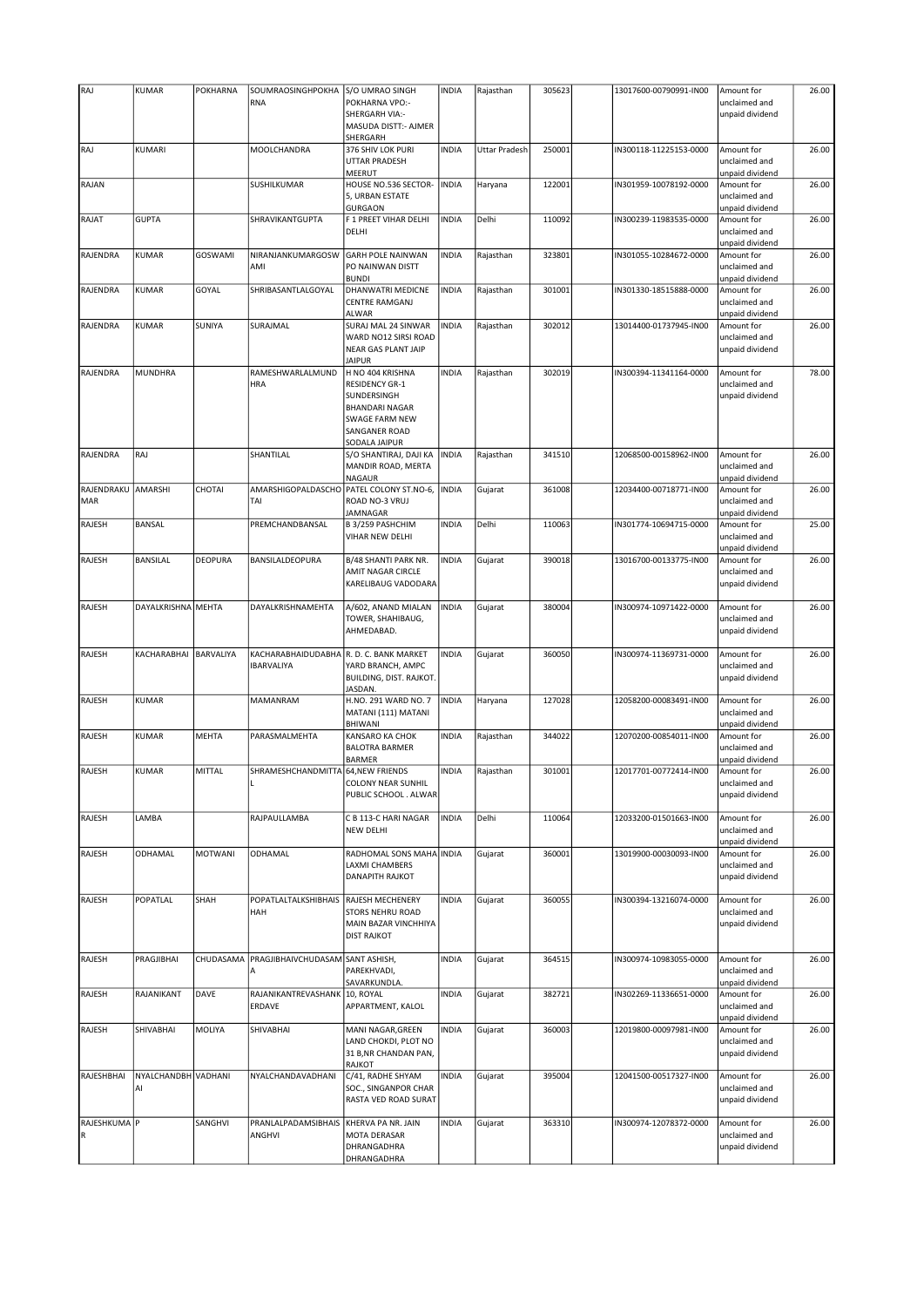| RAJ | KUMAR | POKHARNA | SOUMRAOSINGHPOKHARNA | S/O UMRAO SINGH POKHARNA VPO:- SHERGARH VIA:- MASUDA DISTT:- AJMER SHERGARH | INDIA | Rajasthan | 305623 | | 13017600-00790991-IN00 | Amount for unclaimed and unpaid dividend | 26.00 |
|---|---|---|---|---|---|---|---|---|---|---|---|
| RAJ | KUMARI | | MOOLCHANDRA | 376 SHIV LOK PURI UTTAR PRADESH MEERUT | INDIA | Uttar Pradesh | 250001 | | IN300118-11225153-0000 | Amount for unclaimed and unpaid dividend | 26.00 |
| RAJAN | | | SUSHILKUMAR | HOUSE NO.536 SECTOR-5, URBAN ESTATE GURGAON | INDIA | Haryana | 122001 | | IN301959-10078192-0000 | Amount for unclaimed and unpaid dividend | 26.00 |
| RAJAT | GUPTA | | SHRAVIKANTGUPTA | F 1 PREET VIHAR DELHI DELHI | INDIA | Delhi | 110092 | | IN300239-11983535-0000 | Amount for unclaimed and unpaid dividend | 26.00 |
| RAJENDRA | KUMAR | GOSWAMI | NIRANJANKUMARGOSWAMI | GARH POLE NAINWAN PO NAINWAN DISTT BUNDI | INDIA | Rajasthan | 323801 | | IN301055-10284672-0000 | Amount for unclaimed and unpaid dividend | 26.00 |
| RAJENDRA | KUMAR | GOYAL | SHRIBASANTLALGOYAL | DHANWATRI MEDICNE CENTRE RAMGANJ ALWAR | INDIA | Rajasthan | 301001 | | IN301330-18515888-0000 | Amount for unclaimed and unpaid dividend | 26.00 |
| RAJENDRA | KUMAR | SUNIYA | SURAJMAL | SURAJ MAL 24 SINWAR WARD NO12 SIRSI ROAD NEAR GAS PLANT JAIP JAIPUR | INDIA | Rajasthan | 302012 | | 13014400-01737945-IN00 | Amount for unclaimed and unpaid dividend | 26.00 |
| RAJENDRA | MUNDHRA | | RAMESHWARLALMUNDHRA | H NO 404 KRISHNA RESIDENCY GR-1 SUNDERSINGH BHANDARI NAGAR SWAGE FARM NEW SANGANER ROAD SODALA JAIPUR | INDIA | Rajasthan | 302019 | | IN300394-11341164-0000 | Amount for unclaimed and unpaid dividend | 78.00 |
| RAJENDRA | RAJ | | SHANTILAL | S/O SHANTIRAJ, DAJI KA MANDIR ROAD, MERTA NAGAUR | INDIA | Rajasthan | 341510 | | 12068500-00158962-IN00 | Amount for unclaimed and unpaid dividend | 26.00 |
| RAJENDRAKUMAR | AMARSHI | CHOTAI | AMARSHIGOPALDASCHOTAI | PATEL COLONY ST.NO-6, ROAD NO-3 VRUJ JAMNAGAR | INDIA | Gujarat | 361008 | | 12034400-00718771-IN00 | Amount for unclaimed and unpaid dividend | 26.00 |
| RAJESH | BANSAL | | PREMCHANDBANSAL | B 3/259 PASHCHIM VIHAR NEW DELHI | INDIA | Delhi | 110063 | | IN301774-10694715-0000 | Amount for unclaimed and unpaid dividend | 25.00 |
| RAJESH | BANSILAL | DEOPURA | BANSILALDEOPURA | B/48 SHANTI PARK NR. AMIT NAGAR CIRCLE KARELIBAUG VADODARA | INDIA | Gujarat | 390018 | | 13016700-00133775-IN00 | Amount for unclaimed and unpaid dividend | 26.00 |
| RAJESH | DAYALKRISHNA | MEHTA | DAYALKRISHNAMEHTA | A/602, ANAND MIALAN TOWER, SHAHIBAUG, AHMEDABAD. | INDIA | Gujarat | 380004 | | IN300974-10971422-0000 | Amount for unclaimed and unpaid dividend | 26.00 |
| RAJESH | KACHARABHAI | BARVALIYA | KACHARABHAIDUDABHAIBARVALIYA | R. D. C. BANK MARKET YARD BRANCH, AMPC BUILDING, DIST. RAJKOT. JASDAN. | INDIA | Gujarat | 360050 | | IN300974-11369731-0000 | Amount for unclaimed and unpaid dividend | 26.00 |
| RAJESH | KUMAR | | MAMANRAM | H.NO. 291 WARD NO. 7 MATANI (111) MATANI BHIWANI | INDIA | Haryana | 127028 | | 12058200-00083491-IN00 | Amount for unclaimed and unpaid dividend | 26.00 |
| RAJESH | KUMAR | MEHTA | PARASMALMEHTA | KANSARO KA CHOK BALOTRA BARMER BARMER | INDIA | Rajasthan | 344022 | | 12070200-00854011-IN00 | Amount for unclaimed and unpaid dividend | 26.00 |
| RAJESH | KUMAR | MITTAL | SHRAMESHCHANDMITTAL | 64,NEW FRIENDS COLONY NEAR SUNHIL PUBLIC SCHOOL . ALWAR | INDIA | Rajasthan | 301001 | | 12017701-00772414-IN00 | Amount for unclaimed and unpaid dividend | 26.00 |
| RAJESH | LAMBA | | RAJPAULLAMBA | C B 113-C HARI NAGAR NEW DELHI | INDIA | Delhi | 110064 | | 12033200-01501663-IN00 | Amount for unclaimed and unpaid dividend | 26.00 |
| RAJESH | ODHAMAL | MOTWANI | ODHAMAL | RADHOMAL SONS MAHA LAXMI CHAMBERS DANAPITH RAJKOT | INDIA | Gujarat | 360001 | | 13019900-00030093-IN00 | Amount for unclaimed and unpaid dividend | 26.00 |
| RAJESH | POPATLAL | SHAH | POPATLALTALKSHIBHAISHAH | RAJESH MECHENERY STORS NEHRU ROAD MAIN BAZAR VINCHHIYA DIST RAJKOT | INDIA | Gujarat | 360055 | | IN300394-13216074-0000 | Amount for unclaimed and unpaid dividend | 26.00 |
| RAJESH | PRAGJIBHAI | CHUDASAMA | PRAGJIBHAIVCHUDASAMA | SANT ASHISH, PAREKHVADI, SAVARKUNDLA. | INDIA | Gujarat | 364515 | | IN300974-10983055-0000 | Amount for unclaimed and unpaid dividend | 26.00 |
| RAJESH | RAJANIKANT | DAVE | RAJANIKANTREVASHANKERDAVE | 10, ROYAL APPARTMENT, KALOL | INDIA | Gujarat | 382721 | | IN302269-11336651-0000 | Amount for unclaimed and unpaid dividend | 26.00 |
| RAJESH | SHIVABHAI | MOLIYA | SHIVABHAI | MANI NAGAR,GREEN LAND CHOKDI, PLOT NO 31 B,NR CHANDAN PAN, RAJKOT | INDIA | Gujarat | 360003 | | 12019800-00097981-IN00 | Amount for unclaimed and unpaid dividend | 26.00 |
| RAJESHBHAI | NYALCHANDBHAI | VADHANI | NYALCHANDAVADHANI | C/41, RADHE SHYAM SOC., SINGANPOR CHAR RASTA VED ROAD SURAT | INDIA | Gujarat | 395004 | | 12041500-00517327-IN00 | Amount for unclaimed and unpaid dividend | 26.00 |
| RAJESHKUMAR | P | SANGHVI | PRANLALPADAMSIBHAISANGHVI | KHERVA PA NR. JAIN MOTA DERASAR DHRANGADHRA DHRANGADHRA | INDIA | Gujarat | 363310 | | IN300974-12078372-0000 | Amount for unclaimed and unpaid dividend | 26.00 |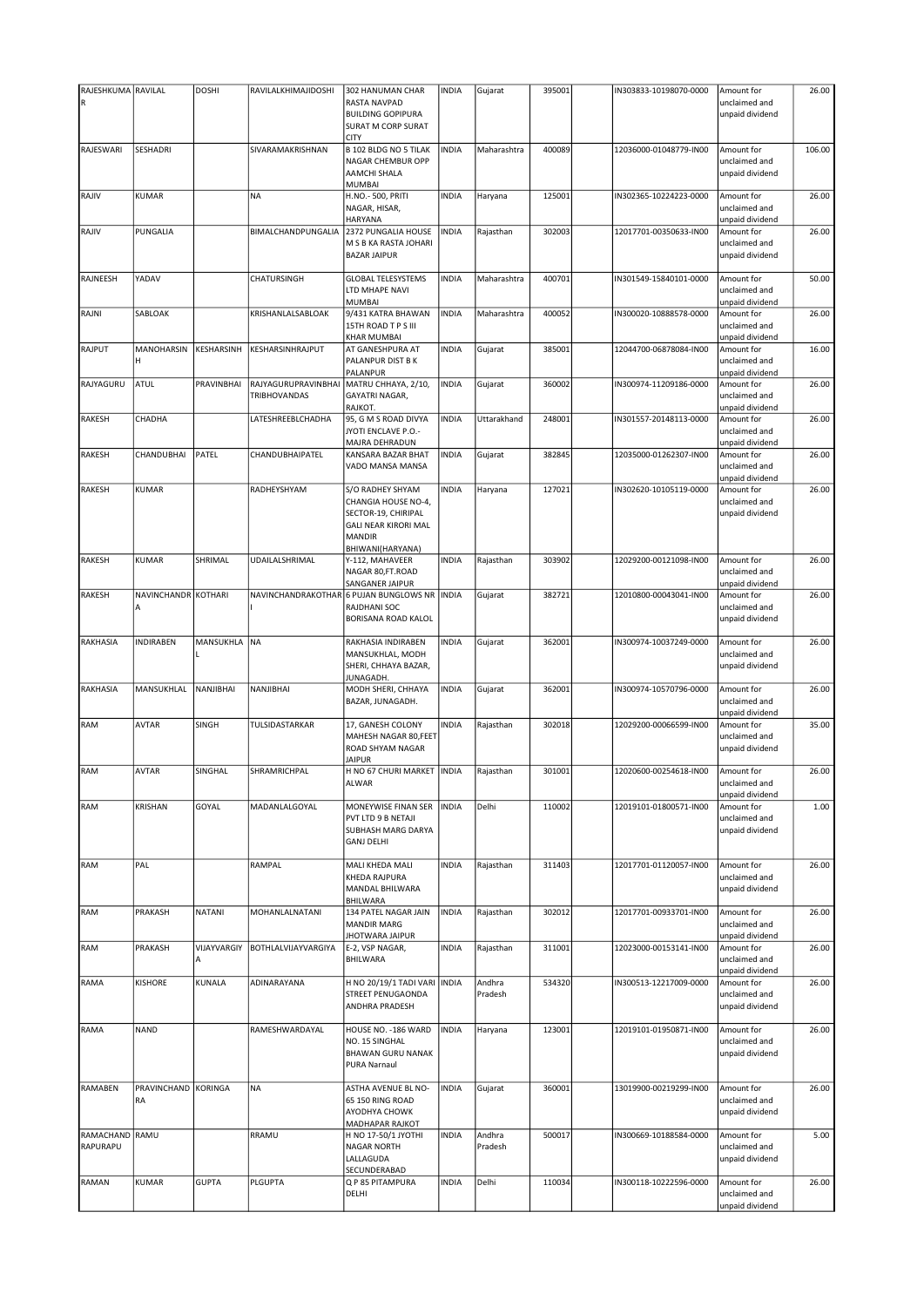| RAJESHKUMAR | RAVILAL | DOSHI | RAVILALKHIMAJIDOSHI | 302 HANUMAN CHAR RASTA NAVPAD BUILDING GOPIPURA SURAT M CORP SURAT CITY | INDIA | Gujarat | 395001 | | IN303833-10198070-0000 | Amount for unclaimed and unpaid dividend | 26.00 |
|---|---|---|---|---|---|---|---|---|---|---|---|
| RAJESWARI | SESHADRI | | SIVARAMAKRISHNAN | B 102 BLDG NO 5 TILAK NAGAR CHEMBUR OPP AAMCHI SHALA MUMBAI | INDIA | Maharashtra | 400089 | | 12036000-01048779-IN00 | Amount for unclaimed and unpaid dividend | 106.00 |
| RAJIV | KUMAR | | NA | H.NO.- 500, PRITI NAGAR, HISAR, HARYANA | INDIA | Haryana | 125001 | | IN302365-10224223-0000 | Amount for unclaimed and unpaid dividend | 26.00 |
| RAJIV | PUNGALIA | | BIMALCHANDPUNGALIA | 2372 PUNGALIA HOUSE M S B KA RASTA JOHARI BAZAR JAIPUR | INDIA | Rajasthan | 302003 | | 12017701-00350633-IN00 | Amount for unclaimed and unpaid dividend | 26.00 |
| RAJNEESH | YADAV | | CHATURSINGH | GLOBAL TELESYSTEMS LTD MHAPE NAVI MUMBAI | INDIA | Maharashtra | 400701 | | IN301549-15840101-0000 | Amount for unclaimed and unpaid dividend | 50.00 |
| RAJNI | SABLOAK | | KRISHANLALSABLOAK | 9/431 KATRA BHAWAN 15TH ROAD T P S III KHAR MUMBAI | INDIA | Maharashtra | 400052 | | IN300020-10888578-0000 | Amount for unclaimed and unpaid dividend | 26.00 |
| RAJPUT | MANOHARSINH | KESHARSINH | KESHARSINHRAJPUT | AT GANESHPURA AT PALANPUR DIST B K PALANPUR | INDIA | Gujarat | 385001 | | 12044700-06878084-IN00 | Amount for unclaimed and unpaid dividend | 16.00 |
| RAJYAGURU | ATUL | PRAVINBHAI | RAJYAGURUPRAVINBHAI TRIBHOVANDAS | MATRU CHHAYA, 2/10, GAYATRI NAGAR, RAJKOT. | INDIA | Gujarat | 360002 | | IN300974-11209186-0000 | Amount for unclaimed and unpaid dividend | 26.00 |
| RAKESH | CHADHA | | LATESHREEBLCHADHA | 95, G M S ROAD DIVYA JYOTI ENCLAVE P.O.- MAJRA DEHRADUN | INDIA | Uttarakhand | 248001 | | IN301557-20148113-0000 | Amount for unclaimed and unpaid dividend | 26.00 |
| RAKESH | CHANDUBHAI | PATEL | CHANDUBHAIPATEL | KANSARA BAZAR BHAT VADO MANSA MANSA | INDIA | Gujarat | 382845 | | 12035000-01262307-IN00 | Amount for unclaimed and unpaid dividend | 26.00 |
| RAKESH | KUMAR | | RADHEYSHYAM | S/O RADHEY SHYAM CHANGIA HOUSE NO-4, SECTOR-19, CHIRIPAL GALI NEAR KIRORI MAL MANDIR BHIWANI(HARYANA) | INDIA | Haryana | 127021 | | IN302620-10105119-0000 | Amount for unclaimed and unpaid dividend | 26.00 |
| RAKESH | KUMAR | SHRIMAL | UDAILALSHRIMAL | Y-112, MAHAVEER NAGAR 80,FT.ROAD SANGANER JAIPUR | INDIA | Rajasthan | 303902 | | 12029200-00121098-IN00 | Amount for unclaimed and unpaid dividend | 26.00 |
| RAKESH | NAVINCHANDRA | KOTHARI | NAVINCHANDRAKOTHARI | 6 PUJAN BUNGLOWS NR RAJDHANI SOC BORISANA ROAD KALOL | INDIA | Gujarat | 382721 | | 12010800-00043041-IN00 | Amount for unclaimed and unpaid dividend | 26.00 |
| RAKHASIA | INDIRABEN | MANSUKHLAL | NA | RAKHASIA INDIRABEN MANSUKHLAL, MODH SHERI, CHHAYA BAZAR, JUNAGADH. | INDIA | Gujarat | 362001 | | IN300974-10037249-0000 | Amount for unclaimed and unpaid dividend | 26.00 |
| RAKHASIA | MANSUKHLAL | NANJIBHAI | NANJIBHAI | MODH SHERI, CHHAYA BAZAR, JUNAGADH. | INDIA | Gujarat | 362001 | | IN300974-10570796-0000 | Amount for unclaimed and unpaid dividend | 26.00 |
| RAM | AVTAR | SINGH | TULSIDASTARKAR | 17, GANESH COLONY MAHESH NAGAR 80,FEET ROAD SHYAM NAGAR JAIPUR | INDIA | Rajasthan | 302018 | | 12029200-00066599-IN00 | Amount for unclaimed and unpaid dividend | 35.00 |
| RAM | AVTAR | SINGHAL | SHRAMRICHPAL | H NO 67 CHURI MARKET ALWAR | INDIA | Rajasthan | 301001 | | 12020600-00254618-IN00 | Amount for unclaimed and unpaid dividend | 26.00 |
| RAM | KRISHAN | GOYAL | MADANLALGOYAL | MONEYWISE FINAN SER PVT LTD 9 B NETAJI SUBHASH MARG DARYA GANJ DELHI | INDIA | Delhi | 110002 | | 12019101-01800571-IN00 | Amount for unclaimed and unpaid dividend | 1.00 |
| RAM | PAL | | RAMPAL | MALI KHEDA MALI KHEDA RAJPURA MANDAL BHILWARA BHILWARA | INDIA | Rajasthan | 311403 | | 12017701-01120057-IN00 | Amount for unclaimed and unpaid dividend | 26.00 |
| RAM | PRAKASH | NATANI | MOHANLALNATANI | 134 PATEL NAGAR JAIN MANDIR MARG JHOTWARA JAIPUR | INDIA | Rajasthan | 302012 | | 12017701-00933701-IN00 | Amount for unclaimed and unpaid dividend | 26.00 |
| RAM | PRAKASH | VIJAYVARGIYA | BOTHLALVIJAYVARGIYA | E-2, VSP NAGAR, BHILWARA | INDIA | Rajasthan | 311001 | | 12023000-00153141-IN00 | Amount for unclaimed and unpaid dividend | 26.00 |
| RAMA | KISHORE | KUNALA | ADINARAYANA | H NO 20/19/1 TADI VARI STREET PENUGAONDA ANDHRA PRADESH | INDIA | Andhra Pradesh | 534320 | | IN300513-12217009-0000 | Amount for unclaimed and unpaid dividend | 26.00 |
| RAMA | NAND | | RAMESHWARDAYAL | HOUSE NO. -186 WARD NO. 15 SINGHAL BHAWAN GURU NANAK PURA Narnaul | INDIA | Haryana | 123001 | | 12019101-01950871-IN00 | Amount for unclaimed and unpaid dividend | 26.00 |
| RAMABEN | PRAVINCHANDRA | KORINGA | NA | ASTHA AVENUE BL NO-65 150 RING ROAD AYODHYA CHOWK MADHAPAR RAJKOT | INDIA | Gujarat | 360001 | | 13019900-00219299-IN00 | Amount for unclaimed and unpaid dividend | 26.00 |
| RAMACHAND RAPURAPU | RAMU | | RRAMU | H NO 17-50/1 JYOTHI NAGAR NORTH LALLAGUDA SECUNDERABAD | INDIA | Andhra Pradesh | 500017 | | IN300669-10188584-0000 | Amount for unclaimed and unpaid dividend | 5.00 |
| RAMAN | KUMAR | GUPTA | PLGUPTA | Q P 85 PITAMPURA DELHI | INDIA | Delhi | 110034 | | IN300118-10222596-0000 | Amount for unclaimed and unpaid dividend | 26.00 |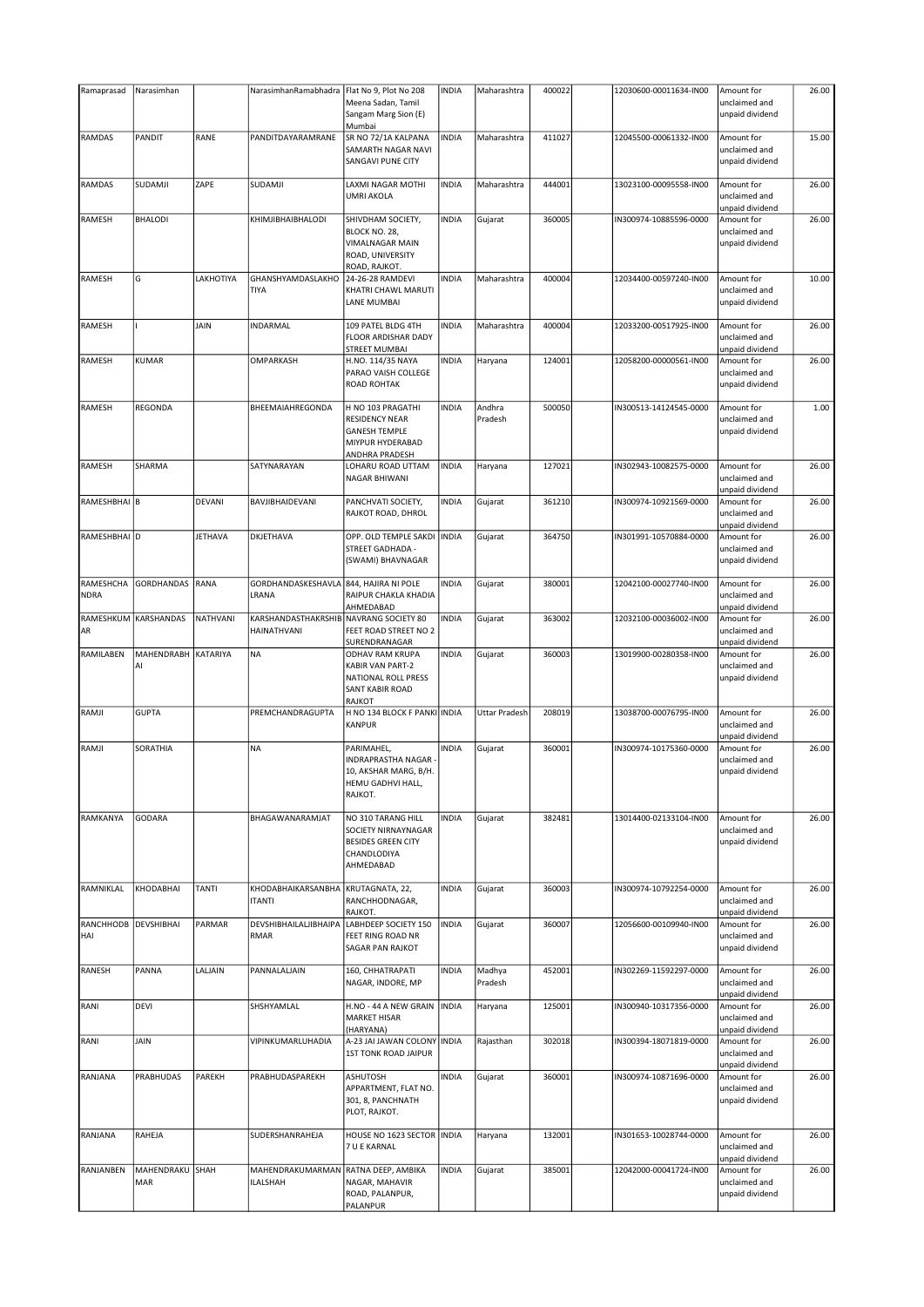| Ramaprasad | Narasimhan | | NarasimhanRamabhadra | Flat No 9, Plot No 208 Meena Sadan, Tamil Sangam Marg Sion (E) Mumbai | INDIA | Maharashtra | 400022 | | 12030600-00011634-IN00 | Amount for unclaimed and unpaid dividend | 26.00 |
|---|---|---|---|---|---|---|---|---|---|---|---|
| RAMDAS | PANDIT | RANE | PANDITDAYARAMRANE | SR NO 72/1A KALPANA SAMARTH NAGAR NAVI SANGAVI PUNE CITY | INDIA | Maharashtra | 411027 | | 12045500-00061332-IN00 | Amount for unclaimed and unpaid dividend | 15.00 |
| RAMDAS | SUDAMJI | ZAPE | SUDAMJI | LAXMI NAGAR MOTHI UMRI AKOLA | INDIA | Maharashtra | 444001 | | 13023100-00095558-IN00 | Amount for unclaimed and unpaid dividend | 26.00 |
| RAMESH | BHALODI | | KHIMJIBHAIBHALODI | SHIVDHAM SOCIETY, BLOCK NO. 28, VIMALNAGAR MAIN ROAD, UNIVERSITY ROAD, RAJKOT. | INDIA | Gujarat | 360005 | | IN300974-10885596-0000 | Amount for unclaimed and unpaid dividend | 26.00 |
| RAMESH | G | LAKHOTIYA | GHANSHYAMDASLAKHOTIYA | 24-26-28 RAMDEVI KHATRI CHAWL MARUTI LANE MUMBAI | INDIA | Maharashtra | 400004 | | 12034400-00597240-IN00 | Amount for unclaimed and unpaid dividend | 10.00 |
| RAMESH | I | JAIN | INDARMAL | 109 PATEL BLDG 4TH FLOOR ARDISHAR DADY STREET MUMBAI | INDIA | Maharashtra | 400004 | | 12033200-00517925-IN00 | Amount for unclaimed and unpaid dividend | 26.00 |
| RAMESH | KUMAR | | OMPARKASH | H.NO. 114/35 NAYA PARAO VAISH COLLEGE ROAD ROHTAK | INDIA | Haryana | 124001 | | 12058200-00000561-IN00 | Amount for unclaimed and unpaid dividend | 26.00 |
| RAMESH | REGONDA | | BHEEMAIAHREGONDA | H NO 103 PRAGATHI RESIDENCY NEAR GANESH TEMPLE MIYPUR HYDERABAD ANDHRA PRADESH | INDIA | Andhra Pradesh | 500050 | | IN300513-14124545-0000 | Amount for unclaimed and unpaid dividend | 1.00 |
| RAMESH | SHARMA | | SATYNARAYAN | LOHARU ROAD UTTAM NAGAR BHIWANI | INDIA | Haryana | 127021 | | IN302943-10082575-0000 | Amount for unclaimed and unpaid dividend | 26.00 |
| RAMESHBHAI | B | DEVANI | BAVJIBHAIDEVANI | PANCHVATI SOCIETY, RAJKOT ROAD, DHROL | INDIA | Gujarat | 361210 | | IN300974-10921569-0000 | Amount for unclaimed and unpaid dividend | 26.00 |
| RAMESHBHAI | D | JETHAVA | DKJETHAVA | OPP. OLD TEMPLE SAKDI STREET GADHADA - (SWAMI) BHAVNAGAR | INDIA | Gujarat | 364750 | | IN301991-10570884-0000 | Amount for unclaimed and unpaid dividend | 26.00 |
| RAMESHCHANDRA | GORDHANDAS | RANA | GORDHANDASKESHAVLALRANA | 844, HAJIRA NI POLE RAIPUR CHAKLA KHADIA AHMEDABAD | INDIA | Gujarat | 380001 | | 12042100-00027740-IN00 | Amount for unclaimed and unpaid dividend | 26.00 |
| RAMESHKUMAR | KARSHANDAS | NATHVANI | KARSHANDASTHAKRSHIBHAINATHVANI | NAVRANG SOCIETY 80 FEET ROAD STREET NO 2 SURENDRANAGAR | INDIA | Gujarat | 363002 | | 12032100-00036002-IN00 | Amount for unclaimed and unpaid dividend | 26.00 |
| RAMILABEN | MAHENDRABHAI | KATARIYA | NA | ODHAV RAM KRUPA KABIR VAN PART-2 NATIONAL ROLL PRESS SANT KABIR ROAD RAJKOT | INDIA | Gujarat | 360003 | | 13019900-00280358-IN00 | Amount for unclaimed and unpaid dividend | 26.00 |
| RAMJI | GUPTA | | PREMCHANDRAGUPTA | H NO 134 BLOCK F PANKI KANPUR | INDIA | Uttar Pradesh | 208019 | | 13038700-00076795-IN00 | Amount for unclaimed and unpaid dividend | 26.00 |
| RAMJI | SORATHIA | | NA | PARIMAHEL, INDRAPRASTHA NAGAR - 10, AKSHAR MARG, B/H. HEMU GADHVI HALL, RAJKOT. | INDIA | Gujarat | 360001 | | IN300974-10175360-0000 | Amount for unclaimed and unpaid dividend | 26.00 |
| RAMKANYA | GODARA | | BHAGAWANARAMJAT | NO 310 TARANG HILL SOCIETY NIRNAYNAGAR BESIDES GREEN CITY CHANDLODIYA AHMEDABAD | INDIA | Gujarat | 382481 | | 13014400-02133104-IN00 | Amount for unclaimed and unpaid dividend | 26.00 |
| RAMNIKLAL | KHODABHAI | TANTI | KHODABHAIKARSANBHAITANTI | KRUTAGNATA, 22, RANCHHODNAGAR, RAJKOT. | INDIA | Gujarat | 360003 | | IN300974-10792254-0000 | Amount for unclaimed and unpaid dividend | 26.00 |
| RANCHHODBHAI | DEVSHIBHAI | PARMAR | DEVSHIBHAILALJIBHAIPARMAR | LABHDEEP SOCIETY 150 FEET RING ROAD NR SAGAR PAN RAJKOT | INDIA | Gujarat | 360007 | | 12056600-00109940-IN00 | Amount for unclaimed and unpaid dividend | 26.00 |
| RANESH | PANNA | LALJAIN | PANNALALJAIN | 160, CHHATRAPATI NAGAR, INDORE, MP | INDIA | Madhya Pradesh | 452001 | | IN302269-11592297-0000 | Amount for unclaimed and unpaid dividend | 26.00 |
| RANI | DEVI | | SHSHYAMLAL | H.NO - 44 A NEW GRAIN MARKET HISAR (HARYANA) | INDIA | Haryana | 125001 | | IN300940-10317356-0000 | Amount for unclaimed and unpaid dividend | 26.00 |
| RANI | JAIN | | VIPINKUMARLUHADIA | A-23 JAI JAWAN COLONY 1ST TONK ROAD JAIPUR | INDIA | Rajasthan | 302018 | | IN300394-18071819-0000 | Amount for unclaimed and unpaid dividend | 26.00 |
| RANJANA | PRABHUDAS | PAREKH | PRABHUDASPAREKH | ASHUTOSH APPARTMENT, FLAT NO. 301, 8, PANCHNATH PLOT, RAJKOT. | INDIA | Gujarat | 360001 | | IN300974-10871696-0000 | Amount for unclaimed and unpaid dividend | 26.00 |
| RANJANA | RAHEJA | | SUDERSHANRAHEJA | HOUSE NO 1623 SECTOR 7 U E KARNAL | INDIA | Haryana | 132001 | | IN301653-10028744-0000 | Amount for unclaimed and unpaid dividend | 26.00 |
| RANJANBEN | MAHENDRAKUMAR | SHAH | MAHENDRAKUMARMANILALSHAH | RATNA DEEP, AMBIKA NAGAR, MAHAVIR ROAD, PALANPUR, PALANPUR | INDIA | Gujarat | 385001 | | 12042000-00041724-IN00 | Amount for unclaimed and unpaid dividend | 26.00 |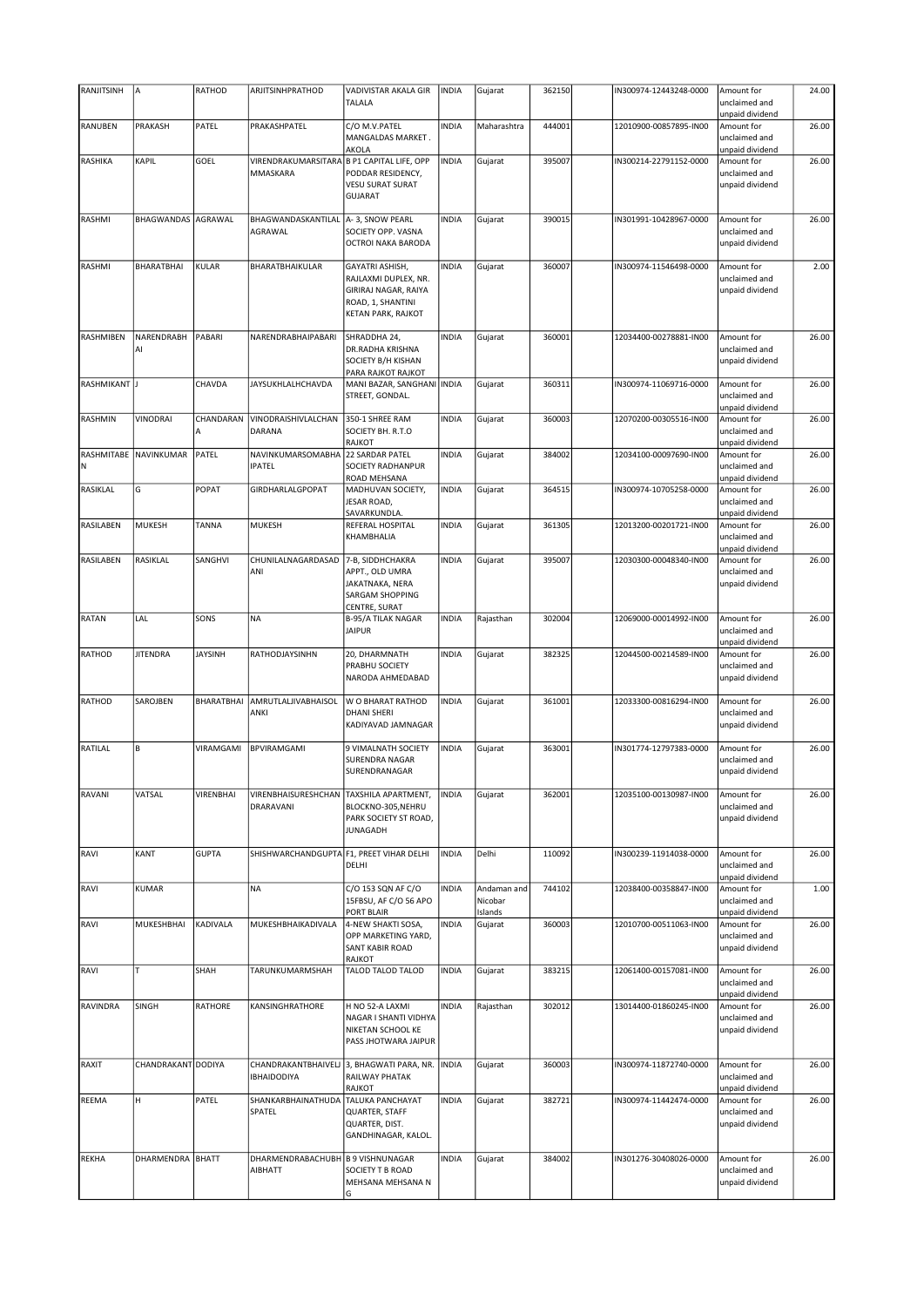| RANJITSINH | A | RATHOD | ARJITSINHPRATHOD | VADIVISTAR AKALA GIR TALALA | INDIA | Gujarat | 362150 | | IN300974-12443248-0000 | Amount for unclaimed and unpaid dividend | 24.00 |
|---|---|---|---|---|---|---|---|---|---|---|---|
| RANUBEN | PRAKASH | PATEL | PRAKASHPATEL | C/O M.V.PATEL MANGALDAS MARKET . AKOLA | INDIA | Maharashtra | 444001 | | 12010900-00857895-IN00 | Amount for unclaimed and unpaid dividend | 26.00 |
| RASHIKA | KAPIL | GOEL | VIRENDRAKUMARSITARAMMASKARA | B P1 CAPITAL LIFE, OPP PODDAR RESIDENCY, VESU SURAT SURAT GUJARAT | INDIA | Gujarat | 395007 | | IN300214-22791152-0000 | Amount for unclaimed and unpaid dividend | 26.00 |
| RASHMI | BHAGWANDAS | AGRAWAL | BHAGWANDASKANTILAL AGRAWAL | A- 3, SNOW PEARL SOCIETY OPP. VASNA OCTROI NAKA BARODA | INDIA | Gujarat | 390015 | | IN301991-10428967-0000 | Amount for unclaimed and unpaid dividend | 26.00 |
| RASHMI | BHARATBHAI | KULAR | BHARATBHAIKULAR | GAYATRI ASHISH, RAJLAXMI DUPLEX, NR. GIRIRAJ NAGAR, RAIYA ROAD, 1, SHANTINI KETAN PARK, RAJKOT | INDIA | Gujarat | 360007 | | IN300974-11546498-0000 | Amount for unclaimed and unpaid dividend | 2.00 |
| RASHMIBEN | NARENDRABHAI | PABARI | NARENDRABHAIPABARI | SHRADDHA 24, DR.RADHA KRISHNA SOCIETY B/H KISHAN PARA RAJKOT RAJKOT | INDIA | Gujarat | 360001 | | 12034400-00278881-IN00 | Amount for unclaimed and unpaid dividend | 26.00 |
| RASHMIKANT | J | CHAVDA | JAYSUKHLALHCHAVDA | MANI BAZAR, SANGHANI STREET, GONDAL. | INDIA | Gujarat | 360311 | | IN300974-11069716-0000 | Amount for unclaimed and unpaid dividend | 26.00 |
| RASHMIN | VINODRAI | CHANDARANA | VINODRAISHIVLALCHANDARANA | 350-1 SHREE RAM SOCIETY BH. R.T.O RAJKOT | INDIA | Gujarat | 360003 | | 12070200-00305516-IN00 | Amount for unclaimed and unpaid dividend | 26.00 |
| RASHMITABEN | NAVINKUMAR | PATEL | NAVINKUMARSOMABHAIPATEL | 22 SARDAR PATEL SOCIETY RADHANPUR ROAD MEHSANA | INDIA | Gujarat | 384002 | | 12034100-00097690-IN00 | Amount for unclaimed and unpaid dividend | 26.00 |
| RASIKLAL | G | POPAT | GIRDHARLALGPOPAT | MADHUVAN SOCIETY, JESAR ROAD, SAVARKUNDLA. | INDIA | Gujarat | 364515 | | IN300974-10705258-0000 | Amount for unclaimed and unpaid dividend | 26.00 |
| RASILABEN | MUKESH | TANNA | MUKESH | REFERAL HOSPITAL KHAMBHALIA | INDIA | Gujarat | 361305 | | 12013200-00201721-IN00 | Amount for unclaimed and unpaid dividend | 26.00 |
| RASILABEN | RASIKLAL | SANGHVI | CHUNILALNAGARDASADANI | 7-B, SIDDHCHAKRA APPT., OLD UMRA JAKATNAKA, NERA SARGAM SHOPPING CENTRE, SURAT | INDIA | Gujarat | 395007 | | 12030300-00048340-IN00 | Amount for unclaimed and unpaid dividend | 26.00 |
| RATAN | LAL | SONS | NA | B-95/A TILAK NAGAR JAIPUR | INDIA | Rajasthan | 302004 | | 12069000-00014992-IN00 | Amount for unclaimed and unpaid dividend | 26.00 |
| RATHOD | JITENDRA | JAYSINH | RATHODJAYSINHN | 20, DHARMNATH PRABHU SOCIETY NARODA AHMEDABAD | INDIA | Gujarat | 382325 | | 12044500-00214589-IN00 | Amount for unclaimed and unpaid dividend | 26.00 |
| RATHOD | SAROJBEN | BHARATBHAI | AMRUTLALJIVABHAISOLANKI | W O BHARAT RATHOD DHANI SHERI KADIYAVAD JAMNAGAR | INDIA | Gujarat | 361001 | | 12033300-00816294-IN00 | Amount for unclaimed and unpaid dividend | 26.00 |
| RATILAL | B | VIRAMGAMI | BPVIRAMGAMI | 9 VIMALNATH SOCIETY SURENDRA NAGAR SURENDRANAGAR | INDIA | Gujarat | 363001 | | IN301774-12797383-0000 | Amount for unclaimed and unpaid dividend | 26.00 |
| RAVANI | VATSAL | VIRENBHAI | VIRENBHAISURESHCHANDRARAVANI | TAXSHILA APARTMENT, BLOCKNO-305,NEHRU PARK SOCIETY ST ROAD, JUNAGADH | INDIA | Gujarat | 362001 | | 12035100-00130987-IN00 | Amount for unclaimed and unpaid dividend | 26.00 |
| RAVI | KANT | GUPTA | SHISHWARCHANDGUPTA | F1, PREET VIHAR DELHI DELHI | INDIA | Delhi | 110092 | | IN300239-11914038-0000 | Amount for unclaimed and unpaid dividend | 26.00 |
| RAVI | KUMAR | | NA | C/O 153 SQN AF C/O 15FBSU, AF C/O 56 APO PORT BLAIR | INDIA | Andaman and Nicobar Islands | 744102 | | 12038400-00358847-IN00 | Amount for unclaimed and unpaid dividend | 1.00 |
| RAVI | MUKESHBHAI | KADIVALA | MUKESHBHAIKADIVALA | 4-NEW SHAKTI SOSA, OPP MARKETING YARD, SANT KABIR ROAD RAJKOT | INDIA | Gujarat | 360003 | | 12010700-00511063-IN00 | Amount for unclaimed and unpaid dividend | 26.00 |
| RAVI | T | SHAH | TARUNKUMARMSHAH | TALOD TALOD TALOD | INDIA | Gujarat | 383215 | | 12061400-00157081-IN00 | Amount for unclaimed and unpaid dividend | 26.00 |
| RAVINDRA | SINGH | RATHORE | KANSINGHRATHORE | H NO 52-A LAXMI NAGAR I SHANTI VIDHYA NIKETAN SCHOOL KE PASS JHOTWARA JAIPUR | INDIA | Rajasthan | 302012 | | 13014400-01860245-IN00 | Amount for unclaimed and unpaid dividend | 26.00 |
| RAXIT | CHANDRAKANT | DODIYA | CHANDRAKANTBHAIVELJIBHAIDODIYA | 3, BHAGWATI PARA, NR. RAILWAY PHATAK RAJKOT | INDIA | Gujarat | 360003 | | IN300974-11872740-0000 | Amount for unclaimed and unpaid dividend | 26.00 |
| REEMA | H | PATEL | SHANKARBHAINATHUDASPATEL | TALUKA PANCHAYAT QUARTER, STAFF QUARTER, DIST. GANDHINAGAR, KALOL. | INDIA | Gujarat | 382721 | | IN300974-11442474-0000 | Amount for unclaimed and unpaid dividend | 26.00 |
| REKHA | DHARMENDRA | BHATT | DHARMENDRABACHUBHAIBHATT | B 9 VISHNUNAGAR SOCIETY T B ROAD MEHSANA MEHSANA N G | INDIA | Gujarat | 384002 | | IN301276-30408026-0000 | Amount for unclaimed and unpaid dividend | 26.00 |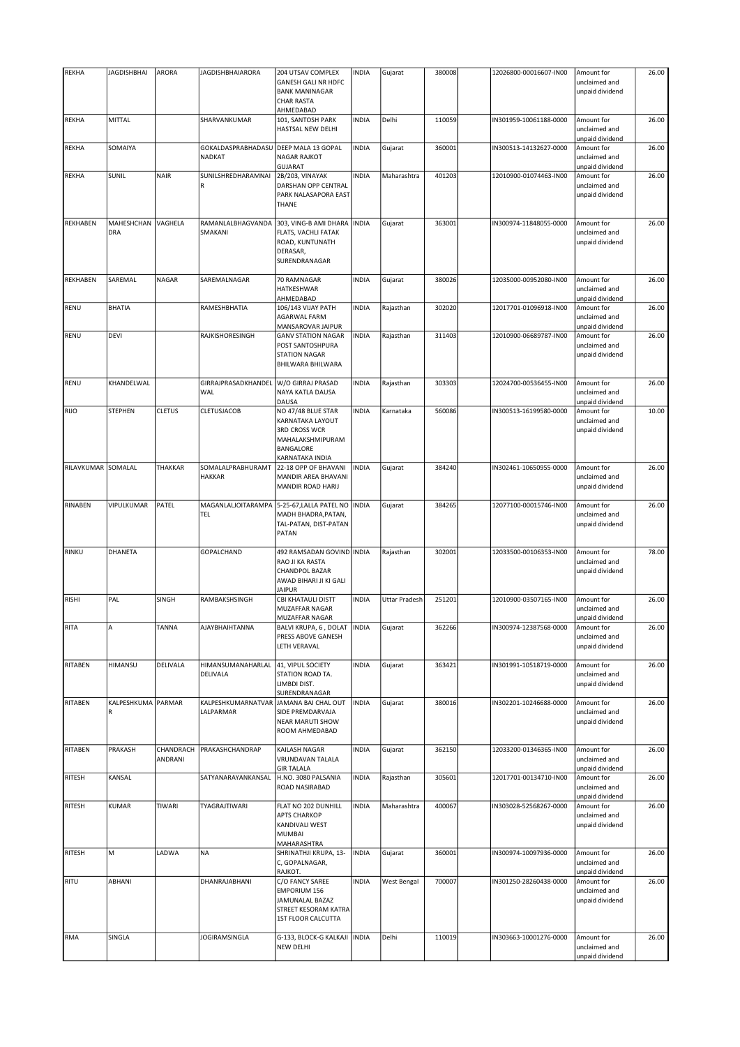| REKHA | JAGDISHBHAI | ARORA | JAGDISHBHAIARORA | 204 UTSAV COMPLEX GANESH GALI NR HDFC BANK MANINAGAR CHAR RASTA AHMEDABAD | INDIA | Gujarat | 380008 | | 12026800-00016607-IN00 | Amount for unclaimed and unpaid dividend | 26.00 |
|---|---|---|---|---|---|---|---|---|---|---|---|
| REKHA | MITTAL | | SHARVANKUMAR | 101, SANTOSH PARK HASTSAL NEW DELHI | INDIA | Delhi | 110059 | | IN301959-10061188-0000 | Amount for unclaimed and unpaid dividend | 26.00 |
| REKHA | SOMAIYA | | GOKALDASPRABHADASU NADKAT | DEEP MALA 13 GOPAL NAGAR RAJKOT GUJARAT | INDIA | Gujarat | 360001 | | IN300513-14132627-0000 | Amount for unclaimed and unpaid dividend | 26.00 |
| REKHA | SUNIL | NAIR | SUNILSHREDHARAMNAI R | 2B/203, VINAYAK DARSHAN OPP CENTRAL PARK NALASAPORA EAST THANE | INDIA | Maharashtra | 401203 | | 12010900-01074463-IN00 | Amount for unclaimed and unpaid dividend | 26.00 |
| REKHABEN | MAHESHCHAN DRA | VAGHELA | RAMANLALBHAGVANDA SMAKANI | 303, VING-B AMI DHARA FLATS, VACHLI FATAK ROAD, KUNTUNATH DERASAR, SURENDRANAGAR | INDIA | Gujarat | 363001 | | IN300974-11848055-0000 | Amount for unclaimed and unpaid dividend | 26.00 |
| REKHABEN | SAREMAL | NAGAR | SAREMALNAGAR | 70 RAMNAGAR HATKESHWAR AHMEDABAD | INDIA | Gujarat | 380026 | | 12035000-00952080-IN00 | Amount for unclaimed and unpaid dividend | 26.00 |
| RENU | BHATIA | | RAMESHBHATIA | 106/143 VIJAY PATH AGARWAL FARM MANSAROVAR JAIPUR | INDIA | Rajasthan | 302020 | | 12017701-01096918-IN00 | Amount for unclaimed and unpaid dividend | 26.00 |
| RENU | DEVI | | RAJKISHORESINGH | GANV STATION NAGAR POST SANTOSHPURA STATION NAGAR BHILWARA BHILWARA | INDIA | Rajasthan | 311403 | | 12010900-06689787-IN00 | Amount for unclaimed and unpaid dividend | 26.00 |
| RENU | KHANDELWAL | | GIRRAJPRASADKHANDEL WAL | W/O GIRRAJ PRASAD NAYA KATLA DAUSA DAUSA | INDIA | Rajasthan | 303303 | | 12024700-00536455-IN00 | Amount for unclaimed and unpaid dividend | 26.00 |
| RIJO | STEPHEN | CLETUS | CLETUSJACOB | NO 47/48 BLUE STAR KARNATAKA LAYOUT 3RD CROSS WCR MAHALAKSHMIPURAM BANGALORE KARNATAKA INDIA | INDIA | Karnataka | 560086 | | IN300513-16199580-0000 | Amount for unclaimed and unpaid dividend | 10.00 |
| RILAVKUMAR | SOMALAL | THAKKAR | SOMALALPRABHURAMT HAKKAR | 22-18 OPP OF BHAVANI MANDIR AREA BHAVANI MANDIR ROAD HARIJ | INDIA | Gujarat | 384240 | | IN302461-10650955-0000 | Amount for unclaimed and unpaid dividend | 26.00 |
| RINABEN | VIPULKUMAR | PATEL | MAGANLALJOITARAMPA TEL | 5-25-67,LALLA PATEL NO MADH BHADRA,PATAN, TAL-PATAN, DIST-PATAN PATAN | INDIA | Gujarat | 384265 | | 12077100-00015746-IN00 | Amount for unclaimed and unpaid dividend | 26.00 |
| RINKU | DHANETA | | GOPALCHAND | 492 RAMSADAN GOVIND RAO JI KA RASTA CHANDPOL BAZAR AWAD BIHARI JI KI GALI JAIPUR | INDIA | Rajasthan | 302001 | | 12033500-00106353-IN00 | Amount for unclaimed and unpaid dividend | 78.00 |
| RISHI | PAL | SINGH | RAMBAKSHSINGH | CBI KHATAULI DISTT MUZAFFAR NAGAR MUZAFFAR NAGAR | INDIA | Uttar Pradesh | 251201 | | 12010900-03507165-IN00 | Amount for unclaimed and unpaid dividend | 26.00 |
| RITA | A | TANNA | AJAYBHAIHTANNA | BALVI KRUPA, 6 , DOLAT PRESS ABOVE GANESH LETH VERAVAL | INDIA | Gujarat | 362266 | | IN300974-12387568-0000 | Amount for unclaimed and unpaid dividend | 26.00 |
| RITABEN | HIMANSU | DELIVALA | HIMANSUMANAHARLAL DELIVALA | 41, VIPUL SOCIETY STATION ROAD TA. LIMBDI DIST. SURENDRANAGAR | INDIA | Gujarat | 363421 | | IN301991-10518719-0000 | Amount for unclaimed and unpaid dividend | 26.00 |
| RITABEN | KALPESHKUMA R | PARMAR | KALPESHKUMARNATVAR LALPARMAR | JAMANA BAI CHAL OUT SIDE PREMDARVAJA NEAR MARUTI SHOW ROOM AHMEDABAD | INDIA | Gujarat | 380016 | | IN302201-10246688-0000 | Amount for unclaimed and unpaid dividend | 26.00 |
| RITABEN | PRAKASH | CHANDRACH ANDRANI | PRAKASHCHANDRAP | KAILASH NAGAR VRUNDAVAN TALALA GIR TALALA | INDIA | Gujarat | 362150 | | 12033200-01346365-IN00 | Amount for unclaimed and unpaid dividend | 26.00 |
| RITESH | KANSAL | | SATYANARAYANKANSAL | H.NO. 3080 PALSANIA ROAD NASIRABAD | INDIA | Rajasthan | 305601 | | 12017701-00134710-IN00 | Amount for unclaimed and unpaid dividend | 26.00 |
| RITESH | KUMAR | TIWARI | TYAGRAJTIWARI | FLAT NO 202 DUNHILL APTS CHARKOP KANDIVALI WEST MUMBAI MAHARASHTRA | INDIA | Maharashtra | 400067 | | IN303028-52568267-0000 | Amount for unclaimed and unpaid dividend | 26.00 |
| RITESH | M | LADWA | NA | SHRINATHJI KRUPA, 13-C, GOPALNAGAR, RAJKOT. | INDIA | Gujarat | 360001 | | IN300974-10097936-0000 | Amount for unclaimed and unpaid dividend | 26.00 |
| RITU | ABHANI | | DHANRAJABHANI | C/O FANCY SAREE EMPORIUM 156 JAMUNALAL BAZAZ STREET KESORAM KATRA 1ST FLOOR CALCUTTA | INDIA | West Bengal | 700007 | | IN301250-28260438-0000 | Amount for unclaimed and unpaid dividend | 26.00 |
| RMA | SINGLA | | JOGIRAMSINGLA | G-133, BLOCK-G KALKAJI NEW DELHI | INDIA | Delhi | 110019 | | IN303663-10001276-0000 | Amount for unclaimed and unpaid dividend | 26.00 |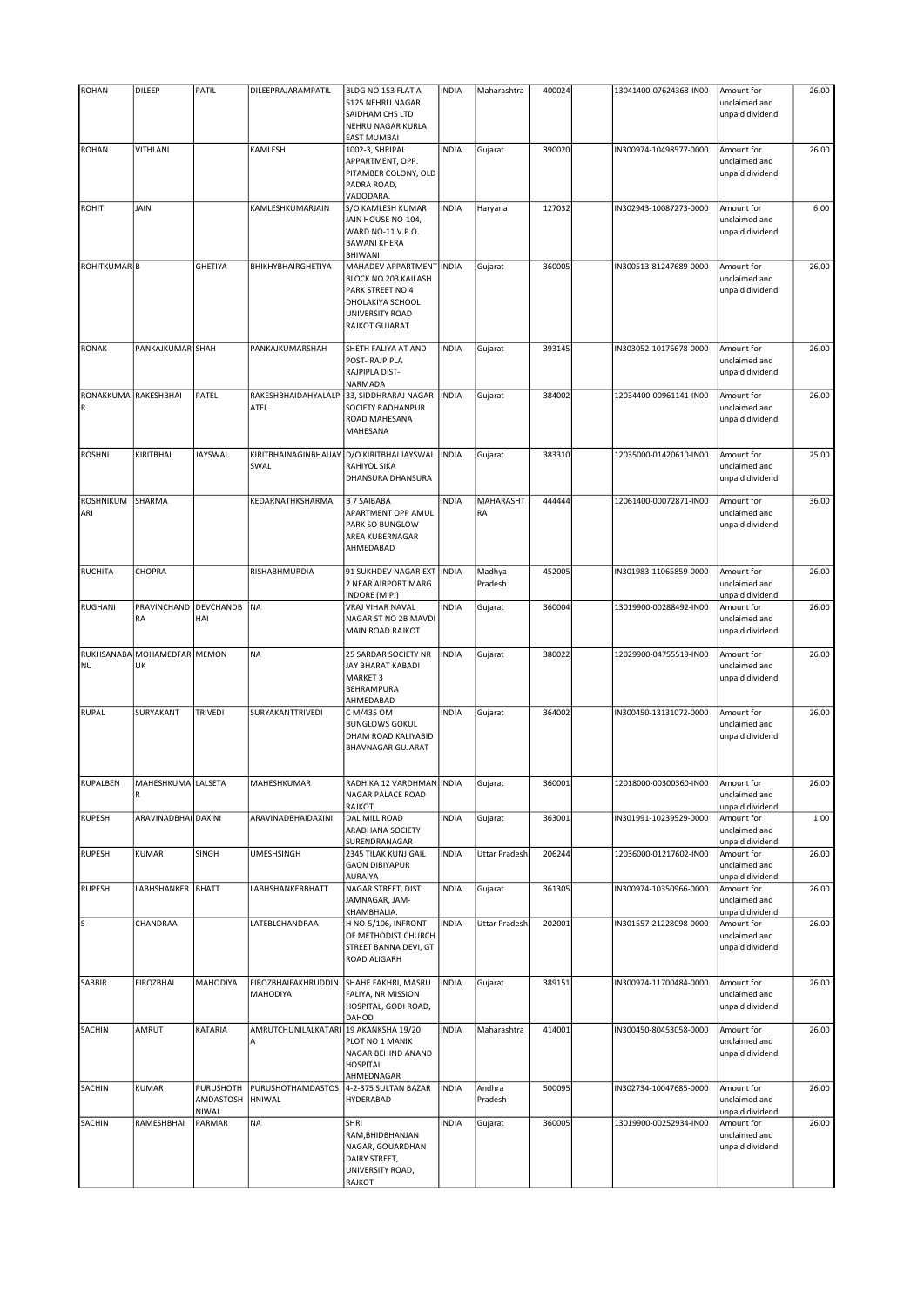| ROHAN | DILEEP | PATIL | DILEEPRAJARAMPATIL | BLDG NO 153 FLAT A-5125 NEHRU NAGAR SAIDHAM CHS LTD NEHRU NAGAR KURLA EAST MUMBAI | INDIA | Maharashtra | 400024 | | 13041400-07624368-IN00 | Amount for unclaimed and unpaid dividend | 26.00 |
|---|---|---|---|---|---|---|---|---|---|---|---|
| ROHAN | VITHLANI | | KAMLESH | 1002-3, SHRIPAL APPARTMENT, OPP. PITAMBER COLONY, OLD PADRA ROAD, VADODARA. | INDIA | Gujarat | 390020 | | IN300974-10498577-0000 | Amount for unclaimed and unpaid dividend | 26.00 |
| ROHIT | JAIN | | KAMLESHKUMARJAIN | S/O KAMLESH KUMAR JAIN HOUSE NO-104, WARD NO-11 V.P.O. BAWANI KHERA BHIWANI | INDIA | Haryana | 127032 | | IN302943-10087273-0000 | Amount for unclaimed and unpaid dividend | 6.00 |
| ROHITKUMAR | B | GHETIYA | BHIKHYBHAIRGHETIYA | MAHADEV APPARTMENT BLOCK NO 203 KAILASH PARK STREET NO 4 DHOLAKIYA SCHOOL UNIVERSITY ROAD RAJKOT GUJARAT | INDIA | Gujarat | 360005 | | IN300513-81247689-0000 | Amount for unclaimed and unpaid dividend | 26.00 |
| RONAK | PANKAJKUMAR | SHAH | PANKAJKUMARSHAH | SHETH FALIYA AT AND POST- RAJPIPLA RAJPIPLA DIST-NARMADA | INDIA | Gujarat | 393145 | | IN303052-10176678-0000 | Amount for unclaimed and unpaid dividend | 26.00 |
| RONAKKUMAR | RAKESHBHAI | PATEL | RAKESHBHAIDAHYALALPATEL | 33, SIDDHRARAJ NAGAR SOCIETY RADHANPUR ROAD MAHESANA MAHESANA | INDIA | Gujarat | 384002 | | 12034400-00961141-IN00 | Amount for unclaimed and unpaid dividend | 26.00 |
| ROSHNI | KIRITBHAI | JAYSWAL | KIRITBHAINAGINBHAIJAYSWAL | D/O KIRITBHAI JAYSWAL RAHIYOL SIKA DHANSURA DHANSURA | INDIA | Gujarat | 383310 | | 12035000-01420610-IN00 | Amount for unclaimed and unpaid dividend | 25.00 |
| ROSHNIKUMARI | SHARMA | | KEDARNATHKSHARMA | B 7 SAIBABA APARTMENT OPP AMUL PARK SO BUNGLOW AREA KUBERNAGAR AHMEDABAD | INDIA | MAHARASHTRA | 444444 | | 12061400-00072871-IN00 | Amount for unclaimed and unpaid dividend | 36.00 |
| RUCHITA | CHOPRA | | RISHABHMURDIA | 91 SUKHDEV NAGAR EXT 2 NEAR AIRPORT MARG . INDORE (M.P.) | INDIA | Madhya Pradesh | 452005 | | IN301983-11065859-0000 | Amount for unclaimed and unpaid dividend | 26.00 |
| RUGHANI | PRAVINCHANDRA | DEVCHANDBHAI | NA | VRAJ VIHAR NAVAL NAGAR ST NO 2B MAVDI MAIN ROAD RAJKOT | INDIA | Gujarat | 360004 | | 13019900-00288492-IN00 | Amount for unclaimed and unpaid dividend | 26.00 |
| RUKHSANABANU | MOHAMEDFARUK | MEMON | NA | 25 SARDAR SOCIETY NR JAY BHARAT KABADI MARKET 3 BEHRAMPURA AHMEDABAD | INDIA | Gujarat | 380022 | | 12029900-04755519-IN00 | Amount for unclaimed and unpaid dividend | 26.00 |
| RUPAL | SURYAKANT | TRIVEDI | SURYAKANTTRIVEDI | C M/435 OM BUNGLOWS GOKUL DHAM ROAD KALIYABID BHAVNAGAR GUJARAT | INDIA | Gujarat | 364002 | | IN300450-13131072-0000 | Amount for unclaimed and unpaid dividend | 26.00 |
| RUPALBEN | MAHESHKUMAR | LALSETA | MAHESHKUMAR | RADHIKA 12 VARDHMAN NAGAR PALACE ROAD RAJKOT | INDIA | Gujarat | 360001 | | 12018000-00300360-IN00 | Amount for unclaimed and unpaid dividend | 26.00 |
| RUPESH | ARAVINADBHAI | DAXINI | ARAVINADBHAIDAXINI | DAL MILL ROAD ARADHANA SOCIETY SURENDRANAGAR | INDIA | Gujarat | 363001 | | IN301991-10239529-0000 | Amount for unclaimed and unpaid dividend | 1.00 |
| RUPESH | KUMAR | SINGH | UMESHSINGH | 2345 TILAK KUNJ GAIL GAON DIBIYAPUR AURAIYA | INDIA | Uttar Pradesh | 206244 | | 12036000-01217602-IN00 | Amount for unclaimed and unpaid dividend | 26.00 |
| RUPESH | LABHSHANKER | BHATT | LABHSHANKERBHATT | NAGAR STREET, DIST. JAMNAGAR, JAM-KHAMBHALIA. | INDIA | Gujarat | 361305 | | IN300974-10350966-0000 | Amount for unclaimed and unpaid dividend | 26.00 |
| S | CHANDRAA | | LATEBLCHANDRAA | H NO-5/106, INFRONT OF METHODIST CHURCH STREET BANNA DEVI, GT ROAD ALIGARH | INDIA | Uttar Pradesh | 202001 | | IN301557-21228098-0000 | Amount for unclaimed and unpaid dividend | 26.00 |
| SABBIR | FIROZBHAI | MAHODIYA | FIROZBHAIFAKHRUDDIN MAHODIYA | SHAHE FAKHRI, MASRU FALIYA, NR MISSION HOSPITAL, GODI ROAD, DAHOD | INDIA | Gujarat | 389151 | | IN300974-11700484-0000 | Amount for unclaimed and unpaid dividend | 26.00 |
| SACHIN | AMRUT | KATARIA | AMRUTCHUNILALKATARIA | 19 AKANKSHA 19/20 PLOT NO 1 MANIK NAGAR BEHIND ANAND HOSPITAL AHMEDNAGAR | INDIA | Maharashtra | 414001 | | IN300450-80453058-0000 | Amount for unclaimed and unpaid dividend | 26.00 |
| SACHIN | KUMAR | PURUSHOTHAMDASTOSHNIWAL | PURUSHOTHAMDASTOSHNIWAL | 4-2-375 SULTAN BAZAR HYDERABAD | INDIA | Andhra Pradesh | 500095 | | IN302734-10047685-0000 | Amount for unclaimed and unpaid dividend | 26.00 |
| SACHIN | RAMESHBHAI | PARMAR | NA | SHRI RAM,BHIDBHANJAN NAGAR, GOUARDHAN DAIRY STREET, UNIVERSITY ROAD, RAJKOT | INDIA | Gujarat | 360005 | | 13019900-00252934-IN00 | Amount for unclaimed and unpaid dividend | 26.00 |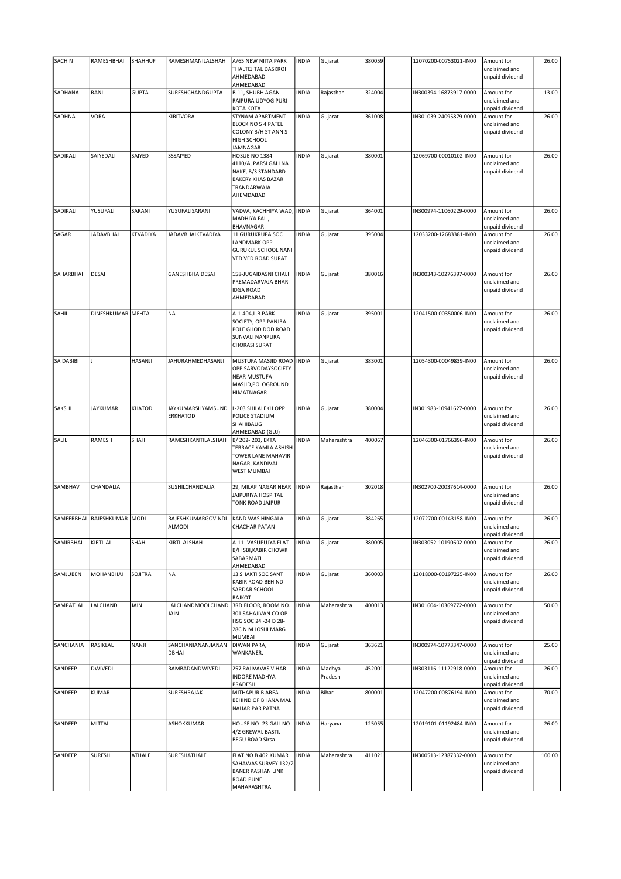| SACHIN | RAMESHBHAI | SHAHHUF | RAMESHMANILALSHAH | A/65 NEW NIITA PARK THALTEJ TAL DASKROI AHMEDABAD AHMEDABAD | INDIA | Gujarat | 380059 | | 12070200-00753021-IN00 | Amount for unclaimed and unpaid dividend | 26.00 |
|---|---|---|---|---|---|---|---|---|---|---|---|
| SADHANA | RANI | GUPTA | SURESHCHANDGUPTA | B-11, SHUBH AGAN RAIPURA UDYOG PURI KOTA KOTA | INDIA | Rajasthan | 324004 | | IN300394-16873917-0000 | Amount for unclaimed and unpaid dividend | 13.00 |
| SADHNA | VORA | | KIRITVORA | STYNAM APARTMENT BLOCK NO 5 4 PATEL COLONY B/H ST ANN S HIGH SCHOOL JAMNAGAR | INDIA | Gujarat | 361008 | | IN301039-24095879-0000 | Amount for unclaimed and unpaid dividend | 26.00 |
| SADIKALI | SAIYEDALI | SAIYED | SSSAIYED | HOSUE NO 1384 - 4110/A, PARSI GALI NA NAKE, B/S STANDARD BAKERY KHAS BAZAR TRANDARWAJA AHEMDABAD | INDIA | Gujarat | 380001 | | 12069700-00010102-IN00 | Amount for unclaimed and unpaid dividend | 26.00 |
| SADIKALI | YUSUFALI | SARANI | YUSUFALISARANI | VADVA, KACHHIYA WAD, MADHIYA FALI, BHAVNAGAR. | INDIA | Gujarat | 364001 | | IN300974-11060229-0000 | Amount for unclaimed and unpaid dividend | 26.00 |
| SAGAR | JADAVBHAI | KEVADIYA | JADAVBHAIKEVADIYA | 11 GURUKRUPA SOC LANDMARK OPP GURUKUL SCHOOL NANI VED VED ROAD SURAT | INDIA | Gujarat | 395004 | | 12033200-12683381-IN00 | Amount for unclaimed and unpaid dividend | 26.00 |
| SAHARBHAI | DESAI | | GANESHBHAIDESAI | 158-JUGAIDASNI CHALI PREMADARVAJA BHAR IDGA ROAD AHMEDABAD | INDIA | Gujarat | 380016 | | IN300343-10276397-0000 | Amount for unclaimed and unpaid dividend | 26.00 |
| SAHIL | DINESHKUMAR | MEHTA | NA | A-1-404,L.B.PARK SOCIETY, OPP PANJRA POLE GHOD DOD ROAD SUNVALI NANPURA CHORASI SURAT | INDIA | Gujarat | 395001 | | 12041500-00350006-IN00 | Amount for unclaimed and unpaid dividend | 26.00 |
| SAIDABIBI | J | HASANJI | JAHURAHMEDHASANJI | MUSTUFA MASJID ROAD OPP SARVODAYSOCIETY NEAR MUSTUFA MASJID,POLOGROUND HIMATNAGAR | INDIA | Gujarat | 383001 | | 12054300-00049839-IN00 | Amount for unclaimed and unpaid dividend | 26.00 |
| SAKSHI | JAYKUMAR | KHATOD | JAYKUMARSHYAMSUND ERKHATOD | L-203 SHILALEKH OPP POLICE STADIUM SHAHIBAUG AHMEDABAD (GUJ) | INDIA | Gujarat | 380004 | | IN301983-10941627-0000 | Amount for unclaimed and unpaid dividend | 26.00 |
| SALIL | RAMESH | SHAH | RAMESHKANTILALSHAH | B/ 202- 203, EKTA TERRACE KAMLA ASHISH TOWER LANE MAHAVIR NAGAR, KANDIVALI WEST MUMBAI | INDIA | Maharashtra | 400067 | | 12046300-01766396-IN00 | Amount for unclaimed and unpaid dividend | 26.00 |
| SAMBHAV | CHANDALIA | | SUSHILCHANDALIA | 29, MILAP NAGAR NEAR JAIPURIYA HOSPITAL TONK ROAD JAIPUR | INDIA | Rajasthan | 302018 | | IN302700-20037614-0000 | Amount for unclaimed and unpaid dividend | 26.00 |
| SAMEERBHAI | RAJESHKUMAR | MODI | RAJESHKUMARGOVINDL ALMODI | KAND WAS HINGALA CHACHAR PATAN | INDIA | Gujarat | 384265 | | 12072700-00143158-IN00 | Amount for unclaimed and unpaid dividend | 26.00 |
| SAMIRBHAI | KIRTILAL | SHAH | KIRTILALSHAH | A-11- VASUPUJYA FLAT B/H SBI,KABIR CHOWK SABARMATI AHMEDABAD | INDIA | Gujarat | 380005 | | IN303052-10190602-0000 | Amount for unclaimed and unpaid dividend | 26.00 |
| SAMJUBEN | MOHANBHAI | SOJITRA | NA | 13 SHAKTI SOC SANT KABIR ROAD BEHIND SARDAR SCHOOL RAJKOT | INDIA | Gujarat | 360003 | | 12018000-00197225-IN00 | Amount for unclaimed and unpaid dividend | 26.00 |
| SAMPATLAL | LALCHAND | JAIN | LALCHANDMOOLCHAND JAIN | 3RD FLOOR, ROOM NO. 301 SAHAJIVAN CO OP HSG SOC 24 -24 D 28-28C N M JOSHI MARG MUMBAI | INDIA | Maharashtra | 400013 | | IN301604-10369772-0000 | Amount for unclaimed and unpaid dividend | 50.00 |
| SANCHANIA | RASIKLAL | NANJI | SANCHANIANANJIANAN DBHAI | DIWAN PARA, WANKANER. | INDIA | Gujarat | 363621 | | IN300974-10773347-0000 | Amount for unclaimed and unpaid dividend | 25.00 |
| SANDEEP | DWIVEDI | | RAMBADANDWIVEDI | 257 RAJIVAVAS VIHAR INDORE MADHYA PRADESH | INDIA | Madhya Pradesh | 452001 | | IN303116-11122918-0000 | Amount for unclaimed and unpaid dividend | 26.00 |
| SANDEEP | KUMAR | | SURESHRAJAK | MITHAPUR B AREA BEHIND OF BHANA MAL NAHAR PAR PATNA | INDIA | Bihar | 800001 | | 12047200-00876194-IN00 | Amount for unclaimed and unpaid dividend | 70.00 |
| SANDEEP | MITTAL | | ASHOKKUMAR | HOUSE NO- 23 GALI NO- 4/2 GREWAL BASTI, BEGU ROAD Sirsa | INDIA | Haryana | 125055 | | 12019101-01192484-IN00 | Amount for unclaimed and unpaid dividend | 26.00 |
| SANDEEP | SURESH | ATHALE | SURESHATHALE | FLAT NO B 402 KUMAR SAHAWAS SURVEY 132/2 BANER PASHAN LINK ROAD PUNE MAHARASHTRA | INDIA | Maharashtra | 411021 | | IN300513-12387332-0000 | Amount for unclaimed and unpaid dividend | 100.00 |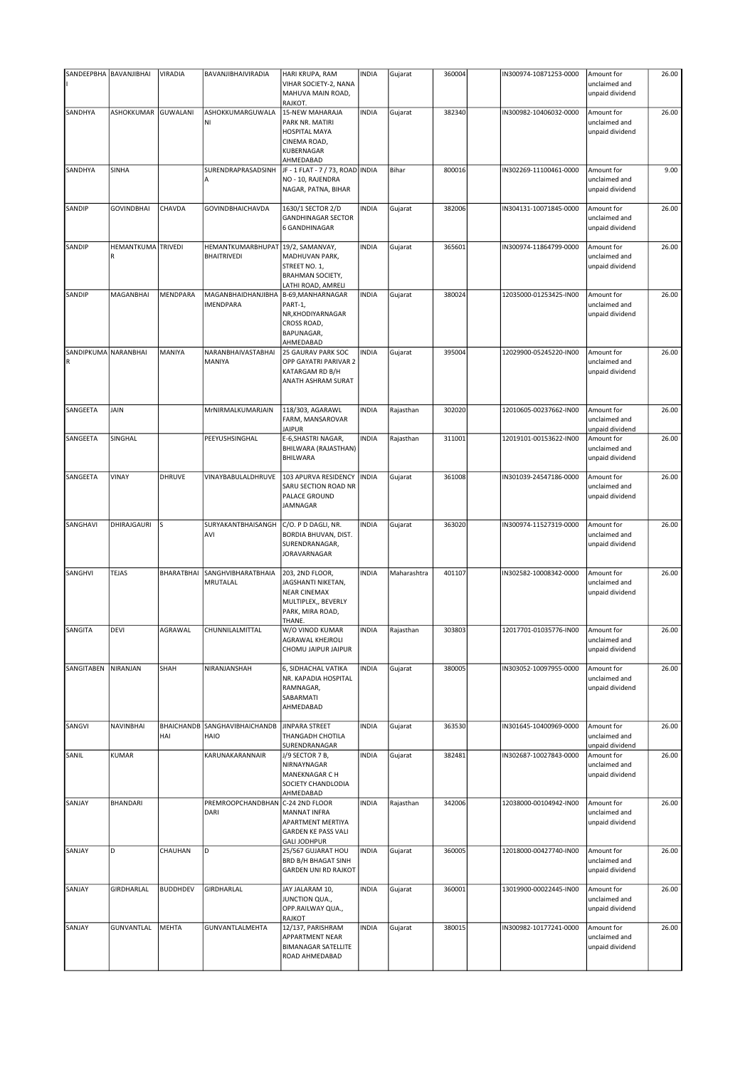| SANDEEPBHAI | BAVANJIBHAI | VIRADIA | BAVANJIBHAIVIRADIA | HARI KRUPA, RAM VIHAR SOCIETY-2, NANA MAHUVA MAIN ROAD, RAJKOT. | INDIA | Gujarat | 360004 | | IN300974-10871253-0000 | Amount for unclaimed and unpaid dividend | 26.00 |
|---|---|---|---|---|---|---|---|---|---|---|---|
| SANDHYA | ASHOKKUMAR | GUWALANI | ASHOKKUMARGUWALANI | 15-NEW MAHARAJA PARK NR. MATIRI HOSPITAL MAYA CINEMA ROAD, KUBERNAGAR AHMEDABAD | INDIA | Gujarat | 382340 | | IN300982-10406032-0000 | Amount for unclaimed and unpaid dividend | 26.00 |
| SANDHYA | SINHA | | SURENDRAPRASADSINHA | JF - 1 FLAT - 7 / 73, ROAD NO - 10, RAJENDRA NAGAR, PATNA, BIHAR | INDIA | Bihar | 800016 | | IN302269-11100461-0000 | Amount for unclaimed and unpaid dividend | 9.00 |
| SANDIP | GOVINDBHAI | CHAVDA | GOVINDBHAICHAVDA | 1630/1 SECTOR 2/D GANDHINAGAR SECTOR 6 GANDHINAGAR | INDIA | Gujarat | 382006 | | IN304131-10071845-0000 | Amount for unclaimed and unpaid dividend | 26.00 |
| SANDIP | HEMANTKUMAR | TRIVEDI | HEMANTKUMARBHUPATBHAITRIVEDI | 19/2, SAMANVAY, MADHUVAN PARK, STREET NO. 1, BRAHMAN SOCIETY, LATHI ROAD, AMRELI | INDIA | Gujarat | 365601 | | IN300974-11864799-0000 | Amount for unclaimed and unpaid dividend | 26.00 |
| SANDIP | MAGANBHAI | MENDPARA | MAGANBHAIDHANJIBHAIMENDPARA | B-69,MANHARNAGAR PART-1, NR,KHODIYARNAGAR CROSS ROAD, BAPUNAGAR, AHMEDABAD | INDIA | Gujarat | 380024 | | 12035000-01253425-IN00 | Amount for unclaimed and unpaid dividend | 26.00 |
| SANDIPKUMAR | NARANBHAI | MANIYA | NARANBHAIVASTABHAIMANIYA | 25 GAURAV PARK SOC OPP GAYATRI PARIVAR 2 KATARGAM RD B/H ANATH ASHRAM SURAT | INDIA | Gujarat | 395004 | | 12029900-05245220-IN00 | Amount for unclaimed and unpaid dividend | 26.00 |
| SANGEETA | JAIN | | MrNIRMALKUMARJAIN | 118/303, AGARAWL FARM, MANSAROVAR JAIPUR | INDIA | Rajasthan | 302020 | | 12010605-00237662-IN00 | Amount for unclaimed and unpaid dividend | 26.00 |
| SANGEETA | SINGHAL | | PEEYUSHSINGHAL | E-6,SHASTRI NAGAR, BHILWARA (RAJASTHAN) BHILWARA | INDIA | Rajasthan | 311001 | | 12019101-00153622-IN00 | Amount for unclaimed and unpaid dividend | 26.00 |
| SANGEETA | VINAY | DHRUVE | VINAYBABULALDHRUVE | 103 APURVA RESIDENCY SARU SECTION ROAD NR PALACE GROUND JAMNAGAR | INDIA | Gujarat | 361008 | | IN301039-24547186-0000 | Amount for unclaimed and unpaid dividend | 26.00 |
| SANGHAVI | DHIRAJGAURI | S | SURYAKANTBHAISANGHAVI | C/O. P D DAGLI, NR. BORDIA BHUVAN, DIST. SURENDRANAGAR, JORAVARNAGAR | INDIA | Gujarat | 363020 | | IN300974-11527319-0000 | Amount for unclaimed and unpaid dividend | 26.00 |
| SANGHVI | TEJAS | BHARATBHAI | SANGHVIBHARATBHAIAMRUTALAL | 203, 2ND FLOOR, JAGSHANTI NIKETAN, NEAR CINEMAX MULTIPLEX,, BEVERLY PARK, MIRA ROAD, THANE. | INDIA | Maharashtra | 401107 | | IN302582-10008342-0000 | Amount for unclaimed and unpaid dividend | 26.00 |
| SANGITA | DEVI | AGRAWAL | CHUNNILALMITTAL | W/O VINOD KUMAR AGRAWAL KHEJROLI CHOMU JAIPUR JAIPUR | INDIA | Rajasthan | 303803 | | 12017701-01035776-IN00 | Amount for unclaimed and unpaid dividend | 26.00 |
| SANGITABEN | NIRANJAN | SHAH | NIRANJANSHAH | 6, SIDHACHAL VATIKA NR. KAPADIA HOSPITAL RAMNAGAR, SABARMATI AHMEDABAD | INDIA | Gujarat | 380005 | | IN303052-10097955-0000 | Amount for unclaimed and unpaid dividend | 26.00 |
| SANGVI | NAVINBHAI | BHAICHANDBHAI | SANGHAVIBHAICHANDBHAIO | JINPARA STREET THANGADH CHOTILA SURENDRANAGAR | INDIA | Gujarat | 363530 | | IN301645-10400969-0000 | Amount for unclaimed and unpaid dividend | 26.00 |
| SANIL | KUMAR | | KARUNAKARANNAIR | J/9 SECTOR 7 B, NIRNAYNAGAR MANEKNAGAR C H SOCIETY CHANDLODIA AHMEDABAD | INDIA | Gujarat | 382481 | | IN302687-10027843-0000 | Amount for unclaimed and unpaid dividend | 26.00 |
| SANJAY | BHANDARI | | PREMROOPCHANDBHANDARI | C-24 2ND FLOOR MANNAT INFRA APARTMENT MERTIYA GARDEN KE PASS VALI GALI JODHPUR | INDIA | Rajasthan | 342006 | | 12038000-00104942-IN00 | Amount for unclaimed and unpaid dividend | 26.00 |
| SANJAY | D | CHAUHAN | D | 25/567 GUJARAT HOU BRD B/H BHAGAT SINH GARDEN UNI RD RAJKOT | INDIA | Gujarat | 360005 | | 12018000-00427740-IN00 | Amount for unclaimed and unpaid dividend | 26.00 |
| SANJAY | GIRDHARLAL | BUDDHDEV | GIRDHARLAL | JAY JALARAM 10, JUNCTION QUA., OPP.RAILWAY QUA., RAJKOT | INDIA | Gujarat | 360001 | | 13019900-00022445-IN00 | Amount for unclaimed and unpaid dividend | 26.00 |
| SANJAY | GUNVANTLAL | MEHTA | GUNVANTLALMEHTA | 12/137, PARISHRAM APPARTMENT NEAR BIMANAGAR SATELLITE ROAD AHMEDABAD | INDIA | Gujarat | 380015 | | IN300982-10177241-0000 | Amount for unclaimed and unpaid dividend | 26.00 |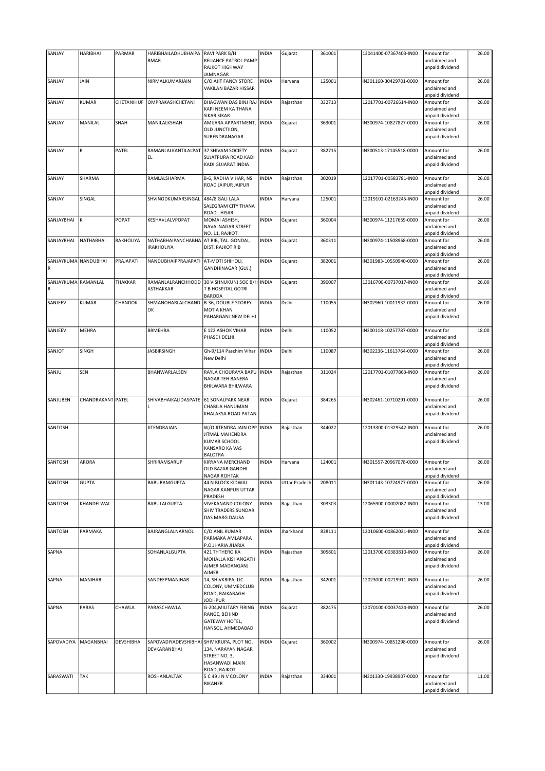| SANJAY | HARIBHAI | PARMAR | HARIBHAILADHUBHAIPARMAR | RAVI PARK B/H RELIANCE PATROL PAMP RAJKOT HIGHWAY JAMNAGAR | INDIA | Gujarat | 361001 | | 13041400-07367403-IN00 | Amount for unclaimed and unpaid dividend | 26.00 |
|---|---|---|---|---|---|---|---|---|---|---|---|
| SANJAY | JAIN | | NIRMALKUMARJAIN | C/O AJIT FANCY STORE VAKILAN BAZAR HISSAR | INDIA | Haryana | 125001 | | IN301160-30429701-0000 | Amount for unclaimed and unpaid dividend | 26.00 |
| SANJAY | KUMAR | CHETANIHUF | OMPRAKASHCHETANI | BHAGWAN DAS BINJ RAJ KAPI NEEM KA THANA SIKAR SIKAR | INDIA | Rajasthan | 332713 | | 12017701-00726614-IN00 | Amount for unclaimed and unpaid dividend | 26.00 |
| SANJAY | MANILAL | SHAH | MANILALKSHAH | AMIJARA APPARTMENT, OLD JUNCTIION, SURENDRANAGAR. | INDIA | Gujarat | 363001 | | IN300974-10827827-0000 | Amount for unclaimed and unpaid dividend | 26.00 |
| SANJAY | R | PATEL | RAMANLALKANTILALPATEL | 37 SHIVAM SOCIETY SUJATPURA ROAD KADI KADI GUJARAT INDIA | INDIA | Gujarat | 382715 | | IN300513-17145518-0000 | Amount for unclaimed and unpaid dividend | 26.00 |
| SANJAY | SHARMA | | RAMLALSHARMA | B-6, RADHA VIHAR, NS ROAD JAIPUR JAIPUR | INDIA | Rajasthan | 302019 | | 12017701-00583781-IN00 | Amount for unclaimed and unpaid dividend | 26.00 |
| SANJAY | SINGAL | | SHVINODKUMARSINGAL | 484/8 GALI LALA SALEGRAM CITY THANA ROAD . HISAR | INDIA | Haryana | 125001 | | 12019101-02163245-IN00 | Amount for unclaimed and unpaid dividend | 26.00 |
| SANJAYBHAI | K | POPAT | KESHAVLALVPOPAT | MOMAI ASHISH, NAVALNAGAR STREET NO. 11, RAJKOT. | INDIA | Gujarat | 360004 | | IN300974-11217659-0000 | Amount for unclaimed and unpaid dividend | 26.00 |
| SANJAYBHAI | NATHABHAI | RAKHOLIYA | NATHABHAIPANCHABHAIRAKHOLIYA | AT RIB, TAL. GONDAL, DIST. RAJKOT RIB | INDIA | Gujarat | 360311 | | IN300974-11508968-0000 | Amount for unclaimed and unpaid dividend | 26.00 |
| SANJAYKUMAR | NANDUBHAI | PRAJAPATI | NANDUBHAIPPRAJAPATI | AT-MOTI SHIHOLI, GANDHINAGAR (GUJ.) | INDIA | Gujarat | 382001 | | IN301983-10550940-0000 | Amount for unclaimed and unpaid dividend | 26.00 |
| SANJAYKUMAR | RAMANLAL | THAKKAR | RAMANLALRANCHHODDASTHAKKAR | 30 VISHNUKUNJ SOC B/H T B HOSPITAL GOTRI BARODA | INDIA | Gujarat | 390007 | | 13016700-00737017-IN00 | Amount for unclaimed and unpaid dividend | 26.00 |
| SANJEEV | KUMAR | CHANDOK | SHMANOHARLALCHANDOK | B-36, DOUBLE STOREY MOTIA KHAN PAHARGANJ NEW DELHI | INDIA | Delhi | 110055 | | IN302960-10011932-0000 | Amount for unclaimed and unpaid dividend | 26.00 |
| SANJEEV | MEHRA | | BRMEHRA | E 122 ASHOK VIHAR PHASE I DELHI | INDIA | Delhi | 110052 | | IN300118-10257787-0000 | Amount for unclaimed and unpaid dividend | 18.00 |
| SANJOT | SINGH | | JASBIRSINGH | Gh-9/114 Paschim Vihar New Delhi | INDIA | Delhi | 110087 | | IN302236-11613764-0000 | Amount for unclaimed and unpaid dividend | 26.00 |
| SANJU | SEN | | BHANWARLALSEN | RAYLA CHOURAYA BAPU NAGAR TEH BANERA BHILWARA BHILWARA | INDIA | Rajasthan | 311024 | | 12017701-01077863-IN00 | Amount for unclaimed and unpaid dividend | 26.00 |
| SANJUBEN | CHANDRAKANT | PATEL | SHIVABHAIKALIDASPATEL | 61 SONALPARK NEAR CHABILA HANUMAN KHALAKSA ROAD PATAN | INDIA | Gujarat | 384265 | | IN302461-10710291-0000 | Amount for unclaimed and unpaid dividend | 26.00 |
| SANTOSH | | | JITENDRAJAIN | W/O JITENDRA JAIN OPP JITMAL MAHENDRA KUMAR SCHOOL KANSARO KA VAS BALOTRA | INDIA | Rajasthan | 344022 | | 12013300-01329542-IN00 | Amount for unclaimed and unpaid dividend | 26.00 |
| SANTOSH | ARORA | | SHRIRAMSARUP | KIRYANA MERCHAND OLD BAZAR GANDHI NAGAR ROHTAK | INDIA | Haryana | 124001 | | IN301557-20967078-0000 | Amount for unclaimed and unpaid dividend | 26.00 |
| SANTOSH | GUPTA | | BABURAMGUPTA | 44 N BLOCK KIDWAI NAGAR KANPUR UTTAR PRADESH | INDIA | Uttar Pradesh | 208011 | | IN301143-10724977-0000 | Amount for unclaimed and unpaid dividend | 26.00 |
| SANTOSH | KHANDELWAL | | BABULALGUPTA | VIVEKANAND COLONY SHIV TRADERS SUNDAR DAS MARG DAUSA | INDIA | Rajasthan | 303303 | | 12065900-00002087-IN00 | Amount for unclaimed and unpaid dividend | 13.00 |
| SANTOSH | PARMAKA | | BAJRANGLALNARNOL | C/O ANIL KUMAR PARMAKA AMLAPARA P.O.JHARIA JHARIA | INDIA | Jharkhand | 828111 | | 12010600-00862021-IN00 | Amount for unclaimed and unpaid dividend | 26.00 |
| SAPNA | | | SOHANLALGUPTA | 421 THTHERO KA MOHALLA KISHANGATH AJMER MADANGANJ AJMER | INDIA | Rajasthan | 305801 | | 12013700-00383810-IN00 | Amount for unclaimed and unpaid dividend | 26.00 |
| SAPNA | MANIHAR | | SANDEEPMANIHAR | 14, SHIVKRIPA, LIC COLONY, UMMEDCLUB ROAD, RAIKABAGH JODHPUR | INDIA | Rajasthan | 342001 | | 12023000-00219911-IN00 | Amount for unclaimed and unpaid dividend | 26.00 |
| SAPNA | PARAS | CHAWLA | PARASCHAWLA | G-204,MILITARY FIRING RANGE, BEHIND GATEWAY HOTEL, HANSOL. AHMEDABAD | INDIA | Gujarat | 382475 | | 12070100-00037424-IN00 | Amount for unclaimed and unpaid dividend | 26.00 |
| SAPOVADIYA | MAGANBHAI | DEVSHIBHAI | SAPOVADIYADEVSHIBHAIDEVKARANBHAI | SHIV KRUPA, PLOT NO. 134, NARAYAN NAGAR STREET NO. 3, HASANWADI MAIN ROAD, RAJKOT. | INDIA | Gujarat | 360002 | | IN300974-10851298-0000 | Amount for unclaimed and unpaid dividend | 26.00 |
| SARASWATI | TAK | | ROSHANLALTAK | 5 C 49 J N V COLONY BIKANER | INDIA | Rajasthan | 334001 | | IN301330-19938907-0000 | Amount for unclaimed and unpaid dividend | 11.00 |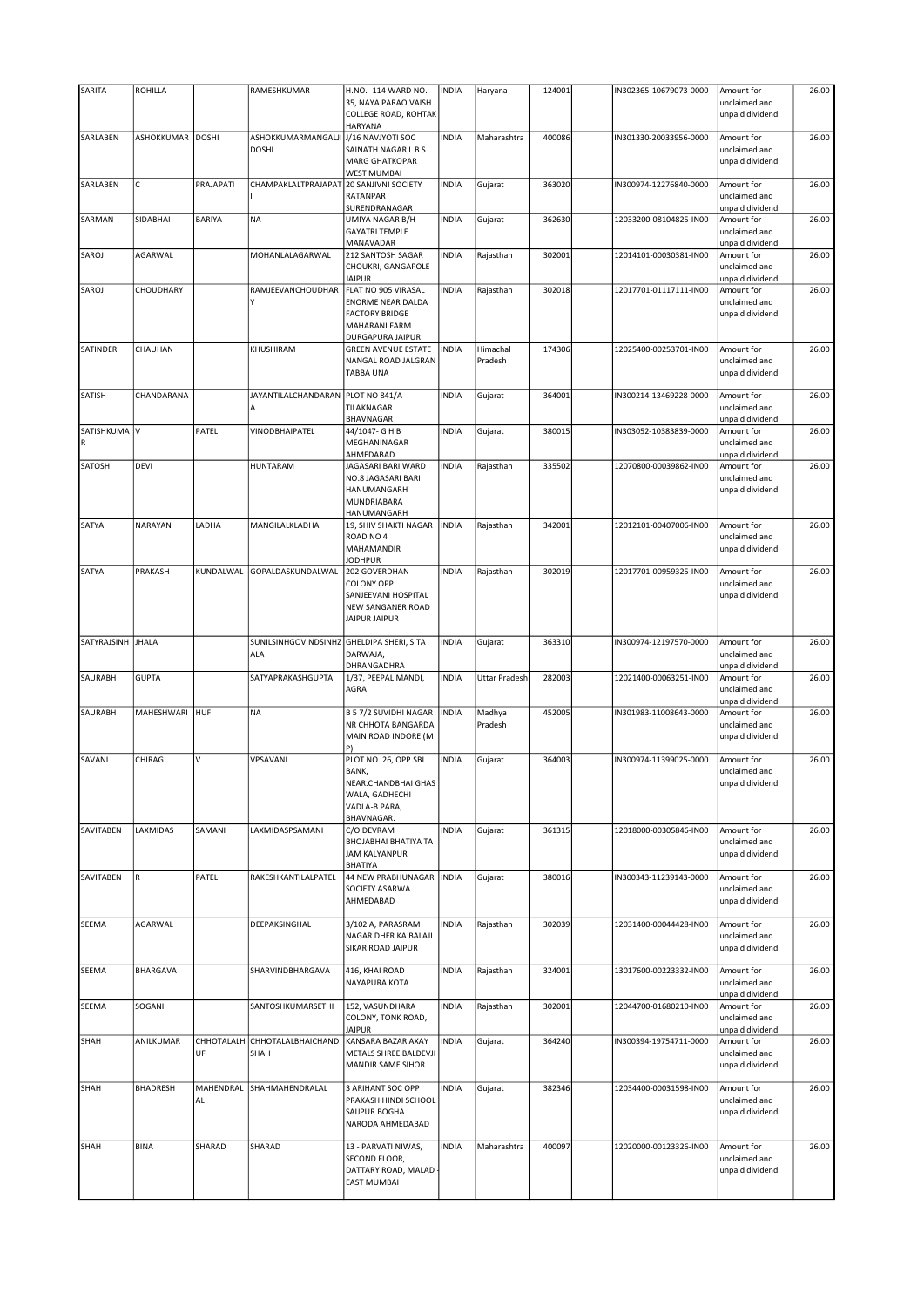| SARITA | ROHILLA | | RAMESHKUMAR | H.NO.- 114 WARD NO.- 35, NAYA PARAO VAISH COLLEGE ROAD, ROHTAK HARYANA | INDIA | Haryana | 124001 | | IN302365-10679073-0000 | Amount for unclaimed and unpaid dividend | 26.00 |
|---|---|---|---|---|---|---|---|---|---|---|---|
| SARLABEN | ASHOKKUMAR | DOSHI | ASHOKKUMARMANGALJI DOSHI | J/16 NAVJYOTI SOC SAINATH NAGAR L B S MARG GHATKOPAR WEST MUMBAI | INDIA | Maharashtra | 400086 | | IN301330-20033956-0000 | Amount for unclaimed and unpaid dividend | 26.00 |
| SARLABEN | C | PRAJAPATI | CHAMPAKLALTPRAJAPATI | 20 SANJIVNI SOCIETY RATANPAR SURENDRANAGAR | INDIA | Gujarat | 363020 | | IN300974-12276840-0000 | Amount for unclaimed and unpaid dividend | 26.00 |
| SARMAN | SIDABHAI | BARIYA | NA | UMIYA NAGAR B/H GAYATRI TEMPLE MANAVADAR | INDIA | Gujarat | 362630 | | 12033200-08104825-IN00 | Amount for unclaimed and unpaid dividend | 26.00 |
| SAROJ | AGARWAL | | MOHANLALAGARWAL | 212 SANTOSH SAGAR CHOUKRI, GANGAPOLE JAIPUR | INDIA | Rajasthan | 302001 | | 12014101-00030381-IN00 | Amount for unclaimed and unpaid dividend | 26.00 |
| SAROJ | CHOUDHARY | | RAMJEEVANCHOUDHARY | FLAT NO 905 VIRASAL ENORME NEAR DALDA FACTORY BRIDGE MAHARANI FARM DURGAPURA JAIPUR | INDIA | Rajasthan | 302018 | | 12017701-01117111-IN00 | Amount for unclaimed and unpaid dividend | 26.00 |
| SATINDER | CHAUHAN | | KHUSHIRAM | GREEN AVENUE ESTATE NANGAL ROAD JALGRAN TABBA UNA | INDIA | Himachal Pradesh | 174306 | | 12025400-00253701-IN00 | Amount for unclaimed and unpaid dividend | 26.00 |
| SATISH | CHANDARANA | | JAYANTILALCHANDARANA | PLOT NO 841/A TILAKNAGAR BHAVNAGAR | INDIA | Gujarat | 364001 | | IN300214-13469228-0000 | Amount for unclaimed and unpaid dividend | 26.00 |
| SATISHKUMAR | V | PATEL | VINODBHAIPATEL | 44/1047- G H B MEGHANINAGAR AHMEDABAD | INDIA | Gujarat | 380015 | | IN303052-10383839-0000 | Amount for unclaimed and unpaid dividend | 26.00 |
| SATOSH | DEVI | | HUNTARAM | JAGASARI BARI WARD NO.8 JAGASARI BARI HANUMANGARH MUNDRIABARA HANUMANGARH | INDIA | Rajasthan | 335502 | | 12070800-00039862-IN00 | Amount for unclaimed and unpaid dividend | 26.00 |
| SATYA | NARAYAN | LADHA | MANGILALKLADHA | 19, SHIV SHAKTI NAGAR ROAD NO 4 MAHAMANDIR JODHPUR | INDIA | Rajasthan | 342001 | | 12012101-00407006-IN00 | Amount for unclaimed and unpaid dividend | 26.00 |
| SATYA | PRAKASH | KUNDALWAL | GOPALDASKUNDALWAL | 202 GOVERDHAN COLONY OPP SANJEEVANI HOSPITAL NEW SANGANER ROAD JAIPUR JAIPUR | INDIA | Rajasthan | 302019 | | 12017701-00959325-IN00 | Amount for unclaimed and unpaid dividend | 26.00 |
| SATYRAJSINH | JHALA | | SUNILSINHGOVINDSINHZALA | GHELDIPA SHERI, SITA DARWAJA, DHRANGADHRA | INDIA | Gujarat | 363310 | | IN300974-12197570-0000 | Amount for unclaimed and unpaid dividend | 26.00 |
| SAURABH | GUPTA | | SATYAPRAKASHGUPTA | 1/37, PEEPAL MANDI, AGRA | INDIA | Uttar Pradesh | 282003 | | 12021400-00063251-IN00 | Amount for unclaimed and unpaid dividend | 26.00 |
| SAURABH | MAHESHWARI | HUF | NA | B 5 7/2 SUVIDHI NAGAR NR CHHOTA BANGARDA MAIN ROAD INDORE (M P) | INDIA | Madhya Pradesh | 452005 | | IN301983-11008643-0000 | Amount for unclaimed and unpaid dividend | 26.00 |
| SAVANI | CHIRAG | V | VPSAVANI | PLOT NO. 26, OPP.SBI BANK, NEAR.CHANDBHAI GHAS WALA, GADHECHI VADLA-B PARA, BHAVNAGAR. | INDIA | Gujarat | 364003 | | IN300974-11399025-0000 | Amount for unclaimed and unpaid dividend | 26.00 |
| SAVITABEN | LAXMIDAS | SAMANI | LAXMIDASPSAMANI | C/O DEVRAM BHOJABHAI BHATIYA TA JAM KALYANPUR BHATIYA | INDIA | Gujarat | 361315 | | 12018000-00305846-IN00 | Amount for unclaimed and unpaid dividend | 26.00 |
| SAVITABEN | R | PATEL | RAKESHKANTILALPATEL | 44 NEW PRABHUNAGAR SOCIETY ASARWA AHMEDABAD | INDIA | Gujarat | 380016 | | IN300343-11239143-0000 | Amount for unclaimed and unpaid dividend | 26.00 |
| SEEMA | AGARWAL | | DEEPAKSINGHAL | 3/102 A, PARASRAM NAGAR DHER KA BALAJI SIKAR ROAD JAIPUR | INDIA | Rajasthan | 302039 | | 12031400-00044428-IN00 | Amount for unclaimed and unpaid dividend | 26.00 |
| SEEMA | BHARGAVA | | SHARVINDBHARGAVA | 416, KHAI ROAD NAYAPURA KOTA | INDIA | Rajasthan | 324001 | | 13017600-00223332-IN00 | Amount for unclaimed and unpaid dividend | 26.00 |
| SEEMA | SOGANI | | SANTOSHKUMARSETHI | 152, VASUNDHARA COLONY, TONK ROAD, JAIPUR | INDIA | Rajasthan | 302001 | | 12044700-01680210-IN00 | Amount for unclaimed and unpaid dividend | 26.00 |
| SHAH | ANILKUMAR | CHHOTALALHUF | CHHOTALALBHAICHAND SHAH | KANSARA BAZAR AXAY METALS SHREE BALDEVJI MANDIR SAME SIHOR | INDIA | Gujarat | 364240 | | IN300394-19754711-0000 | Amount for unclaimed and unpaid dividend | 26.00 |
| SHAH | BHADRESH | MAHENDRALAL | SHAHMAHENDRALAL | 3 ARIHANT SOC OPP PRAKASH HINDI SCHOOL SAIJPUR BOGHA NARODA AHMEDABAD | INDIA | Gujarat | 382346 | | 12034400-00031598-IN00 | Amount for unclaimed and unpaid dividend | 26.00 |
| SHAH | BINA | SHARAD | SHARAD | 13 - PARVATI NIWAS, SECOND FLOOR, DATTARY ROAD, MALAD - EAST MUMBAI | INDIA | Maharashtra | 400097 | | 12020000-00123326-IN00 | Amount for unclaimed and unpaid dividend | 26.00 |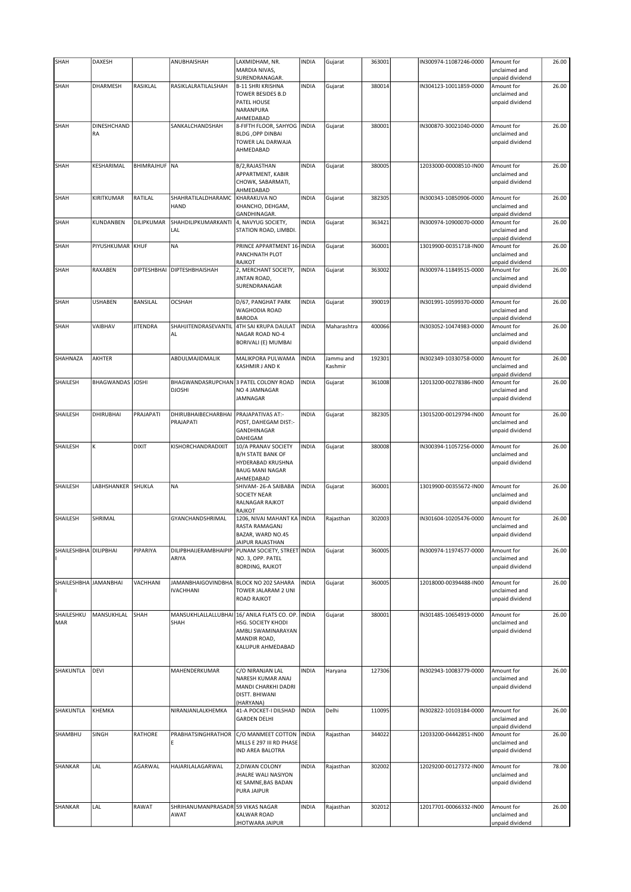| SHAH | DAXESH | | ANUBHAISHAH | LAXMIDHAM, NR. MARDIA NIVAS, SURENDRANAGAR. | INDIA | Gujarat | 363001 | | IN300974-11087246-0000 | Amount for unclaimed and unpaid dividend | 26.00 |
|---|---|---|---|---|---|---|---|---|---|---|---|
| SHAH | DHARMESH | RASIKLAL | RASIKLALRATILALSHAH | B-11 SHRI KRISHNA TOWER BESIDES B.D PATEL HOUSE NARANPURA AHMEDABAD | INDIA | Gujarat | 380014 | | IN304123-10011859-0000 | Amount for unclaimed and unpaid dividend | 26.00 |
| SHAH | DINESHCHAND RA | | SANKALCHANDSHAH | 8-FIFTH FLOOR, SAHYOG BLDG ,OPP DINBAI TOWER LAL DARWAJA AHMEDABAD | INDIA | Gujarat | 380001 | | IN300870-30021040-0000 | Amount for unclaimed and unpaid dividend | 26.00 |
| SHAH | KESHARIMAL | BHIMRAJHUF | NA | B/2,RAJASTHAN APPARTMENT, KABIR CHOWK, SABARMATI, AHMEDABAD | INDIA | Gujarat | 380005 | | 12033000-00008510-IN00 | Amount for unclaimed and unpaid dividend | 26.00 |
| SHAH | KIRITKUMAR | RATILAL | SHAHRATILALDHARAMC HAND | KHARAKUVA NO KHANCHO, DEHGAM, GANDHINAGAR. | INDIA | Gujarat | 382305 | | IN300343-10850906-0000 | Amount for unclaimed and unpaid dividend | 26.00 |
| SHAH | KUNDANBEN | DILIPKUMAR | SHAHDILIPKUMARKANTI LAL | 4, NAVYUG SOCIETY, STATION ROAD, LIMBDI. | INDIA | Gujarat | 363421 | | IN300974-10900070-0000 | Amount for unclaimed and unpaid dividend | 26.00 |
| SHAH | PIYUSHKUMAR | KHUF | NA | PRINCE APPARTMENT 16-PANCHNATH PLOT RAJKOT | INDIA | Gujarat | 360001 | | 13019900-00351718-IN00 | Amount for unclaimed and unpaid dividend | 26.00 |
| SHAH | RAXABEN | DIPTESHBHAI | DIPTESHBHAISHAH | 2, MERCHANT SOCIETY, JINTAN ROAD, SURENDRANAGAR | INDIA | Gujarat | 363002 | | IN300974-11849515-0000 | Amount for unclaimed and unpaid dividend | 26.00 |
| SHAH | USHABEN | BANSILAL | OCSHAH | D/67, PANGHAT PARK WAGHODIA ROAD BARODA | INDIA | Gujarat | 390019 | | IN301991-10599370-0000 | Amount for unclaimed and unpaid dividend | 26.00 |
| SHAH | VAIBHAV | JITENDRA | SHAHJITENDRASEVANTIL AL | 4TH SAI KRUPA DAULAT NAGAR ROAD NO-4 BORIVALI (E) MUMBAI | INDIA | Maharashtra | 400066 | | IN303052-10474983-0000 | Amount for unclaimed and unpaid dividend | 26.00 |
| SHAHNAZA | AKHTER | | ABDULMAJIDMALIK | MALIKPORA PULWAMA KASHMIR J AND K | INDIA | Jammu and Kashmir | 192301 | | IN302349-10330758-0000 | Amount for unclaimed and unpaid dividend | 26.00 |
| SHAILESH | BHAGWANDAS | JOSHI | BHAGWANDASRUPCHAN DJOSHI | 3 PATEL COLONY ROAD NO 4 JAMNAGAR JAMNAGAR | INDIA | Gujarat | 361008 | | 12013200-00278386-IN00 | Amount for unclaimed and unpaid dividend | 26.00 |
| SHAILESH | DHIRUBHAI | PRAJAPATI | DHIRUBHAIBECHARBHAI PRAJAPATI | PRAJAPATIVAS AT:- POST, DAHEGAM DIST:- GANDHINAGAR DAHEGAM | INDIA | Gujarat | 382305 | | 13015200-00129794-IN00 | Amount for unclaimed and unpaid dividend | 26.00 |
| SHAILESH | K | DIXIT | KISHORCHANDRADIXIT | 10/A PRANAV SOCIETY B/H STATE BANK OF HYDERABAD KRUSHNA BAUG MANI NAGAR AHMEDABAD | INDIA | Gujarat | 380008 | | IN300394-11057256-0000 | Amount for unclaimed and unpaid dividend | 26.00 |
| SHAILESH | LABHSHANKER | SHUKLA | NA | SHIVAM- 26-A SAIBABA SOCIETY NEAR RALNAGAR RAJKOT RAJKOT | INDIA | Gujarat | 360001 | | 13019900-00355672-IN00 | Amount for unclaimed and unpaid dividend | 26.00 |
| SHAILESH | SHRIMAL | | GYANCHANDSHRIMAL | 1206, NIVAI MAHANT KA RASTA RAMAGANJ BAZAR, WARD NO.45 JAIPUR RAJASTHAN | INDIA | Rajasthan | 302003 | | IN301604-10205476-0000 | Amount for unclaimed and unpaid dividend | 26.00 |
| SHAILESHBHA I | DILIPBHAI | PIPARIYA | DILIPBHAIJERAMBHAIPIP ARIYA | PUNAM SOCIETY, STREET NO. 3, OPP. PATEL BORDING, RAJKOT | INDIA | Gujarat | 360005 | | IN300974-11974577-0000 | Amount for unclaimed and unpaid dividend | 26.00 |
| SHAILESHBHA I | JAMANBHAI | VACHHANI | JAMANBHAIGOVINDBHA IVACHHANI | BLOCK NO 202 SAHARA TOWER JALARAM 2 UNI ROAD RAJKOT | INDIA | Gujarat | 360005 | | 12018000-00394488-IN00 | Amount for unclaimed and unpaid dividend | 26.00 |
| SHAILESHKU MAR | MANSUKHLAL | SHAH | MANSUKHLALLALLUBHAI SHAH | 16/ ANILA FLATS CO. OP. HSG. SOCIETY KHODI AMBLI SWAMINARAYAN MANDIR ROAD, KALUPUR AHMEDABAD | INDIA | Gujarat | 380001 | | IN301485-10654919-0000 | Amount for unclaimed and unpaid dividend | 26.00 |
| SHAKUNTLA | DEVI | | MAHENDERKUMAR | C/O NIRANJAN LAL NARESH KUMAR ANAJ MANDI CHARKHI DADRI DISTT. BHIWANI (HARYANA) | INDIA | Haryana | 127306 | | IN302943-10083779-0000 | Amount for unclaimed and unpaid dividend | 26.00 |
| SHAKUNTLA | KHEMKA | | NIRANJANLALKHEMKA | 41-A POCKET-I DILSHAD GARDEN DELHI | INDIA | Delhi | 110095 | | IN302822-10103184-0000 | Amount for unclaimed and unpaid dividend | 26.00 |
| SHAMBHU | SINGH | RATHORE | PRABHATSINGHRATHOR E | C/O MANMEET COTTON MILLS E 297 III RD PHASE IND AREA BALOTRA | INDIA | Rajasthan | 344022 | | 12033200-04442851-IN00 | Amount for unclaimed and unpaid dividend | 26.00 |
| SHANKAR | LAL | AGARWAL | HAJARILALAGARWAL | 2,DIWAN COLONY JHALRE WALI NASIYON KE SAMNE,BAS BADAN PURA JAIPUR | INDIA | Rajasthan | 302002 | | 12029200-00127372-IN00 | Amount for unclaimed and unpaid dividend | 78.00 |
| SHANKAR | LAL | RAWAT | SHRIHANUMANPRASADR AWAT | 59 VIKAS NAGAR KALWAR ROAD JHOTWARA JAIPUR | INDIA | Rajasthan | 302012 | | 12017701-00066332-IN00 | Amount for unclaimed and unpaid dividend | 26.00 |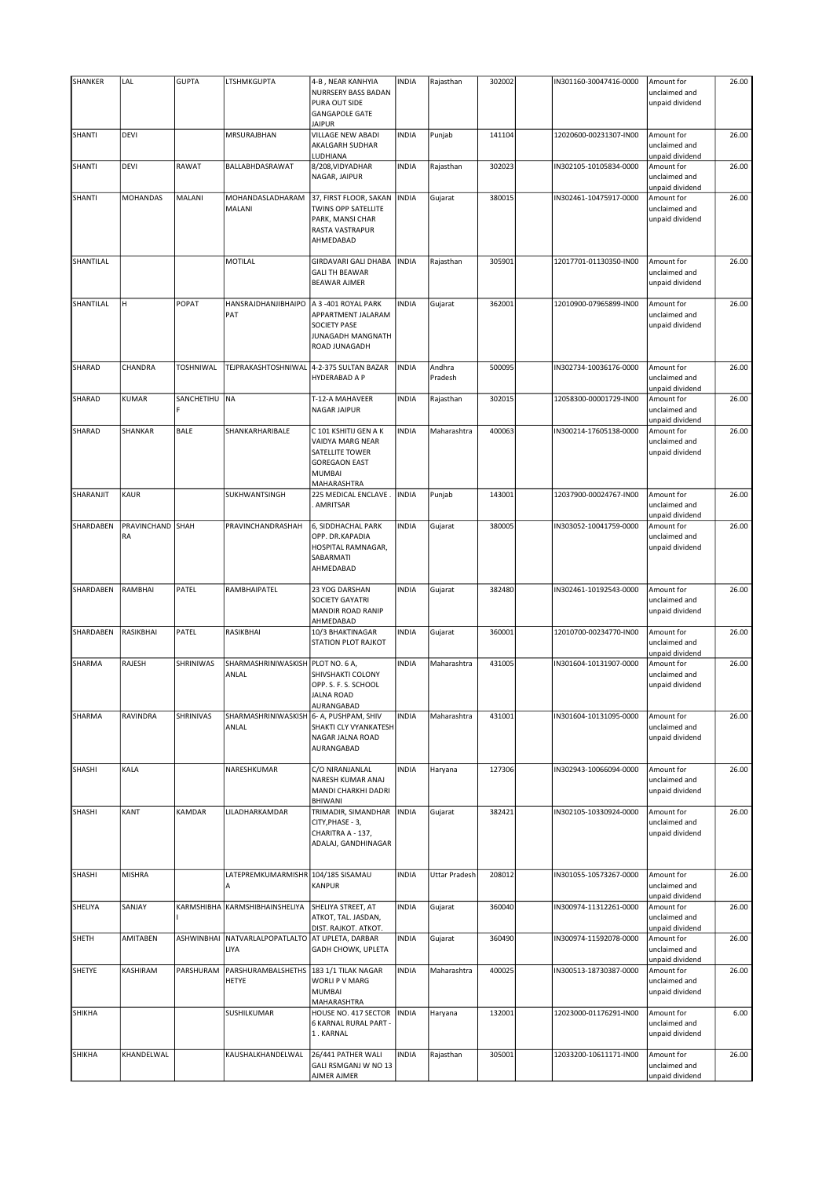| SHANKER | LAL | GUPTA | LTSHMKGUPTA | 4-B , NEAR KANHYIA NURRSERY BASS BADAN PURA OUT SIDE GANGAPOLE GATE JAIPUR | INDIA | Rajasthan | 302002 | | IN301160-30047416-0000 | Amount for unclaimed and unpaid dividend | 26.00 |
|---|---|---|---|---|---|---|---|---|---|---|---|
| SHANTI | DEVI | | MRSURAJBHAN | VILLAGE NEW ABADI AKALGARH SUDHAR LUDHIANA | INDIA | Punjab | 141104 | | 12020600-00231307-IN00 | Amount for unclaimed and unpaid dividend | 26.00 |
| SHANTI | DEVI | RAWAT | BALLABHDASRAWAT | 8/208,VIDYADHAR NAGAR, JAIPUR | INDIA | Rajasthan | 302023 | | IN302105-10105834-0000 | Amount for unclaimed and unpaid dividend | 26.00 |
| SHANTI | MOHANDAS | MALANI | MOHANDASLADHARAM MALANI | 37, FIRST FLOOR, SAKAN TWINS OPP SATELLITE PARK, MANSI CHAR RASTA VASTRAPUR AHMEDABAD | INDIA | Gujarat | 380015 | | IN302461-10475917-0000 | Amount for unclaimed and unpaid dividend | 26.00 |
| SHANTILAL | | | MOTILAL | GIRDAVARI GALI DHABA GALI TH BEAWAR BEAWAR AJMER | INDIA | Rajasthan | 305901 | | 12017701-01130350-IN00 | Amount for unclaimed and unpaid dividend | 26.00 |
| SHANTILAL | H | POPAT | HANSRAJDHANJIBHAIPO PAT | A 3 -401 ROYAL PARK APPARTMENT JALARAM SOCIETY PASE JUNAGADH MANGNATH ROAD JUNAGADH | INDIA | Gujarat | 362001 | | 12010900-07965899-IN00 | Amount for unclaimed and unpaid dividend | 26.00 |
| SHARAD | CHANDRA | TOSHNIWAL | TEJPRAKASHTOSHNIWAL | 4-2-375 SULTAN BAZAR HYDERABAD A P | INDIA | Andhra Pradesh | 500095 | | IN302734-10036176-0000 | Amount for unclaimed and unpaid dividend | 26.00 |
| SHARAD | KUMAR | SANCHETIHU F | NA | T-12-A MAHAVEER NAGAR JAIPUR | INDIA | Rajasthan | 302015 | | 12058300-00001729-IN00 | Amount for unclaimed and unpaid dividend | 26.00 |
| SHARAD | SHANKAR | BALE | SHANKARHARIBALE | C 101 KSHITIJ GEN A K VAIDYA MARG NEAR SATELLITE TOWER GOREGAON EAST MUMBAI MAHARASHTRA | INDIA | Maharashtra | 400063 | | IN300214-17605138-0000 | Amount for unclaimed and unpaid dividend | 26.00 |
| SHARANJIT | KAUR | | SUKHWANTSINGH | 225 MEDICAL ENCLAVE . . AMRITSAR | INDIA | Punjab | 143001 | | 12037900-00024767-IN00 | Amount for unclaimed and unpaid dividend | 26.00 |
| SHARDABEN | PRAVINCHAND RA | SHAH | PRAVINCHANDRASHAH | 6, SIDDHACHAL PARK OPP. DR.KAPADIA HOSPITAL RAMNAGAR, SABARMATI AHMEDABAD | INDIA | Gujarat | 380005 | | IN303052-10041759-0000 | Amount for unclaimed and unpaid dividend | 26.00 |
| SHARDABEN | RAMBHAI | PATEL | RAMBHAIPATEL | 23 YOG DARSHAN SOCIETY GAYATRI MANDIR ROAD RANIP AHMEDABAD | INDIA | Gujarat | 382480 | | IN302461-10192543-0000 | Amount for unclaimed and unpaid dividend | 26.00 |
| SHARDABEN | RASIKBHAI | PATEL | RASIKBHAI | 10/3 BHAKTINAGAR STATION PLOT RAJKOT | INDIA | Gujarat | 360001 | | 12010700-00234770-IN00 | Amount for unclaimed and unpaid dividend | 26.00 |
| SHARMA | RAJESH | SHRINIWAS | SHARMASHRINIWASKISH ANLAL | PLOT NO. 6 A, SHIVSHAKTI COLONY OPP. S. F. S. SCHOOL JALNA ROAD AURANGABAD | INDIA | Maharashtra | 431005 | | IN301604-10131907-0000 | Amount for unclaimed and unpaid dividend | 26.00 |
| SHARMA | RAVINDRA | SHRINIVAS | SHARMASHRINIWASKISH ANLAL | 6- A, PUSHPAM, SHIV SHAKTI CLY VYANKATESH NAGAR JALNA ROAD AURANGABAD | INDIA | Maharashtra | 431001 | | IN301604-10131095-0000 | Amount for unclaimed and unpaid dividend | 26.00 |
| SHASHI | KALA | | NARESHKUMAR | C/O NIRANJANLAL NARESH KUMAR ANAJ MANDI CHARKHI DADRI BHIWANI | INDIA | Haryana | 127306 | | IN302943-10066094-0000 | Amount for unclaimed and unpaid dividend | 26.00 |
| SHASHI | KANT | KAMDAR | LILADHARKAMDAR | TRIMADIR, SIMANDHAR CITY,PHASE - 3, CHARITRA A - 137, ADALAJ, GANDHINAGAR | INDIA | Gujarat | 382421 | | IN302105-10330924-0000 | Amount for unclaimed and unpaid dividend | 26.00 |
| SHASHI | MISHRA | | LATEPREMKUMARMISHR A | 104/185 SISAMAU KANPUR | INDIA | Uttar Pradesh | 208012 | | IN301055-10573267-0000 | Amount for unclaimed and unpaid dividend | 26.00 |
| SHELIYA | SANJAY | KARMSHIBHA I | KARMSHIBHAINSHELIYA | SHELIYA STREET, AT ATKOT, TAL. JASDAN, DIST. RAJKOT. ATKOT. | INDIA | Gujarat | 360040 | | IN300974-11312261-0000 | Amount for unclaimed and unpaid dividend | 26.00 |
| SHETH | AMITABEN | ASHWINBHAI | NATVARLALPOPATLALTO LIYA | AT UPLETA, DARBAR GADH CHOWK, UPLETA | INDIA | Gujarat | 360490 | | IN300974-11592078-0000 | Amount for unclaimed and unpaid dividend | 26.00 |
| SHETYE | KASHIRAM | PARSHURAM | PARSHURAMBALSHETHS HETYE | 183 1/1 TILAK NAGAR WORLI P V MARG MUMBAI MAHARASHTRA | INDIA | Maharashtra | 400025 | | IN300513-18730387-0000 | Amount for unclaimed and unpaid dividend | 26.00 |
| SHIKHA | | | SUSHILKUMAR | HOUSE NO. 417 SECTOR 6 KARNAL RURAL PART - 1 . KARNAL | INDIA | Haryana | 132001 | | 12023000-01176291-IN00 | Amount for unclaimed and unpaid dividend | 6.00 |
| SHIKHA | KHANDELWAL | | KAUSHALKHANDELWAL | 26/441 PATHER WALI GALI RSMGANJ W NO 13 AJMER AJMER | INDIA | Rajasthan | 305001 | | 12033200-10611171-IN00 | Amount for unclaimed and unpaid dividend | 26.00 |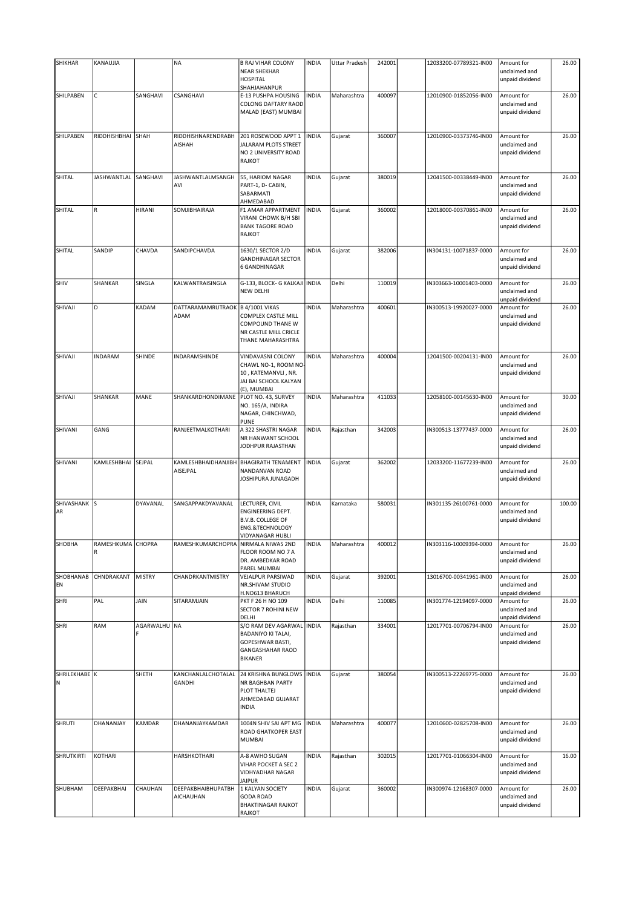| SHIKHAR | KANAUJIA | | NA | B RAJ VIHAR COLONY NEAR SHEKHAR HOSPITAL SHAHJAHANPUR | INDIA | Uttar Pradesh | 242001 | | 12033200-07789321-IN00 | Amount for unclaimed and unpaid dividend | 26.00 |
|---|---|---|---|---|---|---|---|---|---|---|---|
| SHILPABEN | C | SANGHAVI | CSANGHAVI | E-13 PUSHPA HOUSING COLONG DAFTARY RAOD MALAD (EAST) MUMBAI | INDIA | Maharashtra | 400097 | | 12010900-01852056-IN00 | Amount for unclaimed and unpaid dividend | 26.00 |
| SHILPABEN | RIDDHISHBHAI | SHAH | RIDDHISHNARENDRABH AISHAH | 201 ROSEWOOD APPT 1 JALARAM PLOTS STREET NO 2 UNIVERSITY ROAD RAJKOT | INDIA | Gujarat | 360007 | | 12010900-03373746-IN00 | Amount for unclaimed and unpaid dividend | 26.00 |
| SHITAL | JASHWANTLAL | SANGHAVI | JASHWANTLALMSANGH AVI | 55, HARIOM NAGAR PART-1, D- CABIN, SABARMATI AHMEDABAD | INDIA | Gujarat | 380019 | | 12041500-00338449-IN00 | Amount for unclaimed and unpaid dividend | 26.00 |
| SHITAL | R | HIRANI | SOMJIBHAIRAJA | F1 AMAR APPARTMENT VIRANI CHOWK B/H SBI BANK TAGORE ROAD RAJKOT | INDIA | Gujarat | 360002 | | 12018000-00370861-IN00 | Amount for unclaimed and unpaid dividend | 26.00 |
| SHITAL | SANDIP | CHAVDA | SANDIPCHAVDA | 1630/1 SECTOR 2/D GANDHINAGAR SECTOR 6 GANDHINAGAR | INDIA | Gujarat | 382006 | | IN304131-10071837-0000 | Amount for unclaimed and unpaid dividend | 26.00 |
| SHIV | SHANKAR | SINGLA | KALWANTRAISINGLA | G-133, BLOCK- G KALKAJI NEW DELHI | INDIA | Delhi | 110019 | | IN303663-10001403-0000 | Amount for unclaimed and unpaid dividend | 26.00 |
| SHIVAJI | D | KADAM | DATTARAMAMRUTRAOK ADAM | B 4/1001 VIKAS COMPLEX CASTLE MILL COMPOUND THANE W NR CASTLE MILL CRICLE THANE MAHARASHTRA | INDIA | Maharashtra | 400601 | | IN300513-19920027-0000 | Amount for unclaimed and unpaid dividend | 26.00 |
| SHIVAJI | INDARAM | SHINDE | INDARAMSHINDE | VINDAVASNI COLONY CHAWL NO-1, ROOM NO-10 , KATEMANVLI , NR. JAI BAI SCHOOL KALYAN (E), MUMBAI | INDIA | Maharashtra | 400004 | | 12041500-00204131-IN00 | Amount for unclaimed and unpaid dividend | 26.00 |
| SHIVAJI | SHANKAR | MANE | SHANKARDHONDIMANE | PLOT NO. 43, SURVEY NO. 165/A, INDIRA NAGAR, CHINCHWAD, PUNE | INDIA | Maharashtra | 411033 | | 12058100-00145630-IN00 | Amount for unclaimed and unpaid dividend | 30.00 |
| SHIVANI | GANG | | RANJEETMALKOTHARI | A 322 SHASTRI NAGAR NR HANWANT SCHOOL JODHPUR RAJASTHAN | INDIA | Rajasthan | 342003 | | IN300513-13777437-0000 | Amount for unclaimed and unpaid dividend | 26.00 |
| SHIVANI | KAMLESHBHAI | SEJPAL | KAMLESHBHAIDHANJIBH AISEJPAL | BHAGIRATH TENAMENT NANDANVAN ROAD JOSHIPURA JUNAGADH | INDIA | Gujarat | 362002 | | 12033200-11677239-IN00 | Amount for unclaimed and unpaid dividend | 26.00 |
| SHIVASHANK AR | S | DYAVANAL | SANGAPPAKDYAVANAL | LECTURER, CIVIL ENGINEERING DEPT. B.V.B. COLLEGE OF ENG.&TECHNOLOGY VIDYANAGAR HUBLI | INDIA | Karnataka | 580031 | | IN301135-26100761-0000 | Amount for unclaimed and unpaid dividend | 100.00 |
| SHOBHA | RAMESHKUMA R | CHOPRA | RAMESHKUMARCHOPRA | NIRMALA NIWAS 2ND FLOOR ROOM NO 7 A DR. AMBEDKAR ROAD PAREL MUMBAI | INDIA | Maharashtra | 400012 | | IN303116-10009394-0000 | Amount for unclaimed and unpaid dividend | 26.00 |
| SHOBHANAB EN | CHNDRAKANT | MISTRY | CHANDRKANTMISTRY | VEJALPUR PARSIWAD NR.SHIVAM STUDIO H.NO613 BHARUCH | INDIA | Gujarat | 392001 | | 13016700-00341961-IN00 | Amount for unclaimed and unpaid dividend | 26.00 |
| SHRI | PAL | JAIN | SITARAMJAIN | PKT F 26 H NO 109 SECTOR 7 ROHINI NEW DELHI | INDIA | Delhi | 110085 | | IN301774-12194097-0000 | Amount for unclaimed and unpaid dividend | 26.00 |
| SHRI | RAM | AGARWALHU F | NA | S/O RAM DEV AGARWAL BADANIYO KI TALAI, GOPESHWAR BASTI, GANGASHAHAR RAOD BIKANER | INDIA | Rajasthan | 334001 | | 12017701-00706794-IN00 | Amount for unclaimed and unpaid dividend | 26.00 |
| SHRILEKHABE N | K | SHETH | KANCHANLALCHOTALAL GANDHI | 24 KRISHNA BUNGLOWS NR BAGHBAN PARTY PLOT THALTEJ AHMEDABAD GUJARAT INDIA | INDIA | Gujarat | 380054 | | IN300513-22269775-0000 | Amount for unclaimed and unpaid dividend | 26.00 |
| SHRUTI | DHANANJAY | KAMDAR | DHANANJAYKAMDAR | 1004N SHIV SAI APT MG ROAD GHATKOPER EAST MUMBAI | INDIA | Maharashtra | 400077 | | 12010600-02825708-IN00 | Amount for unclaimed and unpaid dividend | 26.00 |
| SHRUTKIRTI | KOTHARI | | HARSHKOTHARI | A-8 AWHO SUGAN VIHAR POCKET A SEC 2 VIDHYADHAR NAGAR JAIPUR | INDIA | Rajasthan | 302015 | | 12017701-01066304-IN00 | Amount for unclaimed and unpaid dividend | 16.00 |
| SHUBHAM | DEEPAKBHAI | CHAUHAN | DEEPAKBHAIBHUPATBH AICHAUHAN | 1 KALYAN SOCIETY GODA ROAD BHAKTINAGAR RAJKOT RAJKOT | INDIA | Gujarat | 360002 | | IN300974-12168307-0000 | Amount for unclaimed and unpaid dividend | 26.00 |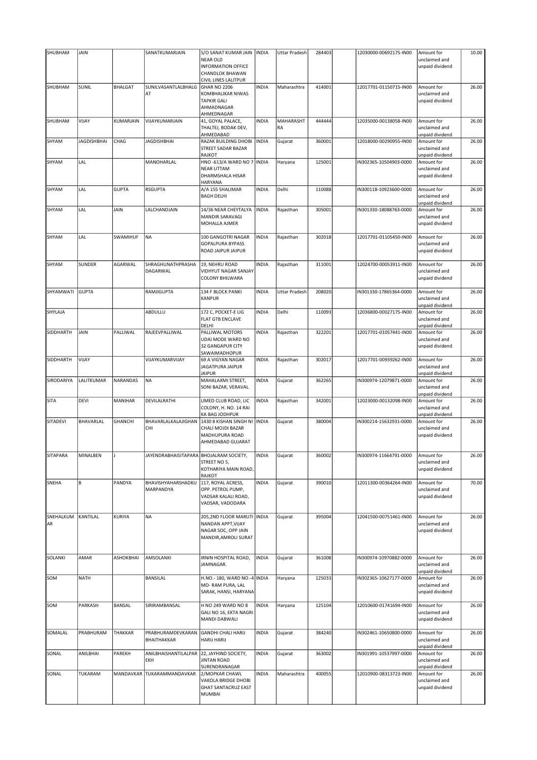| SHUBHAM | JAIN | | SANATKUMARJAIN | S/O SANAT KUMAR JAIN NEAR OLD INFORMATION OFFICE CHANDLOK BHAWAN CIVIL LINES LALITPUR | INDIA | Uttar Pradesh | 284403 | | 12030000-00692175-IN00 | Amount for unclaimed and unpaid dividend | 10.00 |
|---|---|---|---|---|---|---|---|---|---|---|---|
| SHUBHAM | SUNIL | BHALGAT | SUNILVASANTLALBHALGAT | GHAR NO 2206 KOMBHALIKAR NIWAS TAPKIR GALI AHMADNAGAR AHMEDNAGAR | INDIA | Maharashtra | 414001 | | 12017701-01150715-IN00 | Amount for unclaimed and unpaid dividend | 26.00 |
| SHUBHAM | VIJAY | KUMARJAIN | VIJAYKUMARJAIN | 41, GOYAL PALACE, THALTEJ, BODAK DEV, AHMEDABAD | INDIA | MAHARASHTRA | 444444 | | 12035000-00138058-IN00 | Amount for unclaimed and unpaid dividend | 26.00 |
| SHYAM | JAGDISHBHAI | CHAG | JAGDISHBHAI | RAZAK BUILDING DHOBI STREET SADAR BAZAR RAJKOT | INDIA | Gujarat | 360001 | | 12018000-00290955-IN00 | Amount for unclaimed and unpaid dividend | 26.00 |
| SHYAM | LAL | | MANOHARLAL | HNO -613/A WARD NO 7 NEAR UTTAM DHARMSHALA HISAR HARYANA | INDIA | Haryana | 125001 | | IN302365-10504903-0000 | Amount for unclaimed and unpaid dividend | 26.00 |
| SHYAM | LAL | GUPTA | RSGUPTA | A/A 155 SHALIMAR BAGH DELHI | INDIA | Delhi | 110088 | | IN300118-10923600-0000 | Amount for unclaimed and unpaid dividend | 26.00 |
| SHYAM | LAL | JAIN | LALCHANDJAIN | 14/36 NEAR CHEYTALYA MANDIR SARAVAGI MOHALLA AJMER | INDIA | Rajasthan | 305001 | | IN301330-18088763-0000 | Amount for unclaimed and unpaid dividend | 26.00 |
| SHYAM | LAL | SWAMIHUF | NA | 100 GANGOTRI NAGAR GOPALPURA BYPASS ROAD JAIPUR JAIPUR | INDIA | Rajasthan | 302018 | | 12017701-01105450-IN00 | Amount for unclaimed and unpaid dividend | 26.00 |
| SHYAM | SUNDER | AGARWAL | SHRAGHUNATHPRASHADAGARWAL | 19, NEHRU ROAD VIDHYUT NAGAR SANJAY COLONY BHILWARA | INDIA | Rajasthan | 311001 | | 12024700-00053911-IN00 | Amount for unclaimed and unpaid dividend | 26.00 |
| SHYAMWATI | GUPTA | | RAMJIGUPTA | 134 F BLOCK PANKI KANPUR | INDIA | Uttar Pradesh | 208020 | | IN301330-17865364-0000 | Amount for unclaimed and unpaid dividend | 26.00 |
| SHYLAJA | | | ABDULLU | 172 C, POCKET-E LIG FLAT GTB ENCLAVE DELHI | INDIA | Delhi | 110093 | | 12036800-00027175-IN00 | Amount for unclaimed and unpaid dividend | 26.00 |
| SIDDHARTH | JAIN | PALLIWAL | RAJEEVPALLIWAL | PALLIWAL MOTORS UDAI MODE WARD NO 32 GANGAPUR CITY SAWAIMADHOPUR | INDIA | Rajasthan | 322201 | | 12017701-01057441-IN00 | Amount for unclaimed and unpaid dividend | 26.00 |
| SIDDHARTH | VIJAY | | VIJAYKUMARVIJAY | 69 A VIGYAN NAGAR JAGATPURA JAIPUR JAIPUR | INDIA | Rajasthan | 302017 | | 12017701-00939262-IN00 | Amount for unclaimed and unpaid dividend | 26.00 |
| SIRODARIYA | LALITKUMAR | NARANDAS | NA | MAHALAXMI STREET, SONI BAZAR, VERAVAL | INDIA | Gujarat | 362265 | | IN300974-12079871-0000 | Amount for unclaimed and unpaid dividend | 26.00 |
| SITA | DEVI | MANIHAR | DEVILALRATHI | UMED CLUB ROAD, LIC COLONY, H. NO. 14 RAI KA BAG JODHPUR | INDIA | Rajasthan | 342001 | | 12023000-00132098-IN00 | Amount for unclaimed and unpaid dividend | 26.00 |
| SITADEVI | BHAVARLAL | GHANCHI | BHAVARLALKALAJIGHANCHI | 1430 8 KISHAN SINGH NI CHALI MOJDI BAZAR MADHUPURA ROAD AHMEDABAD GUJARAT | INDIA | Gujarat | 380004 | | IN300214-15632931-0000 | Amount for unclaimed and unpaid dividend | 26.00 |
| SITAPARA | MINALBEN | J | JAYENDRABHAISITAPARA | BHOJALRAM SOCIETY, STREET NO 5, KOTHARIYA MAIN ROAD, RAJKOT | INDIA | Gujarat | 360002 | | IN300974-11664791-0000 | Amount for unclaimed and unpaid dividend | 26.00 |
| SNEHA | B | PANDYA | BHAVISHYAHARSHADKUMARPANDYA | 117, ROYAL ACRESS, OPP. PETROL PUMP, VADSAR KALALI ROAD, VADSAR, VODODARA | INDIA | Gujarat | 390010 | | 12011300-00364264-IN00 | Amount for unclaimed and unpaid dividend | 70.00 |
| SNEHALKUMAR | KANTILAL | KURIYA | NA | 205,2ND FLOOR MARUTI NANDAN APPT,VIJAY NAGAR SOC, OPP JAIN MANDIR,AMROLI SURAT | INDIA | Gujarat | 395004 | | 12041500-00751461-IN00 | Amount for unclaimed and unpaid dividend | 26.00 |
| SOLANKI | AMAR | ASHOKBHAI | AMSOLANKI | IRNIN HOSPITAL ROAD, JAMNAGAR. | INDIA | Gujarat | 361008 | | IN300974-10970882-0000 | Amount for unclaimed and unpaid dividend | 26.00 |
| SOM | NATH | | BANSILAL | H.NO.- 180, WARD NO.-4 MO- RAM PURA, LAL SARAK, HANSI, HARYANA | INDIA | Haryana | 125033 | | IN302365-10627177-0000 | Amount for unclaimed and unpaid dividend | 26.00 |
| SOM | PARKASH | BANSAL | SIRIRAMBANSAL | H NO 249 WARD NO 8 GALI NO 16, EKTA NAGRI MANDI DABWALI | INDIA | Haryana | 125104 | | 12010600-01741694-IN00 | Amount for unclaimed and unpaid dividend | 26.00 |
| SOMALAL | PRABHURAM | THAKKAR | PRABHURAMDEVKARANBHAITHAKKAR | GANDHI CHALI HARIJ HARIJ HARIJ | INDIA | Gujarat | 384240 | | IN302461-10650800-0000 | Amount for unclaimed and unpaid dividend | 26.00 |
| SONAL | ANILBHAI | PAREKH | ANILBHAISHANTILALPAREKH | 22, JAYHIND SOCIETY, JINTAN ROAD SURENDRANAGAR | INDIA | Gujarat | 363002 | | IN301991-10537997-0000 | Amount for unclaimed and unpaid dividend | 26.00 |
| SONAL | TUKARAM | MANDAVKAR | TUKARAMMANDAVKAR | 2/MOPKAR CHAWL VAKOLA BRIDGE DHOBI GHAT SANTACRUZ EAST MUMBAI | INDIA | Maharashtra | 400055 | | 12010900-08313723-IN00 | Amount for unclaimed and unpaid dividend | 26.00 |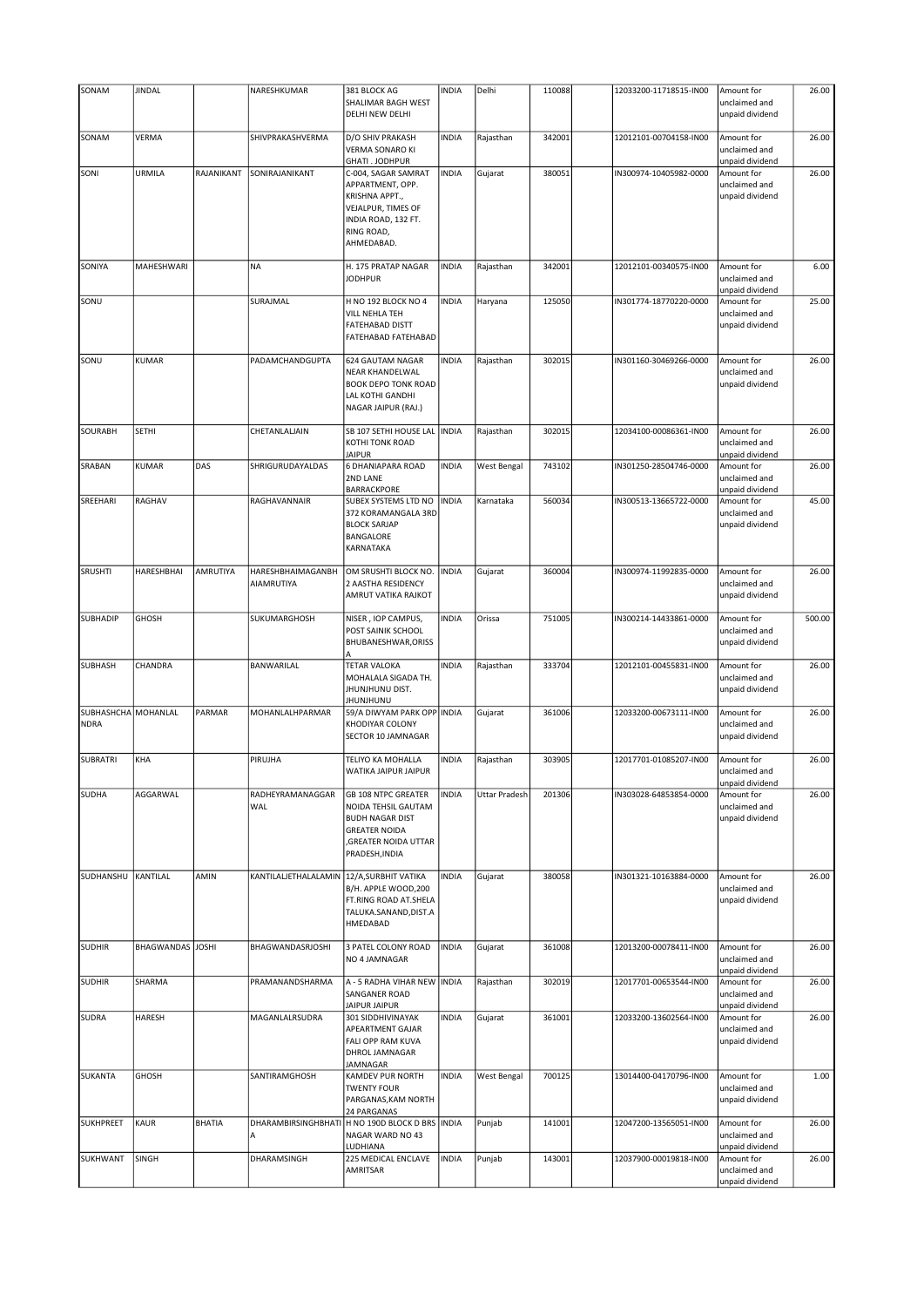| SONAM | JINDAL | | NARESHKUMAR | 381 BLOCK AG SHALIMAR BAGH WEST DELHI NEW DELHI | INDIA | Delhi | 110088 | | 12033200-11718515-IN00 | Amount for unclaimed and unpaid dividend | 26.00 |
|---|---|---|---|---|---|---|---|---|---|---|---|
| SONAM | VERMA | | SHIVPRAKASHVERMA | D/O SHIV PRAKASH VERMA SONARO KI GHATI . JODHPUR | INDIA | Rajasthan | 342001 | | 12012101-00704158-IN00 | Amount for unclaimed and unpaid dividend | 26.00 |
| SONI | URMILA | RAJANIKANT | SONIRAJANIKANT | C-004, SAGAR SAMRAT APPARTMENT, OPP. KRISHNA APPT., VEJALPUR, TIMES OF INDIA ROAD, 132 FT. RING ROAD, AHMEDABAD. | INDIA | Gujarat | 380051 | | IN300974-10405982-0000 | Amount for unclaimed and unpaid dividend | 26.00 |
| SONIYA | MAHESHWARI | | NA | H. 175 PRATAP NAGAR JODHPUR | INDIA | Rajasthan | 342001 | | 12012101-00340575-IN00 | Amount for unclaimed and unpaid dividend | 6.00 |
| SONU | | | SURAJMAL | H NO 192 BLOCK NO 4 VILL NEHLA TEH FATEHABAD DISTT FATEHABAD FATEHABAD | INDIA | Haryana | 125050 | | IN301774-18770220-0000 | Amount for unclaimed and unpaid dividend | 25.00 |
| SONU | KUMAR | | PADAMCHANDGUPTA | 624 GAUTAM NAGAR NEAR KHANDELWAL BOOK DEPO TONK ROAD LAL KOTHI GANDHI NAGAR JAIPUR (RAJ.) | INDIA | Rajasthan | 302015 | | IN301160-30469266-0000 | Amount for unclaimed and unpaid dividend | 26.00 |
| SOURABH | SETHI | | CHETANLALJAIN | SB 107 SETHI HOUSE LAL KOTHI TONK ROAD JAIPUR | INDIA | Rajasthan | 302015 | | 12034100-00086361-IN00 | Amount for unclaimed and unpaid dividend | 26.00 |
| SRABAN | KUMAR | DAS | SHRIGURUDAYALDAS | 6 DHANIAPARA ROAD 2ND LANE BARRACKPORE | INDIA | West Bengal | 743102 | | IN301250-28504746-0000 | Amount for unclaimed and unpaid dividend | 26.00 |
| SREEHARI | RAGHAV | | RAGHAVANNAIR | SUBEX SYSTEMS LTD NO 372 KORAMANGALA 3RD BLOCK SARJAP BANGALORE KARNATAKA | INDIA | Karnataka | 560034 | | IN300513-13665722-0000 | Amount for unclaimed and unpaid dividend | 45.00 |
| SRUSHTI | HARESHBHAI | AMRUTIYA | HARESHBHAIMAGANBH AIAMRUTIYA | OM SRUSHTI BLOCK NO. 2 AASTHA RESIDENCY AMRUT VATIKA RAJKOT | INDIA | Gujarat | 360004 | | IN300974-11992835-0000 | Amount for unclaimed and unpaid dividend | 26.00 |
| SUBHADIP | GHOSH | | SUKUMARGHOSH | NISER , IOP CAMPUS, POST SAINIK SCHOOL BHUBANESHWAR,ORISSA | INDIA | Orissa | 751005 | | IN300214-14433861-0000 | Amount for unclaimed and unpaid dividend | 500.00 |
| SUBHASH | CHANDRA | | BANWARILAL | TETAR VALOKA MOHALALA SIGADA TH. JHUNJHUNU DIST. JHUNJHUNU | INDIA | Rajasthan | 333704 | | 12012101-00455831-IN00 | Amount for unclaimed and unpaid dividend | 26.00 |
| SUBHASHCHANDRA | MOHANLAL | PARMAR | MOHANLALHPARMAR | 59/A DIWYAM PARK OPP KHODIYAR COLONY SECTOR 10 JAMNAGAR | INDIA | Gujarat | 361006 | | 12033200-00673111-IN00 | Amount for unclaimed and unpaid dividend | 26.00 |
| SUBRATRI | KHA | | PIRUJHA | TELIYO KA MOHALLA WATIKA JAIPUR JAIPUR | INDIA | Rajasthan | 303905 | | 12017701-01085207-IN00 | Amount for unclaimed and unpaid dividend | 26.00 |
| SUDHA | AGGARWAL | | RADHEYRAMANAGGARWAL | GB 108 NTPC GREATER NOIDA TEHSIL GAUTAM BUDH NAGAR DIST GREATER NOIDA ,GREATER NOIDA UTTAR PRADESH,INDIA | INDIA | Uttar Pradesh | 201306 | | IN303028-64853854-0000 | Amount for unclaimed and unpaid dividend | 26.00 |
| SUDHANSHU | KANTILAL | AMIN | KANTILALJETHALALAMIN | 12/A,SURBHIT VATIKA B/H. APPLE WOOD,200 FT.RING ROAD AT.SHELA TALUKA.SANAND,DIST.AHMEDABAD | INDIA | Gujarat | 380058 | | IN301321-10163884-0000 | Amount for unclaimed and unpaid dividend | 26.00 |
| SUDHIR | BHAGWANDAS | JOSHI | BHAGWANDASRJOSHI | 3 PATEL COLONY ROAD NO 4 JAMNAGAR | INDIA | Gujarat | 361008 | | 12013200-00078411-IN00 | Amount for unclaimed and unpaid dividend | 26.00 |
| SUDHIR | SHARMA | | PRAMANANDSHARMA | A - 5 RADHA VIHAR NEW SANGANER ROAD JAIPUR JAIPUR | INDIA | Rajasthan | 302019 | | 12017701-00653544-IN00 | Amount for unclaimed and unpaid dividend | 26.00 |
| SUDRA | HARESH | | MAGANLALRSUDRA | 301 SIDDHIVINAYAK APEARTMENT GAJAR FALI OPP RAM KUVA DHROL JAMNAGAR JAMNAGAR | INDIA | Gujarat | 361001 | | 12033200-13602564-IN00 | Amount for unclaimed and unpaid dividend | 26.00 |
| SUKANTA | GHOSH | | SANTIRAMGHOSH | KAMDEV PUR NORTH TWENTY FOUR PARGANAS,KAM NORTH 24 PARGANAS | INDIA | West Bengal | 700125 | | 13014400-04170796-IN00 | Amount for unclaimed and unpaid dividend | 1.00 |
| SUKHPREET | KAUR | BHATIA | DHARAMBIRSINGHBHATIA | H NO 190D BLOCK D BRS NAGAR WARD NO 43 LUDHIANA | INDIA | Punjab | 141001 | | 12047200-13565051-IN00 | Amount for unclaimed and unpaid dividend | 26.00 |
| SUKHWANT | SINGH | | DHARAMSINGH | 225 MEDICAL ENCLAVE AMRITSAR | INDIA | Punjab | 143001 | | 12037900-00019818-IN00 | Amount for unclaimed and unpaid dividend | 26.00 |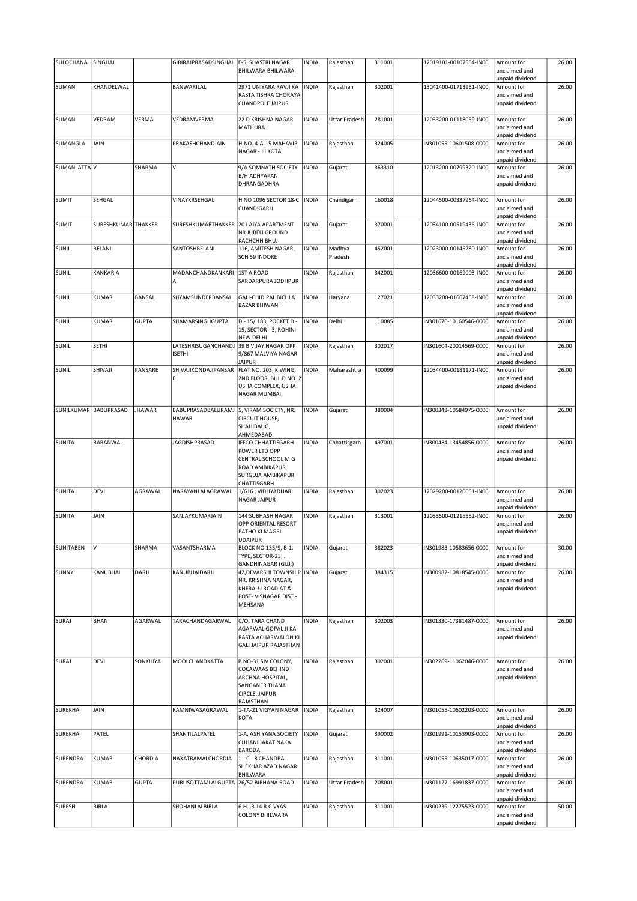| SULOCHANA | SINGHAL | | GIRIRAJPRASADSINGHAL | E-5, SHASTRI NAGAR BHILWARA BHILWARA | INDIA | Rajasthan | 311001 | | 12019101-00107554-IN00 | Amount for unclaimed and unpaid dividend | 26.00 |
|---|---|---|---|---|---|---|---|---|---|---|---|
| SUMAN | KHANDELWAL | | BANWARILAL | 2971 UNIYARA RAVJI KA RASTA TISHRA CHORAYA CHANDPOLE JAIPUR | INDIA | Rajasthan | 302001 | | 13041400-01713951-IN00 | Amount for unclaimed and unpaid dividend | 26.00 |
| SUMAN | VEDRAM | VERMA | VEDRAMVERMA | 22 D KRISHNA NAGAR MATHURA | INDIA | Uttar Pradesh | 281001 | | 12033200-01118059-IN00 | Amount for unclaimed and unpaid dividend | 26.00 |
| SUMANGLA | JAIN | | PRAKASHCHANDJAIN | H.NO. 4-A-15 MAHAVIR NAGAR - III KOTA | INDIA | Rajasthan | 324005 | | IN301055-10601508-0000 | Amount for unclaimed and unpaid dividend | 26.00 |
| SUMANLATTA | V | SHARMA | V | 9/A SOMNATH SOCIETY B/H ADHYAPAN DHRANGADHRA | INDIA | Gujarat | 363310 | | 12013200-00799320-IN00 | Amount for unclaimed and unpaid dividend | 26.00 |
| SUMIT | SEHGAL | | VINAYKRSEHGAL | H NO 1096 SECTOR 18-C CHANDIGARH | INDIA | Chandigarh | 160018 | | 12044500-00337964-IN00 | Amount for unclaimed and unpaid dividend | 26.00 |
| SUMIT | SURESHKUMAR | THAKKER | SURESHKUMARTHAKKER | 201 AIYA APARTMENT NR JUBELI GROUND KACHCHH BHUJ | INDIA | Gujarat | 370001 | | 12034100-00519436-IN00 | Amount for unclaimed and unpaid dividend | 26.00 |
| SUNIL | BELANI | | SANTOSHBELANI | 116, AMITESH NAGAR, SCH 59 INDORE | INDIA | Madhya Pradesh | 452001 | | 12023000-00145280-IN00 | Amount for unclaimed and unpaid dividend | 26.00 |
| SUNIL | KANKARIA | | MADANCHANDKANKARIA | 1ST A ROAD SARDARPURA JODHPUR | INDIA | Rajasthan | 342001 | | 12036600-00169003-IN00 | Amount for unclaimed and unpaid dividend | 26.00 |
| SUNIL | KUMAR | BANSAL | SHYAMSUNDERBANSAL | GALI-CHIDIPAL BICHLA BAZAR BHIWANI | INDIA | Haryana | 127021 | | 12033200-01667458-IN00 | Amount for unclaimed and unpaid dividend | 26.00 |
| SUNIL | KUMAR | GUPTA | SHAMARSINGHGUPTA | D - 15/ 183, POCKET D - 15, SECTOR - 3, ROHINI NEW DELHI | INDIA | Delhi | 110085 | | IN301670-10160546-0000 | Amount for unclaimed and unpaid dividend | 26.00 |
| SUNIL | SETHI | | LATESHRISUGANCHANDJSETHI | 39 B VIJAY NAGAR OPP 9/867 MALVIYA NAGAR JAIPUR | INDIA | Rajasthan | 302017 | | IN301604-20014569-0000 | Amount for unclaimed and unpaid dividend | 26.00 |
| SUNIL | SHIVAJI | PANSARE | SHIVAJIKONDAJIPANSARE | FLAT NO. 203, K WING, 2ND FLOOR, BUILD NO. 2 USHA COMPLEX, USHA NAGAR MUMBAI | INDIA | Maharashtra | 400099 | | 12034400-00181171-IN00 | Amount for unclaimed and unpaid dividend | 26.00 |
| SUNILKUMAR | BABUPRASAD | JHAWAR | BABUPRASADBALURAMJHAWAR | 5, VIRAM SOCIETY, NR. CIRCUIT HOUSE, SHAHIBAUG, AHMEDABAD. | INDIA | Gujarat | 380004 | | IN300343-10584975-0000 | Amount for unclaimed and unpaid dividend | 26.00 |
| SUNITA | BARANWAL | | JAGDISHPRASAD | IFFCO CHHATTISGARH POWER LTD OPP CENTRAL SCHOOL M G ROAD AMBIKAPUR SURGUJA AMBIKAPUR CHATTISGARH | INDIA | Chhattisgarh | 497001 | | IN300484-13454856-0000 | Amount for unclaimed and unpaid dividend | 26.00 |
| SUNITA | DEVI | AGRAWAL | NARAYANLALAGRAWAL | 1/616 , VIDHYADHAR NAGAR JAIPUR | INDIA | Rajasthan | 302023 | | 12029200-00120651-IN00 | Amount for unclaimed and unpaid dividend | 26.00 |
| SUNITA | JAIN | | SANJAYKUMARJAIN | 144 SUBHASH NAGAR OPP ORIENTAL RESORT PATHO KI MAGRI UDAIPUR | INDIA | Rajasthan | 313001 | | 12033500-01215552-IN00 | Amount for unclaimed and unpaid dividend | 26.00 |
| SUNITABEN | V | SHARMA | VASANTSHARMA | BLOCK NO 135/9, B-1, TYPE, SECTOR-23, . GANDHINAGAR (GUJ.) | INDIA | Gujarat | 382023 | | IN301983-10583656-0000 | Amount for unclaimed and unpaid dividend | 30.00 |
| SUNNY | KANUBHAI | DARJI | KANUBHAIDARJI | 42,DEVARSHI TOWNSHIP NR. KRISHNA NAGAR, KHERALU ROAD AT & POST- VISNAGAR DIST.- MEHSANA | INDIA | Gujarat | 384315 | | IN300982-10818545-0000 | Amount for unclaimed and unpaid dividend | 26.00 |
| SURAJ | BHAN | AGARWAL | TARACHANDAGARWAL | C/O. TARA CHAND AGARWAL GOPAL JI KA RASTA ACHARWALON KI GALI JAIPUR RAJASTHAN | INDIA | Rajasthan | 302003 | | IN301330-17381487-0000 | Amount for unclaimed and unpaid dividend | 26.00 |
| SURAJ | DEVI | SONKHIYA | MOOLCHANDKATTA | P NO-31 SIV COLONY, COCAWAAS BEHIND ARCHNA HOSPITAL, SANGANER THANA CIRCLE, JAIPUR RAJASTHAN | INDIA | Rajasthan | 302001 | | IN302269-11062046-0000 | Amount for unclaimed and unpaid dividend | 26.00 |
| SUREKHA | JAIN | | RAMNIWASAGRAWAL | 1-TA-21 VIGYAN NAGAR KOTA | INDIA | Rajasthan | 324007 | | IN301055-10602203-0000 | Amount for unclaimed and unpaid dividend | 26.00 |
| SUREKHA | PATEL | | SHANTILALPATEL | 1-A, ASHIYANA SOCIETY CHHANI JAKAT NAKA BARODA | INDIA | Gujarat | 390002 | | IN301991-10153903-0000 | Amount for unclaimed and unpaid dividend | 26.00 |
| SURENDRA | KUMAR | CHORDIA | NAXATRAMALCHORDIA | 1 - C - 8 CHANDRA SHEKHAR AZAD NAGAR BHILWARA | INDIA | Rajasthan | 311001 | | IN301055-10635017-0000 | Amount for unclaimed and unpaid dividend | 26.00 |
| SURENDRA | KUMAR | GUPTA | PURUSOTTAMLALGUPTA | 26/52 BIRHANA ROAD | INDIA | Uttar Pradesh | 208001 | | IN301127-16991837-0000 | Amount for unclaimed and unpaid dividend | 26.00 |
| SURESH | BIRLA | | SHOHANLALBIRLA | 6.H.13 14 R.C.VYAS COLONY BHILWARA | INDIA | Rajasthan | 311001 | | IN300239-12275523-0000 | Amount for unclaimed and unpaid dividend | 50.00 |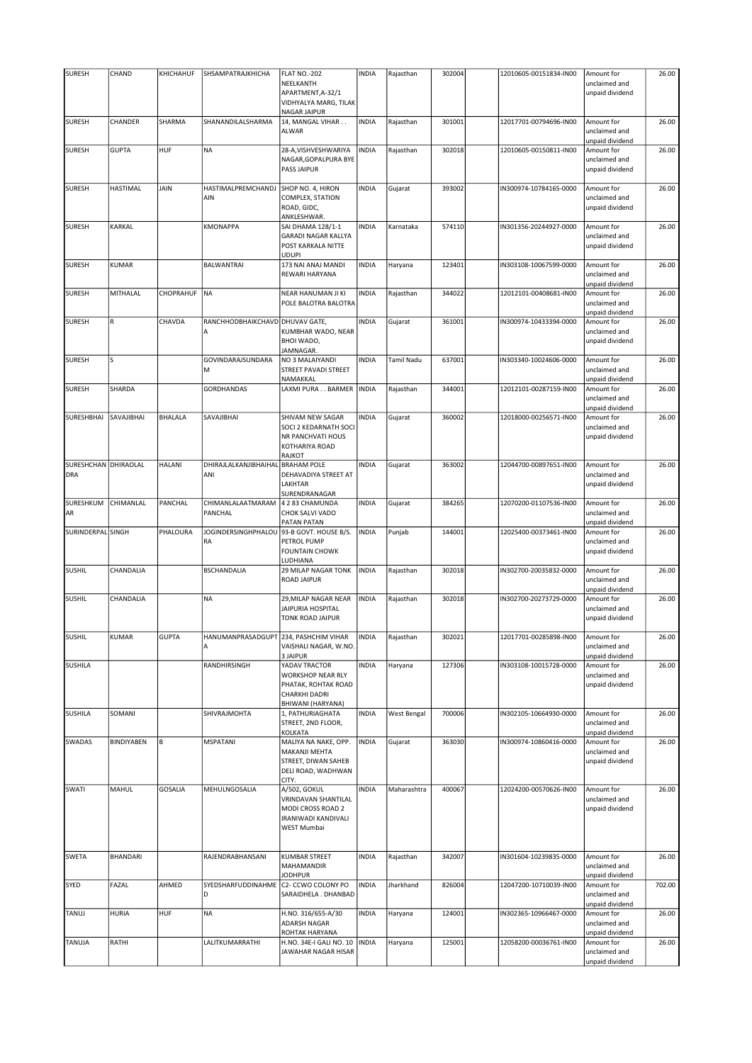| SURESH | CHAND | KHICHAHUF | SHSAMPATRAJKHICHA | FLAT NO.-202 NEELKANTH APARTMENT,A-32/1 VIDHYALYA MARG, TILAK NAGAR JAIPUR | INDIA | Rajasthan | 302004 | | 12010605-00151834-IN00 | Amount for unclaimed and unpaid dividend | 26.00 |
|---|---|---|---|---|---|---|---|---|---|---|---|
| SURESH | CHANDER | SHARMA | SHANANDILALSHARMA | 14, MANGAL VIHAR . . ALWAR | INDIA | Rajasthan | 301001 | | 12017701-00794696-IN00 | Amount for unclaimed and unpaid dividend | 26.00 |
| SURESH | GUPTA | HUF | NA | 28-A,VISHVESHWARIYA NAGAR,GOPALPURA BYE PASS JAIPUR | INDIA | Rajasthan | 302018 | | 12010605-00150811-IN00 | Amount for unclaimed and unpaid dividend | 26.00 |
| SURESH | HASTIMAL | JAIN | HASTIMALPREMCHANDJAIN | SHOP NO. 4, HIRON COMPLEX, STATION ROAD, GIDC, ANKLESHWAR. | INDIA | Gujarat | 393002 | | IN300974-10784165-0000 | Amount for unclaimed and unpaid dividend | 26.00 |
| SURESH | KARKAL | | KMONAPPA | SAI DHAMA 128/1-1 GARADI NAGAR KALLYA POST KARKALA NITTE UDUPI | INDIA | Karnataka | 574110 | | IN301356-20244927-0000 | Amount for unclaimed and unpaid dividend | 26.00 |
| SURESH | KUMAR | | BALWANTRAI | 173 NAI ANAJ MANDI REWARI HARYANA | INDIA | Haryana | 123401 | | IN303108-10067599-0000 | Amount for unclaimed and unpaid dividend | 26.00 |
| SURESH | MITHALAL | CHOPRAHUF | NA | NEAR HANUMAN JI KI POLE BALOTRA BALOTRA | INDIA | Rajasthan | 344022 | | 12012101-00408681-IN00 | Amount for unclaimed and unpaid dividend | 26.00 |
| SURESH | R | CHAVDA | RANCHHODBHAIKCHAVDA | DHUVAV GATE, KUMBHAR WADO, NEAR BHOI WADO, JAMNAGAR. | INDIA | Gujarat | 361001 | | IN300974-10433394-0000 | Amount for unclaimed and unpaid dividend | 26.00 |
| SURESH | S | | GOVINDARAJSUNDARAM | NO 3 MALAIYANDI STREET PAVADI STREET NAMAKKAL | INDIA | Tamil Nadu | 637001 | | IN303340-10024606-0000 | Amount for unclaimed and unpaid dividend | 26.00 |
| SURESH | SHARDA | | GORDHANDAS | LAXMI PURA . . BARMER | INDIA | Rajasthan | 344001 | | 12012101-00287159-IN00 | Amount for unclaimed and unpaid dividend | 26.00 |
| SURESHBHAI | SAVAJIBHAI | BHALALA | SAVAJIBHAI | SHIVAM NEW SAGAR SOCI 2 KEDARNATH SOCI NR PANCHVATI HOUS KOTHARIYA ROAD RAJKOT | INDIA | Gujarat | 360002 | | 12018000-00256571-IN00 | Amount for unclaimed and unpaid dividend | 26.00 |
| SURESHCHANDRA | DHIRAOLAL | HALANI | DHIRAJLALKANJIBHAIHALANI | BRAHAM POLE DEHAVADIYA STREET AT LAKHTAR SURENDRANAGAR | INDIA | Gujarat | 363002 | | 12044700-00897651-IN00 | Amount for unclaimed and unpaid dividend | 26.00 |
| SURESHKUMAR | CHIMANLAL | PANCHAL | CHIMANLALAATMARAM PANCHAL | 4 2 83 CHAMUNDA CHOK SALVI VADO PATAN PATAN | INDIA | Gujarat | 384265 | | 12070200-01107536-IN00 | Amount for unclaimed and unpaid dividend | 26.00 |
| SURINDERPAL | SINGH | PHALOURA | JOGINDERSINGHPHALOURA | 93-B GOVT. HOUSE B/S. PETROL PUMP FOUNTAIN CHOWK LUDHIANA | INDIA | Punjab | 144001 | | 12025400-00373461-IN00 | Amount for unclaimed and unpaid dividend | 26.00 |
| SUSHIL | CHANDALIA | | BSCHANDALIA | 29 MILAP NAGAR TONK ROAD JAIPUR | INDIA | Rajasthan | 302018 | | IN302700-20035832-0000 | Amount for unclaimed and unpaid dividend | 26.00 |
| SUSHIL | CHANDALIA | | NA | 29,MILAP NAGAR NEAR JAIPURIA HOSPITAL TONK ROAD JAIPUR | INDIA | Rajasthan | 302018 | | IN302700-20273729-0000 | Amount for unclaimed and unpaid dividend | 26.00 |
| SUSHIL | KUMAR | GUPTA | HANUMANPRASADGUPTA | 234, PASHCHIM VIHAR VAISHALI NAGAR, W.NO. 3 JAIPUR | INDIA | Rajasthan | 302021 | | 12017701-00285898-IN00 | Amount for unclaimed and unpaid dividend | 26.00 |
| SUSHILA | | | RANDHIRSINGH | YADAV TRACTOR WORKSHOP NEAR RLY PHATAK, ROHTAK ROAD CHARKHI DADRI BHIWANI (HARYANA) | INDIA | Haryana | 127306 | | IN303108-10015728-0000 | Amount for unclaimed and unpaid dividend | 26.00 |
| SUSHILA | SOMANI | | SHIVRAJMOHTA | 1, PATHURIAGHATA STREET, 2ND FLOOR, KOLKATA | INDIA | West Bengal | 700006 | | IN302105-10664930-0000 | Amount for unclaimed and unpaid dividend | 26.00 |
| SWADAS | BINDIYABEN | B | MSPATANI | MALIYA NA NAKE, OPP. MAKANJI MEHTA STREET, DIWAN SAHEB DELI ROAD, WADHWAN CITY. | INDIA | Gujarat | 363030 | | IN300974-10860416-0000 | Amount for unclaimed and unpaid dividend | 26.00 |
| SWATI | MAHUL | GOSALIA | MEHULNGOSALIA | A/502, GOKUL VRINDAVAN SHANTILAL MODI CROSS ROAD 2 IRANIWADI KANDIVALI WEST Mumbai | INDIA | Maharashtra | 400067 | | 12024200-00570626-IN00 | Amount for unclaimed and unpaid dividend | 26.00 |
| SWETA | BHANDARI | | RAJENDRABHANSANI | KUMBAR STREET MAHAMANDIR JODHPUR | INDIA | Rajasthan | 342007 | | IN301604-10239835-0000 | Amount for unclaimed and unpaid dividend | 26.00 |
| SYED | FAZAL | AHMED | SYEDSHARFUDDINAHMED | C2- CCWO COLONY PO SARAIDHELA . DHANBAD | INDIA | Jharkhand | 826004 | | 12047200-10710039-IN00 | Amount for unclaimed and unpaid dividend | 702.00 |
| TANUJ | HURIA | HUF | NA | H.NO. 316/655-A/30 ADARSH NAGAR ROHTAK HARYANA | INDIA | Haryana | 124001 | | IN302365-10966467-0000 | Amount for unclaimed and unpaid dividend | 26.00 |
| TANUJA | RATHI | | LALITKUMARRATHI | H.NO. 34E-I GALI NO. 10 JAWAHAR NAGAR HISAR | INDIA | Haryana | 125001 | | 12058200-00036761-IN00 | Amount for unclaimed and unpaid dividend | 26.00 |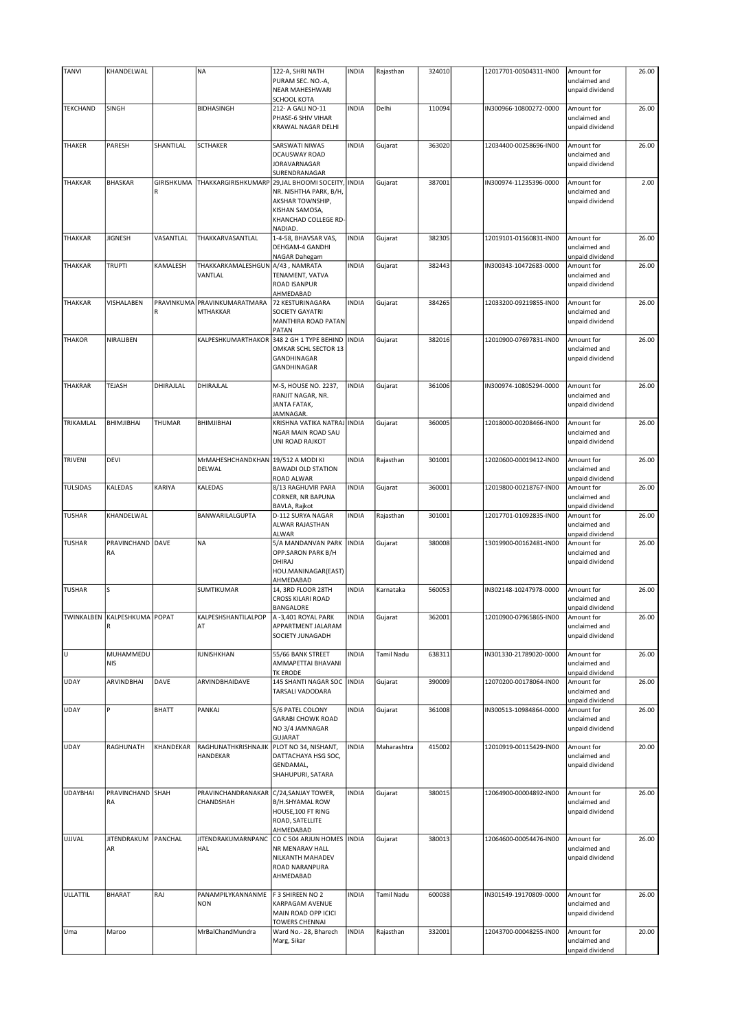| TANVI | KHANDELWAL | | NA | 122-A, SHRI NATH PURAM SEC. NO.-A, NEAR MAHESHWARI SCHOOL KOTA | INDIA | Rajasthan | 324010 | | 12017701-00504311-IN00 | Amount for unclaimed and unpaid dividend | 26.00 |
|---|---|---|---|---|---|---|---|---|---|---|---|
| TEKCHAND | SINGH | | BIDHASINGH | 212- A GALI NO-11 PHASE-6 SHIV VIHAR KRAWAL NAGAR DELHI | INDIA | Delhi | 110094 | | IN300966-10800272-0000 | Amount for unclaimed and unpaid dividend | 26.00 |
| THAKER | PARESH | SHANTILAL | SCTHAKER | SARSWATI NIWAS DCAUSWAY ROAD JORAVARNAGAR SURENDRANAGAR | INDIA | Gujarat | 363020 | | 12034400-00258696-IN00 | Amount for unclaimed and unpaid dividend | 26.00 |
| THAKKAR | BHASKAR | GIRISHKUMAR | THAKKARGIRISHKUMARP | 29,JAL BHOOMI SOCEITY, NR. NISHTHA PARK, B/H, AKSHAR TOWNSHIP, KISHAN SAMOSA, KHANCHAD COLLEGE RD-NADIAD. | INDIA | Gujarat | 387001 | | IN300974-11235396-0000 | Amount for unclaimed and unpaid dividend | 2.00 |
| THAKKAR | JIGNESH | VASANTLAL | THAKKARVASANTLAL | 1-4-58, BHAVSAR VAS, DEHGAM-4 GANDHI NAGAR Dahegam | INDIA | Gujarat | 382305 | | 12019101-01560831-IN00 | Amount for unclaimed and unpaid dividend | 26.00 |
| THAKKAR | TRUPTI | KAMALESH | THAKKARKAMALESHGUNVANTLAL | A/43 , NAMRATA TENAMENT, VATVA ROAD ISANPUR AHMEDABAD | INDIA | Gujarat | 382443 | | IN300343-10472683-0000 | Amount for unclaimed and unpaid dividend | 26.00 |
| THAKKAR | VISHALABEN | PRAVINKUMAR | PRAVINKUMARATMARAMTHAKKAR | 72 KESTURINAGARA SOCIETY GAYATRI MANTHIRA ROAD PATAN PATAN | INDIA | Gujarat | 384265 | | 12033200-09219855-IN00 | Amount for unclaimed and unpaid dividend | 26.00 |
| THAKOR | NIRALIBEN | | KALPESHKUMARTHAKOR | 348 2 GH 1 TYPE BEHIND OMKAR SCHL SECTOR 13 GANDHINAGAR GANDHINAGAR | INDIA | Gujarat | 382016 | | 12010900-07697831-IN00 | Amount for unclaimed and unpaid dividend | 26.00 |
| THAKRAR | TEJASH | DHIRAJLAL | DHIRAJLAL | M-5, HOUSE NO. 2237, RANJIT NAGAR, NR. JANTA FATAK, JAMNAGAR. | INDIA | Gujarat | 361006 | | IN300974-10805294-0000 | Amount for unclaimed and unpaid dividend | 26.00 |
| TRIKAMLAL | BHIMJIBHAI | THUMAR | BHIMJIBHAI | KRISHNA VATIKA NATRAJ NGAR MAIN ROAD SAU UNI ROAD RAJKOT | INDIA | Gujarat | 360005 | | 12018000-00208466-IN00 | Amount for unclaimed and unpaid dividend | 26.00 |
| TRIVENI | DEVI | | MrMAHESHCHANDKHANDELWAL | 19/512 A MODI KI BAWADI OLD STATION ROAD ALWAR | INDIA | Rajasthan | 301001 | | 12020600-00019412-IN00 | Amount for unclaimed and unpaid dividend | 26.00 |
| TULSIDAS | KALEDAS | KARIYA | KALEDAS | 8/13 RAGHUVIR PARA CORNER, NR BAPUNA BAVLA, Rajkot | INDIA | Gujarat | 360001 | | 12019800-00218767-IN00 | Amount for unclaimed and unpaid dividend | 26.00 |
| TUSHAR | KHANDELWAL | | BANWARILALGUPTA | D-112 SURYA NAGAR ALWAR RAJASTHAN ALWAR | INDIA | Rajasthan | 301001 | | 12017701-01092835-IN00 | Amount for unclaimed and unpaid dividend | 26.00 |
| TUSHAR | PRAVINCHANDRA | DAVE | NA | 5/A MANDANVAN PARK OPP.SARON PARK B/H DHIRAJ HOU.MANINAGAR(EAST) AHMEDABAD | INDIA | Gujarat | 380008 | | 13019900-00162481-IN00 | Amount for unclaimed and unpaid dividend | 26.00 |
| TUSHAR | S | | SUMTIKUMAR | 14, 3RD FLOOR 28TH CROSS KILARI ROAD BANGALORE | INDIA | Karnataka | 560053 | | IN302148-10247978-0000 | Amount for unclaimed and unpaid dividend | 26.00 |
| TWINKALBEN | KALPESHKUMAR | POPAT | KALPESHSHANTILALPOPAT | A -3,401 ROYAL PARK APPARTMENT JALARAM SOCIETY JUNAGADH | INDIA | Gujarat | 362001 | | 12010900-07965865-IN00 | Amount for unclaimed and unpaid dividend | 26.00 |
| U | MUHAMMEDUNIS | | IUNISHKHAN | 55/66 BANK STREET AMMAPETTAI BHAVANI TK ERODE | INDIA | Tamil Nadu | 638311 | | IN301330-21789020-0000 | Amount for unclaimed and unpaid dividend | 26.00 |
| UDAY | ARVINDBHAI | DAVE | ARVINDBHAIDAVE | 145 SHANTI NAGAR SOC TARSALI VADODARA | INDIA | Gujarat | 390009 | | 12070200-00178064-IN00 | Amount for unclaimed and unpaid dividend | 26.00 |
| UDAY | P | BHATT | PANKAJ | 5/6 PATEL COLONY GARABI CHOWK ROAD NO 3/4 JAMNAGAR GUJARAT | INDIA | Gujarat | 361008 | | IN300513-10984864-0000 | Amount for unclaimed and unpaid dividend | 26.00 |
| UDAY | RAGHUNATH | KHANDEKAR | RAGHUNATHKRISHNAJIKHANDEKAR | PLOT NO 34, NISHANT, DATTACHAYA HSG SOC, GENDAMAL, SHAHUPURI, SATARA | INDIA | Maharashtra | 415002 | | 12010919-00115429-IN00 | Amount for unclaimed and unpaid dividend | 20.00 |
| UDAYBHAI | PRAVINCHANDRA | SHAH | PRAVINCHANDRANAKARCHANDSHAH | C/24,SANJAY TOWER, B/H.SHYAMAL ROW HOUSE,100 FT RING ROAD, SATELLITE AHMEDABAD | INDIA | Gujarat | 380015 | | 12064900-00004892-IN00 | Amount for unclaimed and unpaid dividend | 26.00 |
| UJJVAL | JITENDRAKUMAR | PANCHAL | JITENDRAKUMARNPANCHAL | CO C 504 ARJUN HOMES NR MENARAV HALL NILKANTH MAHADEV ROAD NARANPURA AHMEDABAD | INDIA | Gujarat | 380013 | | 12064600-00054476-IN00 | Amount for unclaimed and unpaid dividend | 26.00 |
| ULLATTIL | BHARAT | RAJ | PANAMPILYKANNANMENON | F 3 SHIREEN NO 2 KARPAGAM AVENUE MAIN ROAD OPP ICICI TOWERS CHENNAI | INDIA | Tamil Nadu | 600038 | | IN301549-19170809-0000 | Amount for unclaimed and unpaid dividend | 26.00 |
| Uma | Maroo | | MrBalChandMundra | Ward No.- 28, Bharech Marg, Sikar | INDIA | Rajasthan | 332001 | | 12043700-00048255-IN00 | Amount for unclaimed and unpaid dividend | 20.00 |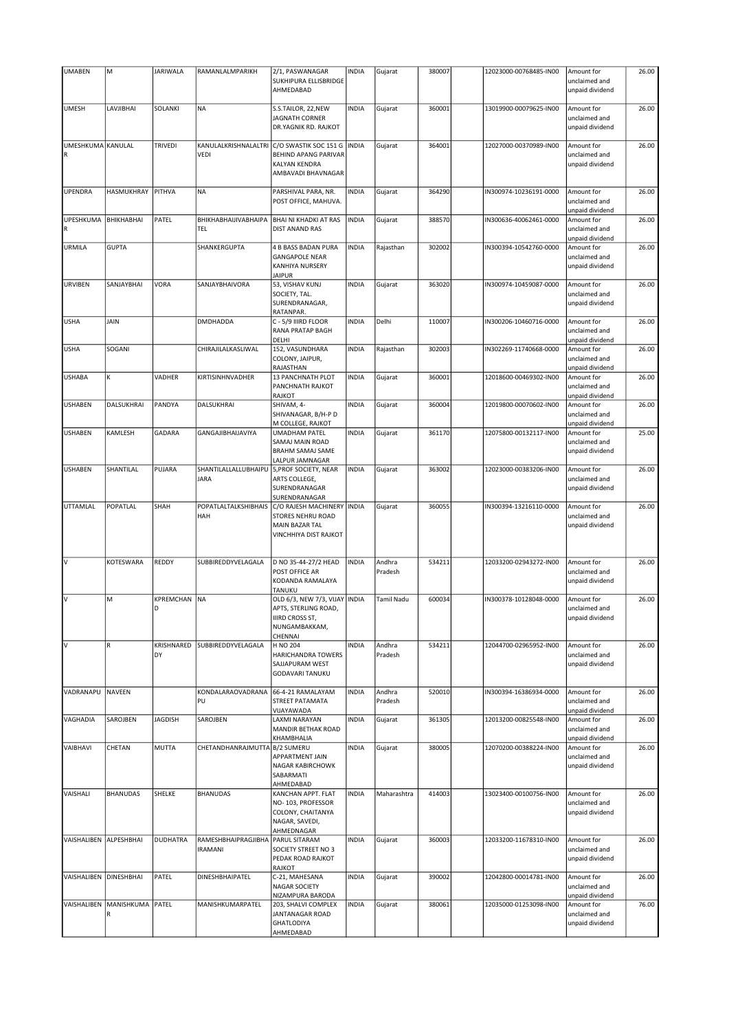| UMABEN | M | JARIWALA | RAMANLALMPARIKH | 2/1, PASWANAGAR SUKHIPURA ELLISBRIDGE AHMEDABAD | INDIA | Gujarat | 380007 | | 12023000-00768485-IN00 | Amount for unclaimed and unpaid dividend | 26.00 |
|---|---|---|---|---|---|---|---|---|---|---|---|
| UMESH | LAVJIBHAI | SOLANKI | NA | S.S.TAILOR, 22,NEW JAGNATH CORNER DR.YAGNIK RD. RAJKOT | INDIA | Gujarat | 360001 | | 13019900-00079625-IN00 | Amount for unclaimed and unpaid dividend | 26.00 |
| UMESHKUMA R | KANULAL | TRIVEDI | KANULALKRISHNALALTRI VEDI | C/O SWASTIK SOC 151 G BEHIND APANG PARIVAR KALYAN KENDRA AMBAVADI BHAVNAGAR | INDIA | Gujarat | 364001 | | 12027000-00370989-IN00 | Amount for unclaimed and unpaid dividend | 26.00 |
| UPENDRA | HASMUKHRAY | PITHVA | NA | PARSHIVAL PARA, NR. POST OFFICE, MAHUVA. | INDIA | Gujarat | 364290 | | IN300974-10236191-0000 | Amount for unclaimed and unpaid dividend | 26.00 |
| UPESHKUMA R | BHIKHABHAI | PATEL | BHIKHABHAIJIVABHAIPA TEL | BHAI NI KHADKI AT RAS DIST ANAND RAS | INDIA | Gujarat | 388570 | | IN300636-40062461-0000 | Amount for unclaimed and unpaid dividend | 26.00 |
| URMILA | GUPTA | | SHANKERGUPTA | 4 B BASS BADAN PURA GANGAPOLE NEAR KANHIYA NURSERY JAIPUR | INDIA | Rajasthan | 302002 | | IN300394-10542760-0000 | Amount for unclaimed and unpaid dividend | 26.00 |
| URVIBEN | SANJAYBHAI | VORA | SANJAYBHAIVORA | 53, VISHAV KUNJ SOCIETY, TAL. SURENDRANAGAR, RATANPAR. | INDIA | Gujarat | 363020 | | IN300974-10459087-0000 | Amount for unclaimed and unpaid dividend | 26.00 |
| USHA | JAIN | | DMDHADDA | C - 5/9 IIIRD FLOOR RANA PRATAP BAGH DELHI | INDIA | Delhi | 110007 | | IN300206-10460716-0000 | Amount for unclaimed and unpaid dividend | 26.00 |
| USHA | SOGANI | | CHIRAJILALKASLIWAL | 152, VASUNDHARA COLONY, JAIPUR, RAJASTHAN | INDIA | Rajasthan | 302003 | | IN302269-11740668-0000 | Amount for unclaimed and unpaid dividend | 26.00 |
| USHABA | K | VADHER | KIRTISINHNVADHER | 13 PANCHNATH PLOT PANCHNATH RAJKOT RAJKOT | INDIA | Gujarat | 360001 | | 12018600-00469302-IN00 | Amount for unclaimed and unpaid dividend | 26.00 |
| USHABEN | DALSUKHRAI | PANDYA | DALSUKHRAI | SHIVAM, 4- SHIVANAGAR, B/H-P D M COLLEGE, RAJKOT | INDIA | Gujarat | 360004 | | 12019800-00070602-IN00 | Amount for unclaimed and unpaid dividend | 26.00 |
| USHABEN | KAMLESH | GADARA | GANGAJIBHAIJAVIYA | UMADHAM PATEL SAMAJ MAIN ROAD BRAHM SAMAJ SAME LALPUR JAMNAGAR | INDIA | Gujarat | 361170 | | 12075800-00132117-IN00 | Amount for unclaimed and unpaid dividend | 25.00 |
| USHABEN | SHANTILAL | PUJARA | SHANTILALLALLUBHAIPU JARA | 5,PROF SOCIETY, NEAR ARTS COLLEGE, SURENDRANAGAR SURENDRANAGAR | INDIA | Gujarat | 363002 | | 12023000-00383206-IN00 | Amount for unclaimed and unpaid dividend | 26.00 |
| UTTAMLAL | POPATLAL | SHAH | POPATLALTALKSHIBHAIS HAH | C/O RAJESH MACHINERY STORES NEHRU ROAD MAIN BAZAR TAL VINCHHIYA DIST RAJKOT | INDIA | Gujarat | 360055 | | IN300394-13216110-0000 | Amount for unclaimed and unpaid dividend | 26.00 |
| V | KOTESWARA | REDDY | SUBBIREDDYVELAGALA | D NO 35-44-27/2 HEAD POST OFFICE AR KODANDA RAMALAYA TANUKU | INDIA | Andhra Pradesh | 534211 | | 12033200-02943272-IN00 | Amount for unclaimed and unpaid dividend | 26.00 |
| V | M | KPREMCHAN D | NA | OLD 6/3, NEW 7/3, VIJAY APTS, STERLING ROAD, IIIRD CROSS ST, NUNGAMBAKKAM, CHENNAI | INDIA | Tamil Nadu | 600034 | | IN300378-10128048-0000 | Amount for unclaimed and unpaid dividend | 26.00 |
| V | R | KRISHNARED DY | SUBBIREDDYVELAGALA | H NO 204 HARICHANDRA TOWERS SAJJAPURAM WEST GODAVARI TANUKU | INDIA | Andhra Pradesh | 534211 | | 12044700-02965952-IN00 | Amount for unclaimed and unpaid dividend | 26.00 |
| VADRANAPU | NAVEEN | | KONDALARAOVADRANA PU | 66-4-21 RAMALAYAM STREET PATAMATA VIJAYAWADA | INDIA | Andhra Pradesh | 520010 | | IN300394-16386934-0000 | Amount for unclaimed and unpaid dividend | 26.00 |
| VAGHADIA | SAROJBEN | JAGDISH | SAROJBEN | LAXMI NARAYAN MANDIR BETHAK ROAD KHAMBHALIA | INDIA | Gujarat | 361305 | | 12013200-00825548-IN00 | Amount for unclaimed and unpaid dividend | 26.00 |
| VAIBHAVI | CHETAN | MUTTA | CHETANDHANRAJMUTTA | B/2 SUMERU APPARTMENT JAIN NAGAR KABIRCHOWK SABARMATI AHMEDABAD | INDIA | Gujarat | 380005 | | 12070200-00388224-IN00 | Amount for unclaimed and unpaid dividend | 26.00 |
| VAISHALI | BHANUDAS | SHELKE | BHANUDAS | KANCHAN APPT. FLAT NO- 103, PROFESSOR COLONY, CHAITANYA NAGAR, SAVEDI, AHMEDNAGAR | INDIA | Maharashtra | 414003 | | 13023400-00100756-IN00 | Amount for unclaimed and unpaid dividend | 26.00 |
| VAISHALIBEN | ALPESHBHAI | DUDHATRA | RAMESHBHAIPRAGJIBHA IRAMANI | PARUL SITARAM SOCIETY STREET NO 3 PEDAK ROAD RAJKOT RAJKOT | INDIA | Gujarat | 360003 | | 12033200-11678310-IN00 | Amount for unclaimed and unpaid dividend | 26.00 |
| VAISHALIBEN | DINESHBHAI | PATEL | DINESHBHAIPATEL | C-21, MAHESANA NAGAR SOCIETY NIZAMPURA BARODA | INDIA | Gujarat | 390002 | | 12042800-00014781-IN00 | Amount for unclaimed and unpaid dividend | 26.00 |
| VAISHALIBEN | MANISHKUMA R | PATEL | MANISHKUMARPATEL | 203, SHALVI COMPLEX JANTANAGAR ROAD GHATLODIYA AHMEDABAD | INDIA | Gujarat | 380061 | | 12035000-01253098-IN00 | Amount for unclaimed and unpaid dividend | 76.00 |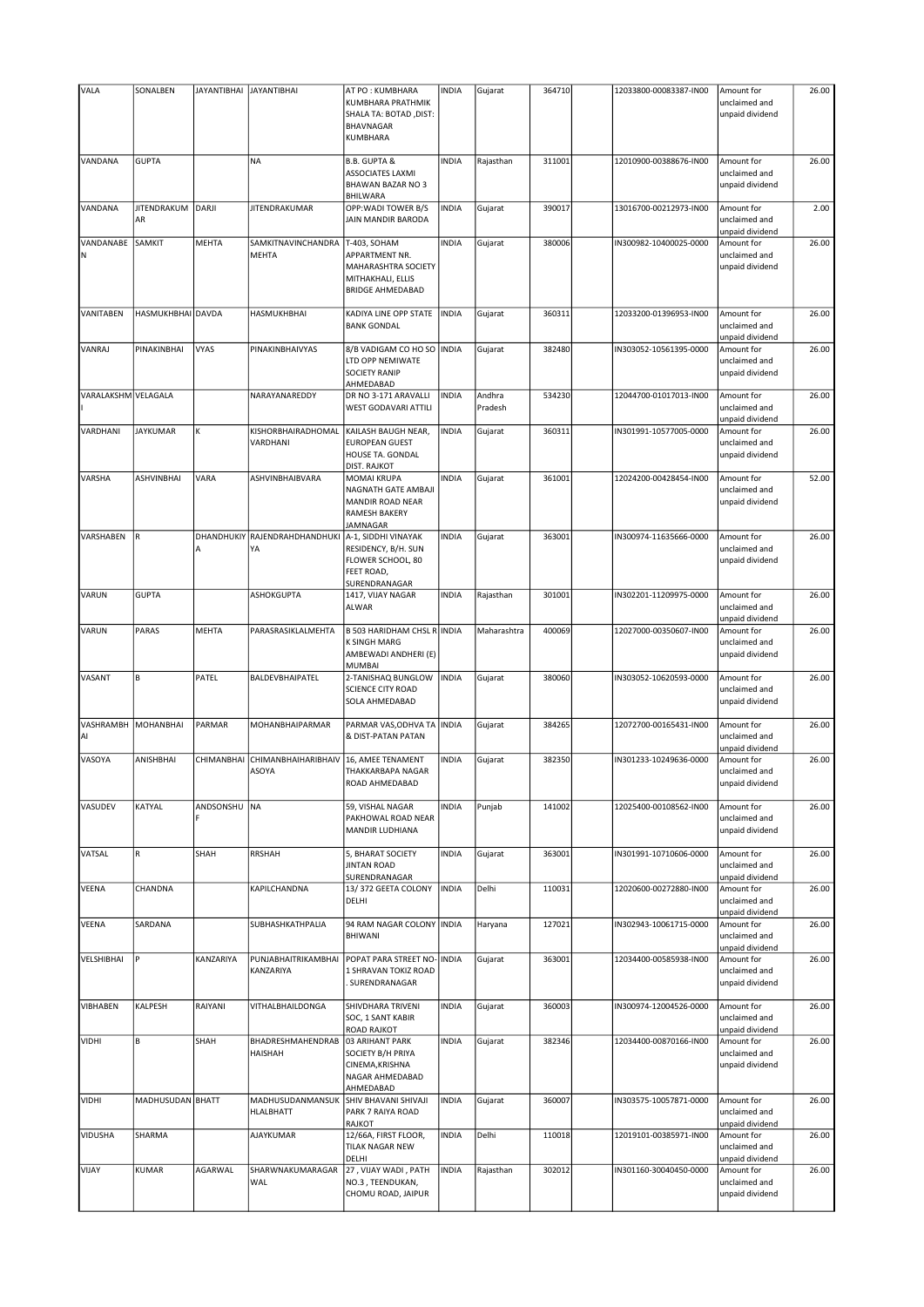| VALA | SONALBEN | JAYANTIBHAI | JAYANTIBHAI | AT PO : KUMBHARA KUMBHARA PRATHMIK SHALA TA: BOTAD ,DIST: BHAVNAGAR KUMBHARA | INDIA | Gujarat | 364710 | | 12033800-00083387-IN00 | Amount for unclaimed and unpaid dividend | 26.00 |
|---|---|---|---|---|---|---|---|---|---|---|---|
| VANDANA | GUPTA | | NA | B.B. GUPTA & ASSOCIATES LAXMI BHAWAN BAZAR NO 3 BHILWARA | INDIA | Rajasthan | 311001 | | 12010900-00388676-IN00 | Amount for unclaimed and unpaid dividend | 26.00 |
| VANDANA | JITENDRAKUMAR | DARJI | JITENDRAKUMAR | OPP:WADI TOWER B/S JAIN MANDIR BARODA | INDIA | Gujarat | 390017 | | 13016700-00212973-IN00 | Amount for unclaimed and unpaid dividend | 2.00 |
| VANDANABEN | SAMKIT | MEHTA | SAMKITNAVINCHANDRA MEHTA | T-403, SOHAM APPARTMENT NR. MAHARASHTRA SOCIETY MITHAKHALI, ELLIS BRIDGE AHMEDABAD | INDIA | Gujarat | 380006 | | IN300982-10400025-0000 | Amount for unclaimed and unpaid dividend | 26.00 |
| VANITABEN | HASMUKHBHAI | DAVDA | HASMUKHBHAI | KADIYA LINE OPP STATE BANK GONDAL | INDIA | Gujarat | 360311 | | 12033200-01396953-IN00 | Amount for unclaimed and unpaid dividend | 26.00 |
| VANRAJ | PINAKINBHAI | VYAS | PINAKINBHAIVYAS | 8/B VADIGAM CO HO SO LTD OPP NEMIWATE SOCIETY RANIP AHMEDABAD | INDIA | Gujarat | 382480 | | IN303052-10561395-0000 | Amount for unclaimed and unpaid dividend | 26.00 |
| VARALAKSHMI | VELAGALA | | NARAYANAREDDY | DR NO 3-171 ARAVALLI WEST GODAVARI ATTILI | INDIA | Andhra Pradesh | 534230 | | 12044700-01017013-IN00 | Amount for unclaimed and unpaid dividend | 26.00 |
| VARDHANI | JAYKUMAR | K | KISHORBHAIRADHOMAL VARDHANI | KAILASH BAUGH NEAR, EUROPEAN GUEST HOUSE TA. GONDAL DIST. RAJKOT | INDIA | Gujarat | 360311 | | IN301991-10577005-0000 | Amount for unclaimed and unpaid dividend | 26.00 |
| VARSHA | ASHVINBHAI | VARA | ASHVINBHAIBVARA | MOMAI KRUPA NAGNATH GATE AMBAJI MANDIR ROAD NEAR RAMESH BAKERY JAMNAGAR | INDIA | Gujarat | 361001 | | 12024200-00428454-IN00 | Amount for unclaimed and unpaid dividend | 52.00 |
| VARSHABEN | R | DHANDHUKIYA | RAJENDRAHDHANDHUKIYA | A-1, SIDDHI VINAYAK RESIDENCY, B/H. SUN FLOWER SCHOOL, 80 FEET ROAD, SURENDRANAGAR | INDIA | Gujarat | 363001 | | IN300974-11635666-0000 | Amount for unclaimed and unpaid dividend | 26.00 |
| VARUN | GUPTA | | ASHOKGUPTA | 1417, VIJAY NAGAR ALWAR | INDIA | Rajasthan | 301001 | | IN302201-11209975-0000 | Amount for unclaimed and unpaid dividend | 26.00 |
| VARUN | PARAS | MEHTA | PARASRASIKLALMEHTA | B 503 HARIDHAM CHSL R K SINGH MARG AMBEWADI ANDHERI (E) MUMBAI | INDIA | Maharashtra | 400069 | | 12027000-00350607-IN00 | Amount for unclaimed and unpaid dividend | 26.00 |
| VASANT | B | PATEL | BALDEVBHAIPATEL | 2-TANISHAQ BUNGLOW SCIENCE CITY ROAD SOLA AHMEDABAD | INDIA | Gujarat | 380060 | | IN303052-10620593-0000 | Amount for unclaimed and unpaid dividend | 26.00 |
| VASHRAMBHAI | MOHANBHAI | PARMAR | MOHANBHAIPARMAR | PARMAR VAS,ODHVA TA & DIST-PATAN PATAN | INDIA | Gujarat | 384265 | | 12072700-00165431-IN00 | Amount for unclaimed and unpaid dividend | 26.00 |
| VASOYA | ANISHBHAI | CHIMANBHAI | CHIMANBHAIHARIBHAIVASOYA | 16, AMEE TENAMENT THAKKARBAPA NAGAR ROAD AHMEDABAD | INDIA | Gujarat | 382350 | | IN301233-10249636-0000 | Amount for unclaimed and unpaid dividend | 26.00 |
| VASUDEV | KATYAL | ANDSONSHUF | NA | 59, VISHAL NAGAR PAKHOWAL ROAD NEAR MANDIR LUDHIANA | INDIA | Punjab | 141002 | | 12025400-00108562-IN00 | Amount for unclaimed and unpaid dividend | 26.00 |
| VATSAL | R | SHAH | RRSHAH | 5, BHARAT SOCIETY JINTAN ROAD SURENDRANAGAR | INDIA | Gujarat | 363001 | | IN301991-10710606-0000 | Amount for unclaimed and unpaid dividend | 26.00 |
| VEENA | CHANDNA | | KAPILCHANDNA | 13/ 372 GEETA COLONY DELHI | INDIA | Delhi | 110031 | | 12020600-00272880-IN00 | Amount for unclaimed and unpaid dividend | 26.00 |
| VEENA | SARDANA | | SUBHASHKATHPALIA | 94 RAM NAGAR COLONY BHIWANI | INDIA | Haryana | 127021 | | IN302943-10061715-0000 | Amount for unclaimed and unpaid dividend | 26.00 |
| VELSHIBHAI | P | KANZARIYA | PUNJABHAITRIKAMBHAI KANZARIYA | POPAT PARA STREET NO-1 SHRAVAN TOKIZ ROAD . SURENDRANAGAR | INDIA | Gujarat | 363001 | | 12034400-00585938-IN00 | Amount for unclaimed and unpaid dividend | 26.00 |
| VIBHABEN | KALPESH | RAIYANI | VITHALBHAILDONGA | SHIVDHARA TRIVENI SOC, 1 SANT KABIR ROAD RAJKOT | INDIA | Gujarat | 360003 | | IN300974-12004526-0000 | Amount for unclaimed and unpaid dividend | 26.00 |
| VIDHI | B | SHAH | BHADRESHMAHENDRABHAISHAH | 03 ARIHANT PARK SOCIETY B/H PRIYA CINEMA,KRISHNA NAGAR AHMEDABAD AHMEDABAD | INDIA | Gujarat | 382346 | | 12034400-00870166-IN00 | Amount for unclaimed and unpaid dividend | 26.00 |
| VIDHI | MADHUSUDAN | BHATT | MADHUSUDANMANSUKHLALBHATT | SHIV BHAVANI SHIVAJI PARK 7 RAIYA ROAD RAJKOT | INDIA | Gujarat | 360007 | | IN303575-10057871-0000 | Amount for unclaimed and unpaid dividend | 26.00 |
| VIDUSHA | SHARMA | | AJAYKUMAR | 12/66A, FIRST FLOOR, TILAK NAGAR NEW DELHI | INDIA | Delhi | 110018 | | 12019101-00385971-IN00 | Amount for unclaimed and unpaid dividend | 26.00 |
| VIJAY | KUMAR | AGARWAL | SHARWNAKUMARAGARWAL | 27 , VIJAY WADI , PATH NO.3 , TEENDUKAN, CHOMU ROAD, JAIPUR | INDIA | Rajasthan | 302012 | | IN301160-30040450-0000 | Amount for unclaimed and unpaid dividend | 26.00 |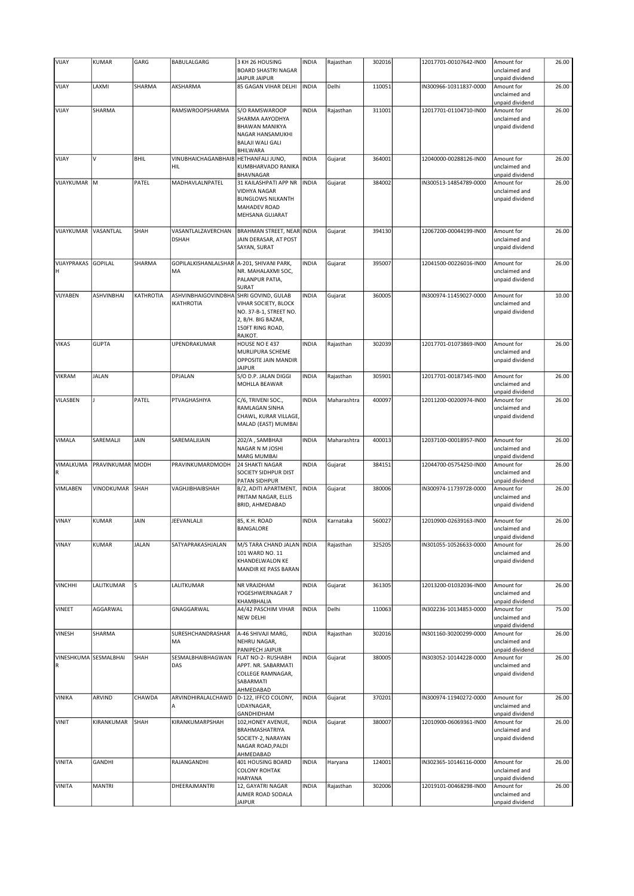| VIJAY | KUMAR | GARG | BABULALGARG | 3 KH 26 HOUSING BOARD SHASTRI NAGAR JAIPUR JAIPUR | INDIA | Rajasthan | 302016 | | 12017701-00107642-IN00 | Amount for unclaimed and unpaid dividend | 26.00 |
|---|---|---|---|---|---|---|---|---|---|---|---|
| VIJAY | LAXMI | SHARMA | AKSHARMA | 85 GAGAN VIHAR DELHI | INDIA | Delhi | 110051 | | IN300966-10311837-0000 | Amount for unclaimed and unpaid dividend | 26.00 |
| VIJAY | SHARMA | | RAMSWROOPSHARMA | S/O RAMSWAROOP SHARMA AAYODHYA BHAWAN MANIKYA NAGAR HANSAMUKHI BALAJI WALI GALI BHILWARA | INDIA | Rajasthan | 311001 | | 12017701-01104710-IN00 | Amount for unclaimed and unpaid dividend | 26.00 |
| VIJAY | V | BHIL | VINUBHAICHAGANBHAIBHIL | HETHANFALI JUNO, KUMBHARVADO RANIKA BHAVNAGAR | INDIA | Gujarat | 364001 | | 12040000-00288126-IN00 | Amount for unclaimed and unpaid dividend | 26.00 |
| VIJAYKUMAR | M | PATEL | MADHAVLALNPATEL | 31 KAILASHPATI APP NR VIDHYA NAGAR BUNGLOWS NILKANTH MAHADEV ROAD MEHSANA GUJARAT | INDIA | Gujarat | 384002 | | IN300513-14854789-0000 | Amount for unclaimed and unpaid dividend | 26.00 |
| VIJAYKUMAR | VASANTLAL | SHAH | VASANTLALZAVERCHANDSHAH | BRAHMAN STREET, NEAR JAIN DERASAR, AT POST SAYAN, SURAT | INDIA | Gujarat | 394130 | | 12067200-00044199-IN00 | Amount for unclaimed and unpaid dividend | 26.00 |
| VIJAYPRAKASH | GOPILAL | SHARMA | GOPILALKISHANLALSHARMA | A-201, SHIVANI PARK, NR. MAHALAXMI SOC, PALANPUR PATIA, SURAT | INDIA | Gujarat | 395007 | | 12041500-00226016-IN00 | Amount for unclaimed and unpaid dividend | 26.00 |
| VIJYABEN | ASHVINBHAI | KATHROTIA | ASHVINBHAIGOVINDBHAIKATHROTIA | SHRI GOVIND, GULAB VIHAR SOCIETY, BLOCK NO. 37-B-1, STREET NO. 2, B/H. BIG BAZAR, 150FT RING ROAD, RAJKOT. | INDIA | Gujarat | 360005 | | IN300974-11459027-0000 | Amount for unclaimed and unpaid dividend | 10.00 |
| VIKAS | GUPTA | | UPENDRAKUMAR | HOUSE NO E 437 MURLIPURA SCHEME OPPOSITE JAIN MANDIR JAIPUR | INDIA | Rajasthan | 302039 | | 12017701-01073869-IN00 | Amount for unclaimed and unpaid dividend | 26.00 |
| VIKRAM | JALAN | | DPJALAN | S/O D.P. JALAN DIGGI MOHLLA BEAWAR | INDIA | Rajasthan | 305901 | | 12017701-00187345-IN00 | Amount for unclaimed and unpaid dividend | 26.00 |
| VILASBEN | J | PATEL | PTVAGHASHIYA | C/6, TRIVENI SOC., RAMLAGAN SINHA CHAWL, KURAR VILLAGE, MALAD (EAST) MUMBAI | INDIA | Maharashtra | 400097 | | 12011200-00200974-IN00 | Amount for unclaimed and unpaid dividend | 26.00 |
| VIMALA | SAREMALJI | JAIN | SAREMALJIJAIN | 202/A , SAMBHAJI NAGAR N M JOSHI MARG MUMBAI | INDIA | Maharashtra | 400013 | | 12037100-00018957-IN00 | Amount for unclaimed and unpaid dividend | 26.00 |
| VIMALKUMAR | PRAVINKUMAR | MODH | PRAVINKUMARDMODH | 24 SHAKTI NAGAR SOCIETY SIDHPUR DIST PATAN SIDHPUR | INDIA | Gujarat | 384151 | | 12044700-05754250-IN00 | Amount for unclaimed and unpaid dividend | 26.00 |
| VIMLABEN | VINODKUMAR | SHAH | VAGHJIBHAIBSHAH | B/2, ADITI APARTMENT, PRITAM NAGAR, ELLIS BRID, AHMEDABAD | INDIA | Gujarat | 380006 | | IN300974-11739728-0000 | Amount for unclaimed and unpaid dividend | 26.00 |
| VINAY | KUMAR | JAIN | JEEVANLALJI | 85, K.H. ROAD BANGALORE | INDIA | Karnataka | 560027 | | 12010900-02639163-IN00 | Amount for unclaimed and unpaid dividend | 26.00 |
| VINAY | KUMAR | JALAN | SATYAPRAKASHJALAN | M/S TARA CHAND JALAN 101 WARD NO. 11 KHANDELWALON KE MANDIR KE PASS BARAN | INDIA | Rajasthan | 325205 | | IN301055-10526633-0000 | Amount for unclaimed and unpaid dividend | 26.00 |
| VINCHHI | LALITKUMAR | S | LALITKUMAR | NR VRAJDHAM YOGESHWERNAGAR 7 KHAMBHALIA | INDIA | Gujarat | 361305 | | 12013200-01032036-IN00 | Amount for unclaimed and unpaid dividend | 26.00 |
| VINEET | AGGARWAL | | GNAGGARWAL | A4/42 PASCHIM VIHAR NEW DELHI | INDIA | Delhi | 110063 | | IN302236-10134853-0000 | Amount for unclaimed and unpaid dividend | 75.00 |
| VINESH | SHARMA | | SURESHCHANDRASHARMA | A-46 SHIVAJI MARG, NEHRU NAGAR, PANIPECH JAIPUR | INDIA | Rajasthan | 302016 | | IN301160-30200299-0000 | Amount for unclaimed and unpaid dividend | 26.00 |
| VINESHKUMAR | SESMALBHAI | SHAH | SESMALBHAIBHAGWANDAS | FLAT NO-2- RUSHABH APPT. NR. SABARMATI COLLEGE RAMNAGAR, SABARMATI AHMEDABAD | INDIA | Gujarat | 380005 | | IN303052-10144228-0000 | Amount for unclaimed and unpaid dividend | 26.00 |
| VINIKA | ARVIND | CHAWDA | ARVINDHIRALALCHAWDA | D-122, IFFCO COLONY, UDAYNAGAR, GANDHIDHAM | INDIA | Gujarat | 370201 | | IN300974-11940272-0000 | Amount for unclaimed and unpaid dividend | 26.00 |
| VINIT | KIRANKUMAR | SHAH | KIRANKUMARPSHAH | 102,HONEY AVENUE, BRAHMASHATRIYA SOCIETY-2, NARAYAN NAGAR ROAD,PALDI AHMEDABAD | INDIA | Gujarat | 380007 | | 12010900-06069361-IN00 | Amount for unclaimed and unpaid dividend | 26.00 |
| VINITA | GANDHI | | RAJANGANDHI | 401 HOUSING BOARD COLONY ROHTAK HARYANA | INDIA | Haryana | 124001 | | IN302365-10146116-0000 | Amount for unclaimed and unpaid dividend | 26.00 |
| VINITA | MANTRI | | DHEERAJMANTRI | 12, GAYATRI NAGAR AJMER ROAD SODALA JAIPUR | INDIA | Rajasthan | 302006 | | 12019101-00468298-IN00 | Amount for unclaimed and unpaid dividend | 26.00 |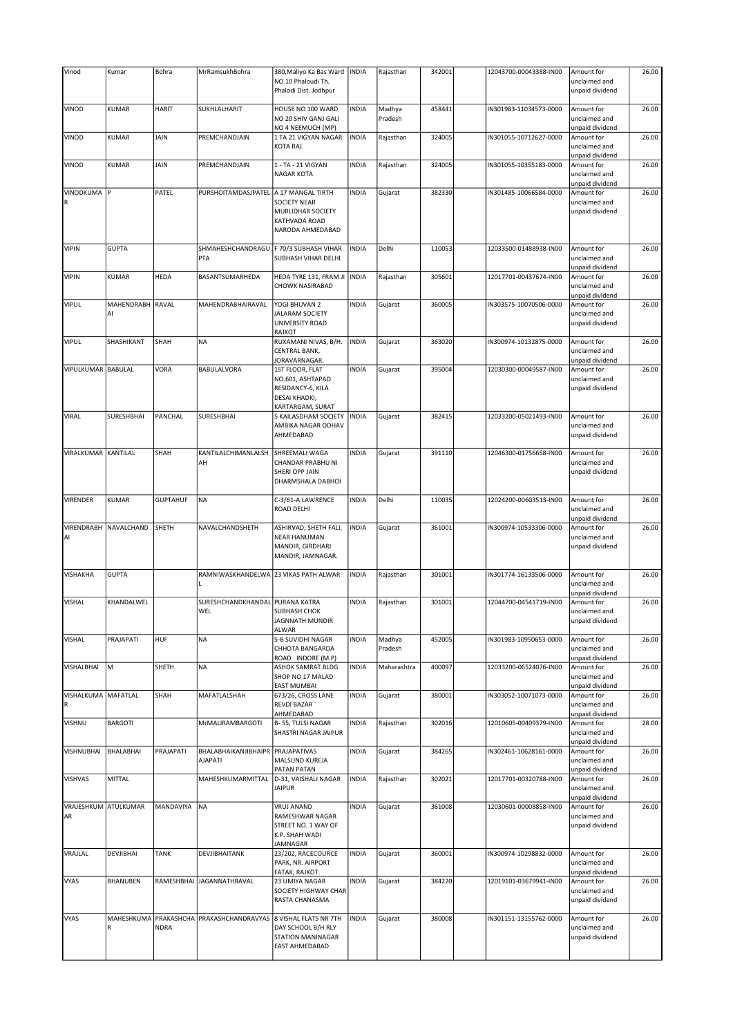| Vinod | Kumar | Bohra | MrRamsukhBohra | 380,Maliyo Ka Bas Ward NO.10 Phaloudi Th. Phalodi Dist. Jodhpur | INDIA | Rajasthan | 342001 | | 12043700-00043388-IN00 | Amount for unclaimed and unpaid dividend | 26.00 |
|---|---|---|---|---|---|---|---|---|---|---|---|
| VINOD | KUMAR | HARIT | SUKHLALHARIT | HOUSE NO 100 WARD NO 20 SHIV GANJ GALI NO 4 NEEMUCH (MP) | INDIA | Madhya Pradesh | 458441 | | IN301983-11034573-0000 | Amount for unclaimed and unpaid dividend | 26.00 |
| VINOD | KUMAR | JAIN | PREMCHANDJAIN | 1 TA 21 VIGYAN NAGAR KOTA RAJ. | INDIA | Rajasthan | 324005 | | IN301055-10712627-0000 | Amount for unclaimed and unpaid dividend | 26.00 |
| VINOD | KUMAR | JAIN | PREMCHANDJAIN | 1 - TA - 21 VIGYAN NAGAR KOTA | INDIA | Rajasthan | 324005 | | IN301055-10355183-0000 | Amount for unclaimed and unpaid dividend | 26.00 |
| VINODKUMAR | P | PATEL | PURSHOITAMDASJPATEL | A 17 MANGAL TIRTH SOCIETY NEAR MURLIDHAR SOCIETY KATHVADA ROAD NARODA AHMEDABAD | INDIA | Gujarat | 382330 | | IN301485-10066584-0000 | Amount for unclaimed and unpaid dividend | 26.00 |
| VIPIN | GUPTA | | SHMAHESHCHANDRAGUPTA | F 70/3 SUBHASH VIHAR SUBHASH VIHAR DELHI | INDIA | Delhi | 110053 | | 12033500-01488938-IN00 | Amount for unclaimed and unpaid dividend | 26.00 |
| VIPIN | KUMAR | HEDA | BASANTSUMARHEDA | HEDA TYRE 131, FRAM JI CHOWK NASIRABAD | INDIA | Rajasthan | 305601 | | 12017701-00437674-IN00 | Amount for unclaimed and unpaid dividend | 26.00 |
| VIPUL | MAHENDRABHAI | RAVAL | MAHENDRABHAIRAVAL | YOGI BHUVAN 2 JALARAM SOCIETY UNIVERSITY ROAD RAJKOT | INDIA | Gujarat | 360005 | | IN303575-10070506-0000 | Amount for unclaimed and unpaid dividend | 26.00 |
| VIPUL | SHASHIKANT | SHAH | NA | RUXAMANI NIVAS, B/H. CENTRAL BANK, JORAVARNAGAR. | INDIA | Gujarat | 363020 | | IN300974-10132875-0000 | Amount for unclaimed and unpaid dividend | 26.00 |
| VIPULKUMAR | BABULAL | VORA | BABULALVORA | 1ST FLOOR, FLAT NO.601, ASHTAPAD RESIDANCY-6, KILA DESAI KHADKI, KARTARGAM, SURAT | INDIA | Gujarat | 395004 | | 12030300-00049587-IN00 | Amount for unclaimed and unpaid dividend | 26.00 |
| VIRAL | SURESHBHAI | PANCHAL | SURESHBHAI | 5 KAILASDHAM SOCIETY AMBIKA NAGAR ODHAV AHMEDABAD | INDIA | Gujarat | 382415 | | 12033200-05021493-IN00 | Amount for unclaimed and unpaid dividend | 26.00 |
| VIRALKUMAR | KANTILAL | SHAH | KANTILALCHIMANLALSHAH | SHREEMALI WAGA CHANDAR PRABHU NI SHERI OPP JAIN DHARMSHALA DABHOI | INDIA | Gujarat | 391110 | | 12046300-01756658-IN00 | Amount for unclaimed and unpaid dividend | 26.00 |
| VIRENDER | KUMAR | GUPTAHUF | NA | C-3/61-A LAWRENCE ROAD DELHI | INDIA | Delhi | 110035 | | 12024200-00603513-IN00 | Amount for unclaimed and unpaid dividend | 26.00 |
| VIRENDRABHAI | NAVALCHAND | SHETH | NAVALCHANDSHETH | ASHIRVAD, SHETH FALI, NEAR HANUMAN MANDIR, GIRDHARI MANDIR, JAMNAGAR. | INDIA | Gujarat | 361001 | | IN300974-10533306-0000 | Amount for unclaimed and unpaid dividend | 26.00 |
| VISHAKHA | GUPTA | | RAMNIWASKHANDELWAL | 23 VIKAS PATH ALWAR | INDIA | Rajasthan | 301001 | | IN301774-16133506-0000 | Amount for unclaimed and unpaid dividend | 26.00 |
| VISHAL | KHANDALWEL | | SURESHCHANDKHANDALWEL | PURANA KATRA SUBHASH CHOK JAGNNATH MUNDIR ALWAR | INDIA | Rajasthan | 301001 | | 12044700-04541719-IN00 | Amount for unclaimed and unpaid dividend | 26.00 |
| VISHAL | PRAJAPATI | HUF | NA | 5-B SUVIDHI NAGAR CHHOTA BANGARDA ROAD . INDORE (M.P) | INDIA | Madhya Pradesh | 452005 | | IN301983-10950653-0000 | Amount for unclaimed and unpaid dividend | 26.00 |
| VISHALBHAI | M | SHETH | NA | ASHOK SAMRAT BLDG SHOP NO 17 MALAD EAST MUMBAI | INDIA | Maharashtra | 400097 | | 12033200-06524076-IN00 | Amount for unclaimed and unpaid dividend | 26.00 |
| VISHALKUMAR | MAFATLAL | SHAH | MAFATLALSHAH | 673/26, CROSS LANE REVDI BAZAR ` AHMEDABAD | INDIA | Gujarat | 380001 | | IN303052-10071073-0000 | Amount for unclaimed and unpaid dividend | 26.00 |
| VISHNU | BARGOTI | | MrMALIRAMBARGOTI | B- 55, TULSI NAGAR SHASTRI NAGAR JAIPUR | INDIA | Rajasthan | 302016 | | 12010605-00409379-IN00 | Amount for unclaimed and unpaid dividend | 28.00 |
| VISHNUBHAI | BHALABHAI | PRAJAPATI | BHALABHAIKANJIBHAIPRAJAPATI | PRAJAPATIVAS MALSUND KUREJA PATAN PATAN | INDIA | Gujarat | 384265 | | IN302461-10628161-0000 | Amount for unclaimed and unpaid dividend | 26.00 |
| VISHVAS | MITTAL | | MAHESHKUMARMITTAL | D-31, VAISHALI NAGAR JAIPUR | INDIA | Rajasthan | 302021 | | 12017701-00320788-IN00 | Amount for unclaimed and unpaid dividend | 26.00 |
| VRAJESHKUMAR | ATULKUMAR | MANDAVIYA | NA | VRUJ ANAND RAMESHWAR NAGAR STREET NO. 1 WAY OF K.P. SHAH WADI JAMNAGAR | INDIA | Gujarat | 361008 | | 12030601-00008858-IN00 | Amount for unclaimed and unpaid dividend | 26.00 |
| VRAJLAL | DEVJIBHAI | TANK | DEVJIBHAITANK | 23/202, RACECOURCE PARK, NR. AIRPORT FATAK, RAJKOT. | INDIA | Gujarat | 360001 | | IN300974-10298832-0000 | Amount for unclaimed and unpaid dividend | 26.00 |
| VYAS | BHANUBEN | RAMESHBHAI | JAGANNATHRAVAL | 23 UMIYA NAGAR SOCIETY HIGHWAY CHAR RASTA CHANASMA | INDIA | Gujarat | 384220 | | 12019101-03679941-IN00 | Amount for unclaimed and unpaid dividend | 26.00 |
| VYAS | MAHESHKUMAR | PRAKASHCHANDRA | PRAKASHCHANDRAVYAS | 8 VISHAL FLATS NR 7TH DAY SCHOOL B/H RLY STATION MANINAGAR EAST AHMEDABAD | INDIA | Gujarat | 380008 | | IN301151-13155762-0000 | Amount for unclaimed and unpaid dividend | 26.00 |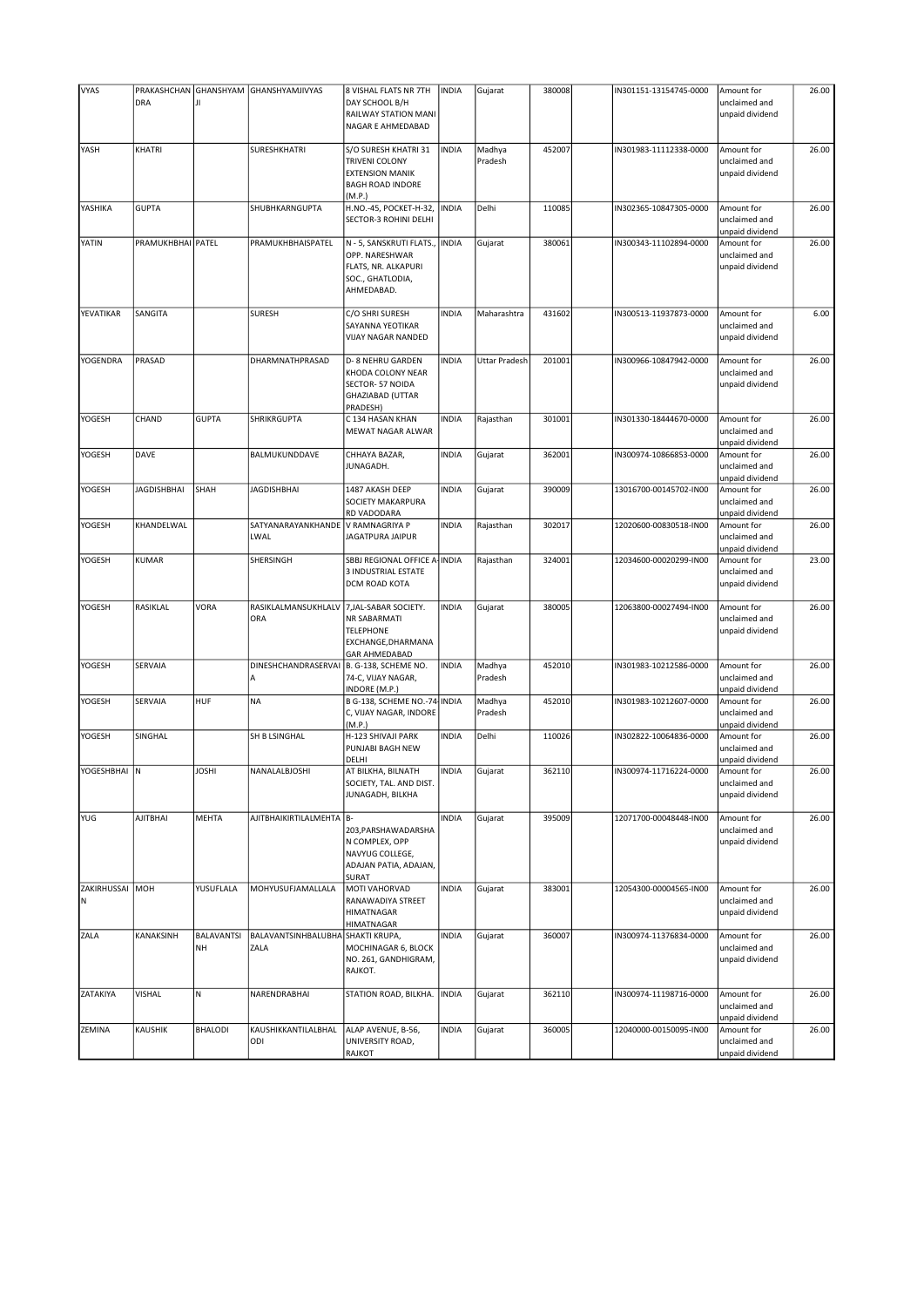| | | | | | | | | | | | |
|---|---|---|---|---|---|---|---|---|---|---|---|
| VYAS | PRAKASHCHANDRA | GHANSHYAMJI | GHANSHYAMJIVYAS | 8 VISHAL FLATS NR 7TH DAY SCHOOL B/H RAILWAY STATION MANI NAGAR E AHMEDABAD | INDIA | Gujarat | 380008 | | IN301151-13154745-0000 | Amount for unclaimed and unpaid dividend | 26.00 |
| YASH | KHATRI | | SURESHKHATRI | S/O SURESH KHATRI 31 TRIVENI COLONY EXTENSION MANIK BAGH ROAD INDORE (M.P.) | INDIA | Madhya Pradesh | 452007 | | IN301983-11112338-0000 | Amount for unclaimed and unpaid dividend | 26.00 |
| YASHIKA | GUPTA | | SHUBHKARNGUPTA | H.NO.-45, POCKET-H-32, SECTOR-3 ROHINI DELHI | INDIA | Delhi | 110085 | | IN302365-10847305-0000 | Amount for unclaimed and unpaid dividend | 26.00 |
| YATIN | PRAMUKHBHAI | PATEL | PRAMUKHBHAISPATEL | N - 5, SANSKRUTI FLATS., OPP. NARESHWAR FLATS, NR. ALKAPURI SOC., GHATLODIA, AHMEDABAD. | INDIA | Gujarat | 380061 | | IN300343-11102894-0000 | Amount for unclaimed and unpaid dividend | 26.00 |
| YEVATIKAR | SANGITA | | SURESH | C/O SHRI SURESH SAYANNA YEOTIKAR VIJAY NAGAR NANDED | INDIA | Maharashtra | 431602 | | IN300513-11937873-0000 | Amount for unclaimed and unpaid dividend | 6.00 |
| YOGENDRA | PRASAD | | DHARMNATHPRASAD | D- 8 NEHRU GARDEN KHODA COLONY NEAR SECTOR- 57 NOIDA GHAZIABAD (UTTAR PRADESH) | INDIA | Uttar Pradesh | 201001 | | IN300966-10847942-0000 | Amount for unclaimed and unpaid dividend | 26.00 |
| YOGESH | CHAND | GUPTA | SHRIKRGUPTA | C 134 HASAN KHAN MEWAT NAGAR ALWAR | INDIA | Rajasthan | 301001 | | IN301330-18444670-0000 | Amount for unclaimed and unpaid dividend | 26.00 |
| YOGESH | DAVE | | BALMUKUNDDAVE | CHHAYA BAZAR, JUNAGADH. | INDIA | Gujarat | 362001 | | IN300974-10866853-0000 | Amount for unclaimed and unpaid dividend | 26.00 |
| YOGESH | JAGDISHBHAI | SHAH | JAGDISHBHAI | 1487 AKASH DEEP SOCIETY MAKARPURA RD VADODARA | INDIA | Gujarat | 390009 | | 13016700-00145702-IN00 | Amount for unclaimed and unpaid dividend | 26.00 |
| YOGESH | KHANDELWAL | | SATYANARAYANKHANDELWAL | V RAMNAGRIYA P JAGATPURA JAIPUR | INDIA | Rajasthan | 302017 | | 12020600-00830518-IN00 | Amount for unclaimed and unpaid dividend | 26.00 |
| YOGESH | KUMAR | | SHERSINGH | SBBJ REGIONAL OFFICE A-3 INDUSTRIAL ESTATE DCM ROAD KOTA | INDIA | Rajasthan | 324001 | | 12034600-00020299-IN00 | Amount for unclaimed and unpaid dividend | 23.00 |
| YOGESH | RASIKLAL | VORA | RASIKLALMANSUKHLALVORA | 7,JAL-SABAR SOCIETY. NR SABARMATI TELEPHONE EXCHANGE,DHARMANA GAR AHMEDABAD | INDIA | Gujarat | 380005 | | 12063800-00027494-IN00 | Amount for unclaimed and unpaid dividend | 26.00 |
| YOGESH | SERVAIA | | DINESHCHANDRASERVAIA | B. G-138, SCHEME NO. 74-C, VIJAY NAGAR, INDORE (M.P.) | INDIA | Madhya Pradesh | 452010 | | IN301983-10212586-0000 | Amount for unclaimed and unpaid dividend | 26.00 |
| YOGESH | SERVAIA | HUF | NA | B G-138, SCHEME NO.-74-C, VIJAY NAGAR, INDORE (M.P.) | INDIA | Madhya Pradesh | 452010 | | IN301983-10212607-0000 | Amount for unclaimed and unpaid dividend | 26.00 |
| YOGESH | SINGHAL | | SH B LSINGHAL | H-123 SHIVAJI PARK PUNJABI BAGH NEW DELHI | INDIA | Delhi | 110026 | | IN302822-10064836-0000 | Amount for unclaimed and unpaid dividend | 26.00 |
| YOGESHBHAI | N | JOSHI | NANALALBJOSHI | AT BILKHA, BILNATH SOCIETY, TAL. AND DIST. JUNAGADH, BILKHA | INDIA | Gujarat | 362110 | | IN300974-11716224-0000 | Amount for unclaimed and unpaid dividend | 26.00 |
| YUG | AJITBHAI | MEHTA | AJITBHAIKIRTILALMEHTA | B-203,PARSHAWADARSHAN COMPLEX, OPP NAVYUG COLLEGE, ADAJAN PATIA, ADAJAN, SURAT | INDIA | Gujarat | 395009 | | 12071700-00048448-IN00 | Amount for unclaimed and unpaid dividend | 26.00 |
| ZAKIRHUSSAIN | MOH | YUSUFLALA | MOHYUSUFJAMALLALA | MOTI VAHORVAD RANAWADIYA STREET HIMATNAGAR HIMATNAGAR | INDIA | Gujarat | 383001 | | 12054300-00004565-IN00 | Amount for unclaimed and unpaid dividend | 26.00 |
| ZALA | KANAKSINH | BALAVANTSINH | BALAVANTSINHBALUBHAZALA | SHAKTI KRUPA, MOCHINAGAR 6, BLOCK NO. 261, GANDHIGRAM, RAJKOT. | INDIA | Gujarat | 360007 | | IN300974-11376834-0000 | Amount for unclaimed and unpaid dividend | 26.00 |
| ZATAKIYA | VISHAL | N | NARENDRABHAI | STATION ROAD, BILKHA. | INDIA | Gujarat | 362110 | | IN300974-11198716-0000 | Amount for unclaimed and unpaid dividend | 26.00 |
| ZEMINA | KAUSHIK | BHALODI | KAUSHIKKANTILALBHALODI | ALAP AVENUE, B-56, UNIVERSITY ROAD, RAJKOT | INDIA | Gujarat | 360005 | | 12040000-00150095-IN00 | Amount for unclaimed and unpaid dividend | 26.00 |